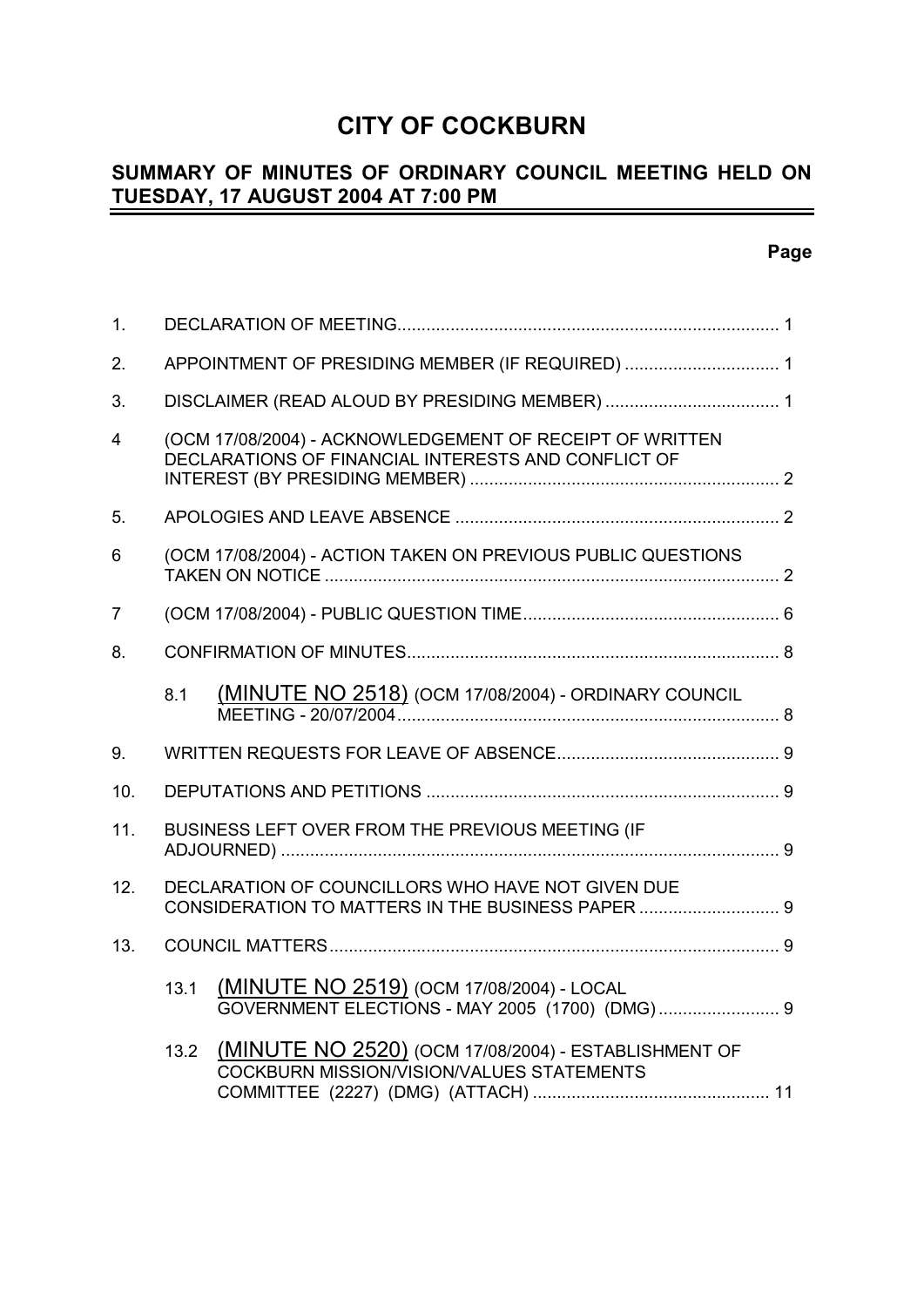# CITY OF COCKBURN

## SUMMARY OF MINUTES OF ORDINARY COUNCIL MEETING HELD ON TUESDAY, 17 AUGUST 2004 AT 7:00 PM

**Page**

| | | |
|---|---|---|
| 1. | DECLARATION OF MEETING | 1 |
| 2. | APPOINTMENT OF PRESIDING MEMBER (IF REQUIRED) | 1 |
| 3. | DISCLAIMER (READ ALOUD BY PRESIDING MEMBER) | 1 |
| 4 | (OCM 17/08/2004) - ACKNOWLEDGEMENT OF RECEIPT OF WRITTEN DECLARATIONS OF FINANCIAL INTERESTS AND CONFLICT OF INTEREST (BY PRESIDING MEMBER) | 2 |
| 5. | APOLOGIES AND LEAVE ABSENCE | 2 |
| 6 | (OCM 17/08/2004) - ACTION TAKEN ON PREVIOUS PUBLIC QUESTIONS TAKEN ON NOTICE | 2 |
| 7 | (OCM 17/08/2004) - PUBLIC QUESTION TIME | 6 |
| 8. | CONFIRMATION OF MINUTES | 8 |
| 8.1 | (MINUTE NO 2518) (OCM 17/08/2004) - ORDINARY COUNCIL MEETING - 20/07/2004 | 8 |
| 9. | WRITTEN REQUESTS FOR LEAVE OF ABSENCE | 9 |
| 10. | DEPUTATIONS AND PETITIONS | 9 |
| 11. | BUSINESS LEFT OVER FROM THE PREVIOUS MEETING (IF ADJOURNED) | 9 |
| 12. | DECLARATION OF COUNCILLORS WHO HAVE NOT GIVEN DUE CONSIDERATION TO MATTERS IN THE BUSINESS PAPER | 9 |
| 13. | COUNCIL MATTERS | 9 |
| 13.1 | (MINUTE NO 2519) (OCM 17/08/2004) - LOCAL GOVERNMENT ELECTIONS - MAY 2005 (1700) (DMG) | 9 |
| 13.2 | (MINUTE NO 2520) (OCM 17/08/2004) - ESTABLISHMENT OF COCKBURN MISSION/VISION/VALUES STATEMENTS COMMITTEE (2227) (DMG) (ATTACH) | 11 |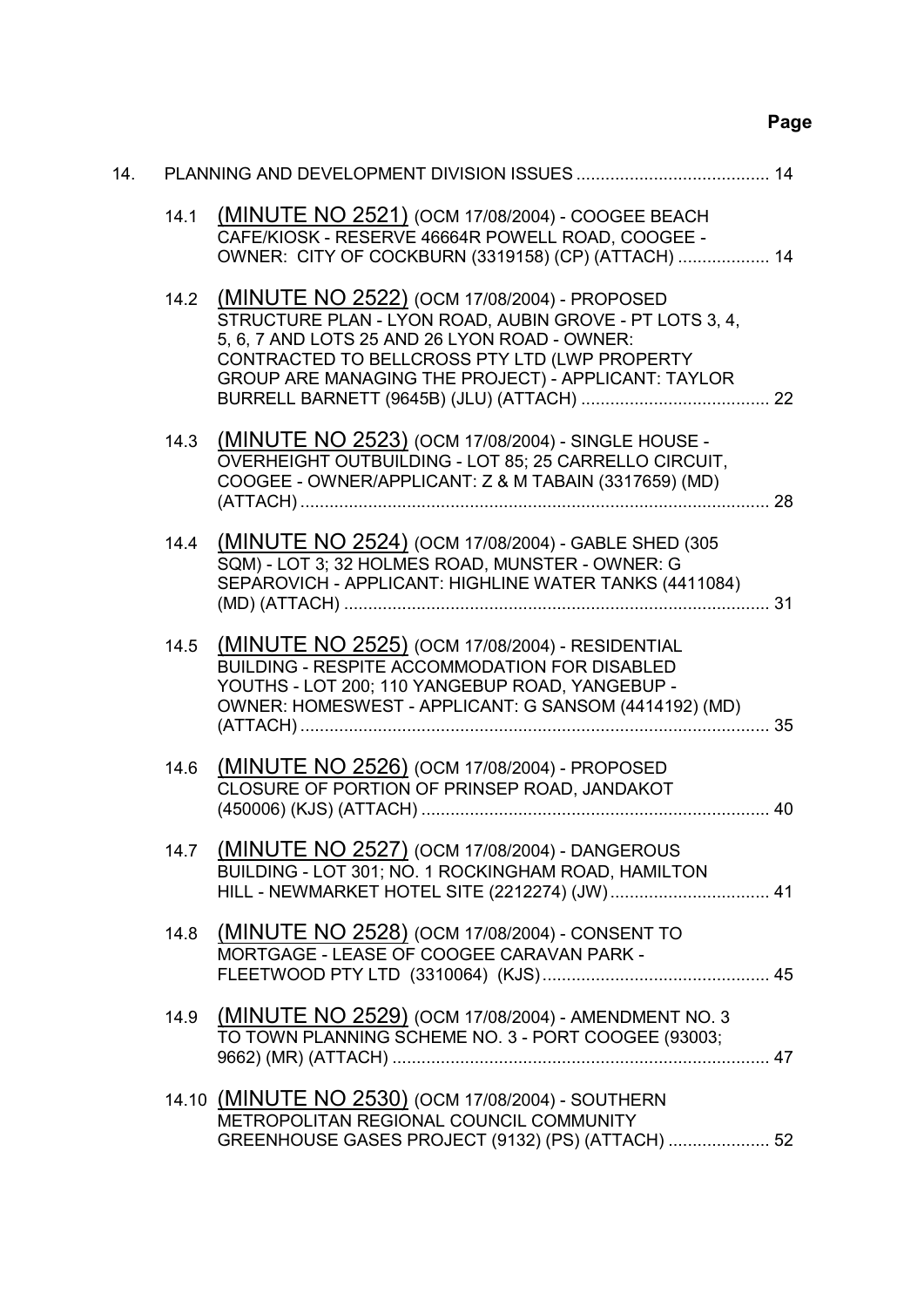| | | Page |
|---|---|---|
| 14. | PLANNING AND DEVELOPMENT DIVISION ISSUES | 14 |
| 14.1 | (MINUTE NO 2521) (OCM 17/08/2004) - COOGEE BEACH CAFE/KIOSK - RESERVE 46664R POWELL ROAD, COOGEE - OWNER: CITY OF COCKBURN (3319158) (CP) (ATTACH) | 14 |
| 14.2 | (MINUTE NO 2522) (OCM 17/08/2004) - PROPOSED STRUCTURE PLAN - LYON ROAD, AUBIN GROVE - PT LOTS 3, 4, 5, 6, 7 AND LOTS 25 AND 26 LYON ROAD - OWNER: CONTRACTED TO BELLCROSS PTY LTD (LWP PROPERTY GROUP ARE MANAGING THE PROJECT) - APPLICANT: TAYLOR BURRELL BARNETT (9645B) (JLU) (ATTACH) | 22 |
| 14.3 | (MINUTE NO 2523) (OCM 17/08/2004) - SINGLE HOUSE - OVERHEIGHT OUTBUILDING - LOT 85; 25 CARRELLO CIRCUIT, COOGEE - OWNER/APPLICANT: Z & M TABAIN (3317659) (MD) (ATTACH) | 28 |
| 14.4 | (MINUTE NO 2524) (OCM 17/08/2004) - GABLE SHED (305 SQM) - LOT 3; 32 HOLMES ROAD, MUNSTER - OWNER: G SEPAROVICH - APPLICANT: HIGHLINE WATER TANKS (4411084) (MD) (ATTACH) | 31 |
| 14.5 | (MINUTE NO 2525) (OCM 17/08/2004) - RESIDENTIAL BUILDING - RESPITE ACCOMMODATION FOR DISABLED YOUTHS - LOT 200; 110 YANGEBUP ROAD, YANGEBUP - OWNER: HOMESWEST - APPLICANT: G SANSOM (4414192) (MD) (ATTACH) | 35 |
| 14.6 | (MINUTE NO 2526) (OCM 17/08/2004) - PROPOSED CLOSURE OF PORTION OF PRINSEP ROAD, JANDAKOT (450006) (KJS) (ATTACH) | 40 |
| 14.7 | (MINUTE NO 2527) (OCM 17/08/2004) - DANGEROUS BUILDING - LOT 301; NO. 1 ROCKINGHAM ROAD, HAMILTON HILL - NEWMARKET HOTEL SITE (2212274) (JW) | 41 |
| 14.8 | (MINUTE NO 2528) (OCM 17/08/2004) - CONSENT TO MORTGAGE - LEASE OF COOGEE CARAVAN PARK - FLEETWOOD PTY LTD (3310064) (KJS) | 45 |
| 14.9 | (MINUTE NO 2529) (OCM 17/08/2004) - AMENDMENT NO. 3 TO TOWN PLANNING SCHEME NO. 3 - PORT COOGEE (93003; 9662) (MR) (ATTACH) | 47 |
| 14.10 | (MINUTE NO 2530) (OCM 17/08/2004) - SOUTHERN METROPOLITAN REGIONAL COUNCIL COMMUNITY GREENHOUSE GASES PROJECT (9132) (PS) (ATTACH) | 52 |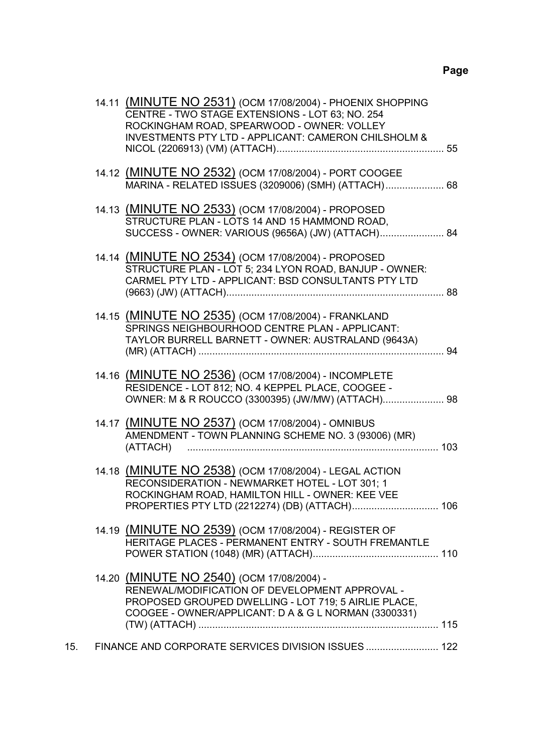**Page**

14.11 (MINUTE NO 2531) (OCM 17/08/2004) - PHOENIX SHOPPING CENTRE - TWO STAGE EXTENSIONS - LOT 63; NO. 254 ROCKINGHAM ROAD, SPEARWOOD - OWNER: VOLLEY INVESTMENTS PTY LTD - APPLICANT: CAMERON CHILSHOLM & NICOL (2206913) (VM) (ATTACH) ........................................................... 55

14.12 (MINUTE NO 2532) (OCM 17/08/2004) - PORT COOGEE MARINA - RELATED ISSUES (3209006) (SMH) (ATTACH) ..................... 68

14.13 (MINUTE NO 2533) (OCM 17/08/2004) - PROPOSED STRUCTURE PLAN - LOTS 14 AND 15 HAMMOND ROAD, SUCCESS - OWNER: VARIOUS (9656A) (JW) (ATTACH) ....................... 84

14.14 (MINUTE NO 2534) (OCM 17/08/2004) - PROPOSED STRUCTURE PLAN - LOT 5; 234 LYON ROAD, BANJUP - OWNER: CARMEL PTY LTD - APPLICANT: BSD CONSULTANTS PTY LTD (9663) (JW) (ATTACH) ............................................................................. 88

14.15 (MINUTE NO 2535) (OCM 17/08/2004) - FRANKLAND SPRINGS NEIGHBOURHOOD CENTRE PLAN - APPLICANT: TAYLOR BURRELL BARNETT - OWNER: AUSTRALAND (9643A) (MR) (ATTACH) ......................................................................................... 94

14.16 (MINUTE NO 2536) (OCM 17/08/2004) - INCOMPLETE RESIDENCE - LOT 812; NO. 4 KEPPEL PLACE, COOGEE - OWNER: M & R ROUCCO (3300395) (JW/MW) (ATTACH) ...................... 98

14.17 (MINUTE NO 2537) (OCM 17/08/2004) - OMNIBUS AMENDMENT - TOWN PLANNING SCHEME NO. 3 (93006) (MR) (ATTACH) ......................................................................................... 103

14.18 (MINUTE NO 2538) (OCM 17/08/2004) - LEGAL ACTION RECONSIDERATION - NEWMARKET HOTEL - LOT 301; 1 ROCKINGHAM ROAD, HAMILTON HILL - OWNER: KEE VEE PROPERTIES PTY LTD (2212274) (DB) (ATTACH) ................................ 106

14.19 (MINUTE NO 2539) (OCM 17/08/2004) - REGISTER OF HERITAGE PLACES - PERMANENT ENTRY - SOUTH FREMANTLE POWER STATION (1048) (MR) (ATTACH) ............................................. 110

14.20 (MINUTE NO 2540) (OCM 17/08/2004) - RENEWAL/MODIFICATION OF DEVELOPMENT APPROVAL - PROPOSED GROUPED DWELLING - LOT 719; 5 AIRLIE PLACE, COOGEE - OWNER/APPLICANT: D A & G L NORMAN (3300331) (TW) (ATTACH) ...................................................................................... 115

15. FINANCE AND CORPORATE SERVICES DIVISION ISSUES .......................... 122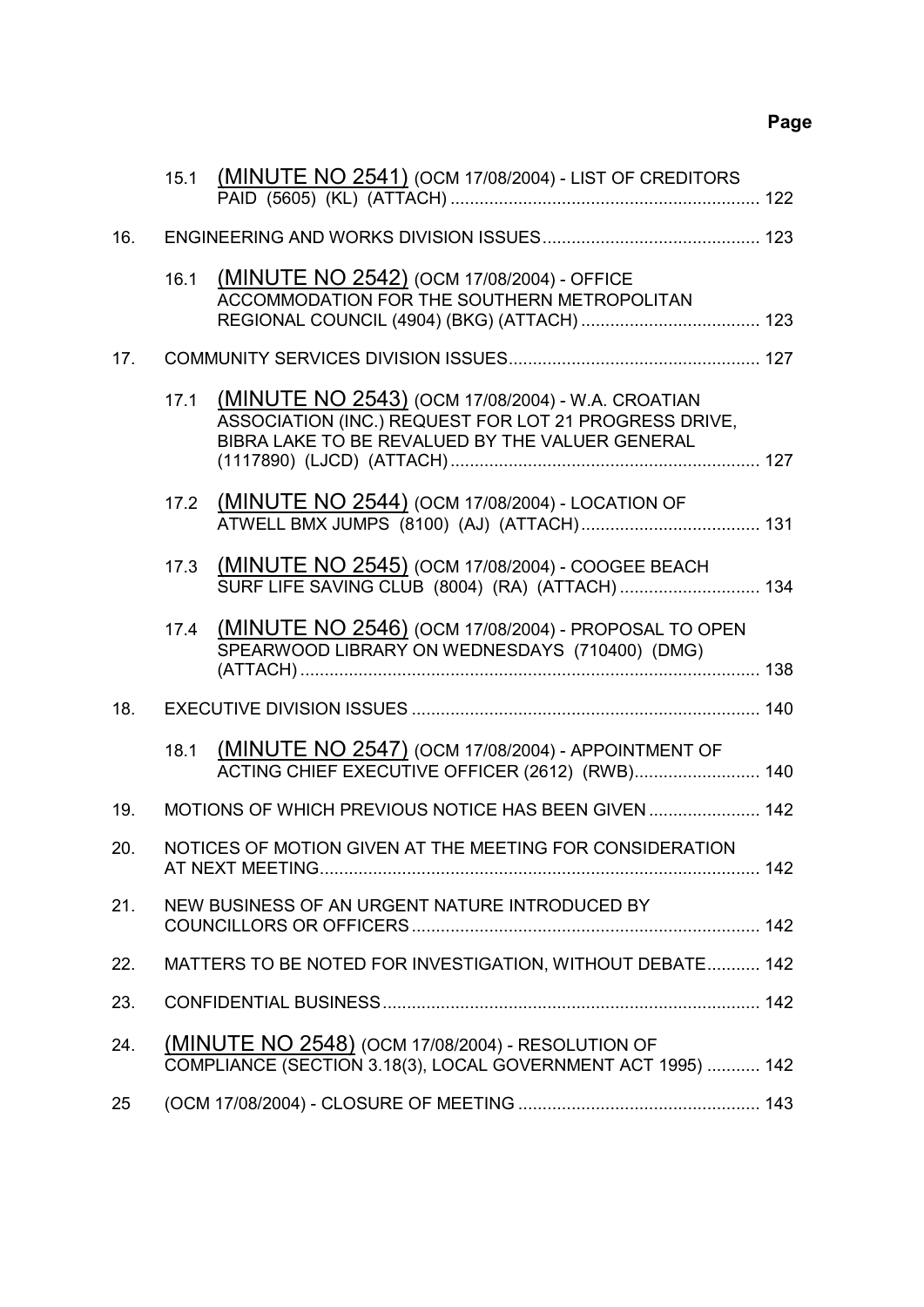**Page**

15.1 (MINUTE NO 2541) (OCM 17/08/2004) - LIST OF CREDITORS PAID (5605) (KL) (ATTACH) ..... 122

16. ENGINEERING AND WORKS DIVISION ISSUES ..... 123

16.1 (MINUTE NO 2542) (OCM 17/08/2004) - OFFICE ACCOMMODATION FOR THE SOUTHERN METROPOLITAN REGIONAL COUNCIL (4904) (BKG) (ATTACH) ..... 123

17. COMMUNITY SERVICES DIVISION ISSUES ..... 127

17.1 (MINUTE NO 2543) (OCM 17/08/2004) - W.A. CROATIAN ASSOCIATION (INC.) REQUEST FOR LOT 21 PROGRESS DRIVE, BIBRA LAKE TO BE REVALUED BY THE VALUER GENERAL (1117890) (LJCD) (ATTACH) ..... 127

17.2 (MINUTE NO 2544) (OCM 17/08/2004) - LOCATION OF ATWELL BMX JUMPS (8100) (AJ) (ATTACH) ..... 131

17.3 (MINUTE NO 2545) (OCM 17/08/2004) - COOGEE BEACH SURF LIFE SAVING CLUB (8004) (RA) (ATTACH) ..... 134

17.4 (MINUTE NO 2546) (OCM 17/08/2004) - PROPOSAL TO OPEN SPEARWOOD LIBRARY ON WEDNESDAYS (710400) (DMG) (ATTACH) ..... 138

18. EXECUTIVE DIVISION ISSUES ..... 140

18.1 (MINUTE NO 2547) (OCM 17/08/2004) - APPOINTMENT OF ACTING CHIEF EXECUTIVE OFFICER (2612) (RWB) ..... 140

19. MOTIONS OF WHICH PREVIOUS NOTICE HAS BEEN GIVEN ..... 142

20. NOTICES OF MOTION GIVEN AT THE MEETING FOR CONSIDERATION AT NEXT MEETING ..... 142

21. NEW BUSINESS OF AN URGENT NATURE INTRODUCED BY COUNCILLORS OR OFFICERS ..... 142

22. MATTERS TO BE NOTED FOR INVESTIGATION, WITHOUT DEBATE ..... 142

23. CONFIDENTIAL BUSINESS ..... 142

24. (MINUTE NO 2548) (OCM 17/08/2004) - RESOLUTION OF COMPLIANCE (SECTION 3.18(3), LOCAL GOVERNMENT ACT 1995) ..... 142

25 (OCM 17/08/2004) - CLOSURE OF MEETING ..... 143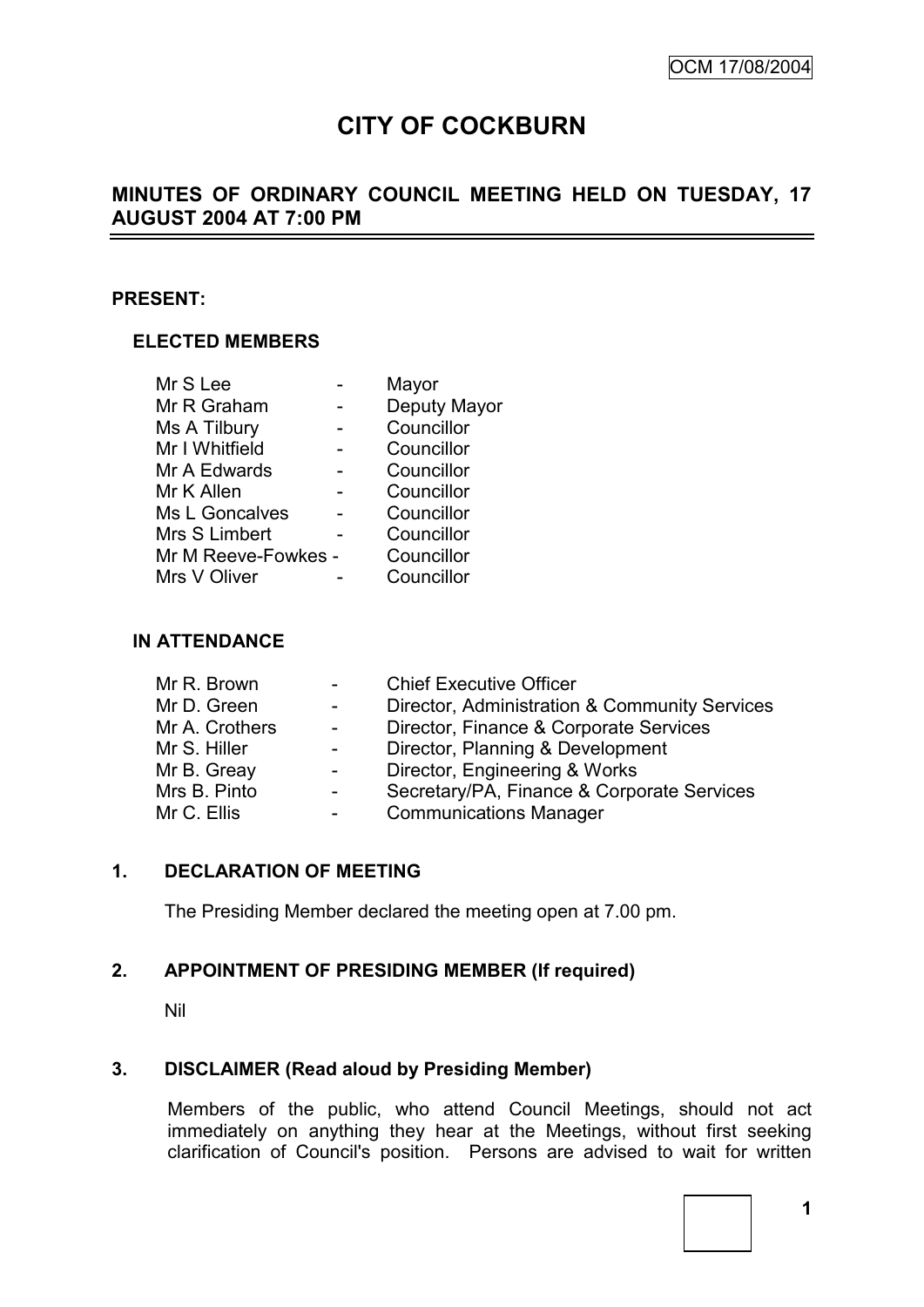# CITY OF COCKBURN

## MINUTES OF ORDINARY COUNCIL MEETING HELD ON TUESDAY, 17 AUGUST 2004 AT 7:00 PM

**PRESENT:**

**ELECTED MEMBERS**

| | | |
|---|---|---|
| Mr S Lee | - | Mayor |
| Mr R Graham | - | Deputy Mayor |
| Ms A Tilbury | - | Councillor |
| Mr I Whitfield | - | Councillor |
| Mr A Edwards | - | Councillor |
| Mr K Allen | - | Councillor |
| Ms L Goncalves | - | Councillor |
| Mrs S Limbert | - | Councillor |
| Mr M Reeve-Fowkes | - | Councillor |
| Mrs V Oliver | - | Councillor |

**IN ATTENDANCE**

| | | |
|---|---|---|
| Mr R. Brown | - | Chief Executive Officer |
| Mr D. Green | - | Director, Administration & Community Services |
| Mr A. Crothers | - | Director, Finance & Corporate Services |
| Mr S. Hiller | - | Director, Planning & Development |
| Mr B. Greay | - | Director, Engineering & Works |
| Mrs B. Pinto | - | Secretary/PA, Finance & Corporate Services |
| Mr C. Ellis | - | Communications Manager |

**1. DECLARATION OF MEETING**

The Presiding Member declared the meeting open at 7.00 pm.

**2. APPOINTMENT OF PRESIDING MEMBER (If required)**

Nil

**3. DISCLAIMER (Read aloud by Presiding Member)**

Members of the public, who attend Council Meetings, should not act immediately on anything they hear at the Meetings, without first seeking clarification of Council's position. Persons are advised to wait for written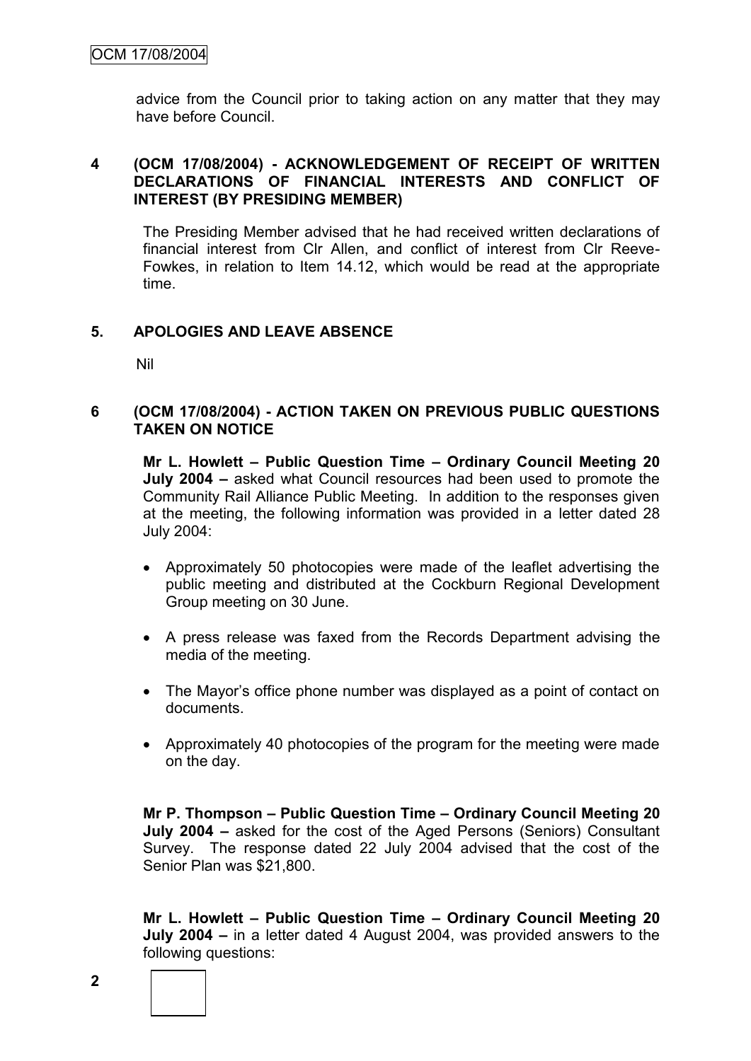advice from the Council prior to taking action on any matter that they may have before Council.

## 4 (OCM 17/08/2004) - ACKNOWLEDGEMENT OF RECEIPT OF WRITTEN DECLARATIONS OF FINANCIAL INTERESTS AND CONFLICT OF INTEREST (BY PRESIDING MEMBER)

The Presiding Member advised that he had received written declarations of financial interest from Clr Allen, and conflict of interest from Clr Reeve-Fowkes, in relation to Item 14.12, which would be read at the appropriate time.

## 5. APOLOGIES AND LEAVE ABSENCE

Nil

## 6 (OCM 17/08/2004) - ACTION TAKEN ON PREVIOUS PUBLIC QUESTIONS TAKEN ON NOTICE

**Mr L. Howlett – Public Question Time – Ordinary Council Meeting 20 July 2004 –** asked what Council resources had been used to promote the Community Rail Alliance Public Meeting. In addition to the responses given at the meeting, the following information was provided in a letter dated 28 July 2004:

- Approximately 50 photocopies were made of the leaflet advertising the public meeting and distributed at the Cockburn Regional Development Group meeting on 30 June.
- A press release was faxed from the Records Department advising the media of the meeting.
- The Mayor's office phone number was displayed as a point of contact on documents.
- Approximately 40 photocopies of the program for the meeting were made on the day.

**Mr P. Thompson – Public Question Time – Ordinary Council Meeting 20 July 2004 –** asked for the cost of the Aged Persons (Seniors) Consultant Survey. The response dated 22 July 2004 advised that the cost of the Senior Plan was $21,800.

**Mr L. Howlett – Public Question Time – Ordinary Council Meeting 20 July 2004 –** in a letter dated 4 August 2004, was provided answers to the following questions: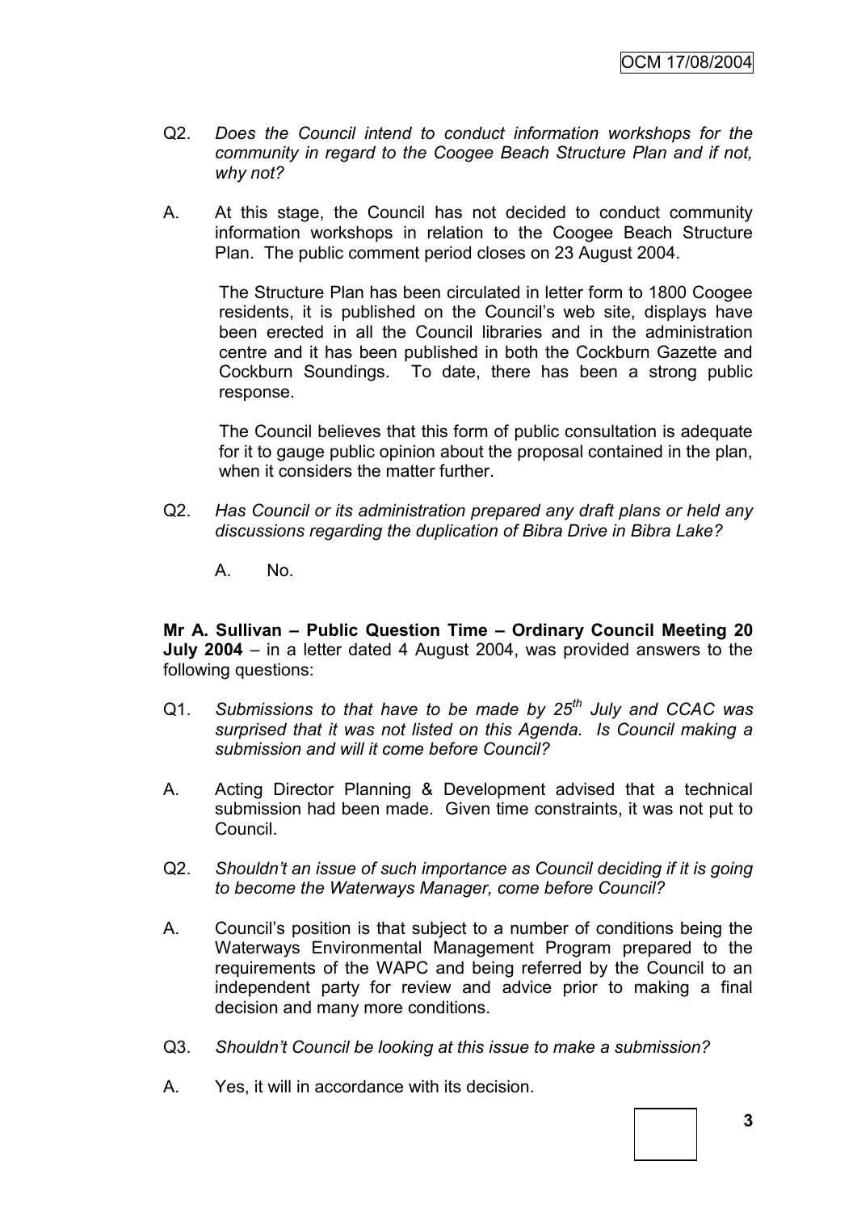Q2. *Does the Council intend to conduct information workshops for the community in regard to the Coogee Beach Structure Plan and if not, why not?*

A. At this stage, the Council has not decided to conduct community information workshops in relation to the Coogee Beach Structure Plan. The public comment period closes on 23 August 2004.

The Structure Plan has been circulated in letter form to 1800 Coogee residents, it is published on the Council's web site, displays have been erected in all the Council libraries and in the administration centre and it has been published in both the Cockburn Gazette and Cockburn Soundings. To date, there has been a strong public response.

The Council believes that this form of public consultation is adequate for it to gauge public opinion about the proposal contained in the plan, when it considers the matter further.

Q2. *Has Council or its administration prepared any draft plans or held any discussions regarding the duplication of Bibra Drive in Bibra Lake?*

A. No.

**Mr A. Sullivan – Public Question Time – Ordinary Council Meeting 20 July 2004** – in a letter dated 4 August 2004, was provided answers to the following questions:

Q1. *Submissions to that have to be made by 25th July and CCAC was surprised that it was not listed on this Agenda. Is Council making a submission and will it come before Council?*

A. Acting Director Planning & Development advised that a technical submission had been made. Given time constraints, it was not put to Council.

Q2. *Shouldn't an issue of such importance as Council deciding if it is going to become the Waterways Manager, come before Council?*

A. Council's position is that subject to a number of conditions being the Waterways Environmental Management Program prepared to the requirements of the WAPC and being referred by the Council to an independent party for review and advice prior to making a final decision and many more conditions.

Q3. *Shouldn't Council be looking at this issue to make a submission?*

A. Yes, it will in accordance with its decision.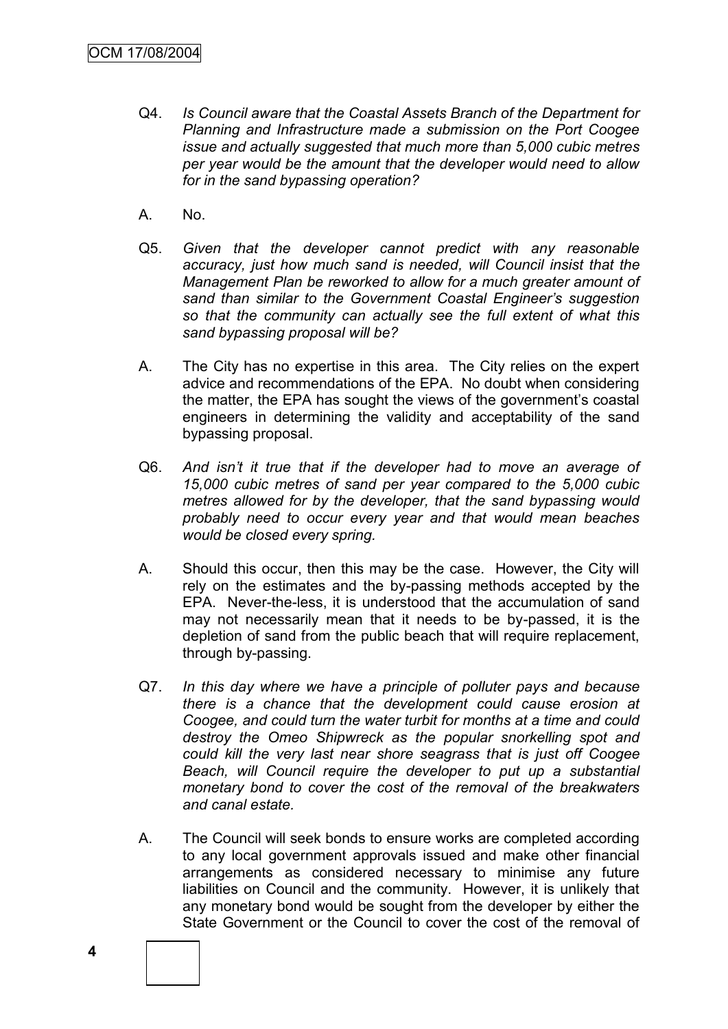Q4. *Is Council aware that the Coastal Assets Branch of the Department for Planning and Infrastructure made a submission on the Port Coogee issue and actually suggested that much more than 5,000 cubic metres per year would be the amount that the developer would need to allow for in the sand bypassing operation?*

A. No.

Q5. *Given that the developer cannot predict with any reasonable accuracy, just how much sand is needed, will Council insist that the Management Plan be reworked to allow for a much greater amount of sand than similar to the Government Coastal Engineer's suggestion so that the community can actually see the full extent of what this sand bypassing proposal will be?*

A. The City has no expertise in this area. The City relies on the expert advice and recommendations of the EPA. No doubt when considering the matter, the EPA has sought the views of the government's coastal engineers in determining the validity and acceptability of the sand bypassing proposal.

Q6. *And isn't it true that if the developer had to move an average of 15,000 cubic metres of sand per year compared to the 5,000 cubic metres allowed for by the developer, that the sand bypassing would probably need to occur every year and that would mean beaches would be closed every spring.*

A. Should this occur, then this may be the case. However, the City will rely on the estimates and the by-passing methods accepted by the EPA. Never-the-less, it is understood that the accumulation of sand may not necessarily mean that it needs to be by-passed, it is the depletion of sand from the public beach that will require replacement, through by-passing.

Q7. *In this day where we have a principle of polluter pays and because there is a chance that the development could cause erosion at Coogee, and could turn the water turbit for months at a time and could destroy the Omeo Shipwreck as the popular snorkelling spot and could kill the very last near shore seagrass that is just off Coogee Beach, will Council require the developer to put up a substantial monetary bond to cover the cost of the removal of the breakwaters and canal estate.*

A. The Council will seek bonds to ensure works are completed according to any local government approvals issued and make other financial arrangements as considered necessary to minimise any future liabilities on Council and the community. However, it is unlikely that any monetary bond would be sought from the developer by either the State Government or the Council to cover the cost of the removal of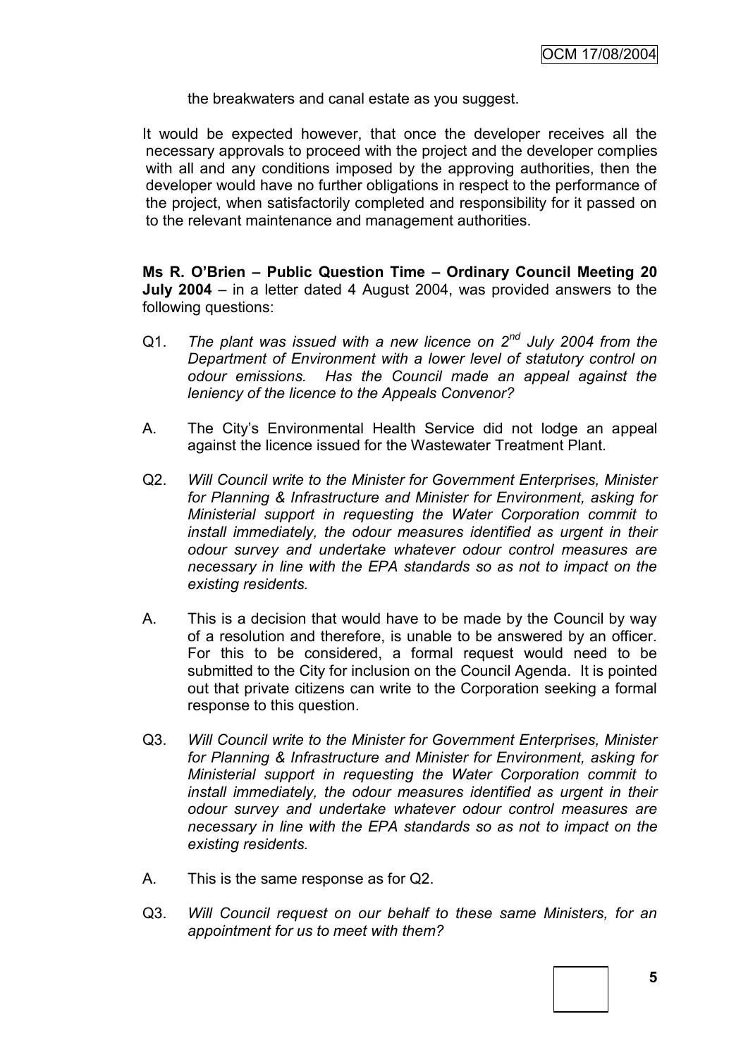the breakwaters and canal estate as you suggest.

It would be expected however, that once the developer receives all the necessary approvals to proceed with the project and the developer complies with all and any conditions imposed by the approving authorities, then the developer would have no further obligations in respect to the performance of the project, when satisfactorily completed and responsibility for it passed on to the relevant maintenance and management authorities.

**Ms R. O'Brien – Public Question Time – Ordinary Council Meeting 20 July 2004** – in a letter dated 4 August 2004, was provided answers to the following questions:

Q1. *The plant was issued with a new licence on 2nd July 2004 from the Department of Environment with a lower level of statutory control on odour emissions. Has the Council made an appeal against the leniency of the licence to the Appeals Convenor?*

A. The City's Environmental Health Service did not lodge an appeal against the licence issued for the Wastewater Treatment Plant.

Q2. *Will Council write to the Minister for Government Enterprises, Minister for Planning & Infrastructure and Minister for Environment, asking for Ministerial support in requesting the Water Corporation commit to install immediately, the odour measures identified as urgent in their odour survey and undertake whatever odour control measures are necessary in line with the EPA standards so as not to impact on the existing residents.*

A. This is a decision that would have to be made by the Council by way of a resolution and therefore, is unable to be answered by an officer. For this to be considered, a formal request would need to be submitted to the City for inclusion on the Council Agenda. It is pointed out that private citizens can write to the Corporation seeking a formal response to this question.

Q3. *Will Council write to the Minister for Government Enterprises, Minister for Planning & Infrastructure and Minister for Environment, asking for Ministerial support in requesting the Water Corporation commit to install immediately, the odour measures identified as urgent in their odour survey and undertake whatever odour control measures are necessary in line with the EPA standards so as not to impact on the existing residents.*

A. This is the same response as for Q2.

Q3. *Will Council request on our behalf to these same Ministers, for an appointment for us to meet with them?*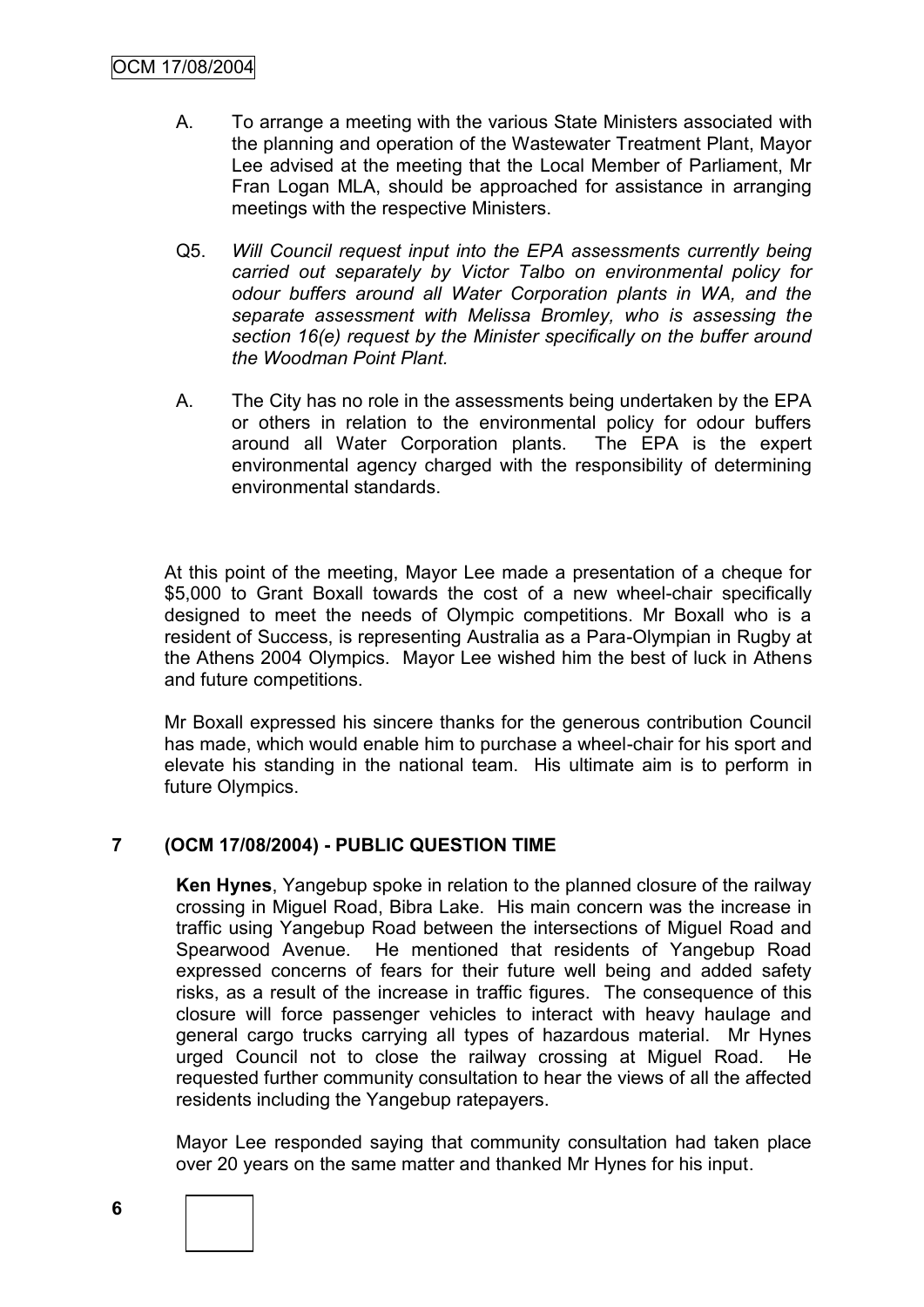A. To arrange a meeting with the various State Ministers associated with the planning and operation of the Wastewater Treatment Plant, Mayor Lee advised at the meeting that the Local Member of Parliament, Mr Fran Logan MLA, should be approached for assistance in arranging meetings with the respective Ministers.

Q5. *Will Council request input into the EPA assessments currently being carried out separately by Victor Talbo on environmental policy for odour buffers around all Water Corporation plants in WA, and the separate assessment with Melissa Bromley, who is assessing the section 16(e) request by the Minister specifically on the buffer around the Woodman Point Plant.*

A. The City has no role in the assessments being undertaken by the EPA or others in relation to the environmental policy for odour buffers around all Water Corporation plants. The EPA is the expert environmental agency charged with the responsibility of determining environmental standards.

At this point of the meeting, Mayor Lee made a presentation of a cheque for $5,000 to Grant Boxall towards the cost of a new wheel-chair specifically designed to meet the needs of Olympic competitions. Mr Boxall who is a resident of Success, is representing Australia as a Para-Olympian in Rugby at the Athens 2004 Olympics. Mayor Lee wished him the best of luck in Athens and future competitions.

Mr Boxall expressed his sincere thanks for the generous contribution Council has made, which would enable him to purchase a wheel-chair for his sport and elevate his standing in the national team. His ultimate aim is to perform in future Olympics.

## 7 (OCM 17/08/2004) - PUBLIC QUESTION TIME

**Ken Hynes**, Yangebup spoke in relation to the planned closure of the railway crossing in Miguel Road, Bibra Lake. His main concern was the increase in traffic using Yangebup Road between the intersections of Miguel Road and Spearwood Avenue. He mentioned that residents of Yangebup Road expressed concerns of fears for their future well being and added safety risks, as a result of the increase in traffic figures. The consequence of this closure will force passenger vehicles to interact with heavy haulage and general cargo trucks carrying all types of hazardous material. Mr Hynes urged Council not to close the railway crossing at Miguel Road. He requested further community consultation to hear the views of all the affected residents including the Yangebup ratepayers.

Mayor Lee responded saying that community consultation had taken place over 20 years on the same matter and thanked Mr Hynes for his input.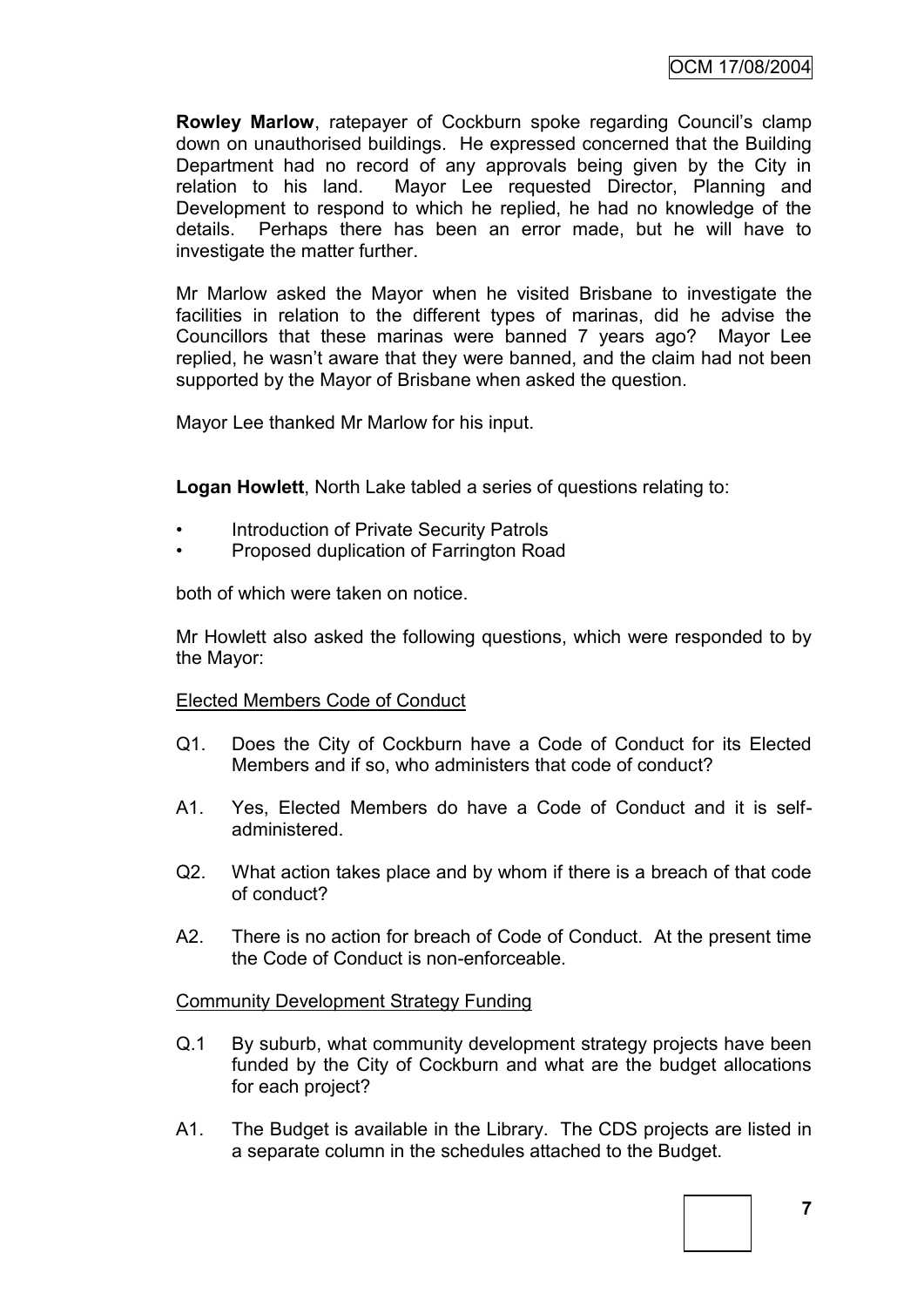**Rowley Marlow**, ratepayer of Cockburn spoke regarding Council's clamp down on unauthorised buildings. He expressed concerned that the Building Department had no record of any approvals being given by the City in relation to his land. Mayor Lee requested Director, Planning and Development to respond to which he replied, he had no knowledge of the details. Perhaps there has been an error made, but he will have to investigate the matter further.

Mr Marlow asked the Mayor when he visited Brisbane to investigate the facilities in relation to the different types of marinas, did he advise the Councillors that these marinas were banned 7 years ago? Mayor Lee replied, he wasn't aware that they were banned, and the claim had not been supported by the Mayor of Brisbane when asked the question.

Mayor Lee thanked Mr Marlow for his input.

**Logan Howlett**, North Lake tabled a series of questions relating to:

- Introduction of Private Security Patrols
- Proposed duplication of Farrington Road

both of which were taken on notice.

Mr Howlett also asked the following questions, which were responded to by the Mayor:

<u>Elected Members Code of Conduct</u>

Q1. Does the City of Cockburn have a Code of Conduct for its Elected Members and if so, who administers that code of conduct?

A1. Yes, Elected Members do have a Code of Conduct and it is self-administered.

Q2. What action takes place and by whom if there is a breach of that code of conduct?

A2. There is no action for breach of Code of Conduct. At the present time the Code of Conduct is non-enforceable.

<u>Community Development Strategy Funding</u>

Q.1 By suburb, what community development strategy projects have been funded by the City of Cockburn and what are the budget allocations for each project?

A1. The Budget is available in the Library. The CDS projects are listed in a separate column in the schedules attached to the Budget.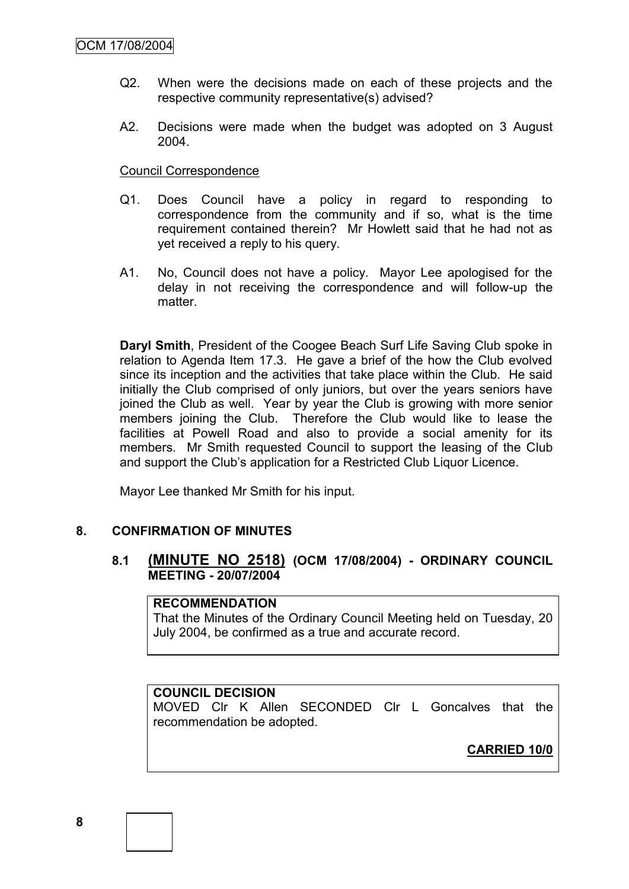Q2. When were the decisions made on each of these projects and the respective community representative(s) advised?

A2. Decisions were made when the budget was adopted on 3 August 2004.

Council Correspondence

Q1. Does Council have a policy in regard to responding to correspondence from the community and if so, what is the time requirement contained therein? Mr Howlett said that he had not as yet received a reply to his query.

A1. No, Council does not have a policy. Mayor Lee apologised for the delay in not receiving the correspondence and will follow-up the matter.

**Daryl Smith**, President of the Coogee Beach Surf Life Saving Club spoke in relation to Agenda Item 17.3. He gave a brief of the how the Club evolved since its inception and the activities that take place within the Club. He said initially the Club comprised of only juniors, but over the years seniors have joined the Club as well. Year by year the Club is growing with more senior members joining the Club. Therefore the Club would like to lease the facilities at Powell Road and also to provide a social amenity for its members. Mr Smith requested Council to support the leasing of the Club and support the Club's application for a Restricted Club Liquor Licence.

Mayor Lee thanked Mr Smith for his input.

## 8. CONFIRMATION OF MINUTES

### 8.1 (MINUTE NO 2518) (OCM 17/08/2004) - ORDINARY COUNCIL MEETING - 20/07/2004

**RECOMMENDATION**
That the Minutes of the Ordinary Council Meeting held on Tuesday, 20 July 2004, be confirmed as a true and accurate record.

**COUNCIL DECISION**
MOVED Clr K Allen SECONDED Clr L Goncalves that the recommendation be adopted.

**CARRIED 10/0**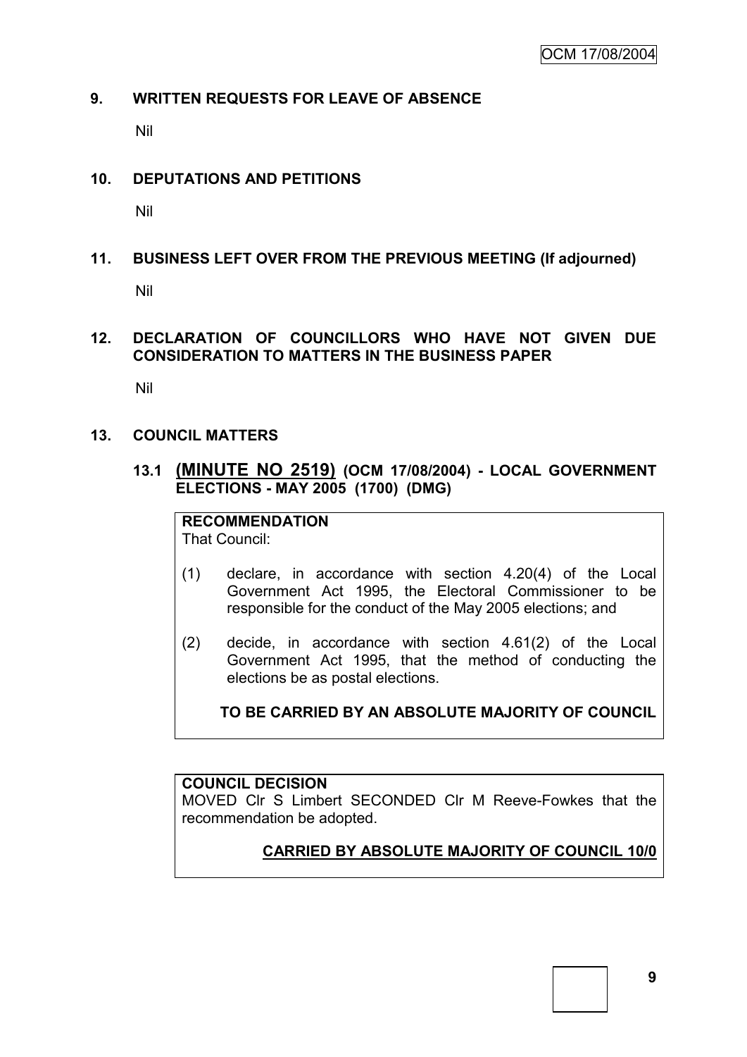## 9. WRITTEN REQUESTS FOR LEAVE OF ABSENCE

Nil

## 10. DEPUTATIONS AND PETITIONS

Nil

## 11. BUSINESS LEFT OVER FROM THE PREVIOUS MEETING (If adjourned)

Nil

## 12. DECLARATION OF COUNCILLORS WHO HAVE NOT GIVEN DUE CONSIDERATION TO MATTERS IN THE BUSINESS PAPER

Nil

## 13. COUNCIL MATTERS

### 13.1 (MINUTE NO 2519) (OCM 17/08/2004) - LOCAL GOVERNMENT ELECTIONS - MAY 2005 (1700) (DMG)

**RECOMMENDATION**

That Council:

(1) declare, in accordance with section 4.20(4) of the Local Government Act 1995, the Electoral Commissioner to be responsible for the conduct of the May 2005 elections; and

(2) decide, in accordance with section 4.61(2) of the Local Government Act 1995, that the method of conducting the elections be as postal elections.

**TO BE CARRIED BY AN ABSOLUTE MAJORITY OF COUNCIL**

**COUNCIL DECISION**

MOVED Clr S Limbert SECONDED Clr M Reeve-Fowkes that the recommendation be adopted.

**CARRIED BY ABSOLUTE MAJORITY OF COUNCIL 10/0**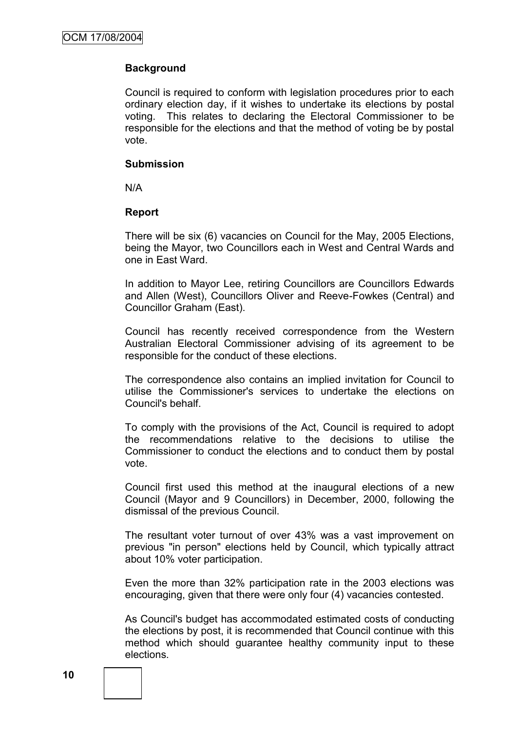**Background**

Council is required to conform with legislation procedures prior to each ordinary election day, if it wishes to undertake its elections by postal voting. This relates to declaring the Electoral Commissioner to be responsible for the elections and that the method of voting be by postal vote.

**Submission**

N/A

**Report**

There will be six (6) vacancies on Council for the May, 2005 Elections, being the Mayor, two Councillors each in West and Central Wards and one in East Ward.

In addition to Mayor Lee, retiring Councillors are Councillors Edwards and Allen (West), Councillors Oliver and Reeve-Fowkes (Central) and Councillor Graham (East).

Council has recently received correspondence from the Western Australian Electoral Commissioner advising of its agreement to be responsible for the conduct of these elections.

The correspondence also contains an implied invitation for Council to utilise the Commissioner's services to undertake the elections on Council's behalf.

To comply with the provisions of the Act, Council is required to adopt the recommendations relative to the decisions to utilise the Commissioner to conduct the elections and to conduct them by postal vote.

Council first used this method at the inaugural elections of a new Council (Mayor and 9 Councillors) in December, 2000, following the dismissal of the previous Council.

The resultant voter turnout of over 43% was a vast improvement on previous "in person" elections held by Council, which typically attract about 10% voter participation.

Even the more than 32% participation rate in the 2003 elections was encouraging, given that there were only four (4) vacancies contested.

As Council's budget has accommodated estimated costs of conducting the elections by post, it is recommended that Council continue with this method which should guarantee healthy community input to these elections.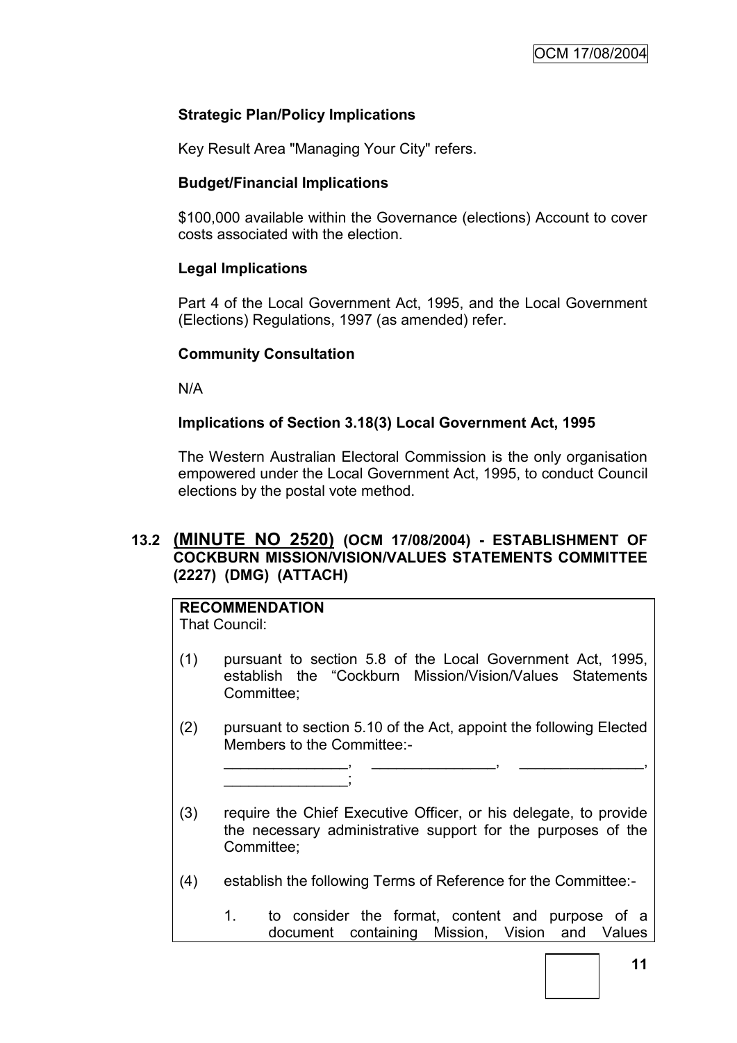### Strategic Plan/Policy Implications

Key Result Area "Managing Your City" refers.

### Budget/Financial Implications

$100,000 available within the Governance (elections) Account to cover costs associated with the election.

### Legal Implications

Part 4 of the Local Government Act, 1995, and the Local Government (Elections) Regulations, 1997 (as amended) refer.

### Community Consultation

N/A

### Implications of Section 3.18(3) Local Government Act, 1995

The Western Australian Electoral Commission is the only organisation empowered under the Local Government Act, 1995, to conduct Council elections by the postal vote method.

## 13.2 (MINUTE NO 2520) (OCM 17/08/2004) - ESTABLISHMENT OF COCKBURN MISSION/VISION/VALUES STATEMENTS COMMITTEE (2227) (DMG) (ATTACH)

**RECOMMENDATION**

That Council:

(1) pursuant to section 5.8 of the Local Government Act, 1995, establish the "Cockburn Mission/Vision/Values Statements Committee;

(2) pursuant to section 5.10 of the Act, appoint the following Elected Members to the Committee:-

_______________, _______________, _______________, _______________;

(3) require the Chief Executive Officer, or his delegate, to provide the necessary administrative support for the purposes of the Committee;

(4) establish the following Terms of Reference for the Committee:-

1. to consider the format, content and purpose of a document containing Mission, Vision and Values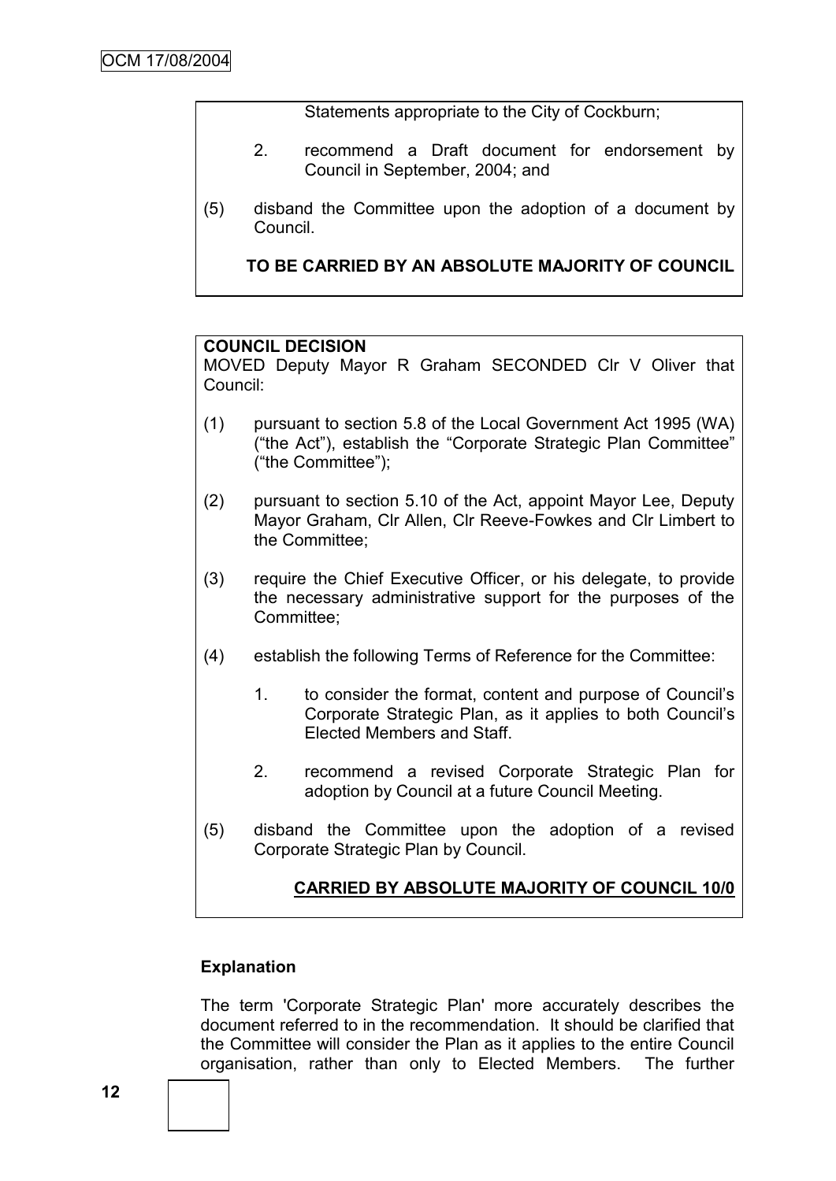Statements appropriate to the City of Cockburn;

2. recommend a Draft document for endorsement by Council in September, 2004; and

(5) disband the Committee upon the adoption of a document by Council.

**TO BE CARRIED BY AN ABSOLUTE MAJORITY OF COUNCIL**

**COUNCIL DECISION**
MOVED Deputy Mayor R Graham SECONDED Clr V Oliver that Council:

(1) pursuant to section 5.8 of the Local Government Act 1995 (WA) ("the Act"), establish the "Corporate Strategic Plan Committee" ("the Committee");

(2) pursuant to section 5.10 of the Act, appoint Mayor Lee, Deputy Mayor Graham, Clr Allen, Clr Reeve-Fowkes and Clr Limbert to the Committee;

(3) require the Chief Executive Officer, or his delegate, to provide the necessary administrative support for the purposes of the Committee;

(4) establish the following Terms of Reference for the Committee:

1. to consider the format, content and purpose of Council's Corporate Strategic Plan, as it applies to both Council's Elected Members and Staff.

2. recommend a revised Corporate Strategic Plan for adoption by Council at a future Council Meeting.

(5) disband the Committee upon the adoption of a revised Corporate Strategic Plan by Council.

**CARRIED BY ABSOLUTE MAJORITY OF COUNCIL 10/0**

**Explanation**

The term 'Corporate Strategic Plan' more accurately describes the document referred to in the recommendation. It should be clarified that the Committee will consider the Plan as it applies to the entire Council organisation, rather than only to Elected Members. The further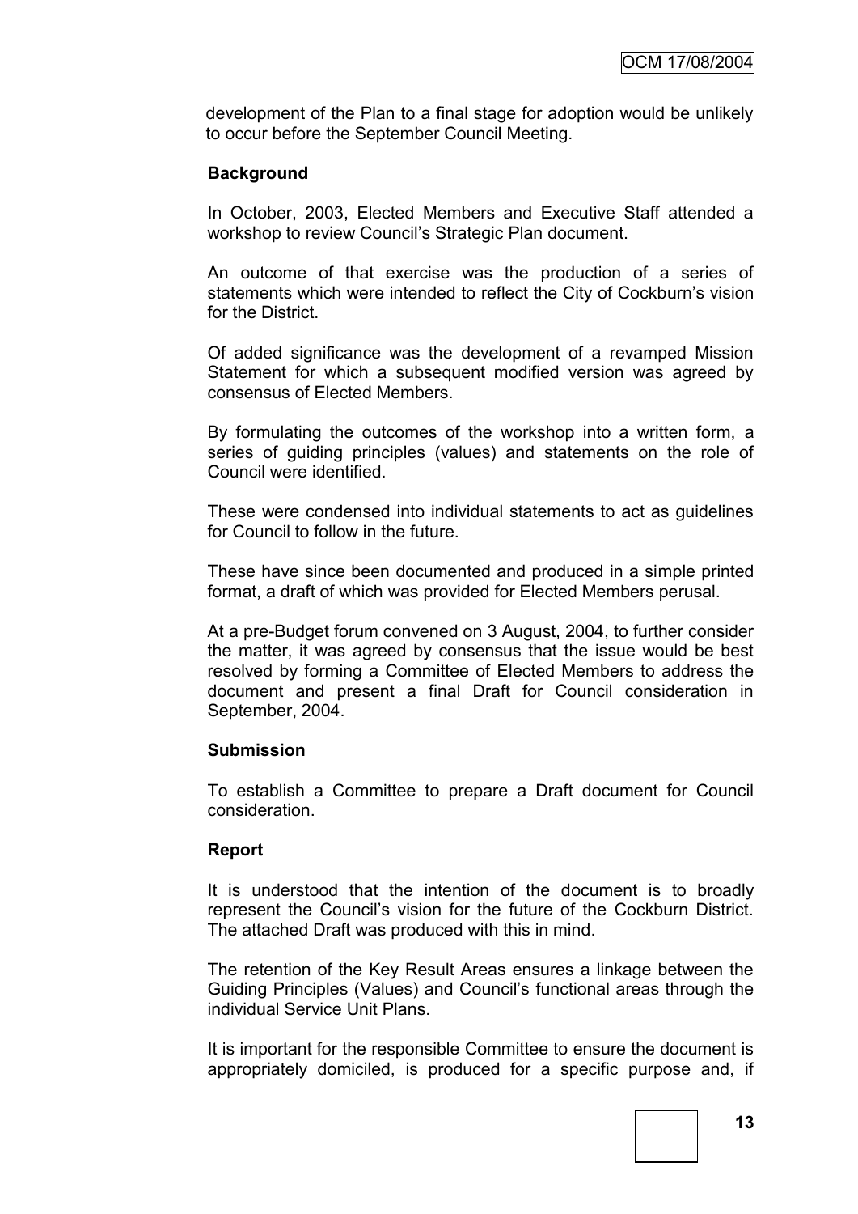development of the Plan to a final stage for adoption would be unlikely to occur before the September Council Meeting.

**Background**

In October, 2003, Elected Members and Executive Staff attended a workshop to review Council's Strategic Plan document.

An outcome of that exercise was the production of a series of statements which were intended to reflect the City of Cockburn's vision for the District.

Of added significance was the development of a revamped Mission Statement for which a subsequent modified version was agreed by consensus of Elected Members.

By formulating the outcomes of the workshop into a written form, a series of guiding principles (values) and statements on the role of Council were identified.

These were condensed into individual statements to act as guidelines for Council to follow in the future.

These have since been documented and produced in a simple printed format, a draft of which was provided for Elected Members perusal.

At a pre-Budget forum convened on 3 August, 2004, to further consider the matter, it was agreed by consensus that the issue would be best resolved by forming a Committee of Elected Members to address the document and present a final Draft for Council consideration in September, 2004.

**Submission**

To establish a Committee to prepare a Draft document for Council consideration.

**Report**

It is understood that the intention of the document is to broadly represent the Council's vision for the future of the Cockburn District. The attached Draft was produced with this in mind.

The retention of the Key Result Areas ensures a linkage between the Guiding Principles (Values) and Council's functional areas through the individual Service Unit Plans.

It is important for the responsible Committee to ensure the document is appropriately domiciled, is produced for a specific purpose and, if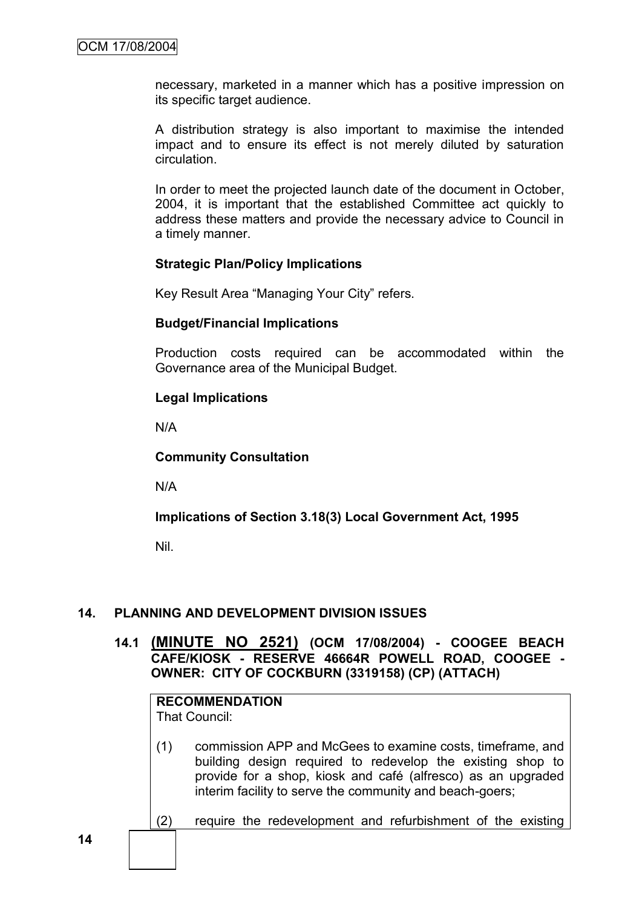necessary, marketed in a manner which has a positive impression on its specific target audience.

A distribution strategy is also important to maximise the intended impact and to ensure its effect is not merely diluted by saturation circulation.

In order to meet the projected launch date of the document in October, 2004, it is important that the established Committee act quickly to address these matters and provide the necessary advice to Council in a timely manner.

**Strategic Plan/Policy Implications**

Key Result Area "Managing Your City" refers.

**Budget/Financial Implications**

Production costs required can be accommodated within the Governance area of the Municipal Budget.

**Legal Implications**

N/A

**Community Consultation**

N/A

**Implications of Section 3.18(3) Local Government Act, 1995**

Nil.

## 14. PLANNING AND DEVELOPMENT DIVISION ISSUES

### 14.1 (MINUTE NO 2521) (OCM 17/08/2004) - COOGEE BEACH CAFE/KIOSK - RESERVE 46664R POWELL ROAD, COOGEE - OWNER: CITY OF COCKBURN (3319158) (CP) (ATTACH)

**RECOMMENDATION**
That Council:

(1) commission APP and McGees to examine costs, timeframe, and building design required to redevelop the existing shop to provide for a shop, kiosk and café (alfresco) as an upgraded interim facility to serve the community and beach-goers;

(2) require the redevelopment and refurbishment of the existing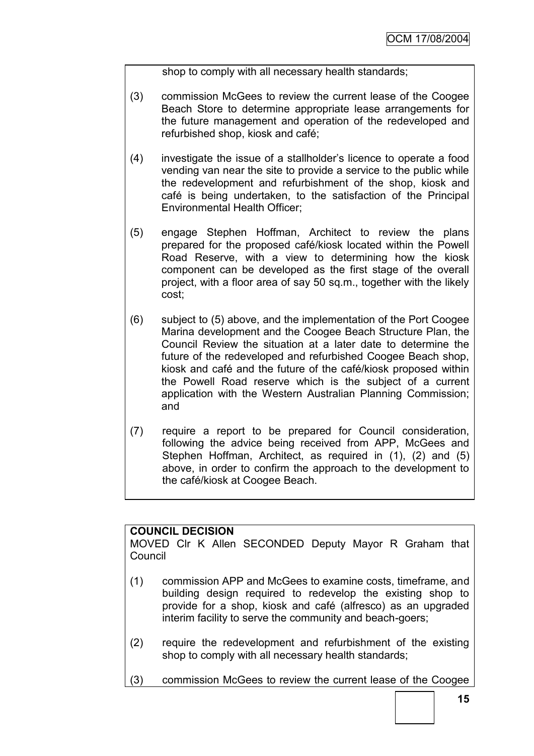shop to comply with all necessary health standards;

(3) commission McGees to review the current lease of the Coogee Beach Store to determine appropriate lease arrangements for the future management and operation of the redeveloped and refurbished shop, kiosk and café;

(4) investigate the issue of a stallholder's licence to operate a food vending van near the site to provide a service to the public while the redevelopment and refurbishment of the shop, kiosk and café is being undertaken, to the satisfaction of the Principal Environmental Health Officer;

(5) engage Stephen Hoffman, Architect to review the plans prepared for the proposed café/kiosk located within the Powell Road Reserve, with a view to determining how the kiosk component can be developed as the first stage of the overall project, with a floor area of say 50 sq.m., together with the likely cost;

(6) subject to (5) above, and the implementation of the Port Coogee Marina development and the Coogee Beach Structure Plan, the Council Review the situation at a later date to determine the future of the redeveloped and refurbished Coogee Beach shop, kiosk and café and the future of the café/kiosk proposed within the Powell Road reserve which is the subject of a current application with the Western Australian Planning Commission; and

(7) require a report to be prepared for Council consideration, following the advice being received from APP, McGees and Stephen Hoffman, Architect, as required in (1), (2) and (5) above, in order to confirm the approach to the development to the café/kiosk at Coogee Beach.

**COUNCIL DECISION**

MOVED Clr K Allen SECONDED Deputy Mayor R Graham that Council

(1) commission APP and McGees to examine costs, timeframe, and building design required to redevelop the existing shop to provide for a shop, kiosk and café (alfresco) as an upgraded interim facility to serve the community and beach-goers;

(2) require the redevelopment and refurbishment of the existing shop to comply with all necessary health standards;

(3) commission McGees to review the current lease of the Coogee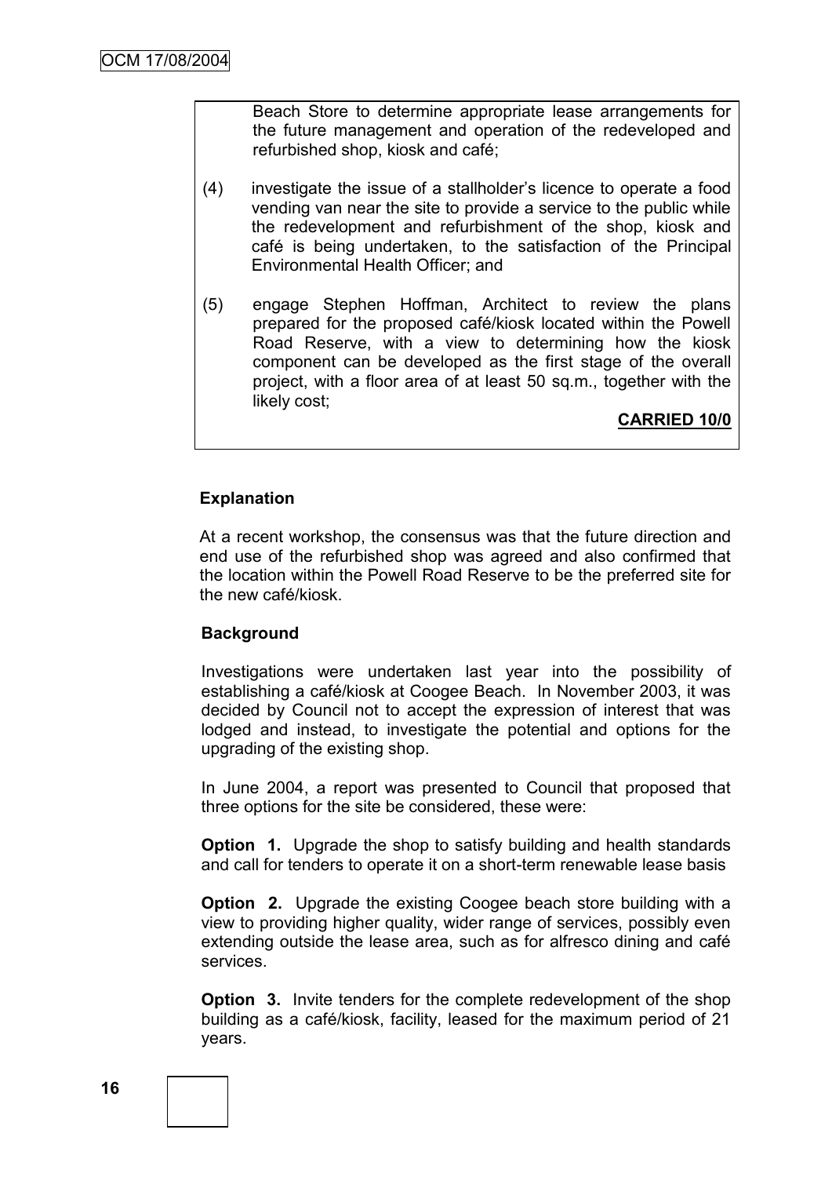Beach Store to determine appropriate lease arrangements for the future management and operation of the redeveloped and refurbished shop, kiosk and café;

(4) investigate the issue of a stallholder's licence to operate a food vending van near the site to provide a service to the public while the redevelopment and refurbishment of the shop, kiosk and café is being undertaken, to the satisfaction of the Principal Environmental Health Officer; and

(5) engage Stephen Hoffman, Architect to review the plans prepared for the proposed café/kiosk located within the Powell Road Reserve, with a view to determining how the kiosk component can be developed as the first stage of the overall project, with a floor area of at least 50 sq.m., together with the likely cost;

**CARRIED 10/0**

**Explanation**

At a recent workshop, the consensus was that the future direction and end use of the refurbished shop was agreed and also confirmed that the location within the Powell Road Reserve to be the preferred site for the new café/kiosk.

**Background**

Investigations were undertaken last year into the possibility of establishing a café/kiosk at Coogee Beach. In November 2003, it was decided by Council not to accept the expression of interest that was lodged and instead, to investigate the potential and options for the upgrading of the existing shop.

In June 2004, a report was presented to Council that proposed that three options for the site be considered, these were:

**Option 1.** Upgrade the shop to satisfy building and health standards and call for tenders to operate it on a short-term renewable lease basis

**Option 2.** Upgrade the existing Coogee beach store building with a view to providing higher quality, wider range of services, possibly even extending outside the lease area, such as for alfresco dining and café services.

**Option 3.** Invite tenders for the complete redevelopment of the shop building as a café/kiosk, facility, leased for the maximum period of 21 years.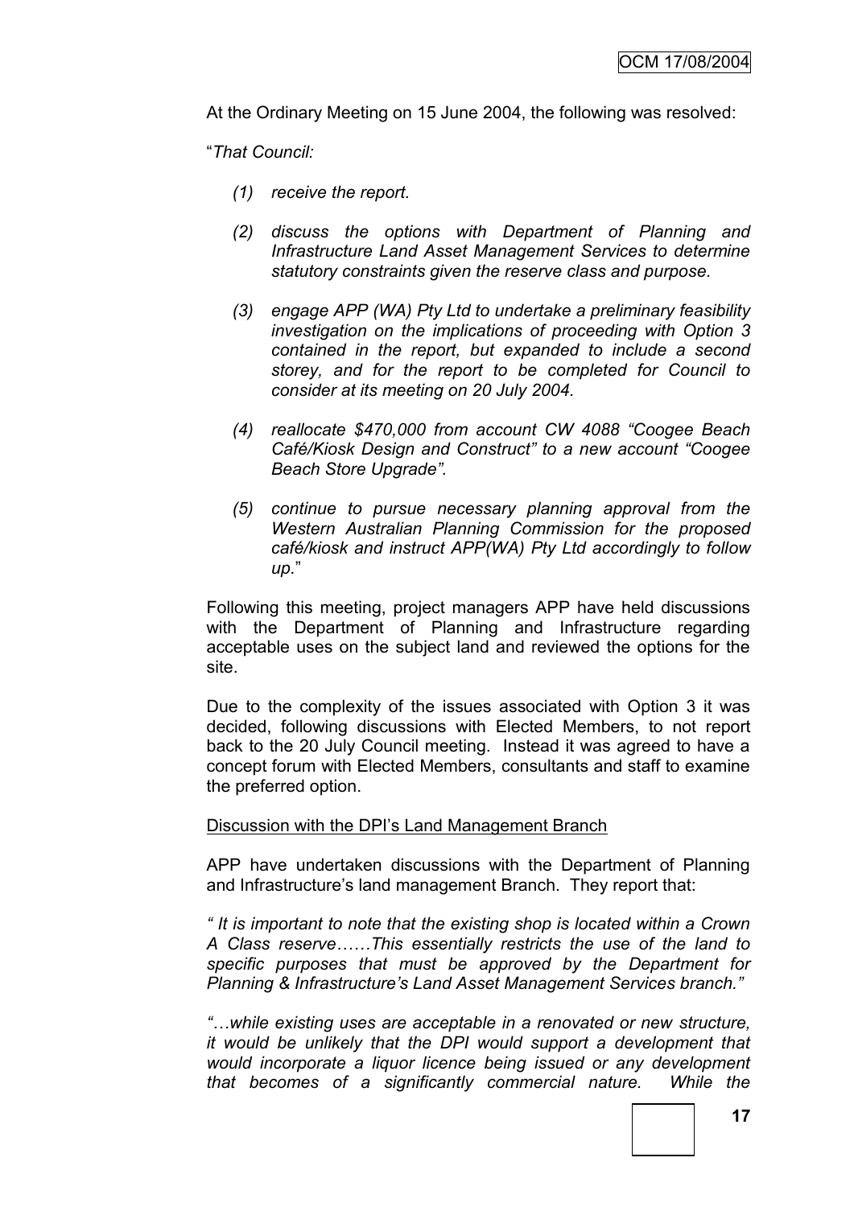At the Ordinary Meeting on 15 June 2004, the following was resolved:

"*That Council:*

> *(1) receive the report.*
>
> *(2) discuss the options with Department of Planning and Infrastructure Land Asset Management Services to determine statutory constraints given the reserve class and purpose.*
>
> *(3) engage APP (WA) Pty Ltd to undertake a preliminary feasibility investigation on the implications of proceeding with Option 3 contained in the report, but expanded to include a second storey, and for the report to be completed for Council to consider at its meeting on 20 July 2004.*
>
> *(4) reallocate $470,000 from account CW 4088 "Coogee Beach Café/Kiosk Design and Construct" to a new account "Coogee Beach Store Upgrade".*
>
> *(5) continue to pursue necessary planning approval from the Western Australian Planning Commission for the proposed café/kiosk and instruct APP(WA) Pty Ltd accordingly to follow up.*"

Following this meeting, project managers APP have held discussions with the Department of Planning and Infrastructure regarding acceptable uses on the subject land and reviewed the options for the site.

Due to the complexity of the issues associated with Option 3 it was decided, following discussions with Elected Members, to not report back to the 20 July Council meeting. Instead it was agreed to have a concept forum with Elected Members, consultants and staff to examine the preferred option.

Discussion with the DPI's Land Management Branch

APP have undertaken discussions with the Department of Planning and Infrastructure's land management Branch. They report that:

*" It is important to note that the existing shop is located within a Crown A Class reserve……This essentially restricts the use of the land to specific purposes that must be approved by the Department for Planning & Infrastructure's Land Asset Management Services branch."*

*"…while existing uses are acceptable in a renovated or new structure, it would be unlikely that the DPI would support a development that would incorporate a liquor licence being issued or any development that becomes of a significantly commercial nature. While the*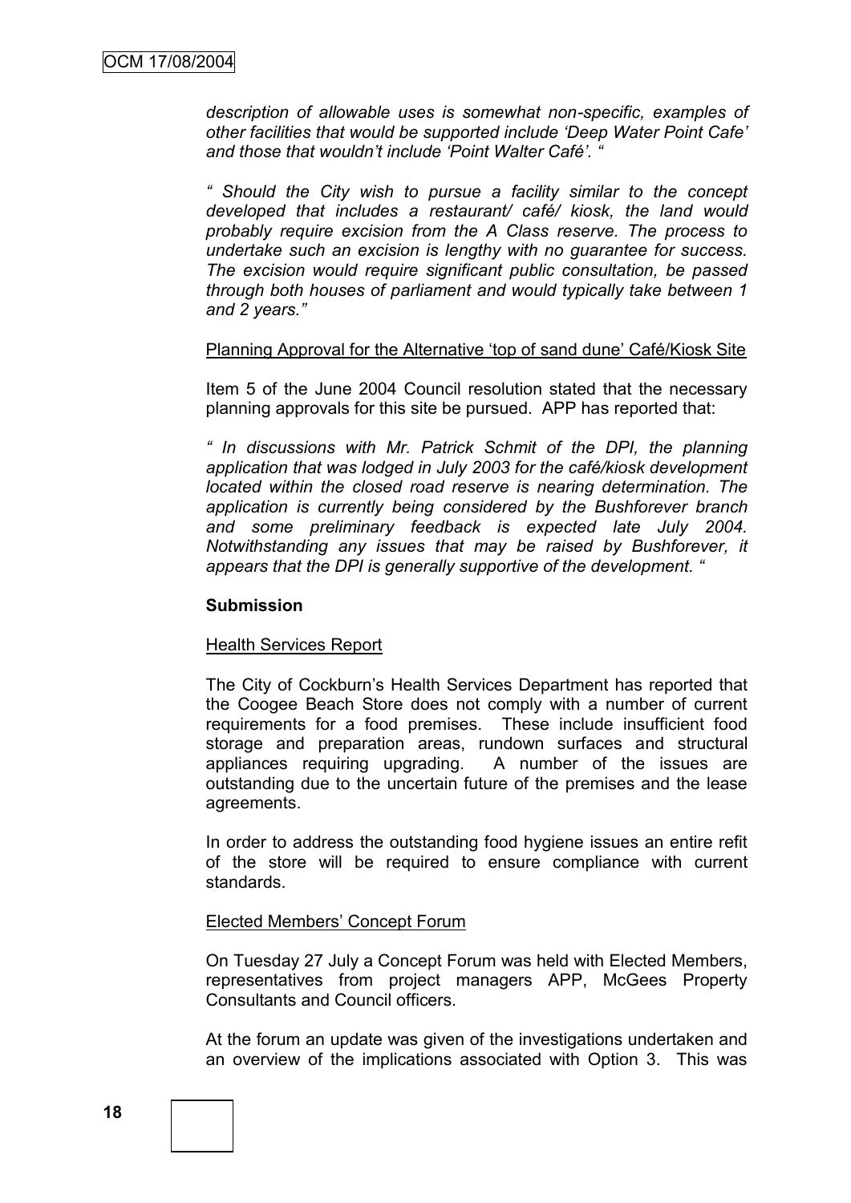*description of allowable uses is somewhat non-specific, examples of other facilities that would be supported include 'Deep Water Point Cafe' and those that wouldn't include 'Point Walter Café'. "*

*" Should the City wish to pursue a facility similar to the concept developed that includes a restaurant/ café/ kiosk, the land would probably require excision from the A Class reserve. The process to undertake such an excision is lengthy with no guarantee for success. The excision would require significant public consultation, be passed through both houses of parliament and would typically take between 1 and 2 years."*

<u>Planning Approval for the Alternative 'top of sand dune' Café/Kiosk Site</u>

Item 5 of the June 2004 Council resolution stated that the necessary planning approvals for this site be pursued. APP has reported that:

*" In discussions with Mr. Patrick Schmit of the DPI, the planning application that was lodged in July 2003 for the café/kiosk development located within the closed road reserve is nearing determination. The application is currently being considered by the Bushforever branch and some preliminary feedback is expected late July 2004. Notwithstanding any issues that may be raised by Bushforever, it appears that the DPI is generally supportive of the development. "*

**Submission**

<u>Health Services Report</u>

The City of Cockburn's Health Services Department has reported that the Coogee Beach Store does not comply with a number of current requirements for a food premises. These include insufficient food storage and preparation areas, rundown surfaces and structural appliances requiring upgrading. A number of the issues are outstanding due to the uncertain future of the premises and the lease agreements.

In order to address the outstanding food hygiene issues an entire refit of the store will be required to ensure compliance with current standards.

<u>Elected Members' Concept Forum</u>

On Tuesday 27 July a Concept Forum was held with Elected Members, representatives from project managers APP, McGees Property Consultants and Council officers.

At the forum an update was given of the investigations undertaken and an overview of the implications associated with Option 3. This was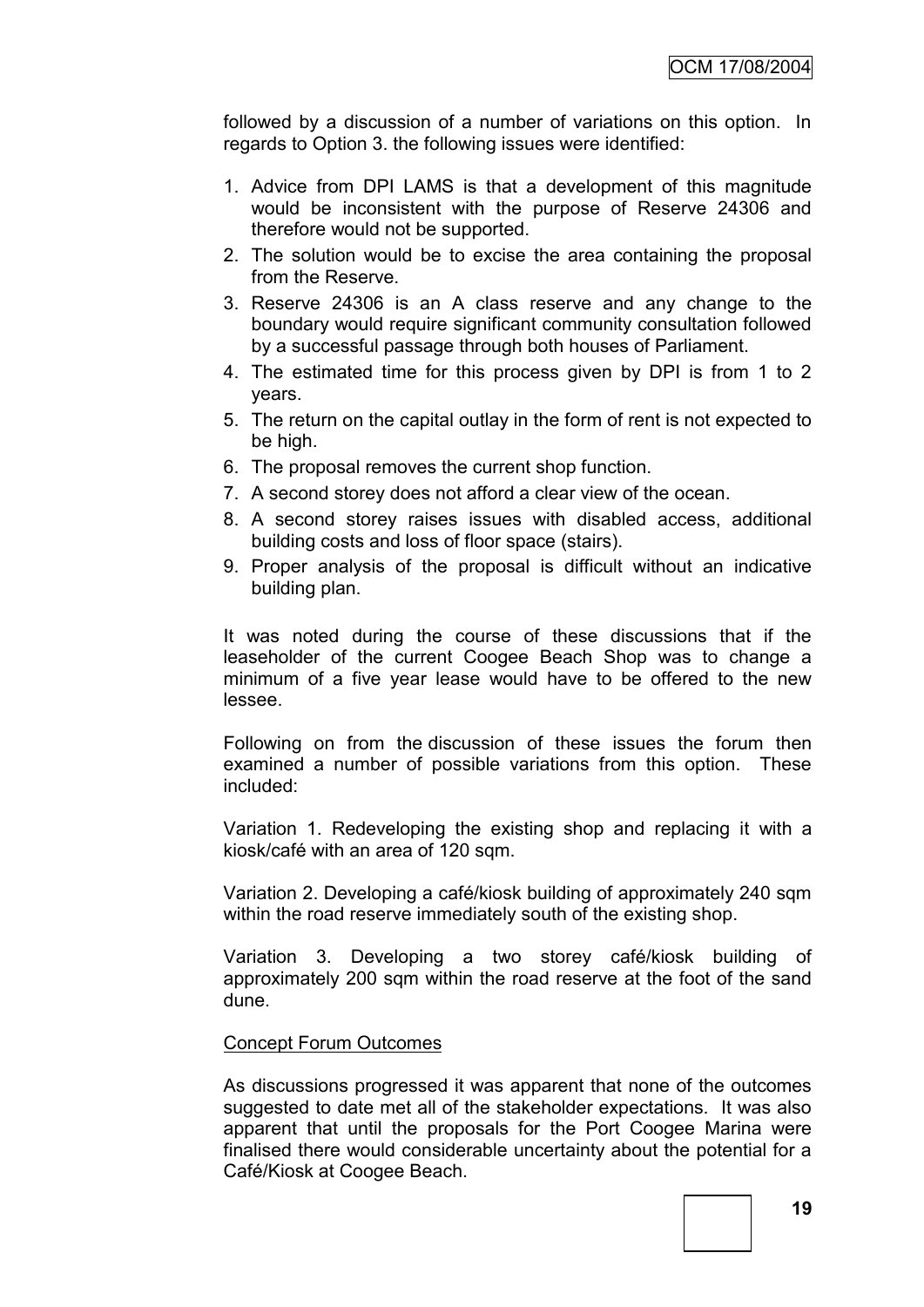followed by a discussion of a number of variations on this option. In regards to Option 3. the following issues were identified:

1. Advice from DPI LAMS is that a development of this magnitude would be inconsistent with the purpose of Reserve 24306 and therefore would not be supported.
2. The solution would be to excise the area containing the proposal from the Reserve.
3. Reserve 24306 is an A class reserve and any change to the boundary would require significant community consultation followed by a successful passage through both houses of Parliament.
4. The estimated time for this process given by DPI is from 1 to 2 years.
5. The return on the capital outlay in the form of rent is not expected to be high.
6. The proposal removes the current shop function.
7. A second storey does not afford a clear view of the ocean.
8. A second storey raises issues with disabled access, additional building costs and loss of floor space (stairs).
9. Proper analysis of the proposal is difficult without an indicative building plan.

It was noted during the course of these discussions that if the leaseholder of the current Coogee Beach Shop was to change a minimum of a five year lease would have to be offered to the new lessee.

Following on from the discussion of these issues the forum then examined a number of possible variations from this option. These included:

Variation 1. Redeveloping the existing shop and replacing it with a kiosk/café with an area of 120 sqm.

Variation 2. Developing a café/kiosk building of approximately 240 sqm within the road reserve immediately south of the existing shop.

Variation 3. Developing a two storey café/kiosk building of approximately 200 sqm within the road reserve at the foot of the sand dune.

Concept Forum Outcomes

As discussions progressed it was apparent that none of the outcomes suggested to date met all of the stakeholder expectations. It was also apparent that until the proposals for the Port Coogee Marina were finalised there would considerable uncertainty about the potential for a Café/Kiosk at Coogee Beach.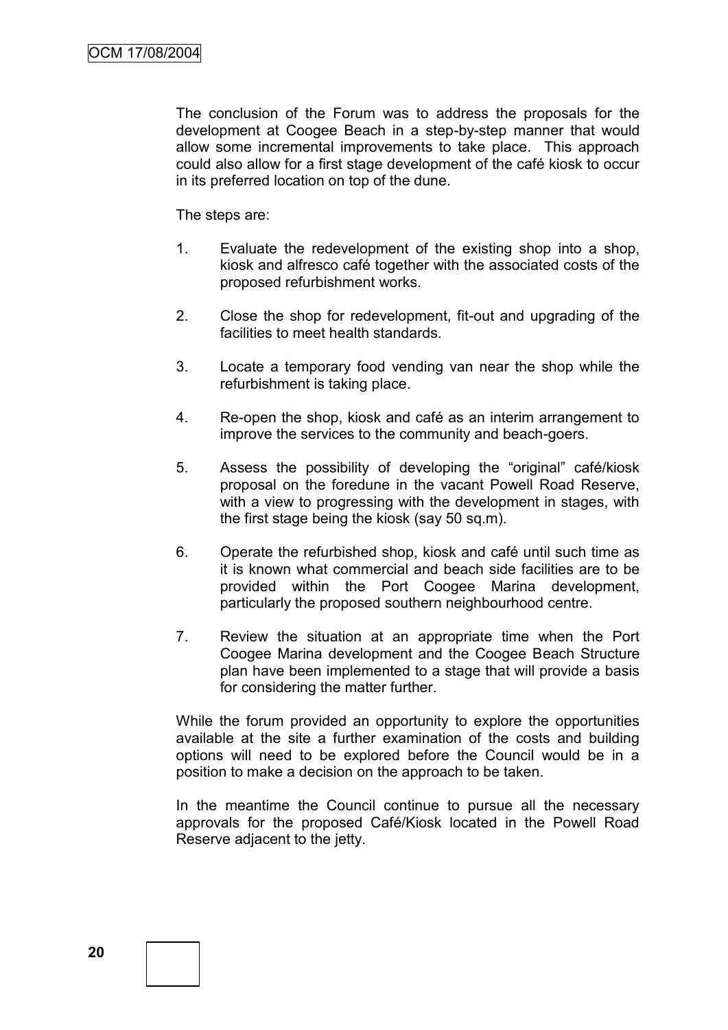The conclusion of the Forum was to address the proposals for the development at Coogee Beach in a step-by-step manner that would allow some incremental improvements to take place. This approach could also allow for a first stage development of the café kiosk to occur in its preferred location on top of the dune.

The steps are:

1. Evaluate the redevelopment of the existing shop into a shop, kiosk and alfresco café together with the associated costs of the proposed refurbishment works.

2. Close the shop for redevelopment, fit-out and upgrading of the facilities to meet health standards.

3. Locate a temporary food vending van near the shop while the refurbishment is taking place.

4. Re-open the shop, kiosk and café as an interim arrangement to improve the services to the community and beach-goers.

5. Assess the possibility of developing the "original" café/kiosk proposal on the foredune in the vacant Powell Road Reserve, with a view to progressing with the development in stages, with the first stage being the kiosk (say 50 sq.m).

6. Operate the refurbished shop, kiosk and café until such time as it is known what commercial and beach side facilities are to be provided within the Port Coogee Marina development, particularly the proposed southern neighbourhood centre.

7. Review the situation at an appropriate time when the Port Coogee Marina development and the Coogee Beach Structure plan have been implemented to a stage that will provide a basis for considering the matter further.

While the forum provided an opportunity to explore the opportunities available at the site a further examination of the costs and building options will need to be explored before the Council would be in a position to make a decision on the approach to be taken.

In the meantime the Council continue to pursue all the necessary approvals for the proposed Café/Kiosk located in the Powell Road Reserve adjacent to the jetty.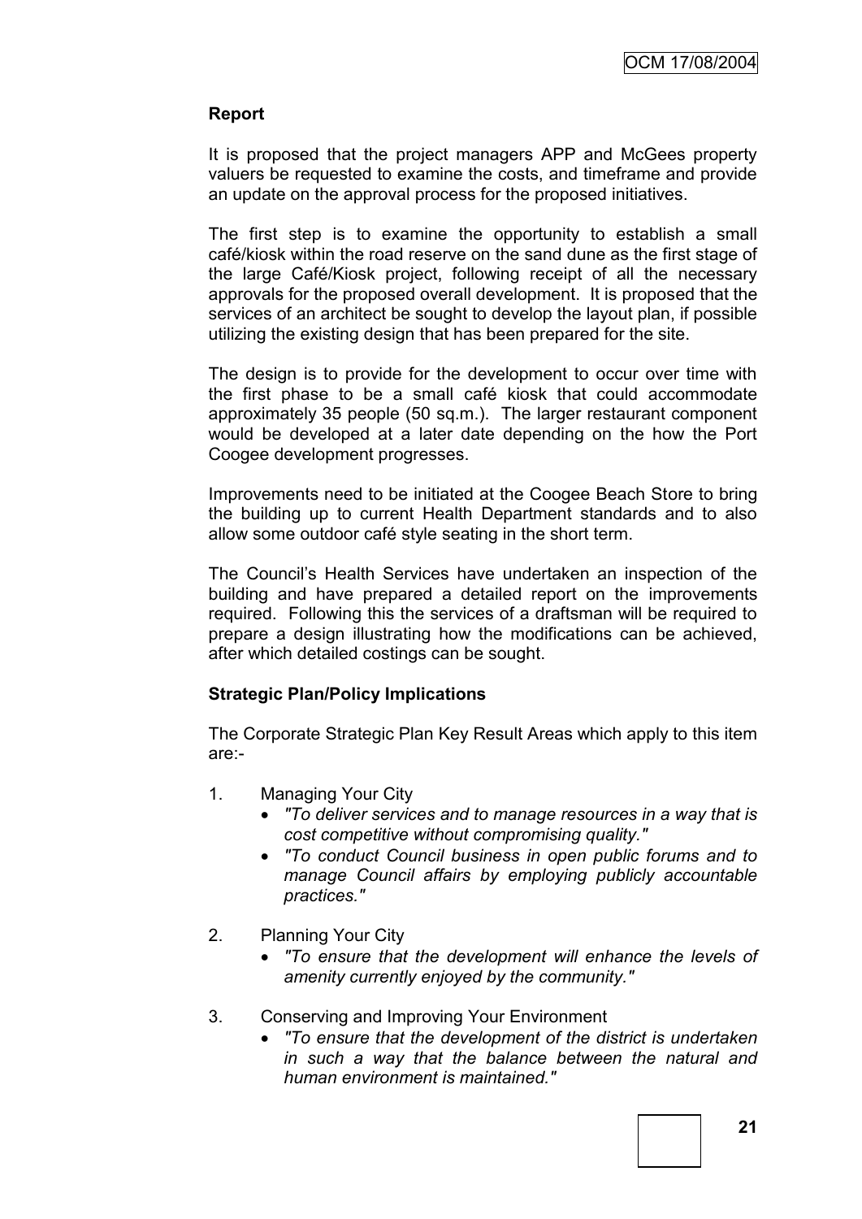**Report**

It is proposed that the project managers APP and McGees property valuers be requested to examine the costs, and timeframe and provide an update on the approval process for the proposed initiatives.

The first step is to examine the opportunity to establish a small café/kiosk within the road reserve on the sand dune as the first stage of the large Café/Kiosk project, following receipt of all the necessary approvals for the proposed overall development. It is proposed that the services of an architect be sought to develop the layout plan, if possible utilizing the existing design that has been prepared for the site.

The design is to provide for the development to occur over time with the first phase to be a small café kiosk that could accommodate approximately 35 people (50 sq.m.). The larger restaurant component would be developed at a later date depending on the how the Port Coogee development progresses.

Improvements need to be initiated at the Coogee Beach Store to bring the building up to current Health Department standards and to also allow some outdoor café style seating in the short term.

The Council's Health Services have undertaken an inspection of the building and have prepared a detailed report on the improvements required. Following this the services of a draftsman will be required to prepare a design illustrating how the modifications can be achieved, after which detailed costings can be sought.

**Strategic Plan/Policy Implications**

The Corporate Strategic Plan Key Result Areas which apply to this item are:-

1. Managing Your City
   - *"To deliver services and to manage resources in a way that is cost competitive without compromising quality."*
   - *"To conduct Council business in open public forums and to manage Council affairs by employing publicly accountable practices."*

2. Planning Your City
   - *"To ensure that the development will enhance the levels of amenity currently enjoyed by the community."*

3. Conserving and Improving Your Environment
   - *"To ensure that the development of the district is undertaken in such a way that the balance between the natural and human environment is maintained."*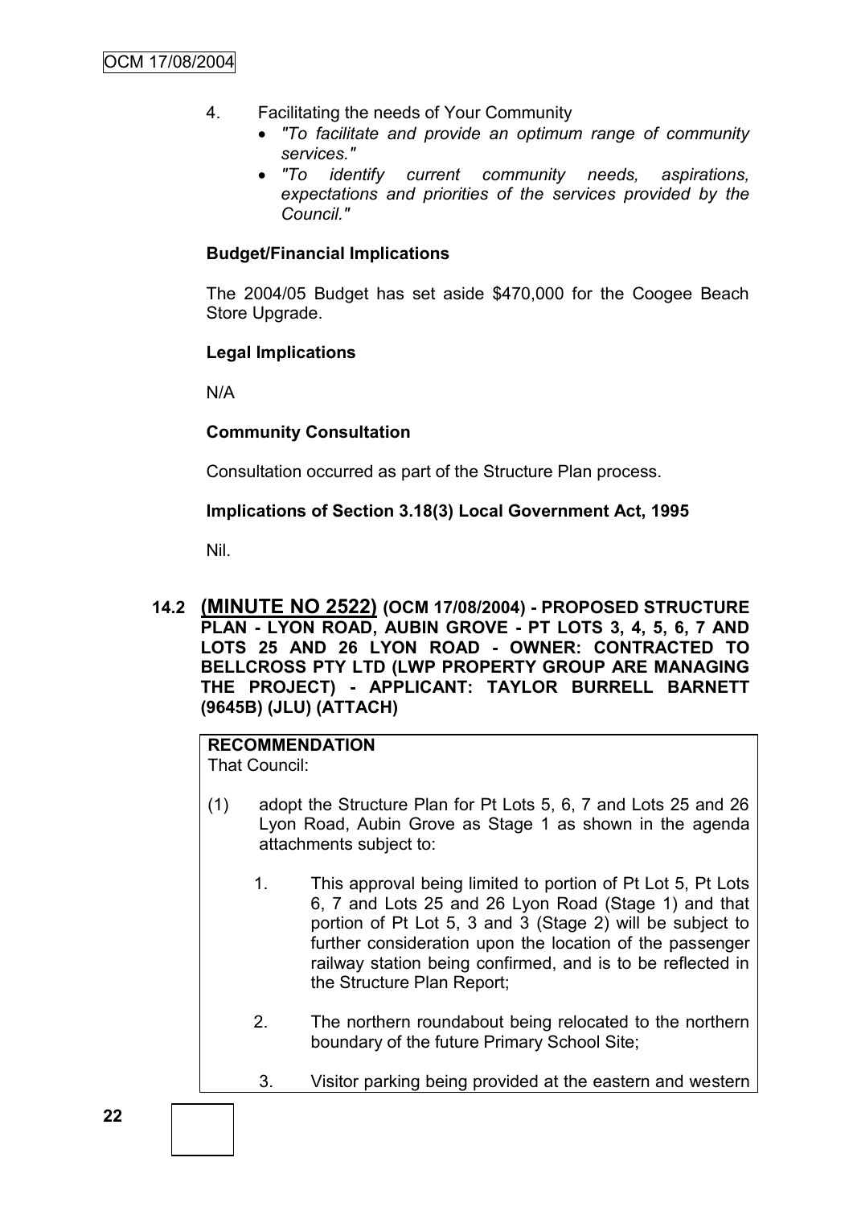4. Facilitating the needs of Your Community
   - *"To facilitate and provide an optimum range of community services."*
   - *"To identify current community needs, aspirations, expectations and priorities of the services provided by the Council."*

**Budget/Financial Implications**

The 2004/05 Budget has set aside $470,000 for the Coogee Beach Store Upgrade.

**Legal Implications**

N/A

**Community Consultation**

Consultation occurred as part of the Structure Plan process.

**Implications of Section 3.18(3) Local Government Act, 1995**

Nil.

## 14.2 (MINUTE NO 2522) (OCM 17/08/2004) - PROPOSED STRUCTURE PLAN - LYON ROAD, AUBIN GROVE - PT LOTS 3, 4, 5, 6, 7 AND LOTS 25 AND 26 LYON ROAD - OWNER: CONTRACTED TO BELLCROSS PTY LTD (LWP PROPERTY GROUP ARE MANAGING THE PROJECT) - APPLICANT: TAYLOR BURRELL BARNETT (9645B) (JLU) (ATTACH)

**RECOMMENDATION**
That Council:

(1) adopt the Structure Plan for Pt Lots 5, 6, 7 and Lots 25 and 26 Lyon Road, Aubin Grove as Stage 1 as shown in the agenda attachments subject to:

   1. This approval being limited to portion of Pt Lot 5, Pt Lots 6, 7 and Lots 25 and 26 Lyon Road (Stage 1) and that portion of Pt Lot 5, 3 and 3 (Stage 2) will be subject to further consideration upon the location of the passenger railway station being confirmed, and is to be reflected in the Structure Plan Report;

   2. The northern roundabout being relocated to the northern boundary of the future Primary School Site;

   3. Visitor parking being provided at the eastern and western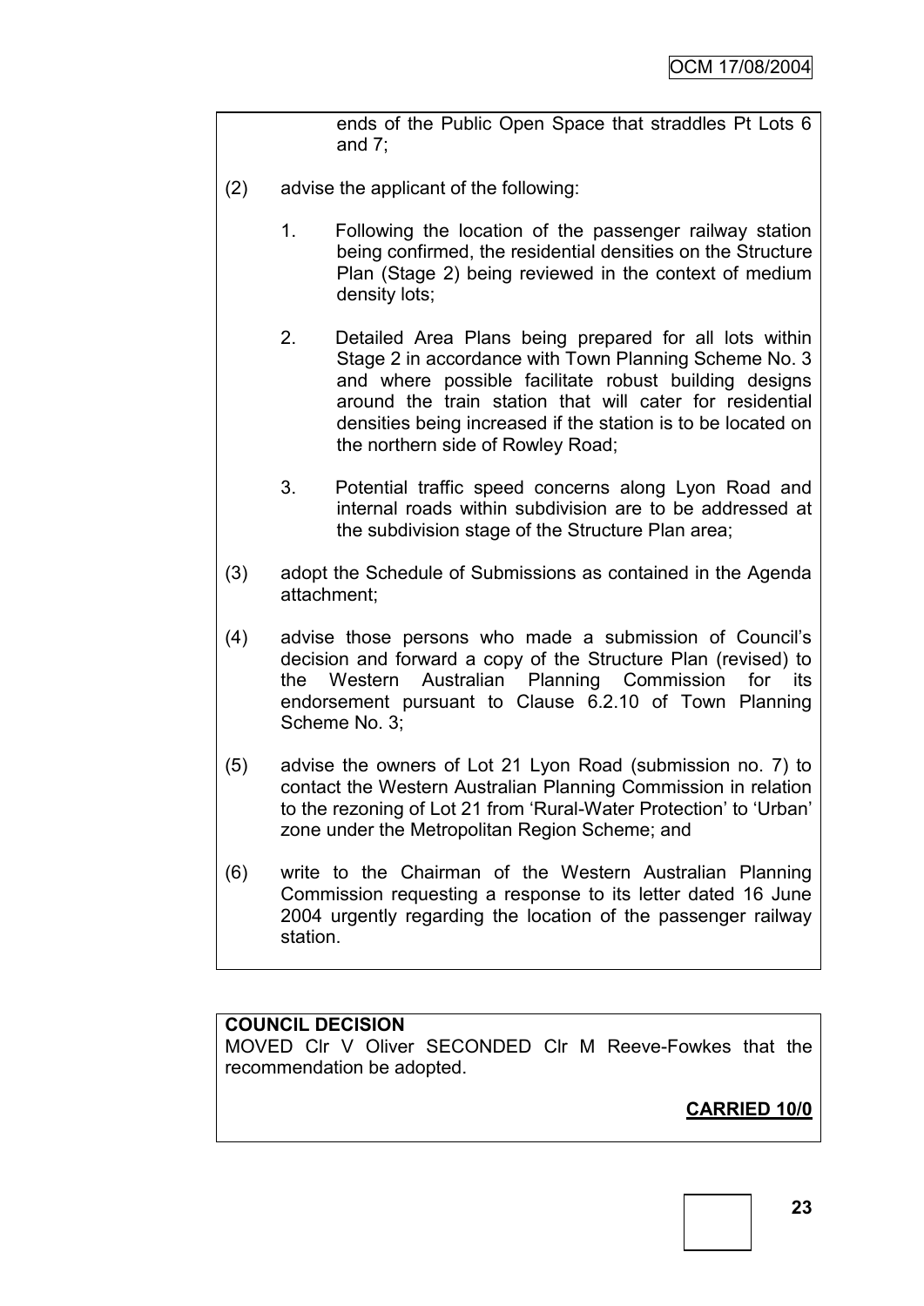ends of the Public Open Space that straddles Pt Lots 6 and 7;

(2) advise the applicant of the following:

1. Following the location of the passenger railway station being confirmed, the residential densities on the Structure Plan (Stage 2) being reviewed in the context of medium density lots;

2. Detailed Area Plans being prepared for all lots within Stage 2 in accordance with Town Planning Scheme No. 3 and where possible facilitate robust building designs around the train station that will cater for residential densities being increased if the station is to be located on the northern side of Rowley Road;

3. Potential traffic speed concerns along Lyon Road and internal roads within subdivision are to be addressed at the subdivision stage of the Structure Plan area;

(3) adopt the Schedule of Submissions as contained in the Agenda attachment;

(4) advise those persons who made a submission of Council's decision and forward a copy of the Structure Plan (revised) to the Western Australian Planning Commission for its endorsement pursuant to Clause 6.2.10 of Town Planning Scheme No. 3;

(5) advise the owners of Lot 21 Lyon Road (submission no. 7) to contact the Western Australian Planning Commission in relation to the rezoning of Lot 21 from 'Rural-Water Protection' to 'Urban' zone under the Metropolitan Region Scheme; and

(6) write to the Chairman of the Western Australian Planning Commission requesting a response to its letter dated 16 June 2004 urgently regarding the location of the passenger railway station.

**COUNCIL DECISION**

MOVED Clr V Oliver SECONDED Clr M Reeve-Fowkes that the recommendation be adopted.

**CARRIED 10/0**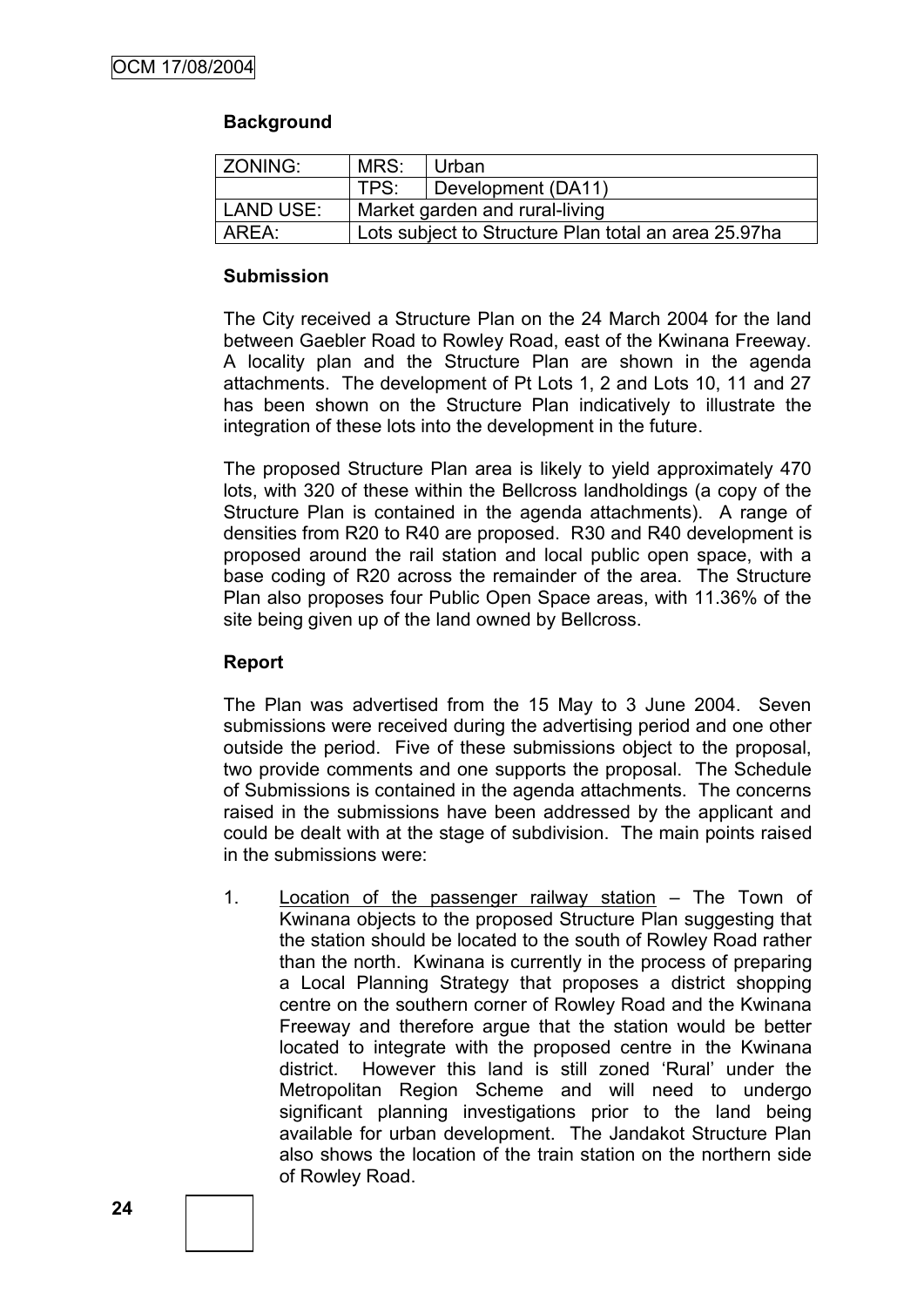### Background

| ZONING: | MRS: | Urban |
|---|---|---|
| | TPS: | Development (DA11) |
| LAND USE: | Market garden and rural-living | |
| AREA: | Lots subject to Structure Plan total an area 25.97ha | |

### Submission

The City received a Structure Plan on the 24 March 2004 for the land between Gaebler Road to Rowley Road, east of the Kwinana Freeway. A locality plan and the Structure Plan are shown in the agenda attachments. The development of Pt Lots 1, 2 and Lots 10, 11 and 27 has been shown on the Structure Plan indicatively to illustrate the integration of these lots into the development in the future.

The proposed Structure Plan area is likely to yield approximately 470 lots, with 320 of these within the Bellcross landholdings (a copy of the Structure Plan is contained in the agenda attachments). A range of densities from R20 to R40 are proposed. R30 and R40 development is proposed around the rail station and local public open space, with a base coding of R20 across the remainder of the area. The Structure Plan also proposes four Public Open Space areas, with 11.36% of the site being given up of the land owned by Bellcross.

### Report

The Plan was advertised from the 15 May to 3 June 2004. Seven submissions were received during the advertising period and one other outside the period. Five of these submissions object to the proposal, two provide comments and one supports the proposal. The Schedule of Submissions is contained in the agenda attachments. The concerns raised in the submissions have been addressed by the applicant and could be dealt with at the stage of subdivision. The main points raised in the submissions were:

1. Location of the passenger railway station – The Town of Kwinana objects to the proposed Structure Plan suggesting that the station should be located to the south of Rowley Road rather than the north. Kwinana is currently in the process of preparing a Local Planning Strategy that proposes a district shopping centre on the southern corner of Rowley Road and the Kwinana Freeway and therefore argue that the station would be better located to integrate with the proposed centre in the Kwinana district. However this land is still zoned 'Rural' under the Metropolitan Region Scheme and will need to undergo significant planning investigations prior to the land being available for urban development. The Jandakot Structure Plan also shows the location of the train station on the northern side of Rowley Road.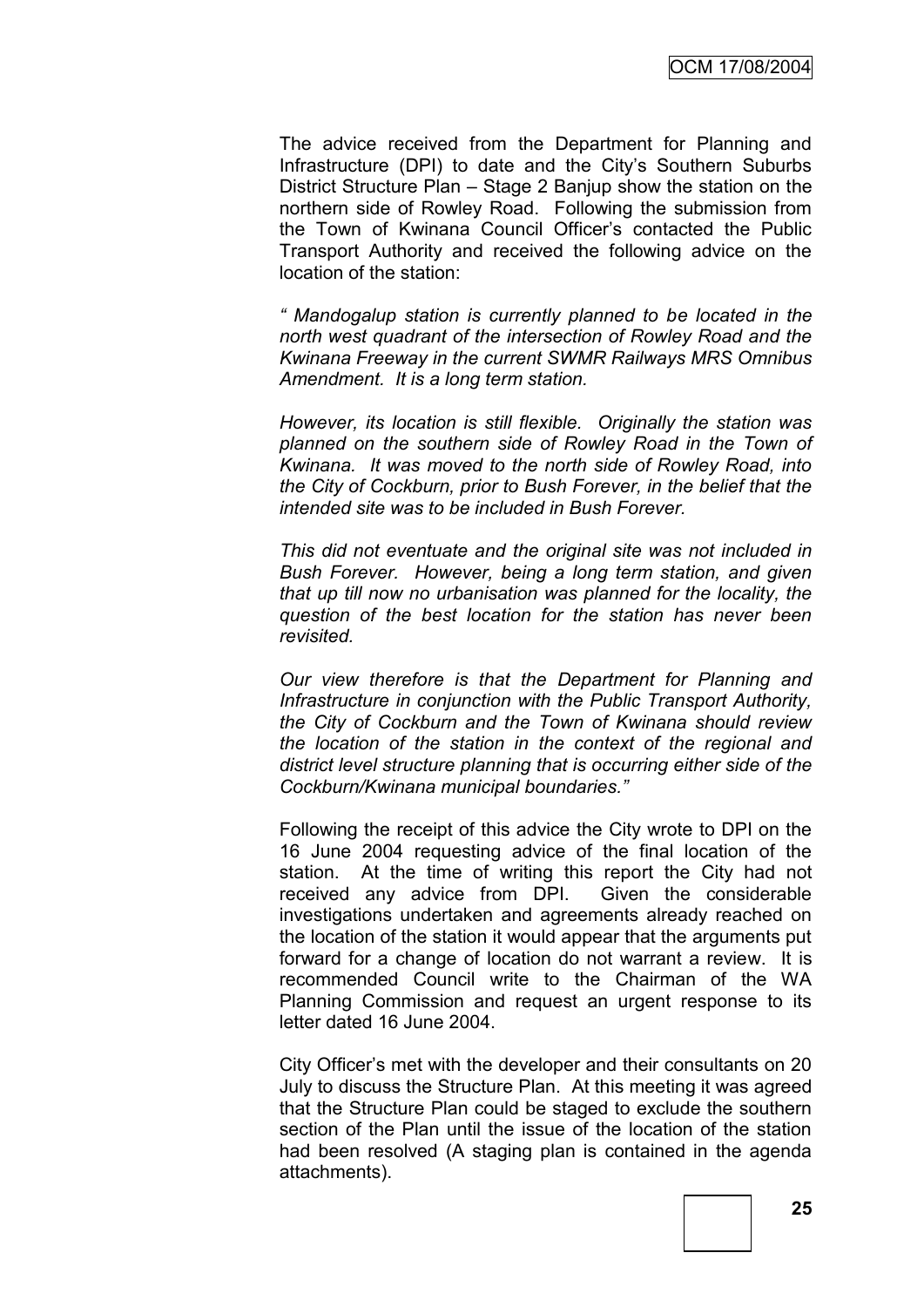The advice received from the Department for Planning and Infrastructure (DPI) to date and the City's Southern Suburbs District Structure Plan – Stage 2 Banjup show the station on the northern side of Rowley Road. Following the submission from the Town of Kwinana Council Officer's contacted the Public Transport Authority and received the following advice on the location of the station:

*" Mandogalup station is currently planned to be located in the north west quadrant of the intersection of Rowley Road and the Kwinana Freeway in the current SWMR Railways MRS Omnibus Amendment. It is a long term station.*

*However, its location is still flexible. Originally the station was planned on the southern side of Rowley Road in the Town of Kwinana. It was moved to the north side of Rowley Road, into the City of Cockburn, prior to Bush Forever, in the belief that the intended site was to be included in Bush Forever.*

*This did not eventuate and the original site was not included in Bush Forever. However, being a long term station, and given that up till now no urbanisation was planned for the locality, the question of the best location for the station has never been revisited.*

*Our view therefore is that the Department for Planning and Infrastructure in conjunction with the Public Transport Authority, the City of Cockburn and the Town of Kwinana should review the location of the station in the context of the regional and district level structure planning that is occurring either side of the Cockburn/Kwinana municipal boundaries."*

Following the receipt of this advice the City wrote to DPI on the 16 June 2004 requesting advice of the final location of the station. At the time of writing this report the City had not received any advice from DPI. Given the considerable investigations undertaken and agreements already reached on the location of the station it would appear that the arguments put forward for a change of location do not warrant a review. It is recommended Council write to the Chairman of the WA Planning Commission and request an urgent response to its letter dated 16 June 2004.

City Officer's met with the developer and their consultants on 20 July to discuss the Structure Plan. At this meeting it was agreed that the Structure Plan could be staged to exclude the southern section of the Plan until the issue of the location of the station had been resolved (A staging plan is contained in the agenda attachments).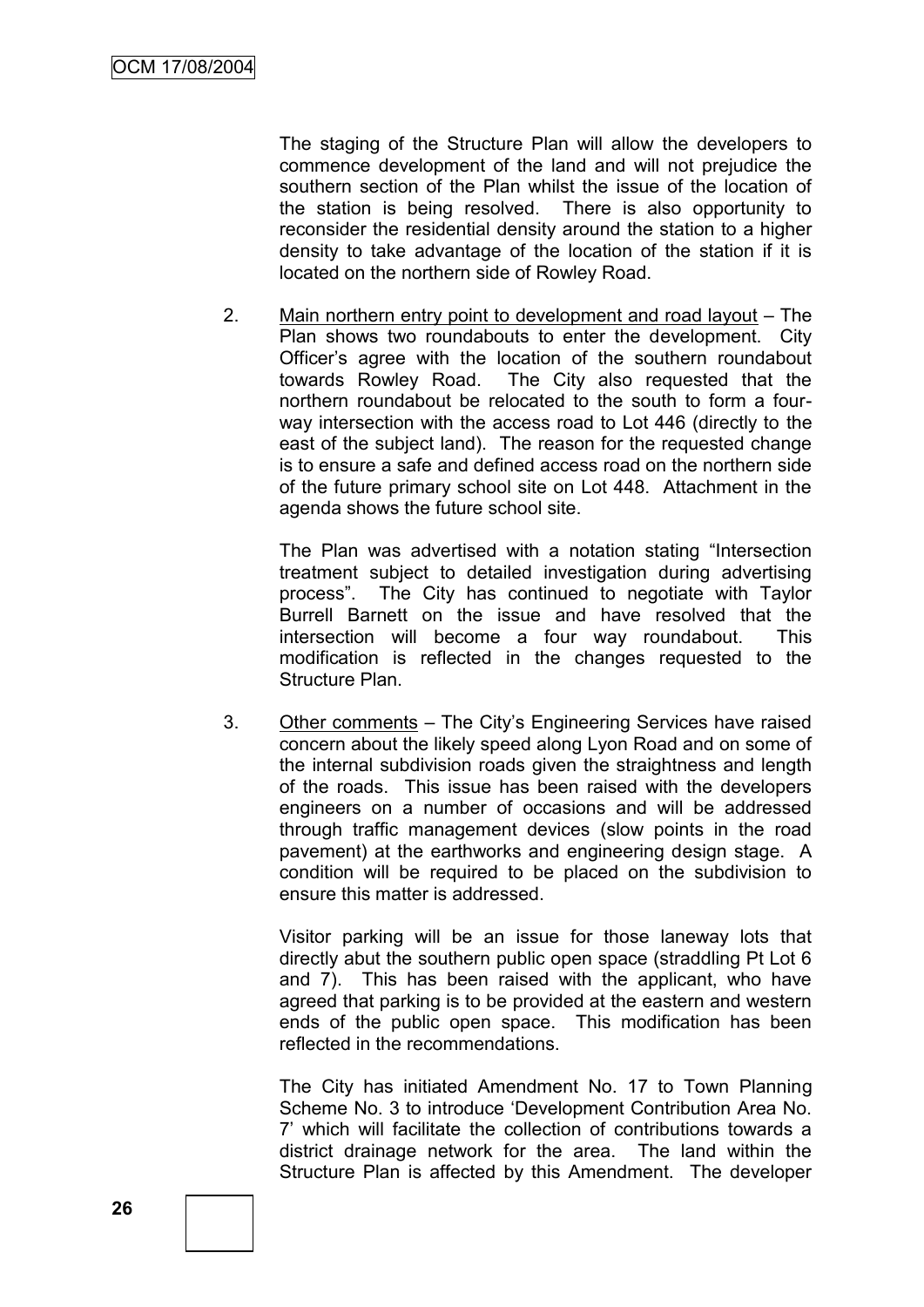The staging of the Structure Plan will allow the developers to commence development of the land and will not prejudice the southern section of the Plan whilst the issue of the location of the station is being resolved. There is also opportunity to reconsider the residential density around the station to a higher density to take advantage of the location of the station if it is located on the northern side of Rowley Road.

2. Main northern entry point to development and road layout – The Plan shows two roundabouts to enter the development. City Officer's agree with the location of the southern roundabout towards Rowley Road. The City also requested that the northern roundabout be relocated to the south to form a four-way intersection with the access road to Lot 446 (directly to the east of the subject land). The reason for the requested change is to ensure a safe and defined access road on the northern side of the future primary school site on Lot 448. Attachment in the agenda shows the future school site.

   The Plan was advertised with a notation stating "Intersection treatment subject to detailed investigation during advertising process". The City has continued to negotiate with Taylor Burrell Barnett on the issue and have resolved that the intersection will become a four way roundabout. This modification is reflected in the changes requested to the Structure Plan.

3. Other comments – The City's Engineering Services have raised concern about the likely speed along Lyon Road and on some of the internal subdivision roads given the straightness and length of the roads. This issue has been raised with the developers engineers on a number of occasions and will be addressed through traffic management devices (slow points in the road pavement) at the earthworks and engineering design stage. A condition will be required to be placed on the subdivision to ensure this matter is addressed.

   Visitor parking will be an issue for those laneway lots that directly abut the southern public open space (straddling Pt Lot 6 and 7). This has been raised with the applicant, who have agreed that parking is to be provided at the eastern and western ends of the public open space. This modification has been reflected in the recommendations.

   The City has initiated Amendment No. 17 to Town Planning Scheme No. 3 to introduce 'Development Contribution Area No. 7' which will facilitate the collection of contributions towards a district drainage network for the area. The land within the Structure Plan is affected by this Amendment. The developer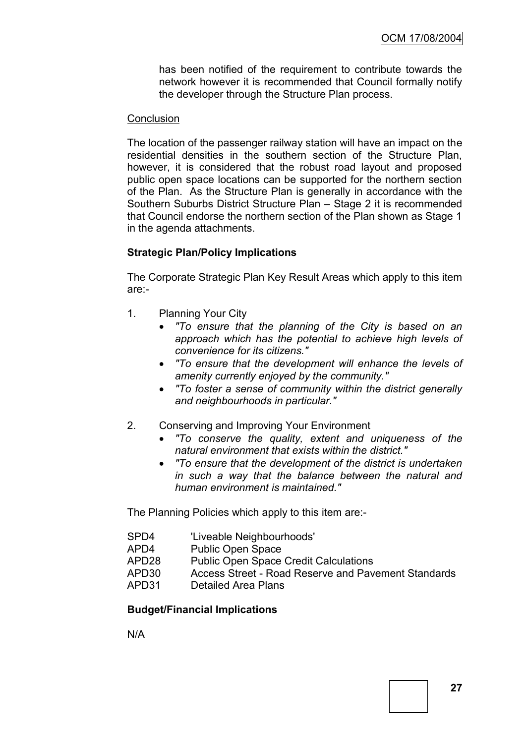has been notified of the requirement to contribute towards the network however it is recommended that Council formally notify the developer through the Structure Plan process.

Conclusion

The location of the passenger railway station will have an impact on the residential densities in the southern section of the Structure Plan, however, it is considered that the robust road layout and proposed public open space locations can be supported for the northern section of the Plan. As the Structure Plan is generally in accordance with the Southern Suburbs District Structure Plan – Stage 2 it is recommended that Council endorse the northern section of the Plan shown as Stage 1 in the agenda attachments.

**Strategic Plan/Policy Implications**

The Corporate Strategic Plan Key Result Areas which apply to this item are:-

1. Planning Your City
   - *"To ensure that the planning of the City is based on an approach which has the potential to achieve high levels of convenience for its citizens."*
   - *"To ensure that the development will enhance the levels of amenity currently enjoyed by the community."*
   - *"To foster a sense of community within the district generally and neighbourhoods in particular."*

2. Conserving and Improving Your Environment
   - *"To conserve the quality, extent and uniqueness of the natural environment that exists within the district."*
   - *"To ensure that the development of the district is undertaken in such a way that the balance between the natural and human environment is maintained."*

The Planning Policies which apply to this item are:-

| | |
|---|---|
| SPD4 | 'Liveable Neighbourhoods' |
| APD4 | Public Open Space |
| APD28 | Public Open Space Credit Calculations |
| APD30 | Access Street - Road Reserve and Pavement Standards |
| APD31 | Detailed Area Plans |

**Budget/Financial Implications**

N/A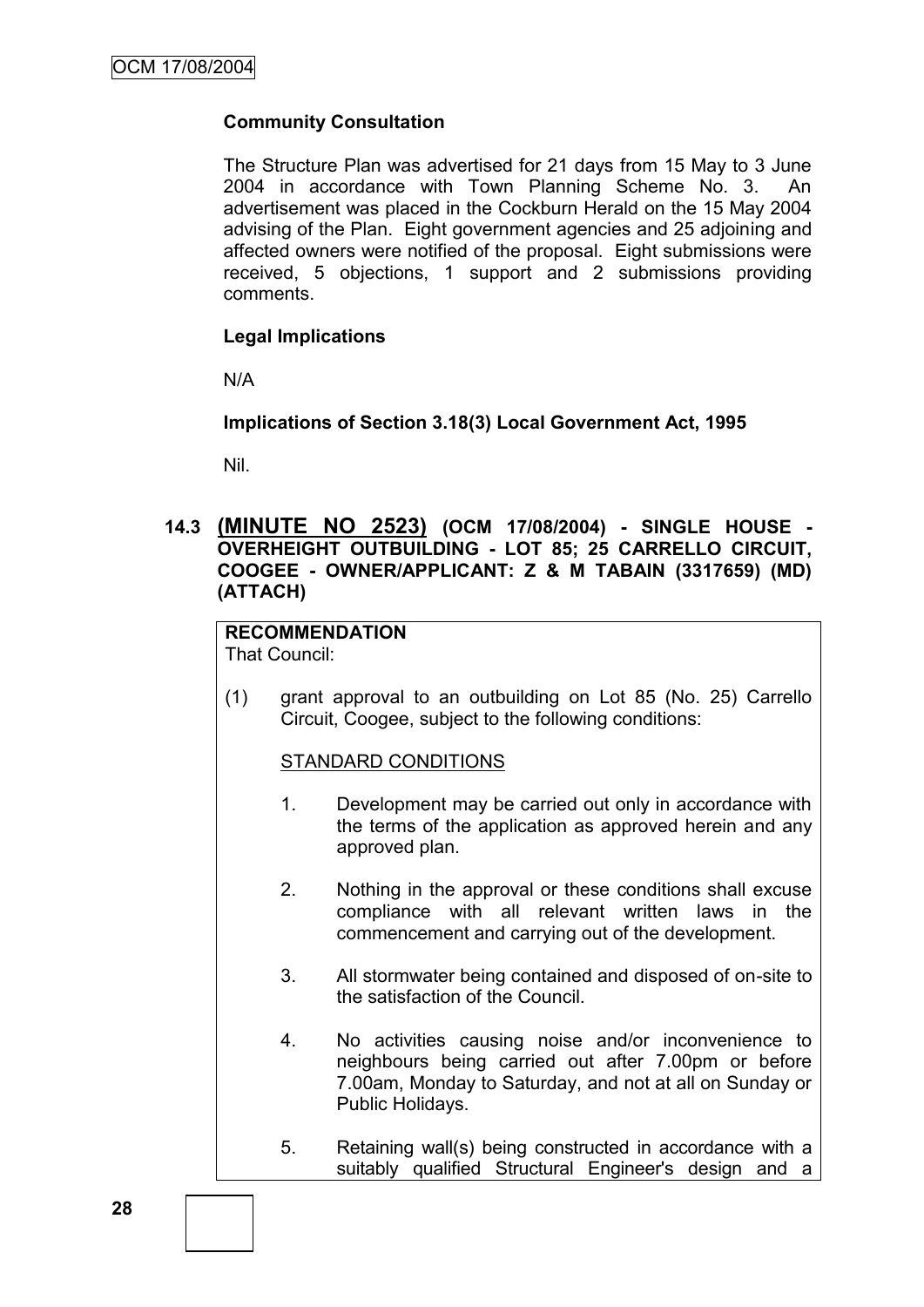**Community Consultation**

The Structure Plan was advertised for 21 days from 15 May to 3 June 2004 in accordance with Town Planning Scheme No. 3. An advertisement was placed in the Cockburn Herald on the 15 May 2004 advising of the Plan. Eight government agencies and 25 adjoining and affected owners were notified of the proposal. Eight submissions were received, 5 objections, 1 support and 2 submissions providing comments.

**Legal Implications**

N/A

**Implications of Section 3.18(3) Local Government Act, 1995**

Nil.

### 14.3 (MINUTE NO 2523) (OCM 17/08/2004) - SINGLE HOUSE - OVERHEIGHT OUTBUILDING - LOT 85; 25 CARRELLO CIRCUIT, COOGEE - OWNER/APPLICANT: Z & M TABAIN (3317659) (MD) (ATTACH)

**RECOMMENDATION**
That Council:

(1) grant approval to an outbuilding on Lot 85 (No. 25) Carrello Circuit, Coogee, subject to the following conditions:

STANDARD CONDITIONS

1. Development may be carried out only in accordance with the terms of the application as approved herein and any approved plan.

2. Nothing in the approval or these conditions shall excuse compliance with all relevant written laws in the commencement and carrying out of the development.

3. All stormwater being contained and disposed of on-site to the satisfaction of the Council.

4. No activities causing noise and/or inconvenience to neighbours being carried out after 7.00pm or before 7.00am, Monday to Saturday, and not at all on Sunday or Public Holidays.

5. Retaining wall(s) being constructed in accordance with a suitably qualified Structural Engineer's design and a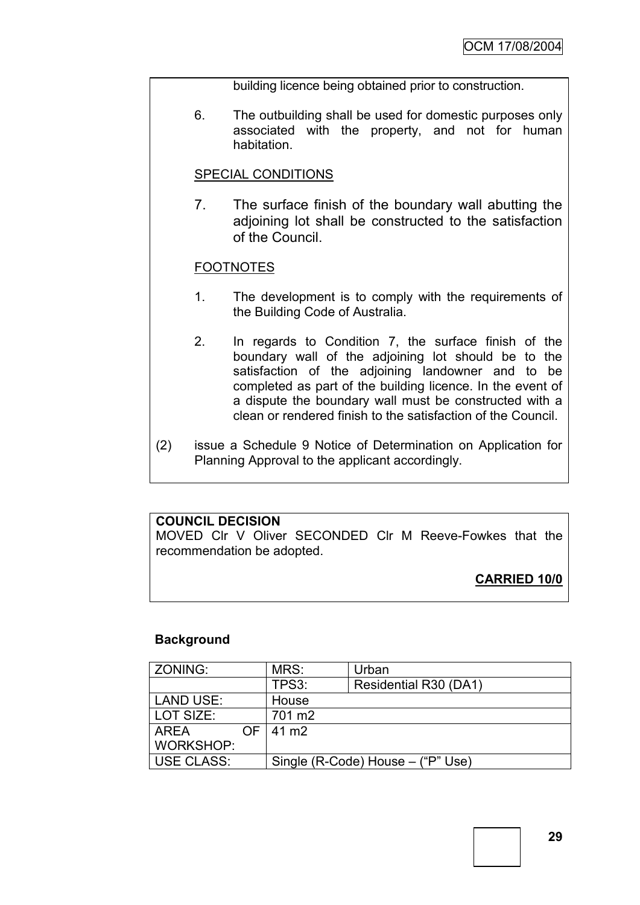building licence being obtained prior to construction.

6. The outbuilding shall be used for domestic purposes only associated with the property, and not for human habitation.

SPECIAL CONDITIONS

7. The surface finish of the boundary wall abutting the adjoining lot shall be constructed to the satisfaction of the Council.

FOOTNOTES

1. The development is to comply with the requirements of the Building Code of Australia.

2. In regards to Condition 7, the surface finish of the boundary wall of the adjoining lot should be to the satisfaction of the adjoining landowner and to be completed as part of the building licence. In the event of a dispute the boundary wall must be constructed with a clean or rendered finish to the satisfaction of the Council.

(2) issue a Schedule 9 Notice of Determination on Application for Planning Approval to the applicant accordingly.

**COUNCIL DECISION**
MOVED Clr V Oliver SECONDED Clr M Reeve-Fowkes that the recommendation be adopted.

**CARRIED 10/0**

**Background**

| | | |
|---|---|---|
| ZONING: | MRS: | Urban |
| | TPS3: | Residential R30 (DA1) |
| LAND USE: | House | |
| LOT SIZE: | 701 m2 | |
| AREA OF WORKSHOP: | 41 m2 | |
| USE CLASS: | Single (R-Code) House – ("P" Use) | |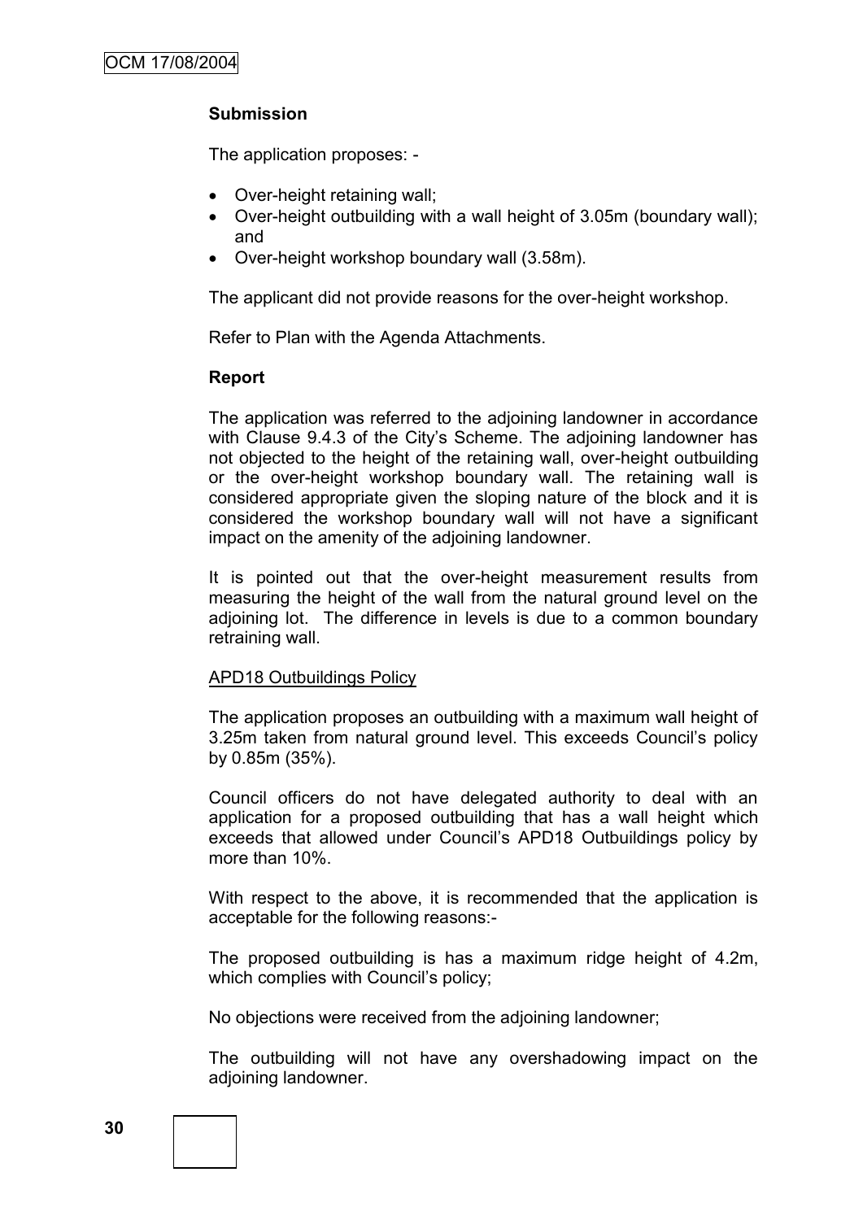**Submission**

The application proposes: -

- Over-height retaining wall;
- Over-height outbuilding with a wall height of 3.05m (boundary wall); and
- Over-height workshop boundary wall (3.58m).

The applicant did not provide reasons for the over-height workshop.

Refer to Plan with the Agenda Attachments.

**Report**

The application was referred to the adjoining landowner in accordance with Clause 9.4.3 of the City's Scheme. The adjoining landowner has not objected to the height of the retaining wall, over-height outbuilding or the over-height workshop boundary wall. The retaining wall is considered appropriate given the sloping nature of the block and it is considered the workshop boundary wall will not have a significant impact on the amenity of the adjoining landowner.

It is pointed out that the over-height measurement results from measuring the height of the wall from the natural ground level on the adjoining lot. The difference in levels is due to a common boundary retraining wall.

APD18 Outbuildings Policy

The application proposes an outbuilding with a maximum wall height of 3.25m taken from natural ground level. This exceeds Council's policy by 0.85m (35%).

Council officers do not have delegated authority to deal with an application for a proposed outbuilding that has a wall height which exceeds that allowed under Council's APD18 Outbuildings policy by more than 10%.

With respect to the above, it is recommended that the application is acceptable for the following reasons:-

The proposed outbuilding is has a maximum ridge height of 4.2m, which complies with Council's policy;

No objections were received from the adjoining landowner;

The outbuilding will not have any overshadowing impact on the adjoining landowner.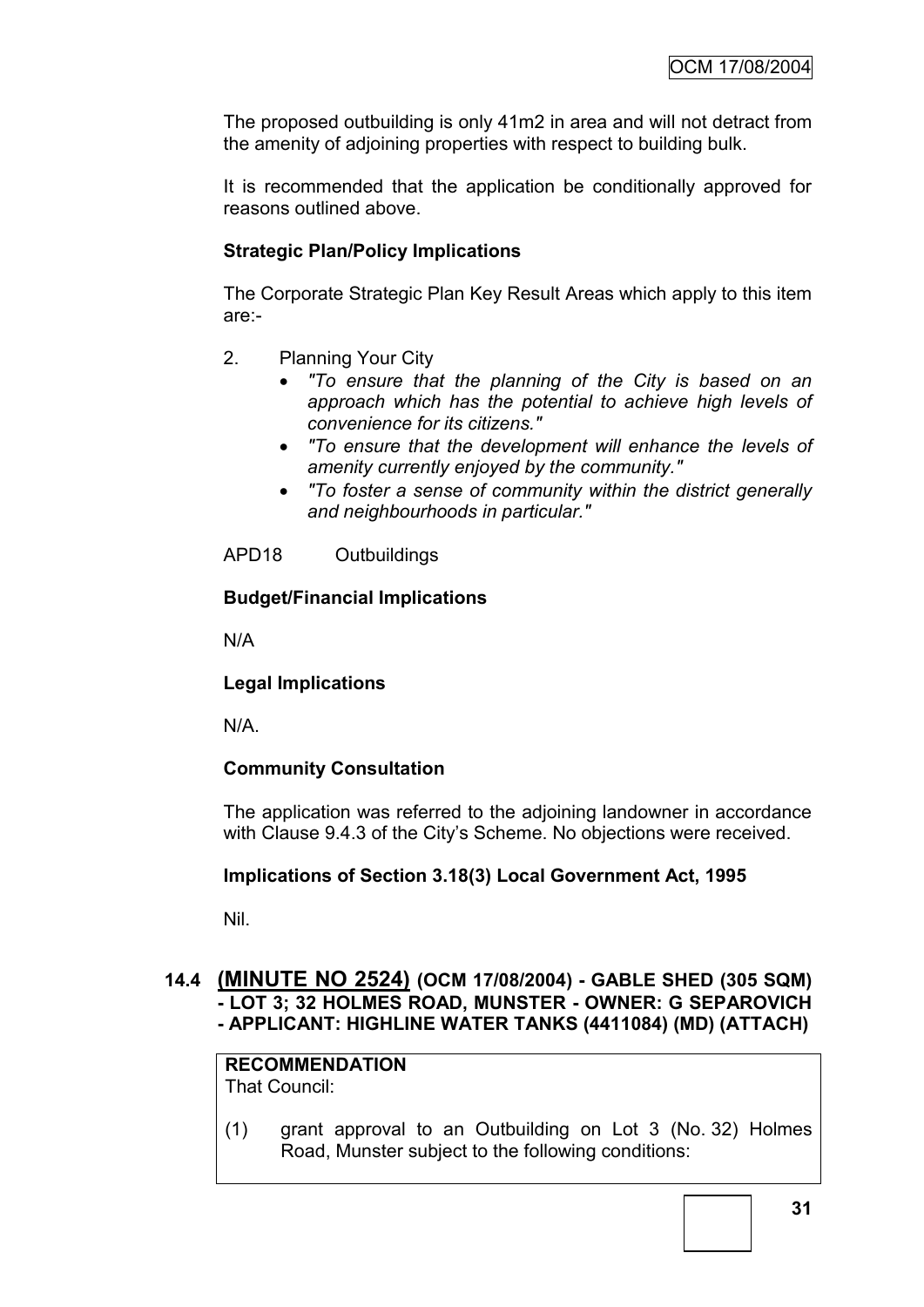The proposed outbuilding is only 41m2 in area and will not detract from the amenity of adjoining properties with respect to building bulk.

It is recommended that the application be conditionally approved for reasons outlined above.

**Strategic Plan/Policy Implications**

The Corporate Strategic Plan Key Result Areas which apply to this item are:-

2. Planning Your City
   - *"To ensure that the planning of the City is based on an approach which has the potential to achieve high levels of convenience for its citizens."*
   - *"To ensure that the development will enhance the levels of amenity currently enjoyed by the community."*
   - *"To foster a sense of community within the district generally and neighbourhoods in particular."*

APD18 Outbuildings

**Budget/Financial Implications**

N/A

**Legal Implications**

N/A.

**Community Consultation**

The application was referred to the adjoining landowner in accordance with Clause 9.4.3 of the City's Scheme. No objections were received.

**Implications of Section 3.18(3) Local Government Act, 1995**

Nil.

### 14.4 (MINUTE NO 2524) (OCM 17/08/2004) - GABLE SHED (305 SQM) - LOT 3; 32 HOLMES ROAD, MUNSTER - OWNER: G SEPAROVICH - APPLICANT: HIGHLINE WATER TANKS (4411084) (MD) (ATTACH)

**RECOMMENDATION**
That Council:

(1) grant approval to an Outbuilding on Lot 3 (No. 32) Holmes Road, Munster subject to the following conditions: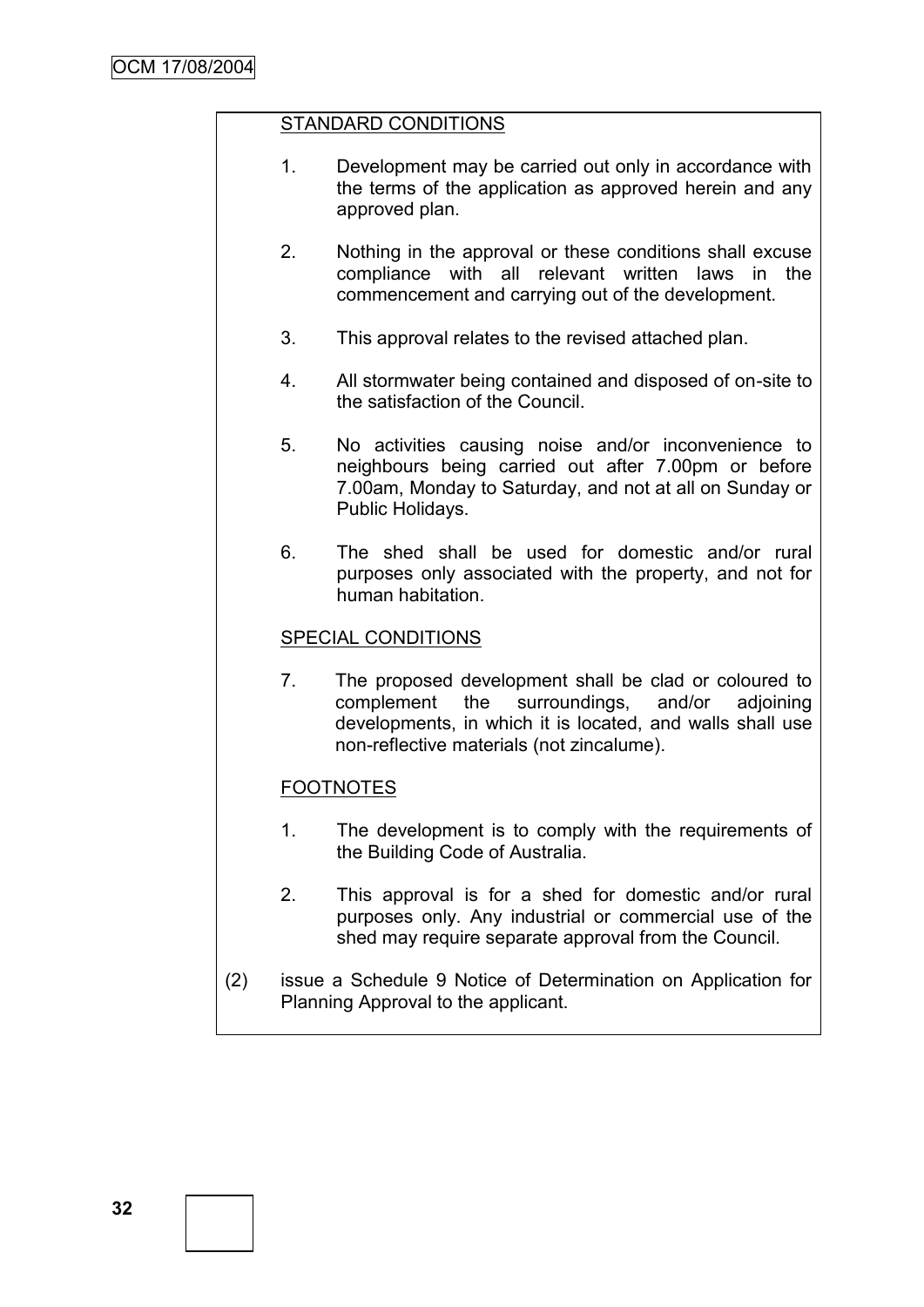STANDARD CONDITIONS

1. Development may be carried out only in accordance with the terms of the application as approved herein and any approved plan.

2. Nothing in the approval or these conditions shall excuse compliance with all relevant written laws in the commencement and carrying out of the development.

3. This approval relates to the revised attached plan.

4. All stormwater being contained and disposed of on-site to the satisfaction of the Council.

5. No activities causing noise and/or inconvenience to neighbours being carried out after 7.00pm or before 7.00am, Monday to Saturday, and not at all on Sunday or Public Holidays.

6. The shed shall be used for domestic and/or rural purposes only associated with the property, and not for human habitation.

SPECIAL CONDITIONS

7. The proposed development shall be clad or coloured to complement the surroundings, and/or adjoining developments, in which it is located, and walls shall use non-reflective materials (not zincalume).

FOOTNOTES

1. The development is to comply with the requirements of the Building Code of Australia.

2. This approval is for a shed for domestic and/or rural purposes only. Any industrial or commercial use of the shed may require separate approval from the Council.

(2) issue a Schedule 9 Notice of Determination on Application for Planning Approval to the applicant.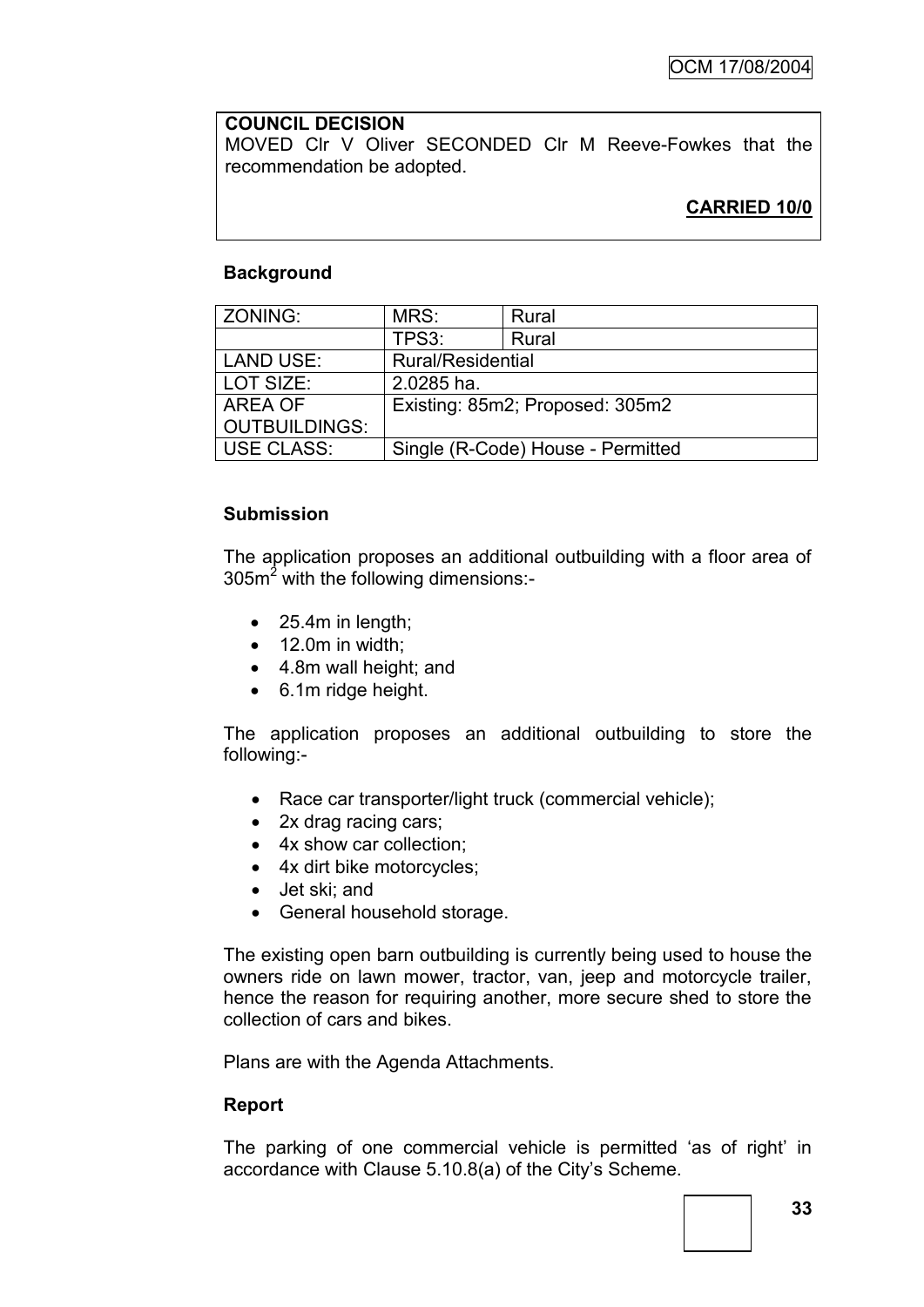**COUNCIL DECISION**

MOVED Clr V Oliver SECONDED Clr M Reeve-Fowkes that the recommendation be adopted.

**CARRIED 10/0**

**Background**

| ZONING: | MRS: | Rural |
|---|---|---|
| | TPS3: | Rural |
| LAND USE: | Rural/Residential | |
| LOT SIZE: | 2.0285 ha. | |
| AREA OF OUTBUILDINGS: | Existing: 85m2; Proposed: 305m2 | |
| USE CLASS: | Single (R-Code) House - Permitted | |

**Submission**

The application proposes an additional outbuilding with a floor area of $305m^2$ with the following dimensions:-

- 25.4m in length;
- 12.0m in width;
- 4.8m wall height; and
- 6.1m ridge height.

The application proposes an additional outbuilding to store the following:-

- Race car transporter/light truck (commercial vehicle);
- 2x drag racing cars;
- 4x show car collection;
- 4x dirt bike motorcycles;
- Jet ski; and
- General household storage.

The existing open barn outbuilding is currently being used to house the owners ride on lawn mower, tractor, van, jeep and motorcycle trailer, hence the reason for requiring another, more secure shed to store the collection of cars and bikes.

Plans are with the Agenda Attachments.

**Report**

The parking of one commercial vehicle is permitted 'as of right' in accordance with Clause 5.10.8(a) of the City's Scheme.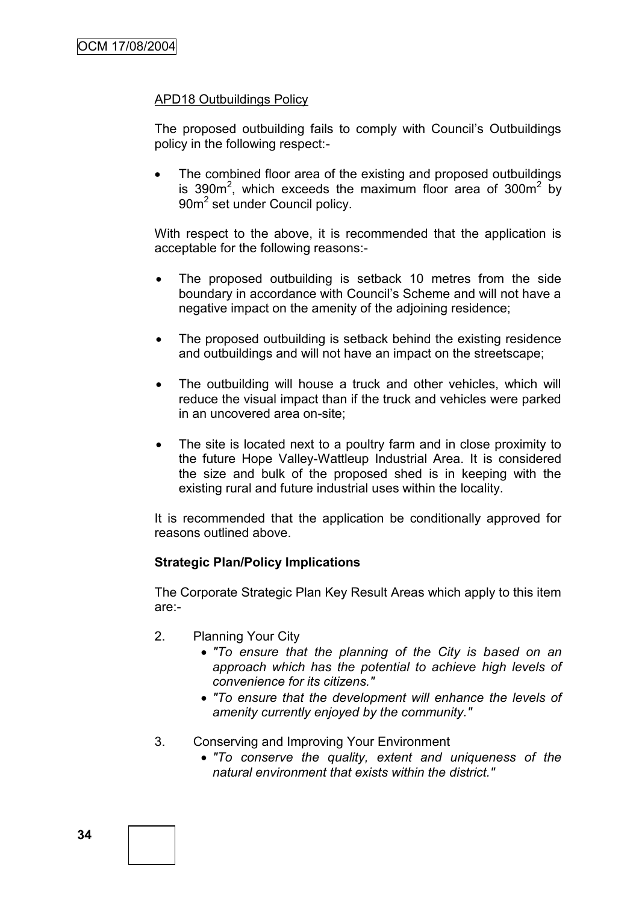APD18 Outbuildings Policy

The proposed outbuilding fails to comply with Council's Outbuildings policy in the following respect:-

- The combined floor area of the existing and proposed outbuildings is $390m^2$, which exceeds the maximum floor area of $300m^2$ by $90m^2$ set under Council policy.

With respect to the above, it is recommended that the application is acceptable for the following reasons:-

- The proposed outbuilding is setback 10 metres from the side boundary in accordance with Council's Scheme and will not have a negative impact on the amenity of the adjoining residence;
- The proposed outbuilding is setback behind the existing residence and outbuildings and will not have an impact on the streetscape;
- The outbuilding will house a truck and other vehicles, which will reduce the visual impact than if the truck and vehicles were parked in an uncovered area on-site;
- The site is located next to a poultry farm and in close proximity to the future Hope Valley-Wattleup Industrial Area. It is considered the size and bulk of the proposed shed is in keeping with the existing rural and future industrial uses within the locality.

It is recommended that the application be conditionally approved for reasons outlined above.

**Strategic Plan/Policy Implications**

The Corporate Strategic Plan Key Result Areas which apply to this item are:-

2. Planning Your City
   - *"To ensure that the planning of the City is based on an approach which has the potential to achieve high levels of convenience for its citizens."*
   - *"To ensure that the development will enhance the levels of amenity currently enjoyed by the community."*
3. Conserving and Improving Your Environment
   - *"To conserve the quality, extent and uniqueness of the natural environment that exists within the district."*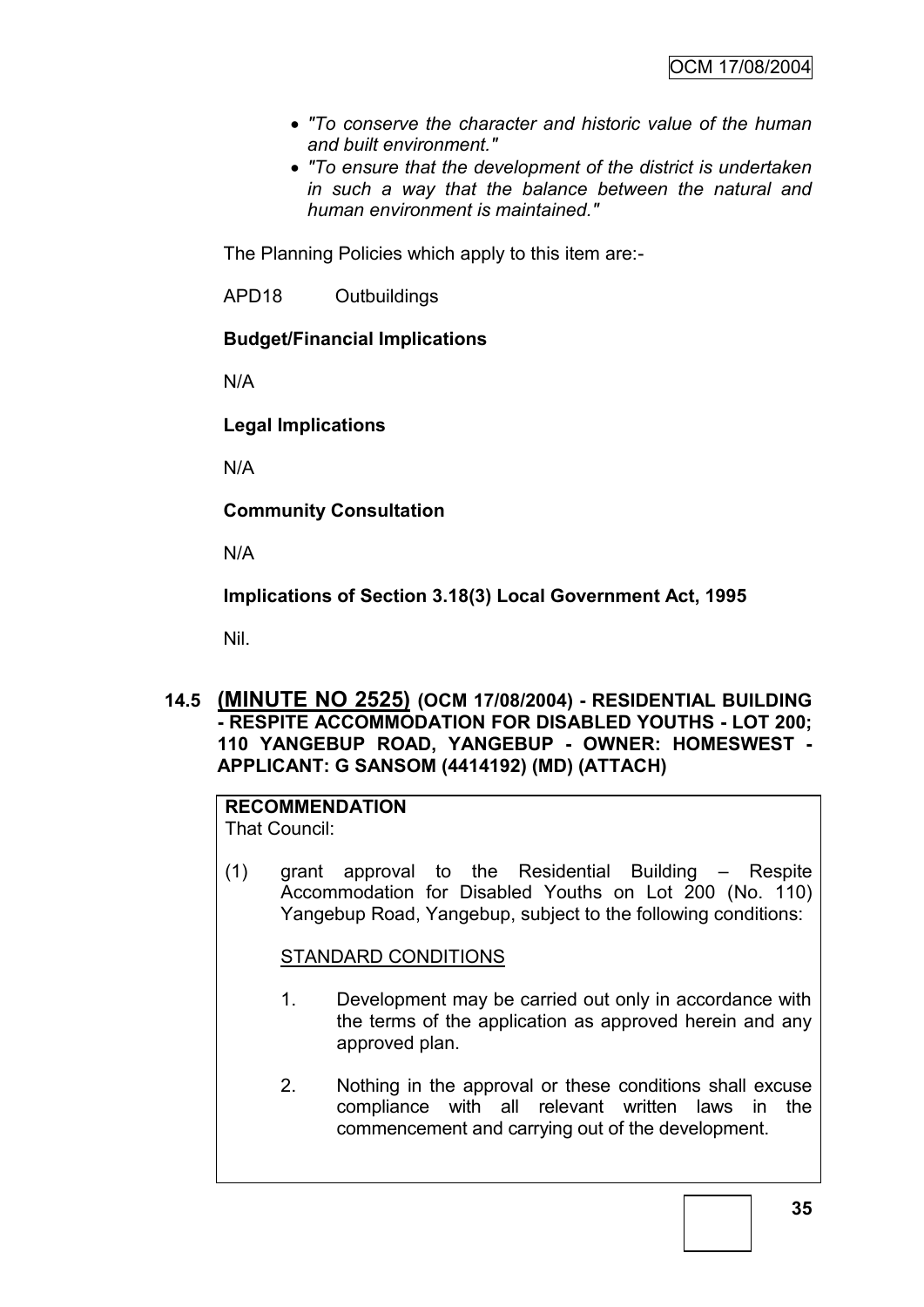- *"To conserve the character and historic value of the human and built environment."*
- *"To ensure that the development of the district is undertaken in such a way that the balance between the natural and human environment is maintained."*

The Planning Policies which apply to this item are:-

APD18 Outbuildings

**Budget/Financial Implications**

N/A

**Legal Implications**

N/A

**Community Consultation**

N/A

**Implications of Section 3.18(3) Local Government Act, 1995**

Nil.

## 14.5 (MINUTE NO 2525) (OCM 17/08/2004) - RESIDENTIAL BUILDING - RESPITE ACCOMMODATION FOR DISABLED YOUTHS - LOT 200; 110 YANGEBUP ROAD, YANGEBUP - OWNER: HOMESWEST - APPLICANT: G SANSOM (4414192) (MD) (ATTACH)

**RECOMMENDATION**
That Council:

(1) grant approval to the Residential Building – Respite Accommodation for Disabled Youths on Lot 200 (No. 110) Yangebup Road, Yangebup, subject to the following conditions:

STANDARD CONDITIONS

1. Development may be carried out only in accordance with the terms of the application as approved herein and any approved plan.

2. Nothing in the approval or these conditions shall excuse compliance with all relevant written laws in the commencement and carrying out of the development.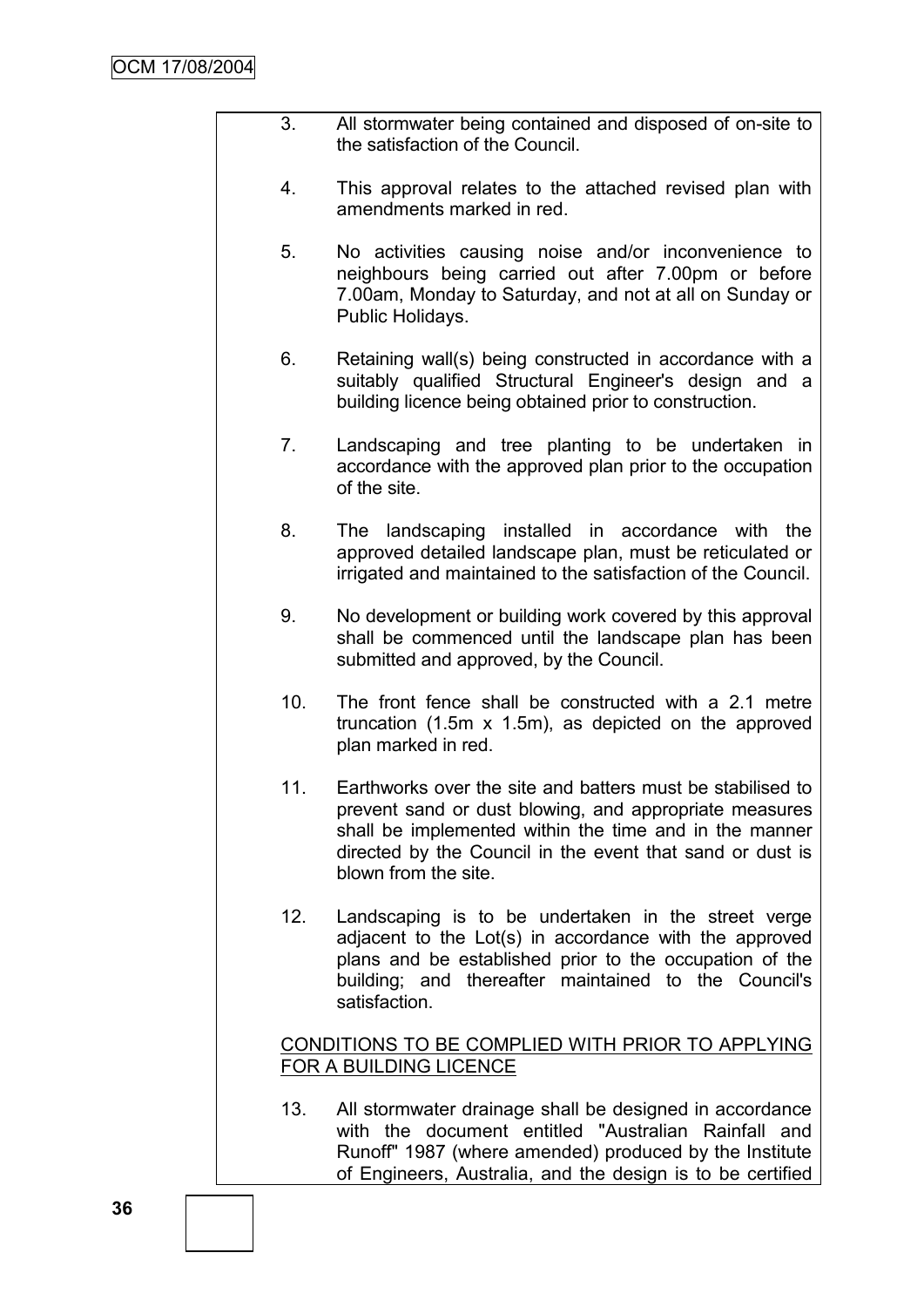3. All stormwater being contained and disposed of on-site to the satisfaction of the Council.

4. This approval relates to the attached revised plan with amendments marked in red.

5. No activities causing noise and/or inconvenience to neighbours being carried out after 7.00pm or before 7.00am, Monday to Saturday, and not at all on Sunday or Public Holidays.

6. Retaining wall(s) being constructed in accordance with a suitably qualified Structural Engineer's design and a building licence being obtained prior to construction.

7. Landscaping and tree planting to be undertaken in accordance with the approved plan prior to the occupation of the site.

8. The landscaping installed in accordance with the approved detailed landscape plan, must be reticulated or irrigated and maintained to the satisfaction of the Council.

9. No development or building work covered by this approval shall be commenced until the landscape plan has been submitted and approved, by the Council.

10. The front fence shall be constructed with a 2.1 metre truncation (1.5m x 1.5m), as depicted on the approved plan marked in red.

11. Earthworks over the site and batters must be stabilised to prevent sand or dust blowing, and appropriate measures shall be implemented within the time and in the manner directed by the Council in the event that sand or dust is blown from the site.

12. Landscaping is to be undertaken in the street verge adjacent to the Lot(s) in accordance with the approved plans and be established prior to the occupation of the building; and thereafter maintained to the Council's satisfaction.

<u>CONDITIONS TO BE COMPLIED WITH PRIOR TO APPLYING FOR A BUILDING LICENCE</u>

13. All stormwater drainage shall be designed in accordance with the document entitled "Australian Rainfall and Runoff" 1987 (where amended) produced by the Institute of Engineers, Australia, and the design is to be certified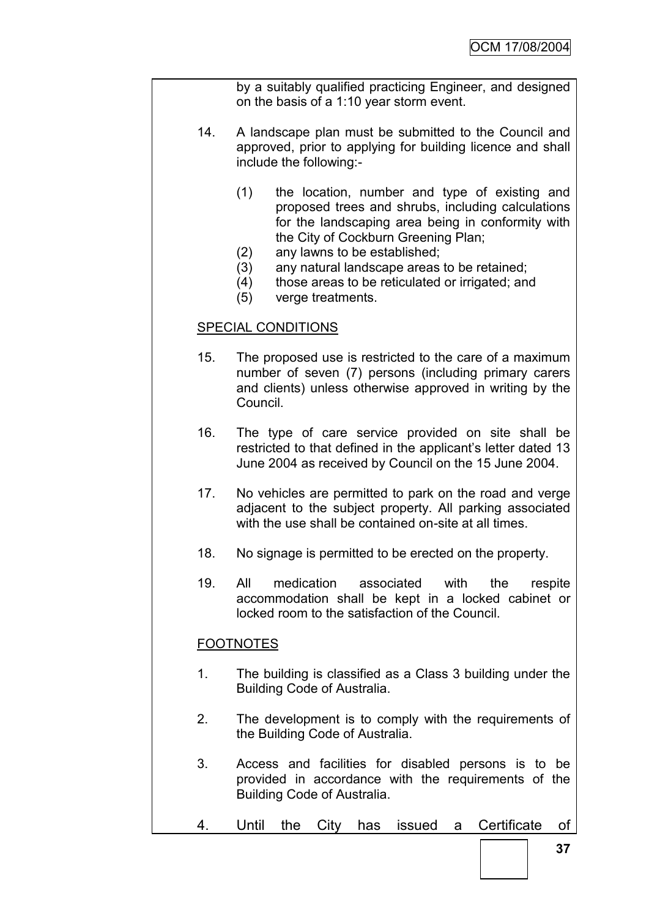by a suitably qualified practicing Engineer, and designed on the basis of a 1:10 year storm event.

14. A landscape plan must be submitted to the Council and approved, prior to applying for building licence and shall include the following:-

    (1) the location, number and type of existing and proposed trees and shrubs, including calculations for the landscaping area being in conformity with the City of Cockburn Greening Plan;
    (2) any lawns to be established;
    (3) any natural landscape areas to be retained;
    (4) those areas to be reticulated or irrigated; and
    (5) verge treatments.

<u>SPECIAL CONDITIONS</u>

15. The proposed use is restricted to the care of a maximum number of seven (7) persons (including primary carers and clients) unless otherwise approved in writing by the Council.

16. The type of care service provided on site shall be restricted to that defined in the applicant's letter dated 13 June 2004 as received by Council on the 15 June 2004.

17. No vehicles are permitted to park on the road and verge adjacent to the subject property. All parking associated with the use shall be contained on-site at all times.

18. No signage is permitted to be erected on the property.

19. All medication associated with the respite accommodation shall be kept in a locked cabinet or locked room to the satisfaction of the Council.

<u>FOOTNOTES</u>

1. The building is classified as a Class 3 building under the Building Code of Australia.

2. The development is to comply with the requirements of the Building Code of Australia.

3. Access and facilities for disabled persons is to be provided in accordance with the requirements of the Building Code of Australia.

4. Until the City has issued a Certificate of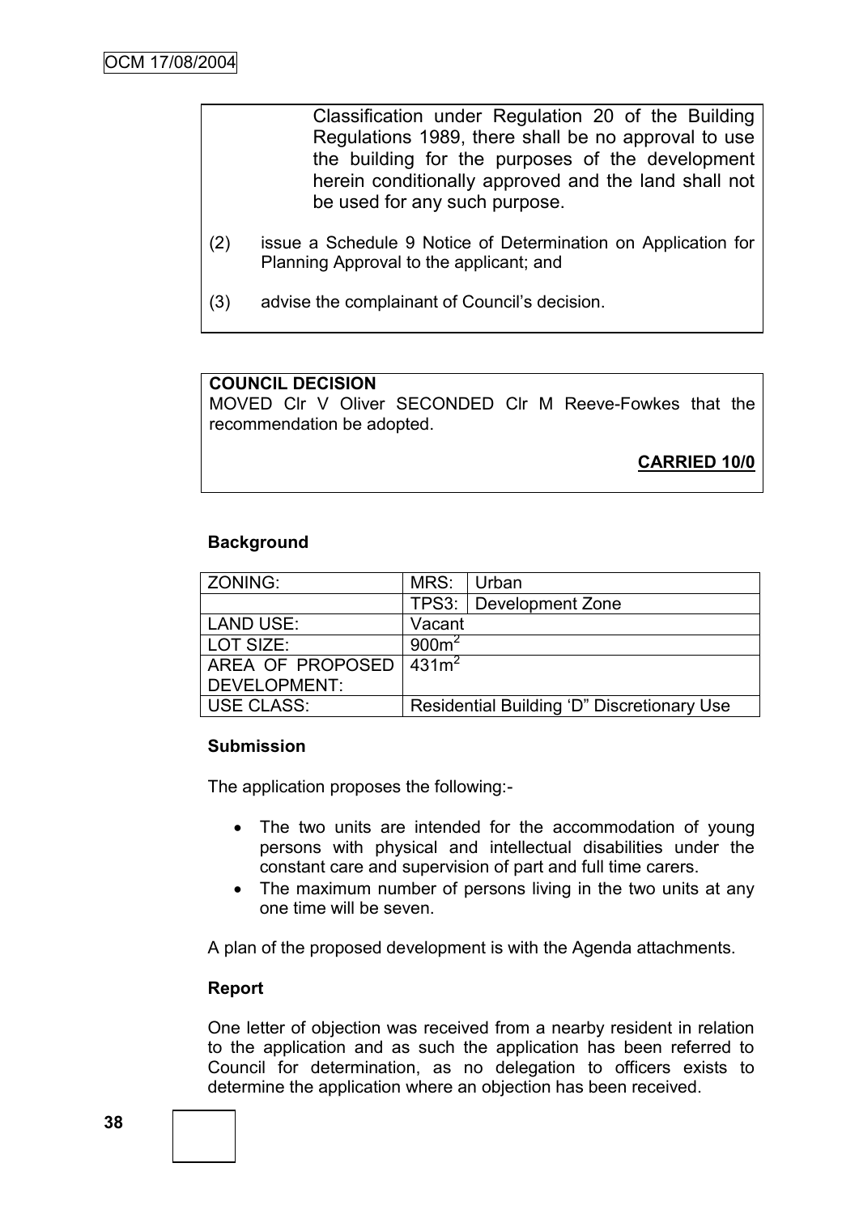Classification under Regulation 20 of the Building Regulations 1989, there shall be no approval to use the building for the purposes of the development herein conditionally approved and the land shall not be used for any such purpose.

(2) issue a Schedule 9 Notice of Determination on Application for Planning Approval to the applicant; and

(3) advise the complainant of Council's decision.

**COUNCIL DECISION**

MOVED Clr V Oliver SECONDED Clr M Reeve-Fowkes that the recommendation be adopted.

**CARRIED 10/0**

### Background

| ZONING: | MRS: | Urban |
|---|---|---|
| | TPS3: | Development Zone |
| LAND USE: | Vacant | |
| LOT SIZE: | $900m^2$ | |
| AREA OF PROPOSED DEVELOPMENT: | $431m^2$ | |
| USE CLASS: | Residential Building 'D" Discretionary Use | |

### Submission

The application proposes the following:-

- The two units are intended for the accommodation of young persons with physical and intellectual disabilities under the constant care and supervision of part and full time carers.
- The maximum number of persons living in the two units at any one time will be seven.

A plan of the proposed development is with the Agenda attachments.

### Report

One letter of objection was received from a nearby resident in relation to the application and as such the application has been referred to Council for determination, as no delegation to officers exists to determine the application where an objection has been received.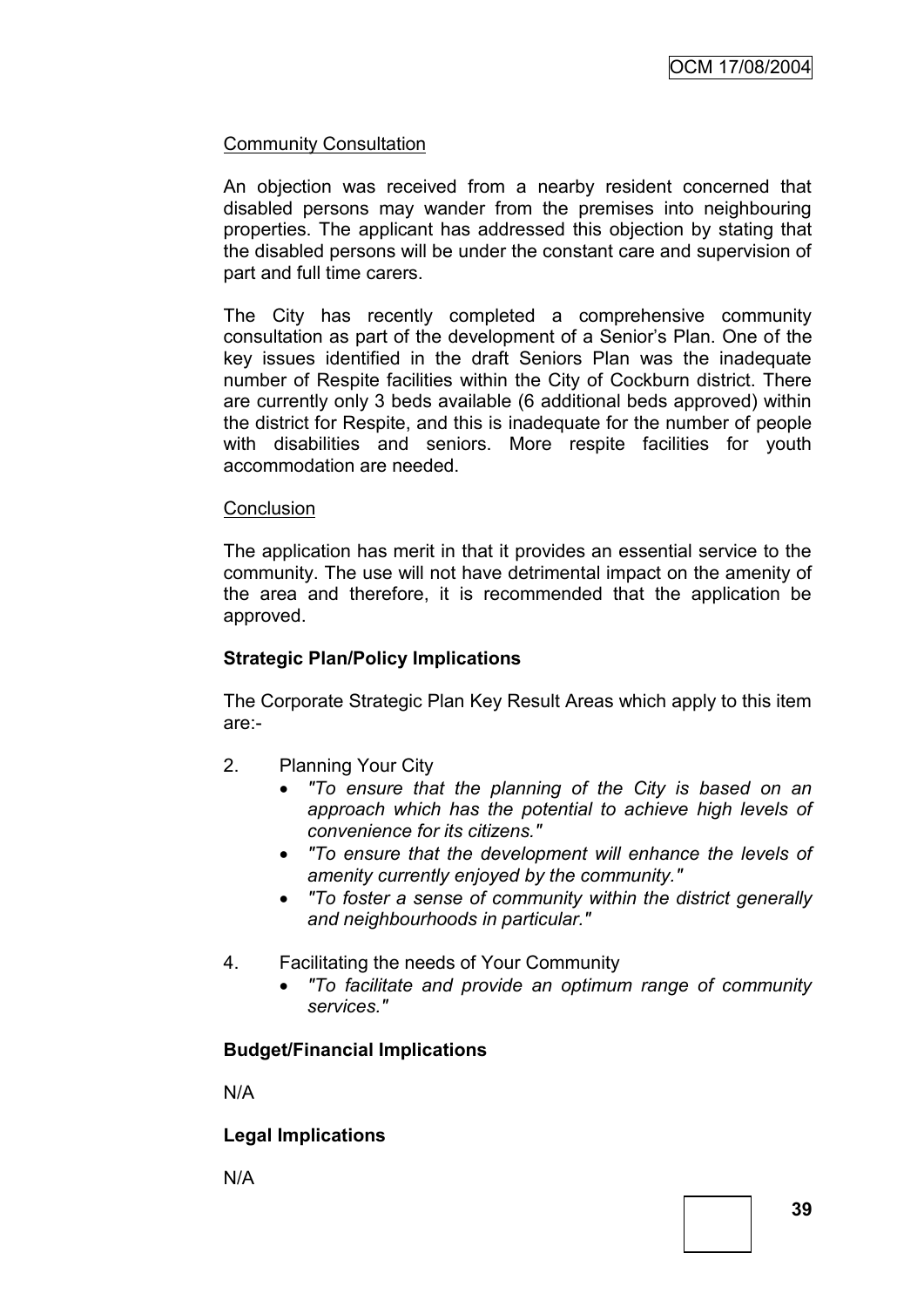Community Consultation

An objection was received from a nearby resident concerned that disabled persons may wander from the premises into neighbouring properties. The applicant has addressed this objection by stating that the disabled persons will be under the constant care and supervision of part and full time carers.

The City has recently completed a comprehensive community consultation as part of the development of a Senior's Plan. One of the key issues identified in the draft Seniors Plan was the inadequate number of Respite facilities within the City of Cockburn district. There are currently only 3 beds available (6 additional beds approved) within the district for Respite, and this is inadequate for the number of people with disabilities and seniors. More respite facilities for youth accommodation are needed.

Conclusion

The application has merit in that it provides an essential service to the community. The use will not have detrimental impact on the amenity of the area and therefore, it is recommended that the application be approved.

**Strategic Plan/Policy Implications**

The Corporate Strategic Plan Key Result Areas which apply to this item are:-

2. Planning Your City
   - *"To ensure that the planning of the City is based on an approach which has the potential to achieve high levels of convenience for its citizens."*
   - *"To ensure that the development will enhance the levels of amenity currently enjoyed by the community."*
   - *"To foster a sense of community within the district generally and neighbourhoods in particular."*

4. Facilitating the needs of Your Community
   - *"To facilitate and provide an optimum range of community services."*

**Budget/Financial Implications**

N/A

**Legal Implications**

N/A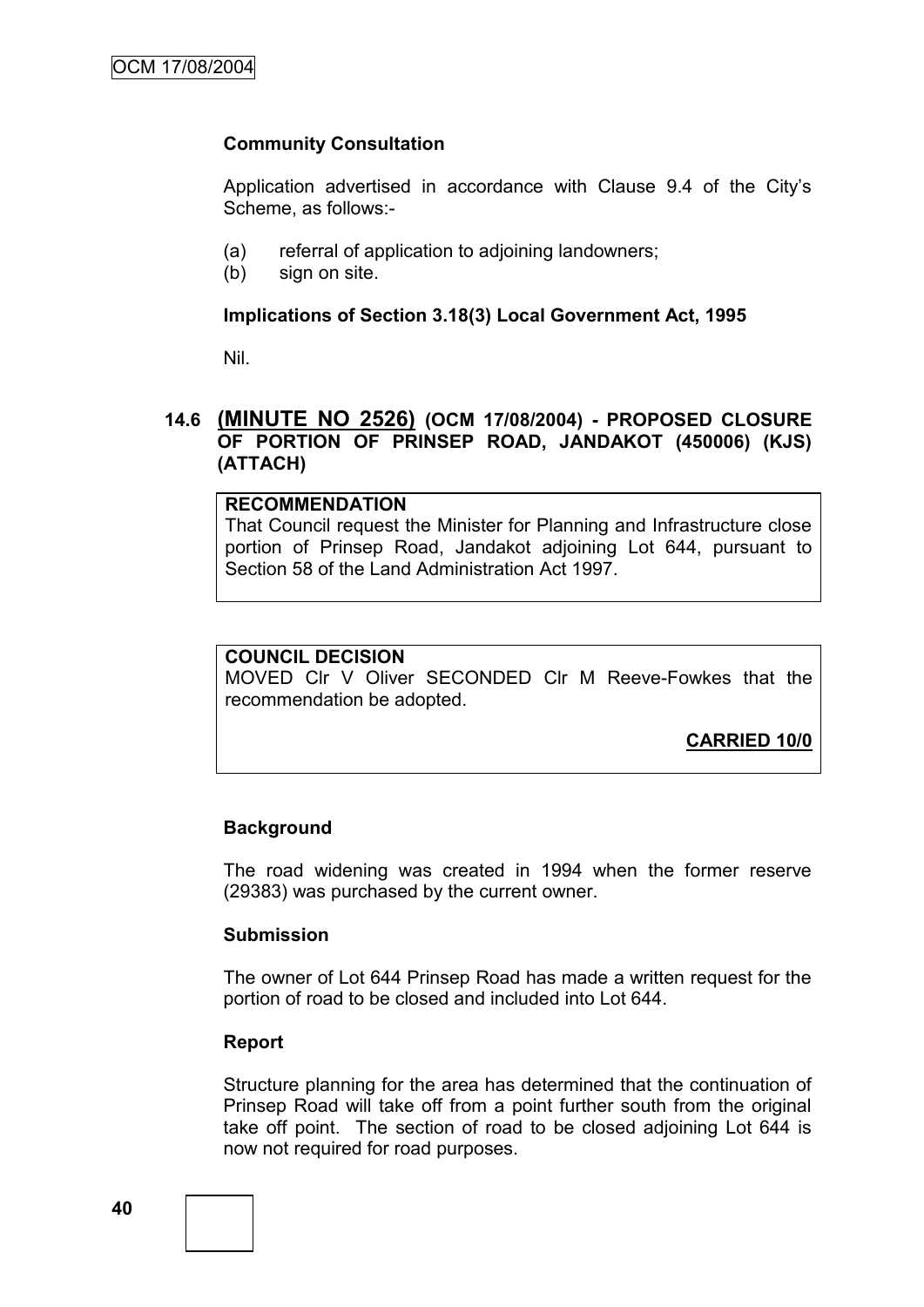**Community Consultation**

Application advertised in accordance with Clause 9.4 of the City's Scheme, as follows:-

(a) referral of application to adjoining landowners;
(b) sign on site.

**Implications of Section 3.18(3) Local Government Act, 1995**

Nil.

## 14.6 (MINUTE NO 2526) (OCM 17/08/2004) - PROPOSED CLOSURE OF PORTION OF PRINSEP ROAD, JANDAKOT (450006) (KJS) (ATTACH)

**RECOMMENDATION**
That Council request the Minister for Planning and Infrastructure close portion of Prinsep Road, Jandakot adjoining Lot 644, pursuant to Section 58 of the Land Administration Act 1997.

**COUNCIL DECISION**
MOVED Clr V Oliver SECONDED Clr M Reeve-Fowkes that the recommendation be adopted.

**CARRIED 10/0**

**Background**

The road widening was created in 1994 when the former reserve (29383) was purchased by the current owner.

**Submission**

The owner of Lot 644 Prinsep Road has made a written request for the portion of road to be closed and included into Lot 644.

**Report**

Structure planning for the area has determined that the continuation of Prinsep Road will take off from a point further south from the original take off point. The section of road to be closed adjoining Lot 644 is now not required for road purposes.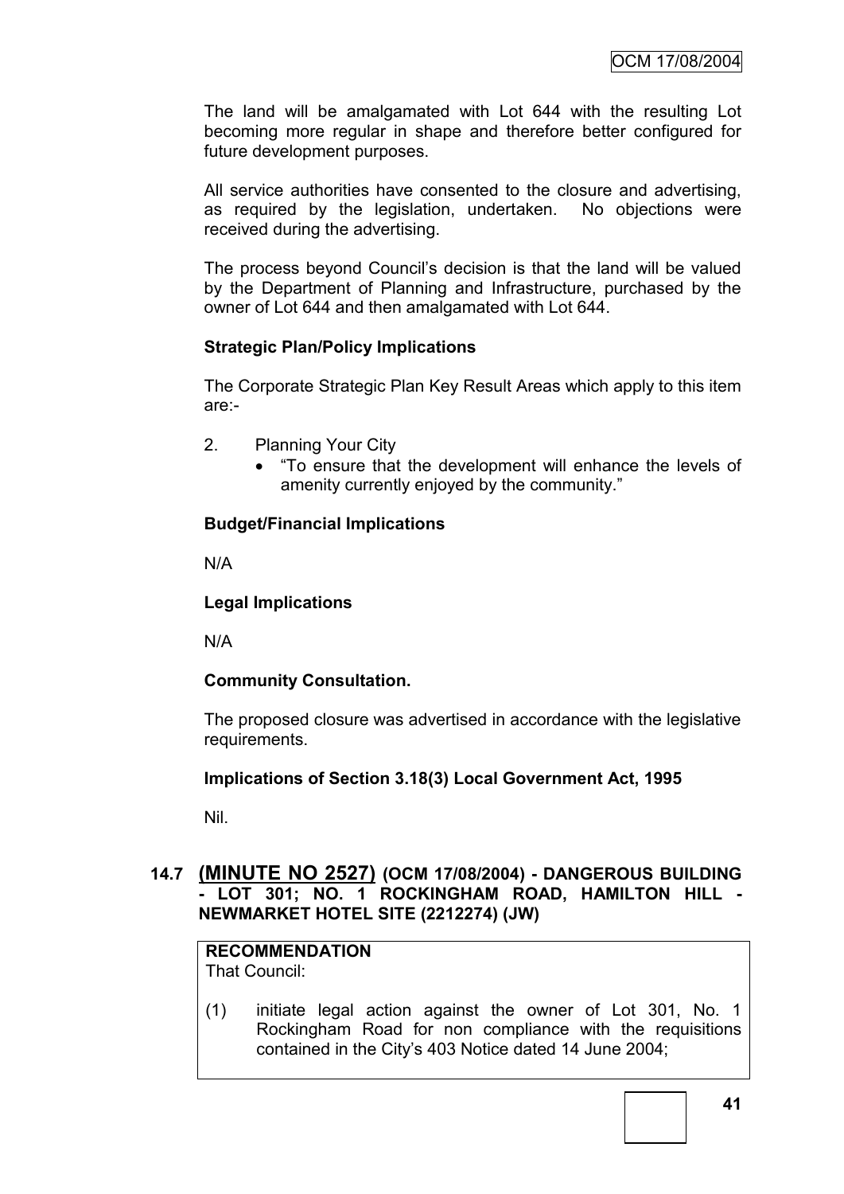The land will be amalgamated with Lot 644 with the resulting Lot becoming more regular in shape and therefore better configured for future development purposes.

All service authorities have consented to the closure and advertising, as required by the legislation, undertaken. No objections were received during the advertising.

The process beyond Council's decision is that the land will be valued by the Department of Planning and Infrastructure, purchased by the owner of Lot 644 and then amalgamated with Lot 644.

**Strategic Plan/Policy Implications**

The Corporate Strategic Plan Key Result Areas which apply to this item are:-

2. Planning Your City
   - "To ensure that the development will enhance the levels of amenity currently enjoyed by the community."

**Budget/Financial Implications**

N/A

**Legal Implications**

N/A

**Community Consultation.**

The proposed closure was advertised in accordance with the legislative requirements.

**Implications of Section 3.18(3) Local Government Act, 1995**

Nil.

## 14.7 (MINUTE NO 2527) (OCM 17/08/2004) - DANGEROUS BUILDING - LOT 301; NO. 1 ROCKINGHAM ROAD, HAMILTON HILL - NEWMARKET HOTEL SITE (2212274) (JW)

**RECOMMENDATION**
That Council:

(1) initiate legal action against the owner of Lot 301, No. 1 Rockingham Road for non compliance with the requisitions contained in the City's 403 Notice dated 14 June 2004;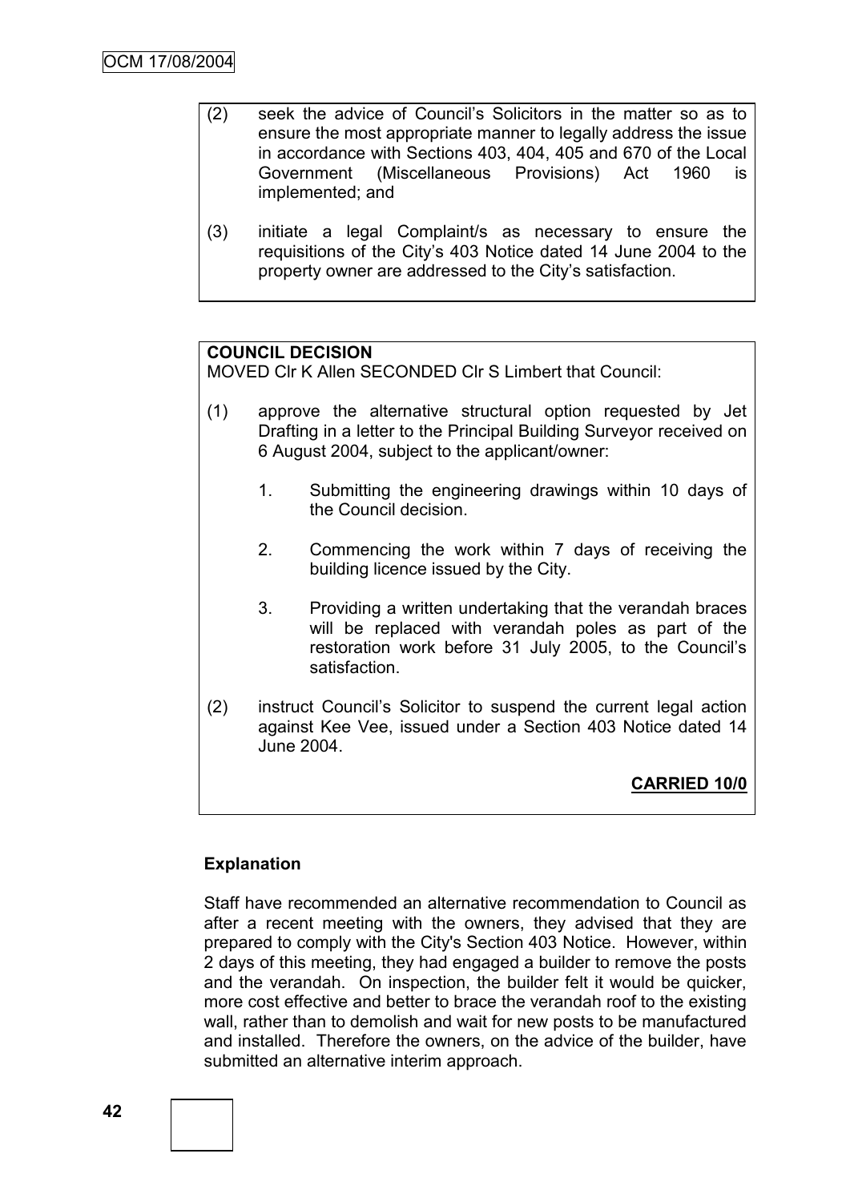(2) seek the advice of Council's Solicitors in the matter so as to ensure the most appropriate manner to legally address the issue in accordance with Sections 403, 404, 405 and 670 of the Local Government (Miscellaneous Provisions) Act 1960 is implemented; and

(3) initiate a legal Complaint/s as necessary to ensure the requisitions of the City's 403 Notice dated 14 June 2004 to the property owner are addressed to the City's satisfaction.

**COUNCIL DECISION**

MOVED Clr K Allen SECONDED Clr S Limbert that Council:

(1) approve the alternative structural option requested by Jet Drafting in a letter to the Principal Building Surveyor received on 6 August 2004, subject to the applicant/owner:

   1. Submitting the engineering drawings within 10 days of the Council decision.

   2. Commencing the work within 7 days of receiving the building licence issued by the City.

   3. Providing a written undertaking that the verandah braces will be replaced with verandah poles as part of the restoration work before 31 July 2005, to the Council's satisfaction.

(2) instruct Council's Solicitor to suspend the current legal action against Kee Vee, issued under a Section 403 Notice dated 14 June 2004.

**CARRIED 10/0**

**Explanation**

Staff have recommended an alternative recommendation to Council as after a recent meeting with the owners, they advised that they are prepared to comply with the City's Section 403 Notice. However, within 2 days of this meeting, they had engaged a builder to remove the posts and the verandah. On inspection, the builder felt it would be quicker, more cost effective and better to brace the verandah roof to the existing wall, rather than to demolish and wait for new posts to be manufactured and installed. Therefore the owners, on the advice of the builder, have submitted an alternative interim approach.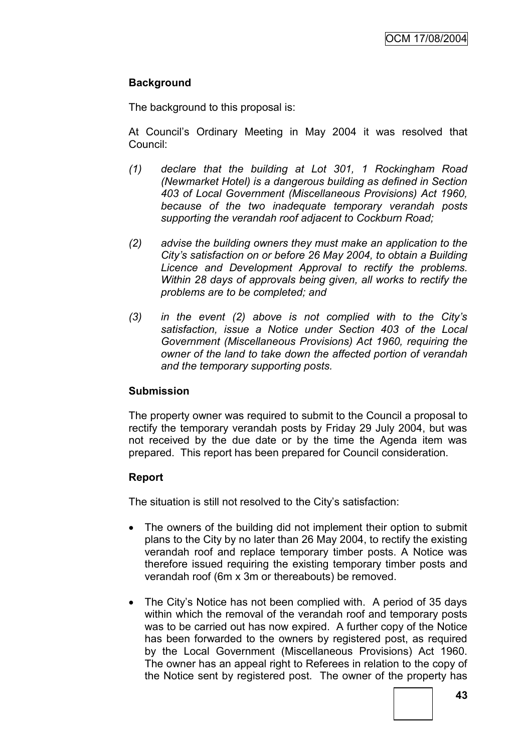**Background**

The background to this proposal is:

At Council's Ordinary Meeting in May 2004 it was resolved that Council:

*(1) declare that the building at Lot 301, 1 Rockingham Road (Newmarket Hotel) is a dangerous building as defined in Section 403 of Local Government (Miscellaneous Provisions) Act 1960, because of the two inadequate temporary verandah posts supporting the verandah roof adjacent to Cockburn Road;*

*(2) advise the building owners they must make an application to the City's satisfaction on or before 26 May 2004, to obtain a Building Licence and Development Approval to rectify the problems. Within 28 days of approvals being given, all works to rectify the problems are to be completed; and*

*(3) in the event (2) above is not complied with to the City's satisfaction, issue a Notice under Section 403 of the Local Government (Miscellaneous Provisions) Act 1960, requiring the owner of the land to take down the affected portion of verandah and the temporary supporting posts.*

**Submission**

The property owner was required to submit to the Council a proposal to rectify the temporary verandah posts by Friday 29 July 2004, but was not received by the due date or by the time the Agenda item was prepared. This report has been prepared for Council consideration.

**Report**

The situation is still not resolved to the City's satisfaction:

- The owners of the building did not implement their option to submit plans to the City by no later than 26 May 2004, to rectify the existing verandah roof and replace temporary timber posts. A Notice was therefore issued requiring the existing temporary timber posts and verandah roof (6m x 3m or thereabouts) be removed.
- The City's Notice has not been complied with. A period of 35 days within which the removal of the verandah roof and temporary posts was to be carried out has now expired. A further copy of the Notice has been forwarded to the owners by registered post, as required by the Local Government (Miscellaneous Provisions) Act 1960. The owner has an appeal right to Referees in relation to the copy of the Notice sent by registered post. The owner of the property has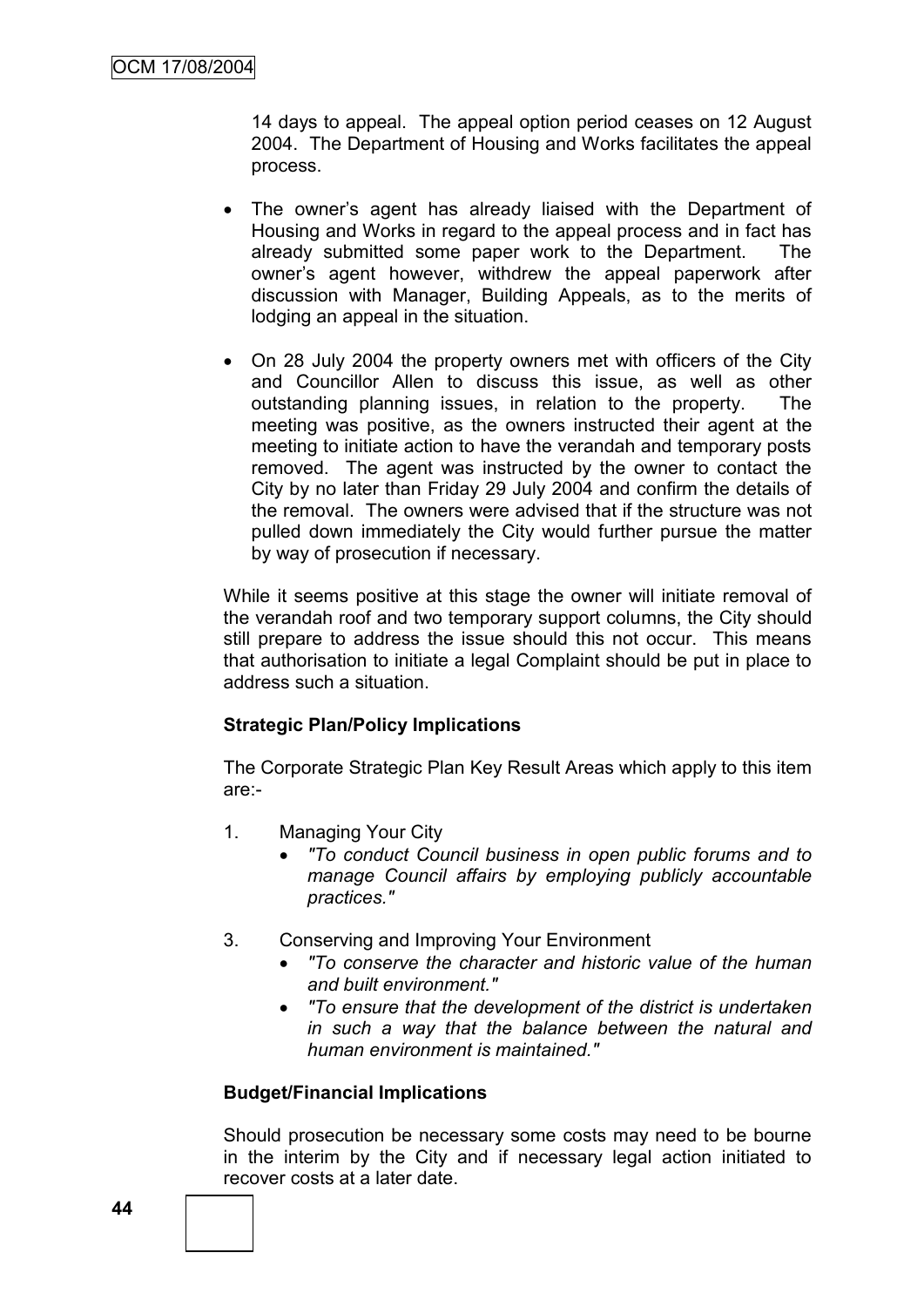14 days to appeal. The appeal option period ceases on 12 August 2004. The Department of Housing and Works facilitates the appeal process.

- The owner's agent has already liaised with the Department of Housing and Works in regard to the appeal process and in fact has already submitted some paper work to the Department. The owner's agent however, withdrew the appeal paperwork after discussion with Manager, Building Appeals, as to the merits of lodging an appeal in the situation.
- On 28 July 2004 the property owners met with officers of the City and Councillor Allen to discuss this issue, as well as other outstanding planning issues, in relation to the property. The meeting was positive, as the owners instructed their agent at the meeting to initiate action to have the verandah and temporary posts removed. The agent was instructed by the owner to contact the City by no later than Friday 29 July 2004 and confirm the details of the removal. The owners were advised that if the structure was not pulled down immediately the City would further pursue the matter by way of prosecution if necessary.

While it seems positive at this stage the owner will initiate removal of the verandah roof and two temporary support columns, the City should still prepare to address the issue should this not occur. This means that authorisation to initiate a legal Complaint should be put in place to address such a situation.

**Strategic Plan/Policy Implications**

The Corporate Strategic Plan Key Result Areas which apply to this item are:-

1. Managing Your City
   - *"To conduct Council business in open public forums and to manage Council affairs by employing publicly accountable practices."*

3. Conserving and Improving Your Environment
   - *"To conserve the character and historic value of the human and built environment."*
   - *"To ensure that the development of the district is undertaken in such a way that the balance between the natural and human environment is maintained."*

**Budget/Financial Implications**

Should prosecution be necessary some costs may need to be bourne in the interim by the City and if necessary legal action initiated to recover costs at a later date.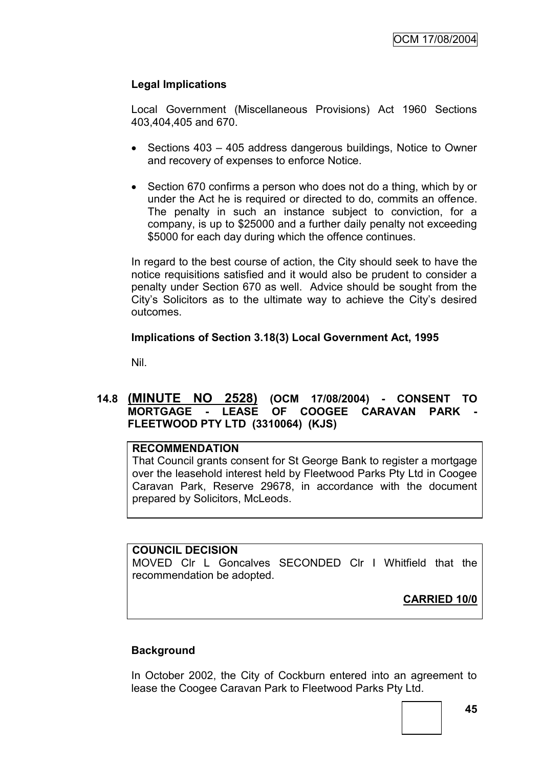**Legal Implications**

Local Government (Miscellaneous Provisions) Act 1960 Sections 403,404,405 and 670.

- Sections 403 – 405 address dangerous buildings, Notice to Owner and recovery of expenses to enforce Notice.
- Section 670 confirms a person who does not do a thing, which by or under the Act he is required or directed to do, commits an offence. The penalty in such an instance subject to conviction, for a company, is up to $25000 and a further daily penalty not exceeding $5000 for each day during which the offence continues.

In regard to the best course of action, the City should seek to have the notice requisitions satisfied and it would also be prudent to consider a penalty under Section 670 as well. Advice should be sought from the City's Solicitors as to the ultimate way to achieve the City's desired outcomes.

**Implications of Section 3.18(3) Local Government Act, 1995**

Nil.

## 14.8 (MINUTE NO 2528) (OCM 17/08/2004) - CONSENT TO MORTGAGE - LEASE OF COOGEE CARAVAN PARK - FLEETWOOD PTY LTD (3310064) (KJS)

**RECOMMENDATION**
That Council grants consent for St George Bank to register a mortgage over the leasehold interest held by Fleetwood Parks Pty Ltd in Coogee Caravan Park, Reserve 29678, in accordance with the document prepared by Solicitors, McLeods.

**COUNCIL DECISION**
MOVED Clr L Goncalves SECONDED Clr I Whitfield that the recommendation be adopted.

**CARRIED 10/0**

**Background**

In October 2002, the City of Cockburn entered into an agreement to lease the Coogee Caravan Park to Fleetwood Parks Pty Ltd.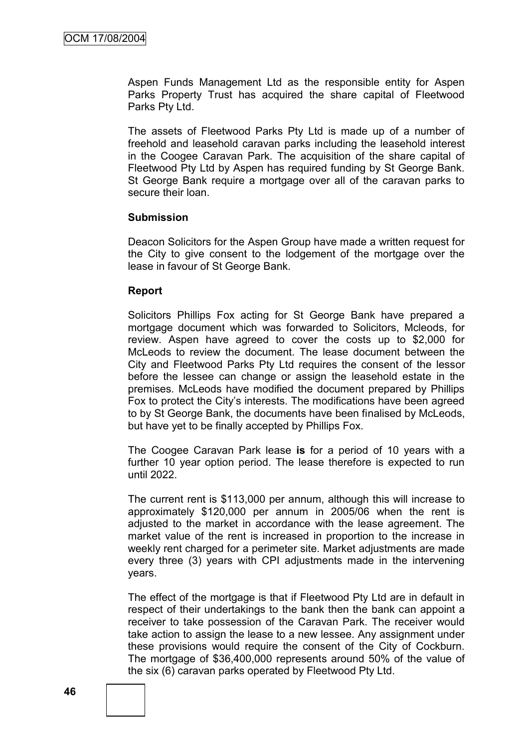Aspen Funds Management Ltd as the responsible entity for Aspen Parks Property Trust has acquired the share capital of Fleetwood Parks Pty Ltd.

The assets of Fleetwood Parks Pty Ltd is made up of a number of freehold and leasehold caravan parks including the leasehold interest in the Coogee Caravan Park. The acquisition of the share capital of Fleetwood Pty Ltd by Aspen has required funding by St George Bank. St George Bank require a mortgage over all of the caravan parks to secure their loan.

**Submission**

Deacon Solicitors for the Aspen Group have made a written request for the City to give consent to the lodgement of the mortgage over the lease in favour of St George Bank.

**Report**

Solicitors Phillips Fox acting for St George Bank have prepared a mortgage document which was forwarded to Solicitors, Mcleods, for review. Aspen have agreed to cover the costs up to $2,000 for McLeods to review the document. The lease document between the City and Fleetwood Parks Pty Ltd requires the consent of the lessor before the lessee can change or assign the leasehold estate in the premises. McLeods have modified the document prepared by Phillips Fox to protect the City's interests. The modifications have been agreed to by St George Bank, the documents have been finalised by McLeods, but have yet to be finally accepted by Phillips Fox.

The Coogee Caravan Park lease **is** for a period of 10 years with a further 10 year option period. The lease therefore is expected to run until 2022.

The current rent is $113,000 per annum, although this will increase to approximately $120,000 per annum in 2005/06 when the rent is adjusted to the market in accordance with the lease agreement. The market value of the rent is increased in proportion to the increase in weekly rent charged for a perimeter site. Market adjustments are made every three (3) years with CPI adjustments made in the intervening years.

The effect of the mortgage is that if Fleetwood Pty Ltd are in default in respect of their undertakings to the bank then the bank can appoint a receiver to take possession of the Caravan Park. The receiver would take action to assign the lease to a new lessee. Any assignment under these provisions would require the consent of the City of Cockburn. The mortgage of $36,400,000 represents around 50% of the value of the six (6) caravan parks operated by Fleetwood Pty Ltd.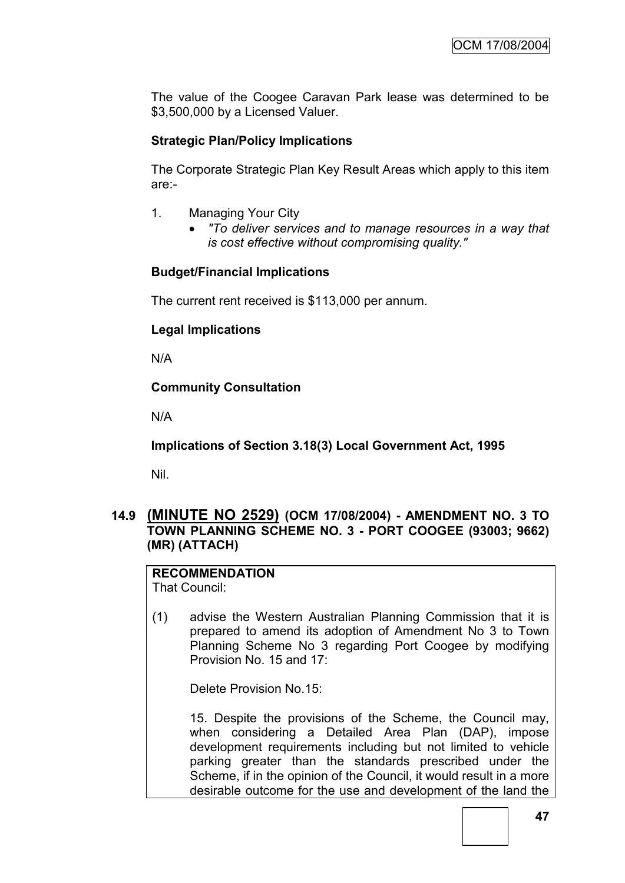The value of the Coogee Caravan Park lease was determined to be $3,500,000 by a Licensed Valuer.

**Strategic Plan/Policy Implications**

The Corporate Strategic Plan Key Result Areas which apply to this item are:-

1. Managing Your City
   - *"To deliver services and to manage resources in a way that is cost effective without compromising quality."*

**Budget/Financial Implications**

The current rent received is $113,000 per annum.

**Legal Implications**

N/A

**Community Consultation**

N/A

**Implications of Section 3.18(3) Local Government Act, 1995**

Nil.

### 14.9 (MINUTE NO 2529) (OCM 17/08/2004) - AMENDMENT NO. 3 TO TOWN PLANNING SCHEME NO. 3 - PORT COOGEE (93003; 9662) (MR) (ATTACH)

**RECOMMENDATION**
That Council:

(1) advise the Western Australian Planning Commission that it is prepared to amend its adoption of Amendment No 3 to Town Planning Scheme No 3 regarding Port Coogee by modifying Provision No. 15 and 17:

Delete Provision No.15:

15. Despite the provisions of the Scheme, the Council may, when considering a Detailed Area Plan (DAP), impose development requirements including but not limited to vehicle parking greater than the standards prescribed under the Scheme, if in the opinion of the Council, it would result in a more desirable outcome for the use and development of the land the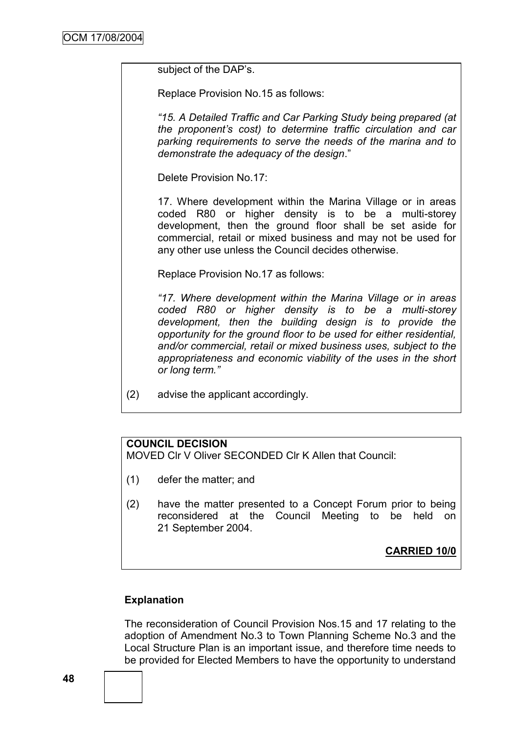subject of the DAP's.

Replace Provision No.15 as follows:

*"15. A Detailed Traffic and Car Parking Study being prepared (at the proponent's cost) to determine traffic circulation and car parking requirements to serve the needs of the marina and to demonstrate the adequacy of the design*."

Delete Provision No.17:

17. Where development within the Marina Village or in areas coded R80 or higher density is to be a multi-storey development, then the ground floor shall be set aside for commercial, retail or mixed business and may not be used for any other use unless the Council decides otherwise.

Replace Provision No.17 as follows:

*"17. Where development within the Marina Village or in areas coded R80 or higher density is to be a multi-storey development, then the building design is to provide the opportunity for the ground floor to be used for either residential, and/or commercial, retail or mixed business uses, subject to the appropriateness and economic viability of the uses in the short or long term."*

(2) advise the applicant accordingly.

**COUNCIL DECISION**
MOVED Clr V Oliver SECONDED Clr K Allen that Council:

(1) defer the matter; and

(2) have the matter presented to a Concept Forum prior to being reconsidered at the Council Meeting to be held on 21 September 2004.

**CARRIED 10/0**

**Explanation**

The reconsideration of Council Provision Nos.15 and 17 relating to the adoption of Amendment No.3 to Town Planning Scheme No.3 and the Local Structure Plan is an important issue, and therefore time needs to be provided for Elected Members to have the opportunity to understand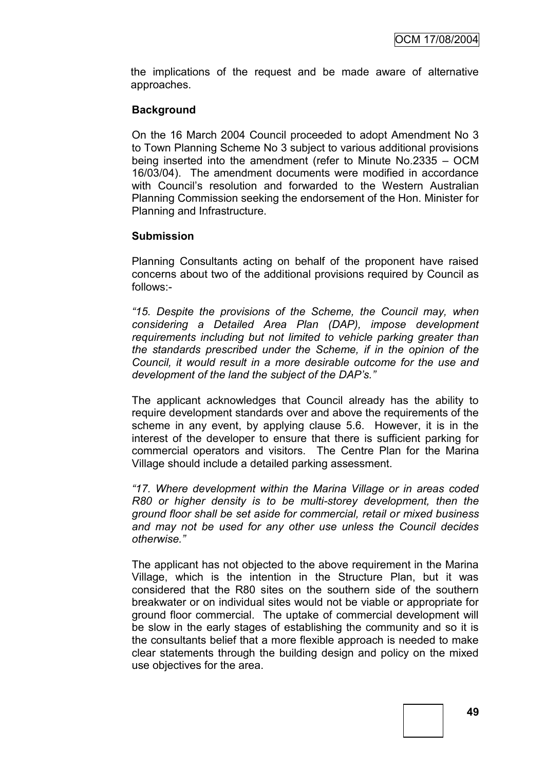the implications of the request and be made aware of alternative approaches.

**Background**

On the 16 March 2004 Council proceeded to adopt Amendment No 3 to Town Planning Scheme No 3 subject to various additional provisions being inserted into the amendment (refer to Minute No.2335 – OCM 16/03/04). The amendment documents were modified in accordance with Council's resolution and forwarded to the Western Australian Planning Commission seeking the endorsement of the Hon. Minister for Planning and Infrastructure.

**Submission**

Planning Consultants acting on behalf of the proponent have raised concerns about two of the additional provisions required by Council as follows:-

*"15. Despite the provisions of the Scheme, the Council may, when considering a Detailed Area Plan (DAP), impose development requirements including but not limited to vehicle parking greater than the standards prescribed under the Scheme, if in the opinion of the Council, it would result in a more desirable outcome for the use and development of the land the subject of the DAP's."*

The applicant acknowledges that Council already has the ability to require development standards over and above the requirements of the scheme in any event, by applying clause 5.6. However, it is in the interest of the developer to ensure that there is sufficient parking for commercial operators and visitors. The Centre Plan for the Marina Village should include a detailed parking assessment.

*"17. Where development within the Marina Village or in areas coded R80 or higher density is to be multi-storey development, then the ground floor shall be set aside for commercial, retail or mixed business and may not be used for any other use unless the Council decides otherwise."*

The applicant has not objected to the above requirement in the Marina Village, which is the intention in the Structure Plan, but it was considered that the R80 sites on the southern side of the southern breakwater or on individual sites would not be viable or appropriate for ground floor commercial. The uptake of commercial development will be slow in the early stages of establishing the community and so it is the consultants belief that a more flexible approach is needed to make clear statements through the building design and policy on the mixed use objectives for the area.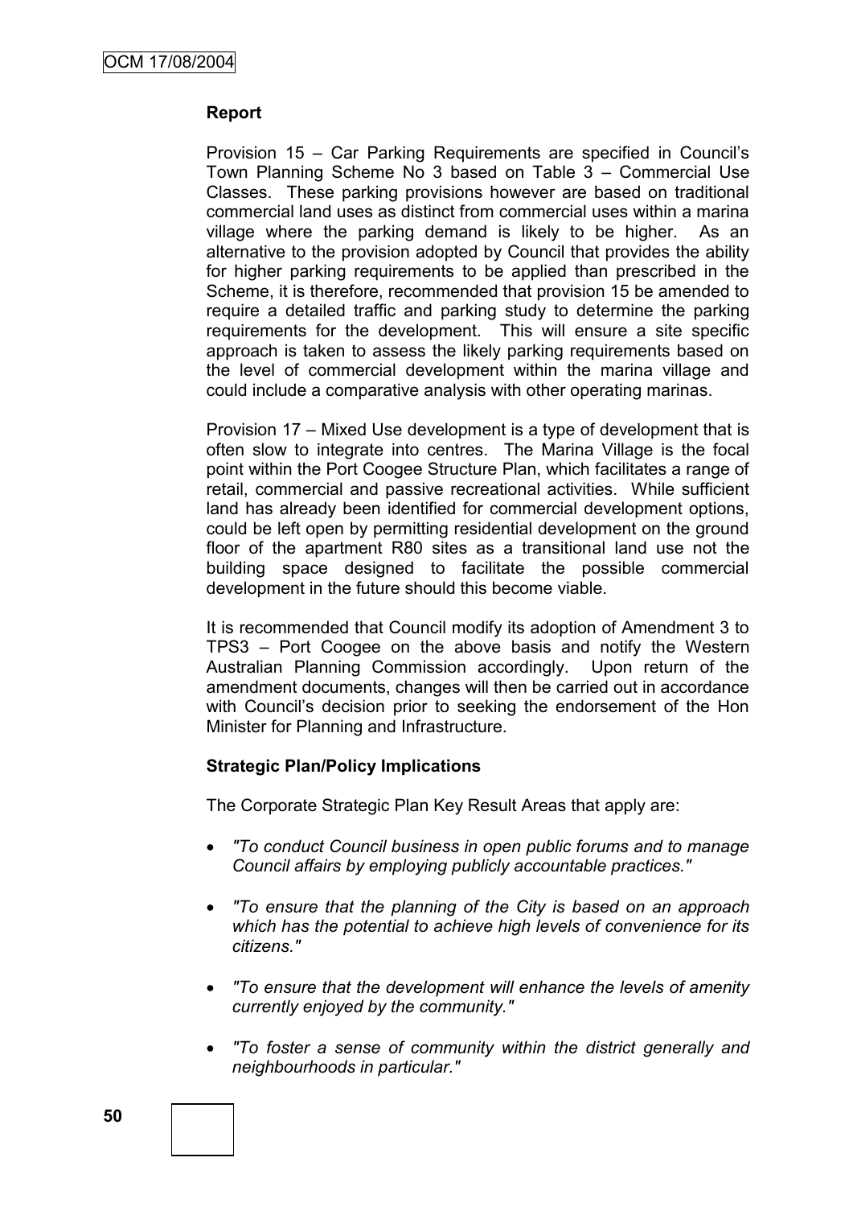**Report**

Provision 15 – Car Parking Requirements are specified in Council's Town Planning Scheme No 3 based on Table 3 – Commercial Use Classes. These parking provisions however are based on traditional commercial land uses as distinct from commercial uses within a marina village where the parking demand is likely to be higher. As an alternative to the provision adopted by Council that provides the ability for higher parking requirements to be applied than prescribed in the Scheme, it is therefore, recommended that provision 15 be amended to require a detailed traffic and parking study to determine the parking requirements for the development. This will ensure a site specific approach is taken to assess the likely parking requirements based on the level of commercial development within the marina village and could include a comparative analysis with other operating marinas.

Provision 17 – Mixed Use development is a type of development that is often slow to integrate into centres. The Marina Village is the focal point within the Port Coogee Structure Plan, which facilitates a range of retail, commercial and passive recreational activities. While sufficient land has already been identified for commercial development options, could be left open by permitting residential development on the ground floor of the apartment R80 sites as a transitional land use not the building space designed to facilitate the possible commercial development in the future should this become viable.

It is recommended that Council modify its adoption of Amendment 3 to TPS3 – Port Coogee on the above basis and notify the Western Australian Planning Commission accordingly. Upon return of the amendment documents, changes will then be carried out in accordance with Council's decision prior to seeking the endorsement of the Hon Minister for Planning and Infrastructure.

**Strategic Plan/Policy Implications**

The Corporate Strategic Plan Key Result Areas that apply are:

- *"To conduct Council business in open public forums and to manage Council affairs by employing publicly accountable practices."*
- *"To ensure that the planning of the City is based on an approach which has the potential to achieve high levels of convenience for its citizens."*
- *"To ensure that the development will enhance the levels of amenity currently enjoyed by the community."*
- *"To foster a sense of community within the district generally and neighbourhoods in particular."*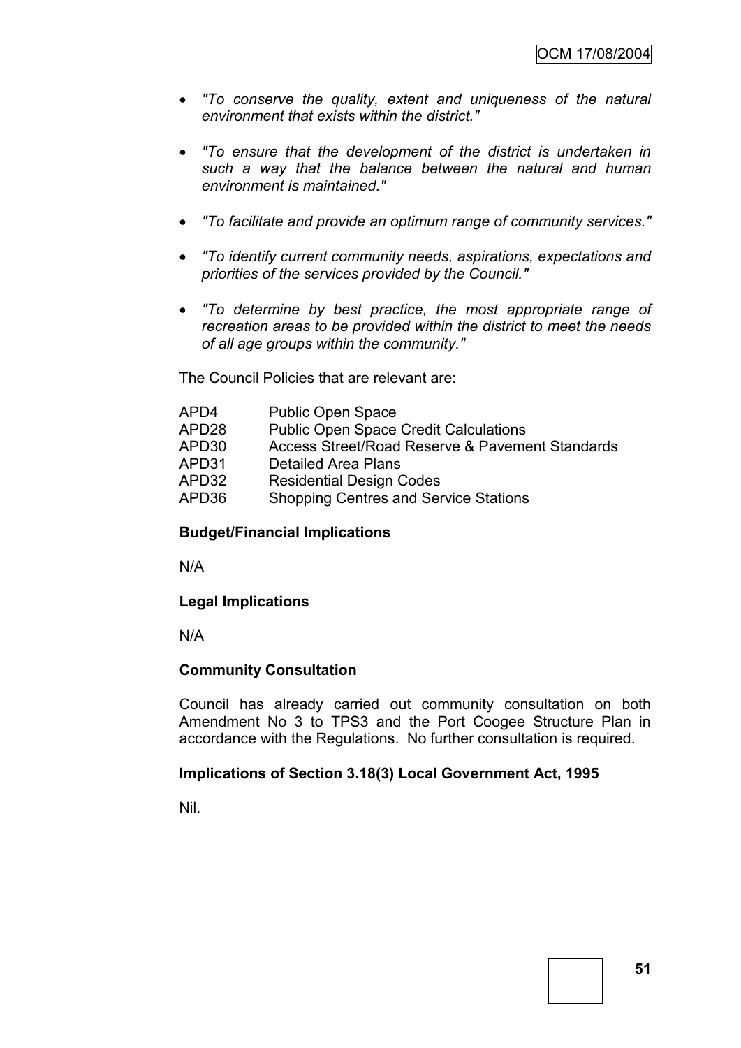- *"To conserve the quality, extent and uniqueness of the natural environment that exists within the district."*
- *"To ensure that the development of the district is undertaken in such a way that the balance between the natural and human environment is maintained."*
- *"To facilitate and provide an optimum range of community services."*
- *"To identify current community needs, aspirations, expectations and priorities of the services provided by the Council."*
- *"To determine by best practice, the most appropriate range of recreation areas to be provided within the district to meet the needs of all age groups within the community."*

The Council Policies that are relevant are:

| | |
|---|---|
| APD4 | Public Open Space |
| APD28 | Public Open Space Credit Calculations |
| APD30 | Access Street/Road Reserve & Pavement Standards |
| APD31 | Detailed Area Plans |
| APD32 | Residential Design Codes |
| APD36 | Shopping Centres and Service Stations |

**Budget/Financial Implications**

N/A

**Legal Implications**

N/A

**Community Consultation**

Council has already carried out community consultation on both Amendment No 3 to TPS3 and the Port Coogee Structure Plan in accordance with the Regulations. No further consultation is required.

**Implications of Section 3.18(3) Local Government Act, 1995**

Nil.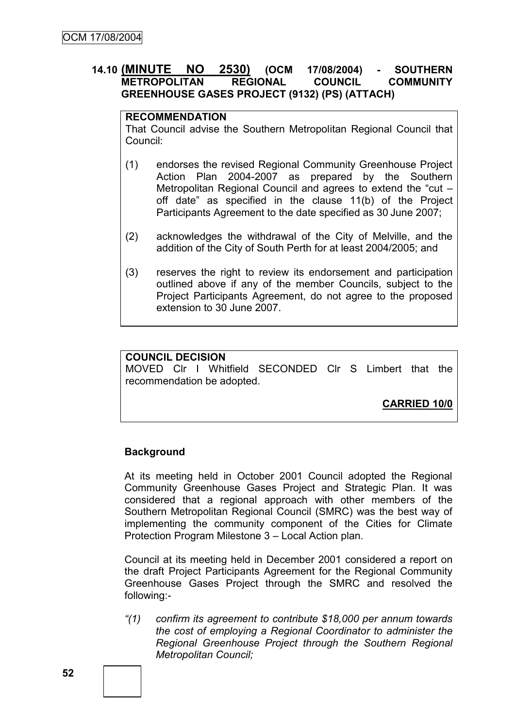## 14.10 (MINUTE NO 2530) (OCM 17/08/2004) - SOUTHERN METROPOLITAN REGIONAL COUNCIL COMMUNITY GREENHOUSE GASES PROJECT (9132) (PS) (ATTACH)

**RECOMMENDATION**

That Council advise the Southern Metropolitan Regional Council that Council:

(1) endorses the revised Regional Community Greenhouse Project Action Plan 2004-2007 as prepared by the Southern Metropolitan Regional Council and agrees to extend the "cut – off date" as specified in the clause 11(b) of the Project Participants Agreement to the date specified as 30 June 2007;

(2) acknowledges the withdrawal of the City of Melville, and the addition of the City of South Perth for at least 2004/2005; and

(3) reserves the right to review its endorsement and participation outlined above if any of the member Councils, subject to the Project Participants Agreement, do not agree to the proposed extension to 30 June 2007.

**COUNCIL DECISION**

MOVED Clr I Whitfield SECONDED Clr S Limbert that the recommendation be adopted.

**CARRIED 10/0**

**Background**

At its meeting held in October 2001 Council adopted the Regional Community Greenhouse Gases Project and Strategic Plan. It was considered that a regional approach with other members of the Southern Metropolitan Regional Council (SMRC) was the best way of implementing the community component of the Cities for Climate Protection Program Milestone 3 – Local Action plan.

Council at its meeting held in December 2001 considered a report on the draft Project Participants Agreement for the Regional Community Greenhouse Gases Project through the SMRC and resolved the following:-

*"(1) confirm its agreement to contribute $18,000 per annum towards the cost of employing a Regional Coordinator to administer the Regional Greenhouse Project through the Southern Regional Metropolitan Council;*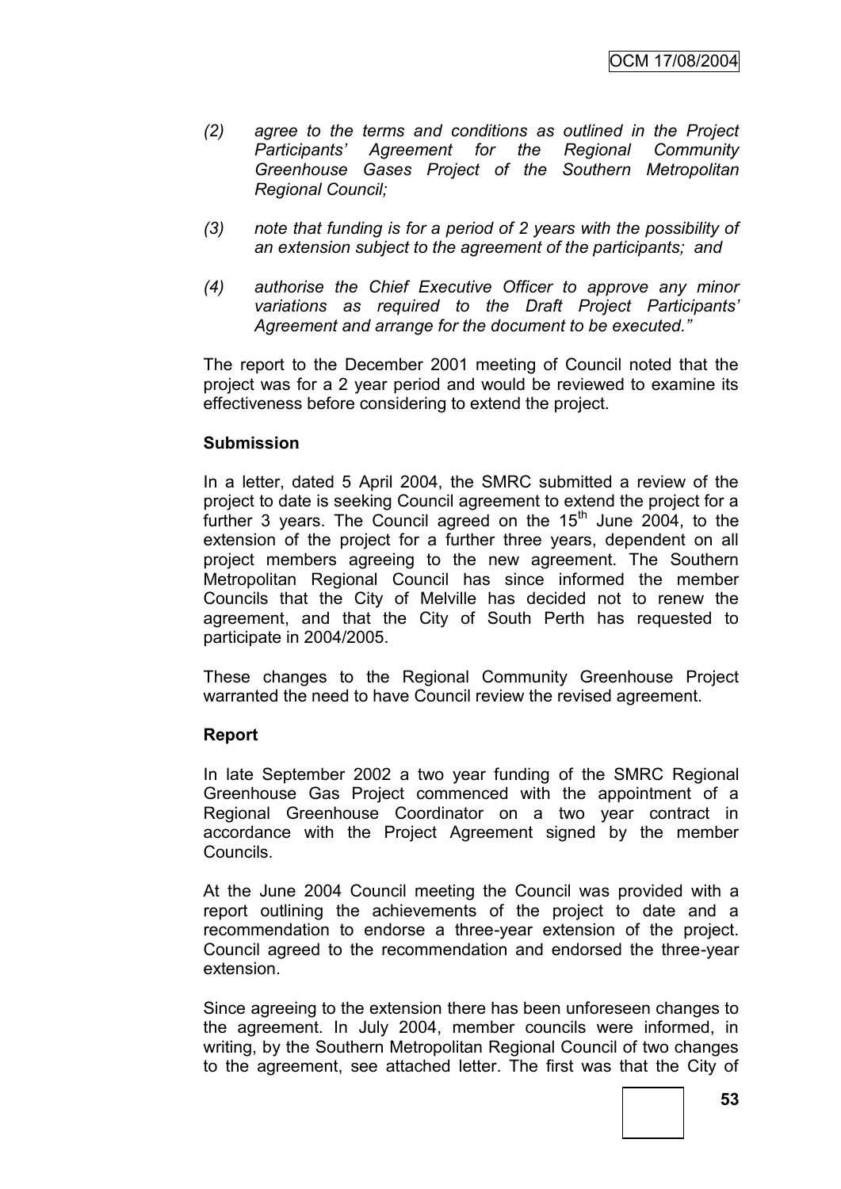*(2) agree to the terms and conditions as outlined in the Project Participants' Agreement for the Regional Community Greenhouse Gases Project of the Southern Metropolitan Regional Council;*

*(3) note that funding is for a period of 2 years with the possibility of an extension subject to the agreement of the participants; and*

*(4) authorise the Chief Executive Officer to approve any minor variations as required to the Draft Project Participants' Agreement and arrange for the document to be executed."*

The report to the December 2001 meeting of Council noted that the project was for a 2 year period and would be reviewed to examine its effectiveness before considering to extend the project.

**Submission**

In a letter, dated 5 April 2004, the SMRC submitted a review of the project to date is seeking Council agreement to extend the project for a further 3 years. The Council agreed on the 15th June 2004, to the extension of the project for a further three years, dependent on all project members agreeing to the new agreement. The Southern Metropolitan Regional Council has since informed the member Councils that the City of Melville has decided not to renew the agreement, and that the City of South Perth has requested to participate in 2004/2005.

These changes to the Regional Community Greenhouse Project warranted the need to have Council review the revised agreement.

**Report**

In late September 2002 a two year funding of the SMRC Regional Greenhouse Gas Project commenced with the appointment of a Regional Greenhouse Coordinator on a two year contract in accordance with the Project Agreement signed by the member Councils.

At the June 2004 Council meeting the Council was provided with a report outlining the achievements of the project to date and a recommendation to endorse a three-year extension of the project. Council agreed to the recommendation and endorsed the three-year extension.

Since agreeing to the extension there has been unforeseen changes to the agreement. In July 2004, member councils were informed, in writing, by the Southern Metropolitan Regional Council of two changes to the agreement, see attached letter. The first was that the City of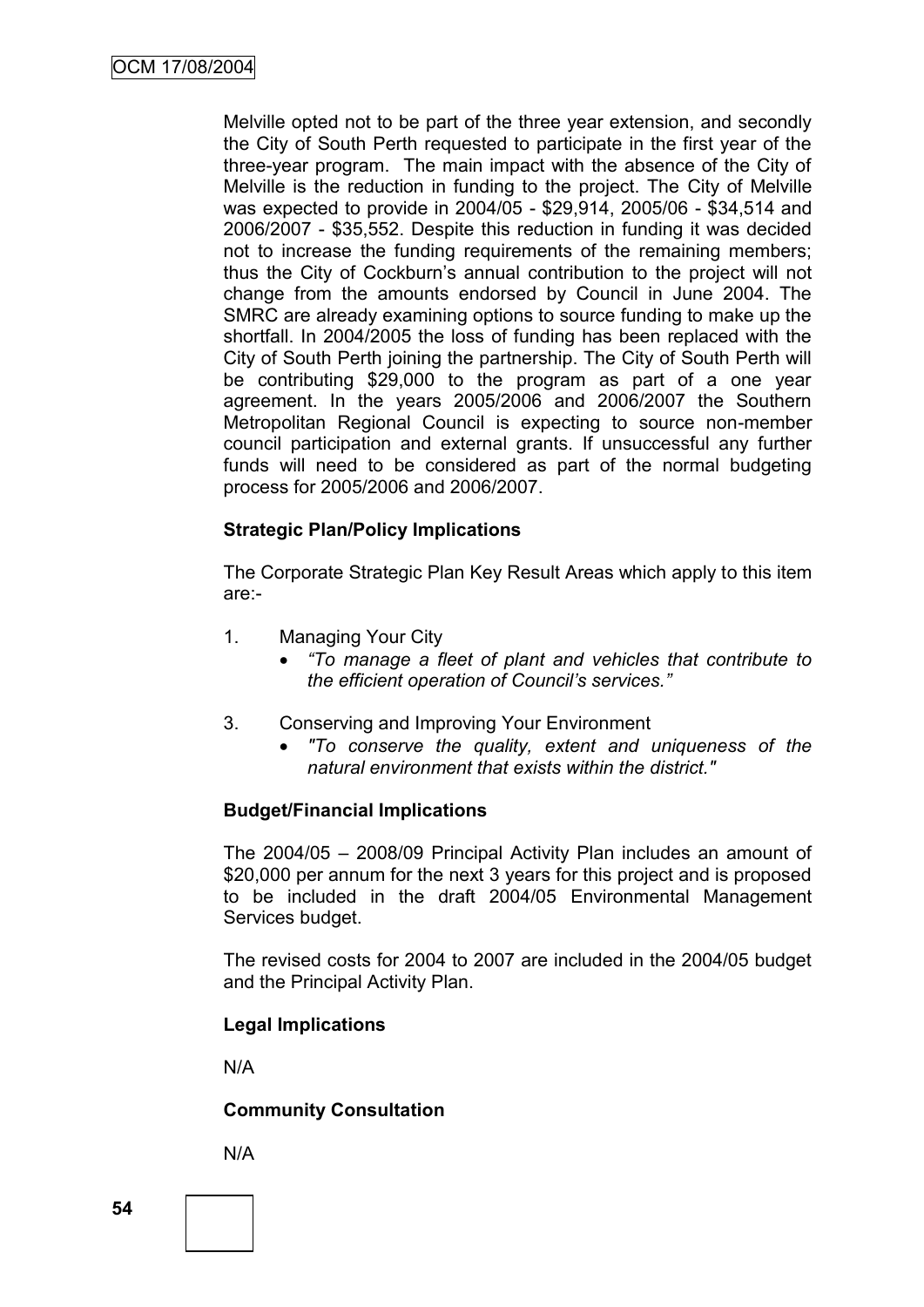Melville opted not to be part of the three year extension, and secondly the City of South Perth requested to participate in the first year of the three-year program. The main impact with the absence of the City of Melville is the reduction in funding to the project. The City of Melville was expected to provide in 2004/05 - $29,914, 2005/06 - $34,514 and 2006/2007 - $35,552. Despite this reduction in funding it was decided not to increase the funding requirements of the remaining members; thus the City of Cockburn's annual contribution to the project will not change from the amounts endorsed by Council in June 2004. The SMRC are already examining options to source funding to make up the shortfall. In 2004/2005 the loss of funding has been replaced with the City of South Perth joining the partnership. The City of South Perth will be contributing $29,000 to the program as part of a one year agreement. In the years 2005/2006 and 2006/2007 the Southern Metropolitan Regional Council is expecting to source non-member council participation and external grants. If unsuccessful any further funds will need to be considered as part of the normal budgeting process for 2005/2006 and 2006/2007.

**Strategic Plan/Policy Implications**

The Corporate Strategic Plan Key Result Areas which apply to this item are:-

1. Managing Your City
   - *"To manage a fleet of plant and vehicles that contribute to the efficient operation of Council's services."*

3. Conserving and Improving Your Environment
   - *"To conserve the quality, extent and uniqueness of the natural environment that exists within the district."*

**Budget/Financial Implications**

The 2004/05 – 2008/09 Principal Activity Plan includes an amount of $20,000 per annum for the next 3 years for this project and is proposed to be included in the draft 2004/05 Environmental Management Services budget.

The revised costs for 2004 to 2007 are included in the 2004/05 budget and the Principal Activity Plan.

**Legal Implications**

N/A

**Community Consultation**

N/A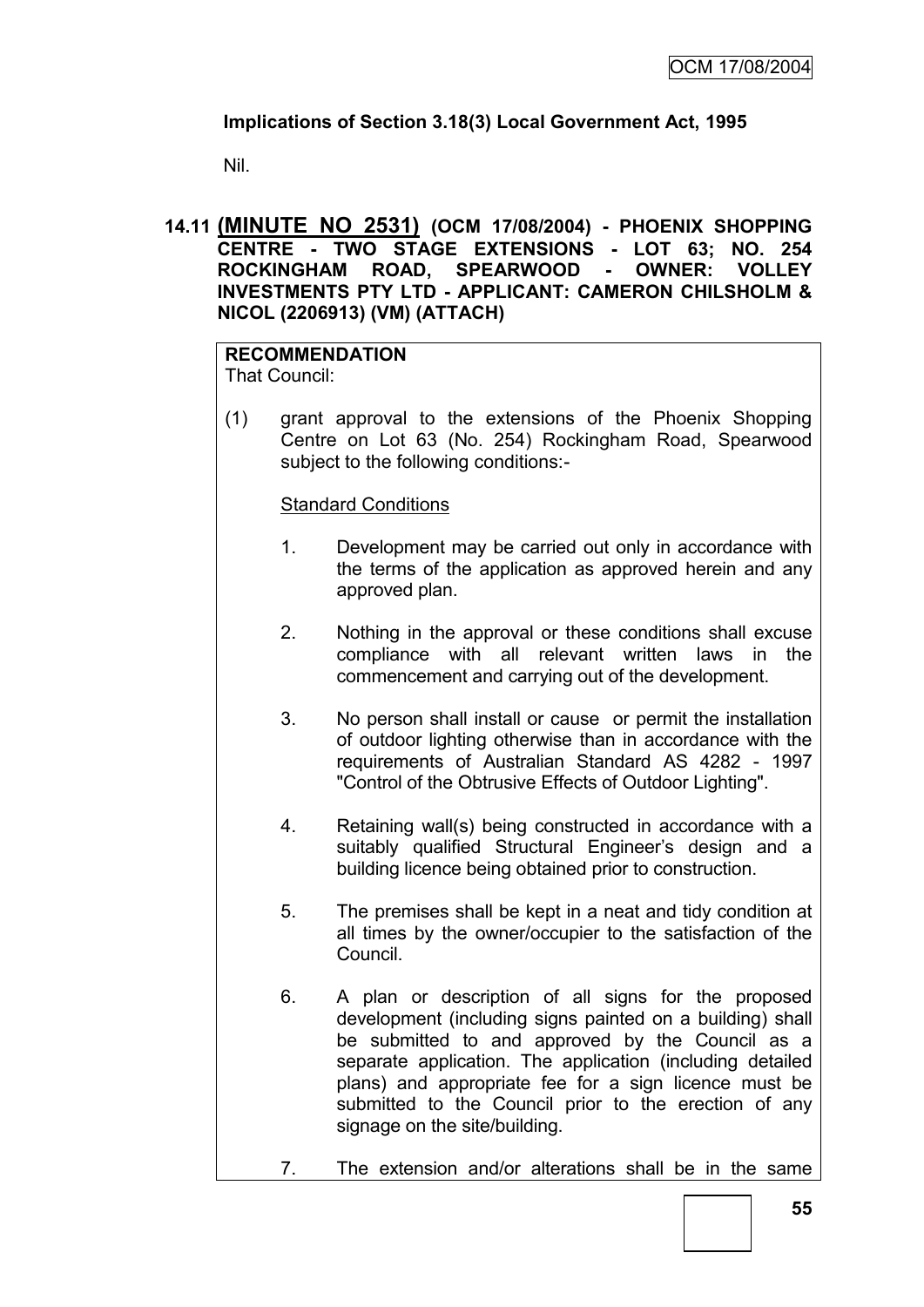**Implications of Section 3.18(3) Local Government Act, 1995**

Nil.

## 14.11 **(MINUTE NO 2531)** (OCM 17/08/2004) - PHOENIX SHOPPING CENTRE - TWO STAGE EXTENSIONS - LOT 63; NO. 254 ROCKINGHAM ROAD, SPEARWOOD - OWNER: VOLLEY INVESTMENTS PTY LTD - APPLICANT: CAMERON CHILSHOLM & NICOL (2206913) (VM) (ATTACH)

**RECOMMENDATION**
That Council:

(1) grant approval to the extensions of the Phoenix Shopping Centre on Lot 63 (No. 254) Rockingham Road, Spearwood subject to the following conditions:-

Standard Conditions

1. Development may be carried out only in accordance with the terms of the application as approved herein and any approved plan.

2. Nothing in the approval or these conditions shall excuse compliance with all relevant written laws in the commencement and carrying out of the development.

3. No person shall install or cause or permit the installation of outdoor lighting otherwise than in accordance with the requirements of Australian Standard AS 4282 - 1997 "Control of the Obtrusive Effects of Outdoor Lighting".

4. Retaining wall(s) being constructed in accordance with a suitably qualified Structural Engineer's design and a building licence being obtained prior to construction.

5. The premises shall be kept in a neat and tidy condition at all times by the owner/occupier to the satisfaction of the Council.

6. A plan or description of all signs for the proposed development (including signs painted on a building) shall be submitted to and approved by the Council as a separate application. The application (including detailed plans) and appropriate fee for a sign licence must be submitted to the Council prior to the erection of any signage on the site/building.

7. The extension and/or alterations shall be in the same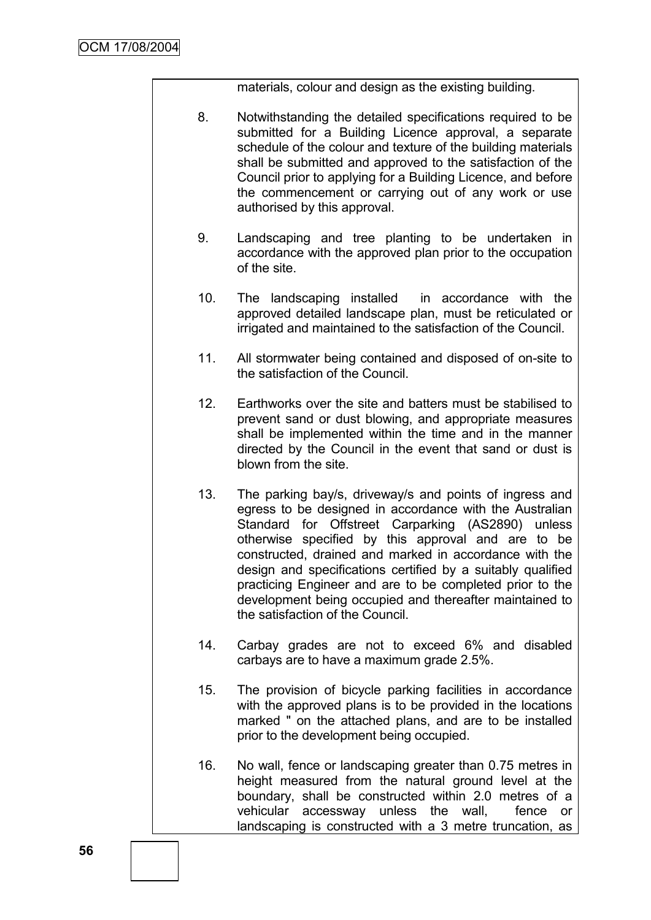materials, colour and design as the existing building.

8. Notwithstanding the detailed specifications required to be submitted for a Building Licence approval, a separate schedule of the colour and texture of the building materials shall be submitted and approved to the satisfaction of the Council prior to applying for a Building Licence, and before the commencement or carrying out of any work or use authorised by this approval.

9. Landscaping and tree planting to be undertaken in accordance with the approved plan prior to the occupation of the site.

10. The landscaping installed in accordance with the approved detailed landscape plan, must be reticulated or irrigated and maintained to the satisfaction of the Council.

11. All stormwater being contained and disposed of on-site to the satisfaction of the Council.

12. Earthworks over the site and batters must be stabilised to prevent sand or dust blowing, and appropriate measures shall be implemented within the time and in the manner directed by the Council in the event that sand or dust is blown from the site.

13. The parking bay/s, driveway/s and points of ingress and egress to be designed in accordance with the Australian Standard for Offstreet Carparking (AS2890) unless otherwise specified by this approval and are to be constructed, drained and marked in accordance with the design and specifications certified by a suitably qualified practicing Engineer and are to be completed prior to the development being occupied and thereafter maintained to the satisfaction of the Council.

14. Carbay grades are not to exceed 6% and disabled carbays are to have a maximum grade 2.5%.

15. The provision of bicycle parking facilities in accordance with the approved plans is to be provided in the locations marked " on the attached plans, and are to be installed prior to the development being occupied.

16. No wall, fence or landscaping greater than 0.75 metres in height measured from the natural ground level at the boundary, shall be constructed within 2.0 metres of a vehicular accessway unless the wall, fence or landscaping is constructed with a 3 metre truncation, as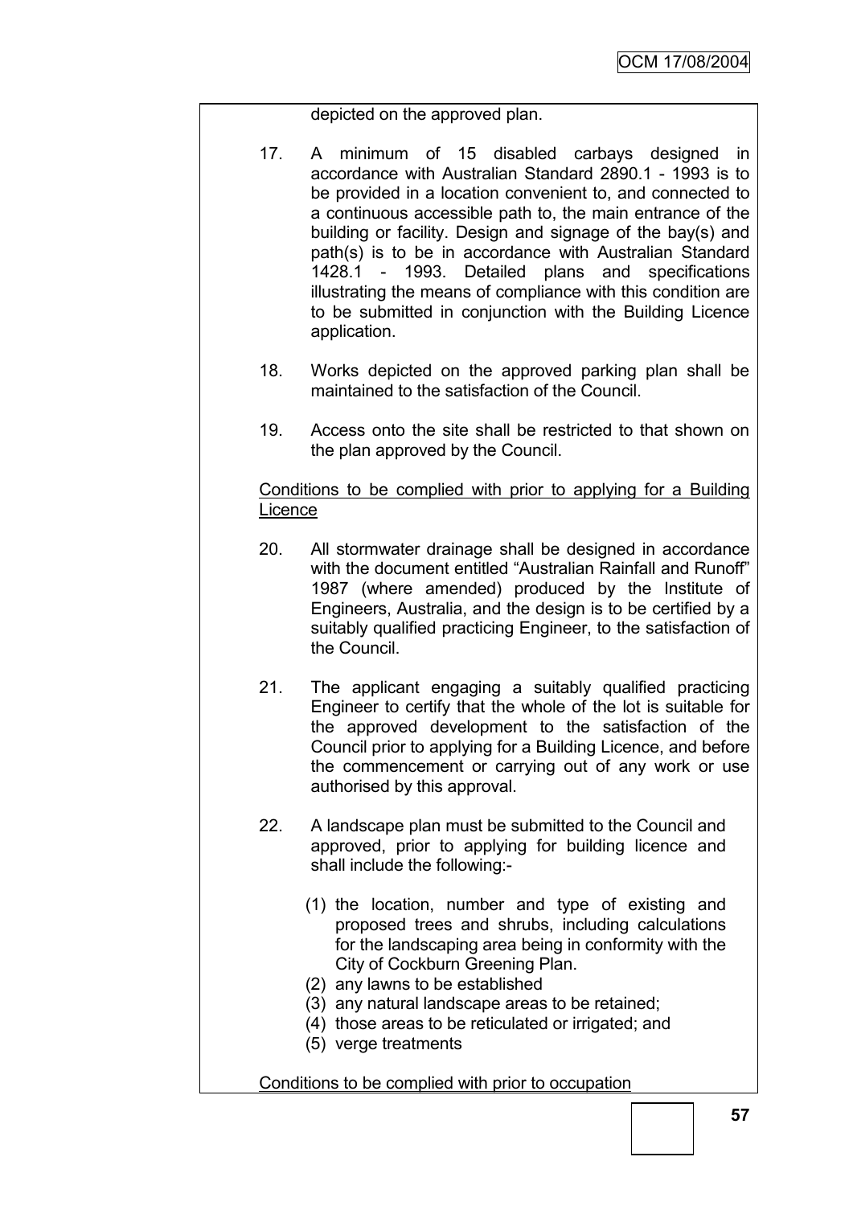depicted on the approved plan.

17. A minimum of 15 disabled carbays designed in accordance with Australian Standard 2890.1 - 1993 is to be provided in a location convenient to, and connected to a continuous accessible path to, the main entrance of the building or facility. Design and signage of the bay(s) and path(s) is to be in accordance with Australian Standard 1428.1 - 1993. Detailed plans and specifications illustrating the means of compliance with this condition are to be submitted in conjunction with the Building Licence application.

18. Works depicted on the approved parking plan shall be maintained to the satisfaction of the Council.

19. Access onto the site shall be restricted to that shown on the plan approved by the Council.

<u>Conditions to be complied with prior to applying for a Building Licence</u>

20. All stormwater drainage shall be designed in accordance with the document entitled "Australian Rainfall and Runoff" 1987 (where amended) produced by the Institute of Engineers, Australia, and the design is to be certified by a suitably qualified practicing Engineer, to the satisfaction of the Council.

21. The applicant engaging a suitably qualified practicing Engineer to certify that the whole of the lot is suitable for the approved development to the satisfaction of the Council prior to applying for a Building Licence, and before the commencement or carrying out of any work or use authorised by this approval.

22. A landscape plan must be submitted to the Council and approved, prior to applying for building licence and shall include the following:-

    (1) the location, number and type of existing and proposed trees and shrubs, including calculations for the landscaping area being in conformity with the City of Cockburn Greening Plan.
    (2) any lawns to be established
    (3) any natural landscape areas to be retained;
    (4) those areas to be reticulated or irrigated; and
    (5) verge treatments

<u>Conditions to be complied with prior to occupation</u>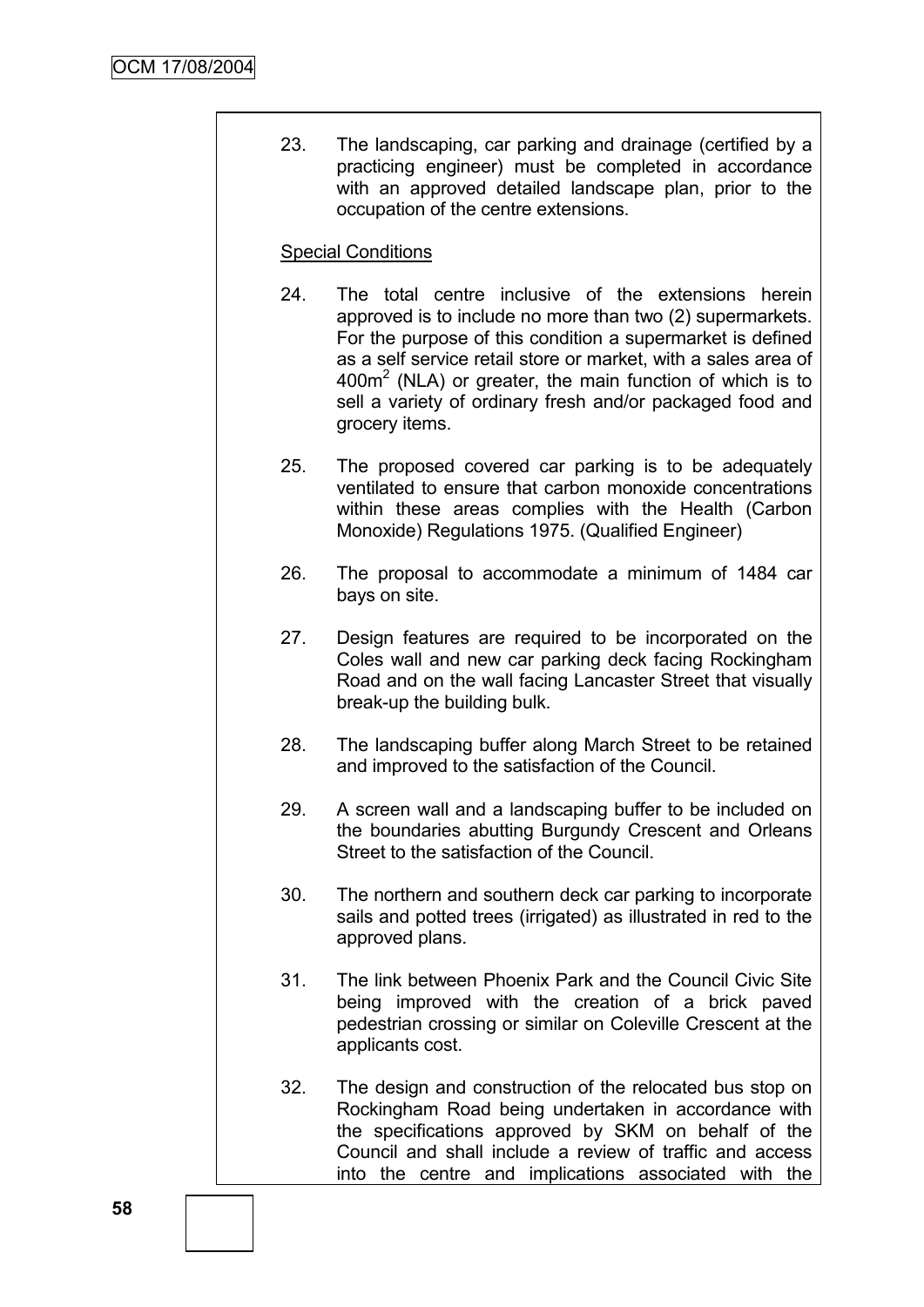23. The landscaping, car parking and drainage (certified by a practicing engineer) must be completed in accordance with an approved detailed landscape plan, prior to the occupation of the centre extensions.

Special Conditions

24. The total centre inclusive of the extensions herein approved is to include no more than two (2) supermarkets. For the purpose of this condition a supermarket is defined as a self service retail store or market, with a sales area of $400m^2$ (NLA) or greater, the main function of which is to sell a variety of ordinary fresh and/or packaged food and grocery items.

25. The proposed covered car parking is to be adequately ventilated to ensure that carbon monoxide concentrations within these areas complies with the Health (Carbon Monoxide) Regulations 1975. (Qualified Engineer)

26. The proposal to accommodate a minimum of 1484 car bays on site.

27. Design features are required to be incorporated on the Coles wall and new car parking deck facing Rockingham Road and on the wall facing Lancaster Street that visually break-up the building bulk.

28. The landscaping buffer along March Street to be retained and improved to the satisfaction of the Council.

29. A screen wall and a landscaping buffer to be included on the boundaries abutting Burgundy Crescent and Orleans Street to the satisfaction of the Council.

30. The northern and southern deck car parking to incorporate sails and potted trees (irrigated) as illustrated in red to the approved plans.

31. The link between Phoenix Park and the Council Civic Site being improved with the creation of a brick paved pedestrian crossing or similar on Coleville Crescent at the applicants cost.

32. The design and construction of the relocated bus stop on Rockingham Road being undertaken in accordance with the specifications approved by SKM on behalf of the Council and shall include a review of traffic and access into the centre and implications associated with the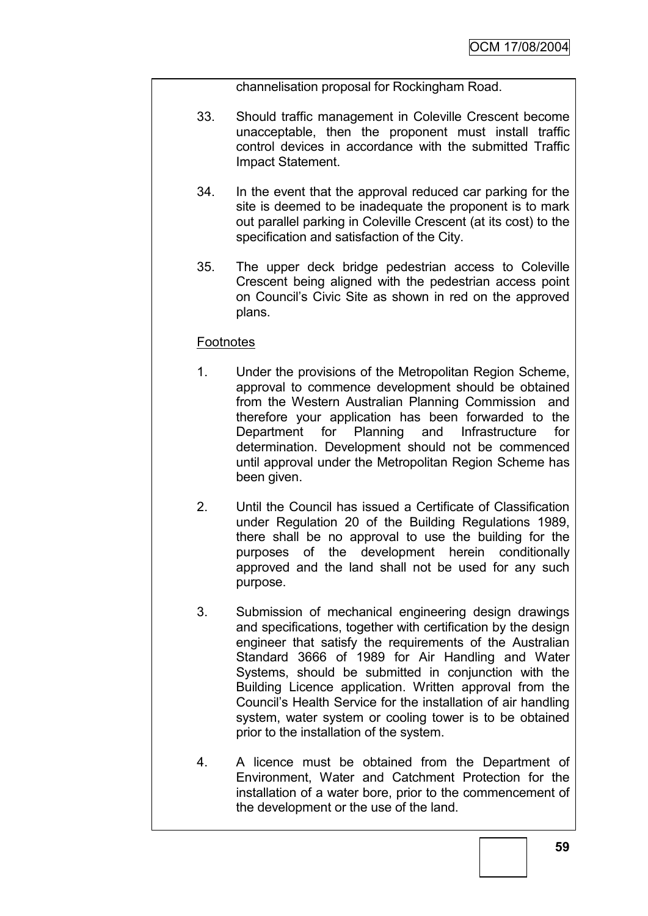channelisation proposal for Rockingham Road.

33. Should traffic management in Coleville Crescent become unacceptable, then the proponent must install traffic control devices in accordance with the submitted Traffic Impact Statement.

34. In the event that the approval reduced car parking for the site is deemed to be inadequate the proponent is to mark out parallel parking in Coleville Crescent (at its cost) to the specification and satisfaction of the City.

35. The upper deck bridge pedestrian access to Coleville Crescent being aligned with the pedestrian access point on Council's Civic Site as shown in red on the approved plans.

Footnotes

1. Under the provisions of the Metropolitan Region Scheme, approval to commence development should be obtained from the Western Australian Planning Commission and therefore your application has been forwarded to the Department for Planning and Infrastructure for determination. Development should not be commenced until approval under the Metropolitan Region Scheme has been given.

2. Until the Council has issued a Certificate of Classification under Regulation 20 of the Building Regulations 1989, there shall be no approval to use the building for the purposes of the development herein conditionally approved and the land shall not be used for any such purpose.

3. Submission of mechanical engineering design drawings and specifications, together with certification by the design engineer that satisfy the requirements of the Australian Standard 3666 of 1989 for Air Handling and Water Systems, should be submitted in conjunction with the Building Licence application. Written approval from the Council's Health Service for the installation of air handling system, water system or cooling tower is to be obtained prior to the installation of the system.

4. A licence must be obtained from the Department of Environment, Water and Catchment Protection for the installation of a water bore, prior to the commencement of the development or the use of the land.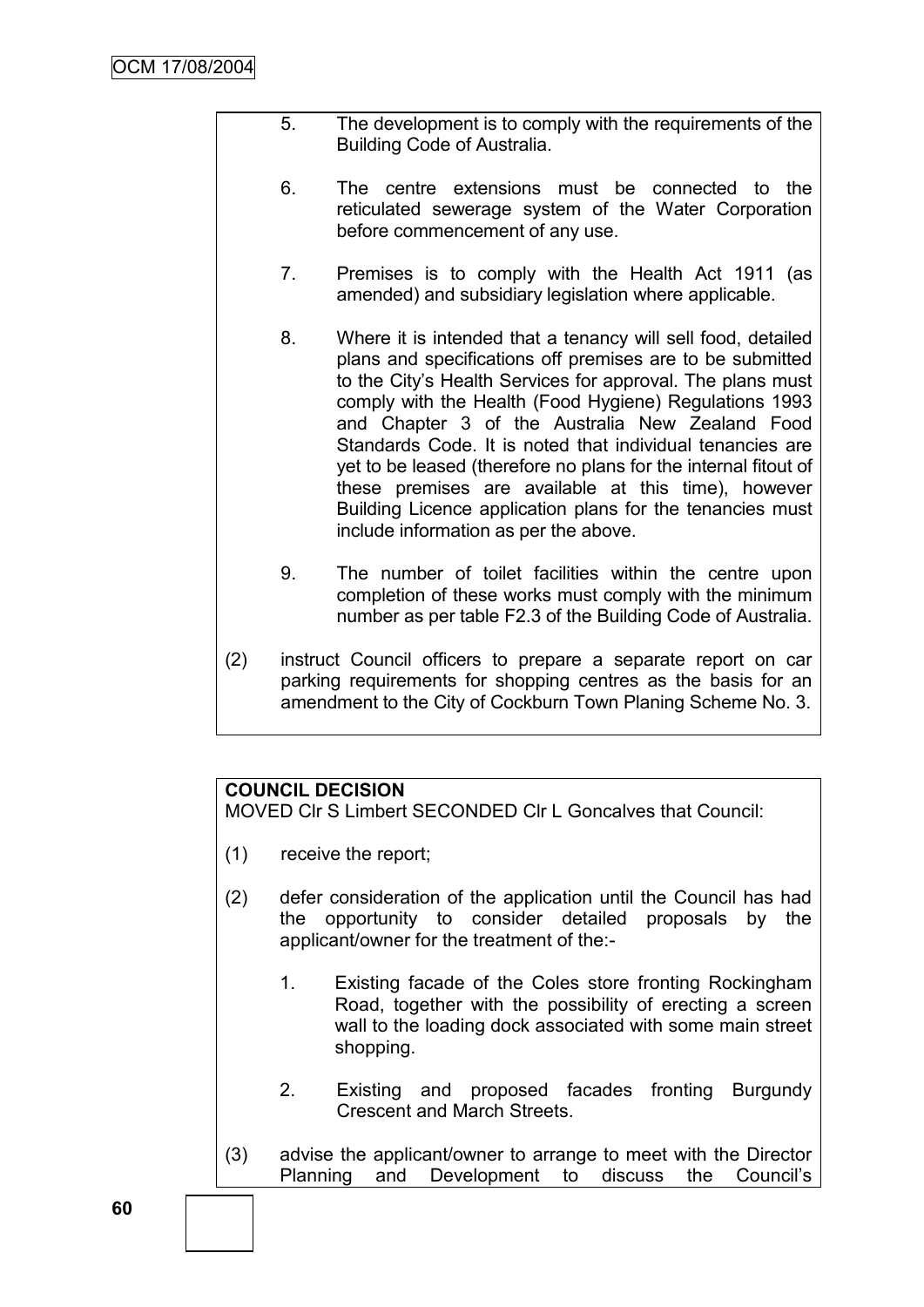5. The development is to comply with the requirements of the Building Code of Australia.

6. The centre extensions must be connected to the reticulated sewerage system of the Water Corporation before commencement of any use.

7. Premises is to comply with the Health Act 1911 (as amended) and subsidiary legislation where applicable.

8. Where it is intended that a tenancy will sell food, detailed plans and specifications off premises are to be submitted to the City's Health Services for approval. The plans must comply with the Health (Food Hygiene) Regulations 1993 and Chapter 3 of the Australia New Zealand Food Standards Code. It is noted that individual tenancies are yet to be leased (therefore no plans for the internal fitout of these premises are available at this time), however Building Licence application plans for the tenancies must include information as per the above.

9. The number of toilet facilities within the centre upon completion of these works must comply with the minimum number as per table F2.3 of the Building Code of Australia.

(2) instruct Council officers to prepare a separate report on car parking requirements for shopping centres as the basis for an amendment to the City of Cockburn Town Planing Scheme No. 3.

**COUNCIL DECISION**

MOVED Clr S Limbert SECONDED Clr L Goncalves that Council:

(1) receive the report;

(2) defer consideration of the application until the Council has had the opportunity to consider detailed proposals by the applicant/owner for the treatment of the:-

1. Existing facade of the Coles store fronting Rockingham Road, together with the possibility of erecting a screen wall to the loading dock associated with some main street shopping.

2. Existing and proposed facades fronting Burgundy Crescent and March Streets.

(3) advise the applicant/owner to arrange to meet with the Director Planning and Development to discuss the Council's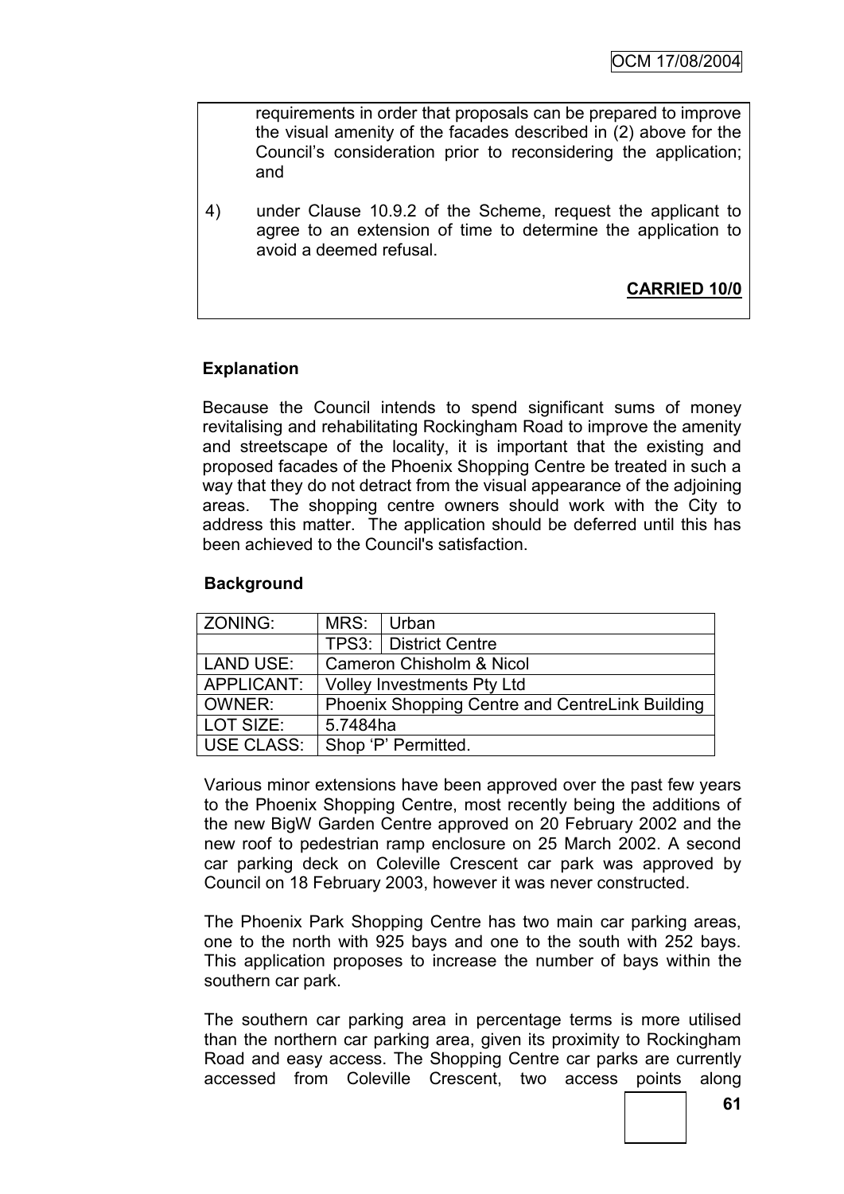requirements in order that proposals can be prepared to improve the visual amenity of the facades described in (2) above for the Council's consideration prior to reconsidering the application; and

4) under Clause 10.9.2 of the Scheme, request the applicant to agree to an extension of time to determine the application to avoid a deemed refusal.

**CARRIED 10/0**

**Explanation**

Because the Council intends to spend significant sums of money revitalising and rehabilitating Rockingham Road to improve the amenity and streetscape of the locality, it is important that the existing and proposed facades of the Phoenix Shopping Centre be treated in such a way that they do not detract from the visual appearance of the adjoining areas. The shopping centre owners should work with the City to address this matter. The application should be deferred until this has been achieved to the Council's satisfaction.

**Background**

| ZONING: | MRS: | Urban |
|---|---|---|
| | TPS3: | District Centre |
| LAND USE: | Cameron Chisholm & Nicol | |
| APPLICANT: | Volley Investments Pty Ltd | |
| OWNER: | Phoenix Shopping Centre and CentreLink Building | |
| LOT SIZE: | 5.7484ha | |
| USE CLASS: | Shop 'P' Permitted. | |

Various minor extensions have been approved over the past few years to the Phoenix Shopping Centre, most recently being the additions of the new BigW Garden Centre approved on 20 February 2002 and the new roof to pedestrian ramp enclosure on 25 March 2002. A second car parking deck on Coleville Crescent car park was approved by Council on 18 February 2003, however it was never constructed.

The Phoenix Park Shopping Centre has two main car parking areas, one to the north with 925 bays and one to the south with 252 bays. This application proposes to increase the number of bays within the southern car park.

The southern car parking area in percentage terms is more utilised than the northern car parking area, given its proximity to Rockingham Road and easy access. The Shopping Centre car parks are currently accessed from Coleville Crescent, two access points along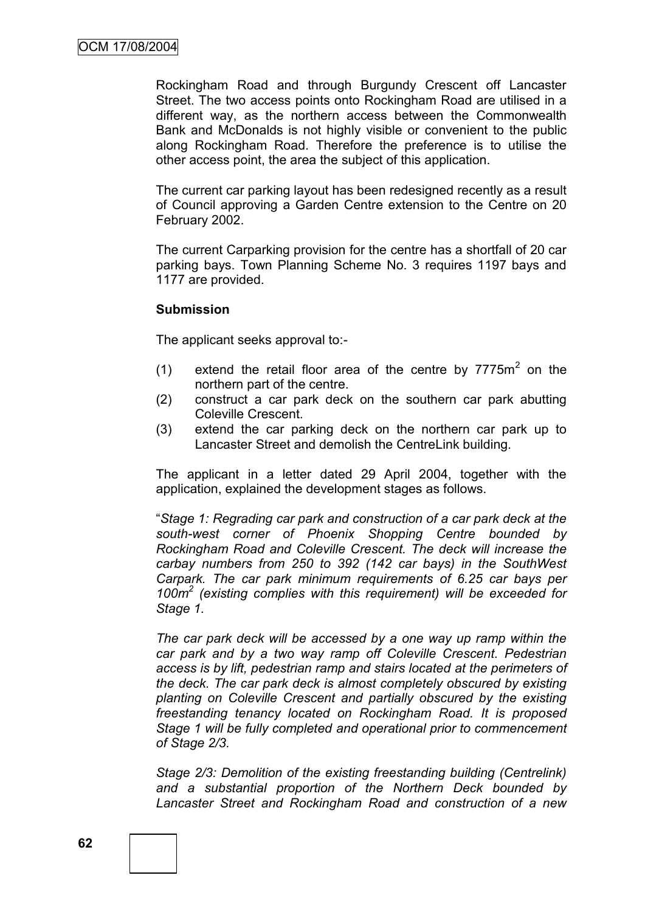Rockingham Road and through Burgundy Crescent off Lancaster Street. The two access points onto Rockingham Road are utilised in a different way, as the northern access between the Commonwealth Bank and McDonalds is not highly visible or convenient to the public along Rockingham Road. Therefore the preference is to utilise the other access point, the area the subject of this application.

The current car parking layout has been redesigned recently as a result of Council approving a Garden Centre extension to the Centre on 20 February 2002.

The current Carparking provision for the centre has a shortfall of 20 car parking bays. Town Planning Scheme No. 3 requires 1197 bays and 1177 are provided.

**Submission**

The applicant seeks approval to:-

(1) extend the retail floor area of the centre by 7775m$^2$ on the northern part of the centre.
(2) construct a car park deck on the southern car park abutting Coleville Crescent.
(3) extend the car parking deck on the northern car park up to Lancaster Street and demolish the CentreLink building.

The applicant in a letter dated 29 April 2004, together with the application, explained the development stages as follows.

"*Stage 1: Regrading car park and construction of a car park deck at the south-west corner of Phoenix Shopping Centre bounded by Rockingham Road and Coleville Crescent. The deck will increase the carbay numbers from 250 to 392 (142 car bays) in the SouthWest Carpark. The car park minimum requirements of 6.25 car bays per 100m$^2$ (existing complies with this requirement) will be exceeded for Stage 1.*

*The car park deck will be accessed by a one way up ramp within the car park and by a two way ramp off Coleville Crescent. Pedestrian access is by lift, pedestrian ramp and stairs located at the perimeters of the deck. The car park deck is almost completely obscured by existing planting on Coleville Crescent and partially obscured by the existing freestanding tenancy located on Rockingham Road. It is proposed Stage 1 will be fully completed and operational prior to commencement of Stage 2/3.*

*Stage 2/3: Demolition of the existing freestanding building (Centrelink) and a substantial proportion of the Northern Deck bounded by Lancaster Street and Rockingham Road and construction of a new*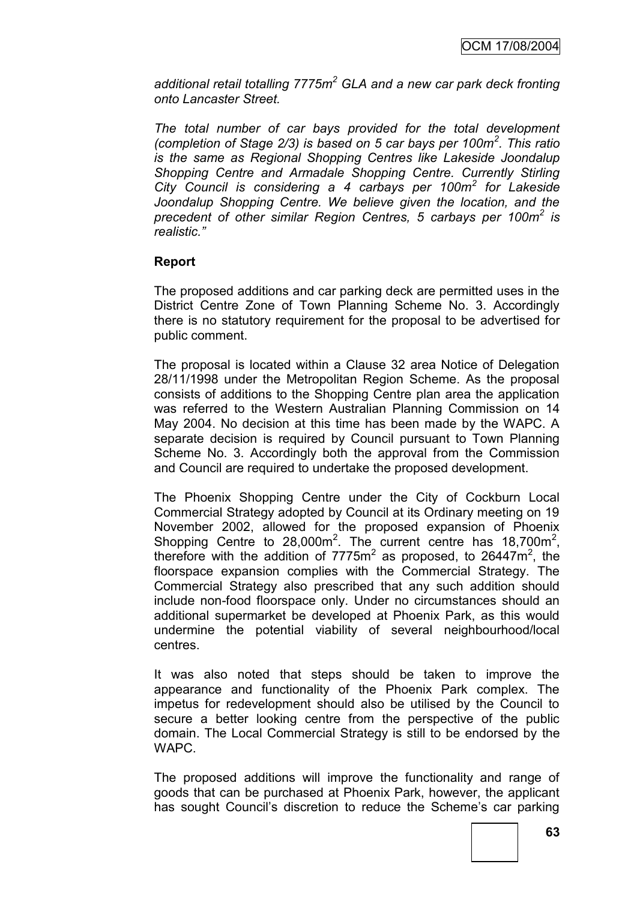*additional retail totalling 7775m$^2$ GLA and a new car park deck fronting onto Lancaster Street.*

*The total number of car bays provided for the total development (completion of Stage 2/3) is based on 5 car bays per 100m$^2$. This ratio is the same as Regional Shopping Centres like Lakeside Joondalup Shopping Centre and Armadale Shopping Centre. Currently Stirling City Council is considering a 4 carbays per 100m$^2$ for Lakeside Joondalup Shopping Centre. We believe given the location, and the precedent of other similar Region Centres, 5 carbays per 100m$^2$ is realistic."*

**Report**

The proposed additions and car parking deck are permitted uses in the District Centre Zone of Town Planning Scheme No. 3. Accordingly there is no statutory requirement for the proposal to be advertised for public comment.

The proposal is located within a Clause 32 area Notice of Delegation 28/11/1998 under the Metropolitan Region Scheme. As the proposal consists of additions to the Shopping Centre plan area the application was referred to the Western Australian Planning Commission on 14 May 2004. No decision at this time has been made by the WAPC. A separate decision is required by Council pursuant to Town Planning Scheme No. 3. Accordingly both the approval from the Commission and Council are required to undertake the proposed development.

The Phoenix Shopping Centre under the City of Cockburn Local Commercial Strategy adopted by Council at its Ordinary meeting on 19 November 2002, allowed for the proposed expansion of Phoenix Shopping Centre to 28,000m$^2$. The current centre has 18,700m$^2$, therefore with the addition of 7775m$^2$ as proposed, to 26447m$^2$, the floorspace expansion complies with the Commercial Strategy. The Commercial Strategy also prescribed that any such addition should include non-food floorspace only. Under no circumstances should an additional supermarket be developed at Phoenix Park, as this would undermine the potential viability of several neighbourhood/local centres.

It was also noted that steps should be taken to improve the appearance and functionality of the Phoenix Park complex. The impetus for redevelopment should also be utilised by the Council to secure a better looking centre from the perspective of the public domain. The Local Commercial Strategy is still to be endorsed by the WAPC.

The proposed additions will improve the functionality and range of goods that can be purchased at Phoenix Park, however, the applicant has sought Council's discretion to reduce the Scheme's car parking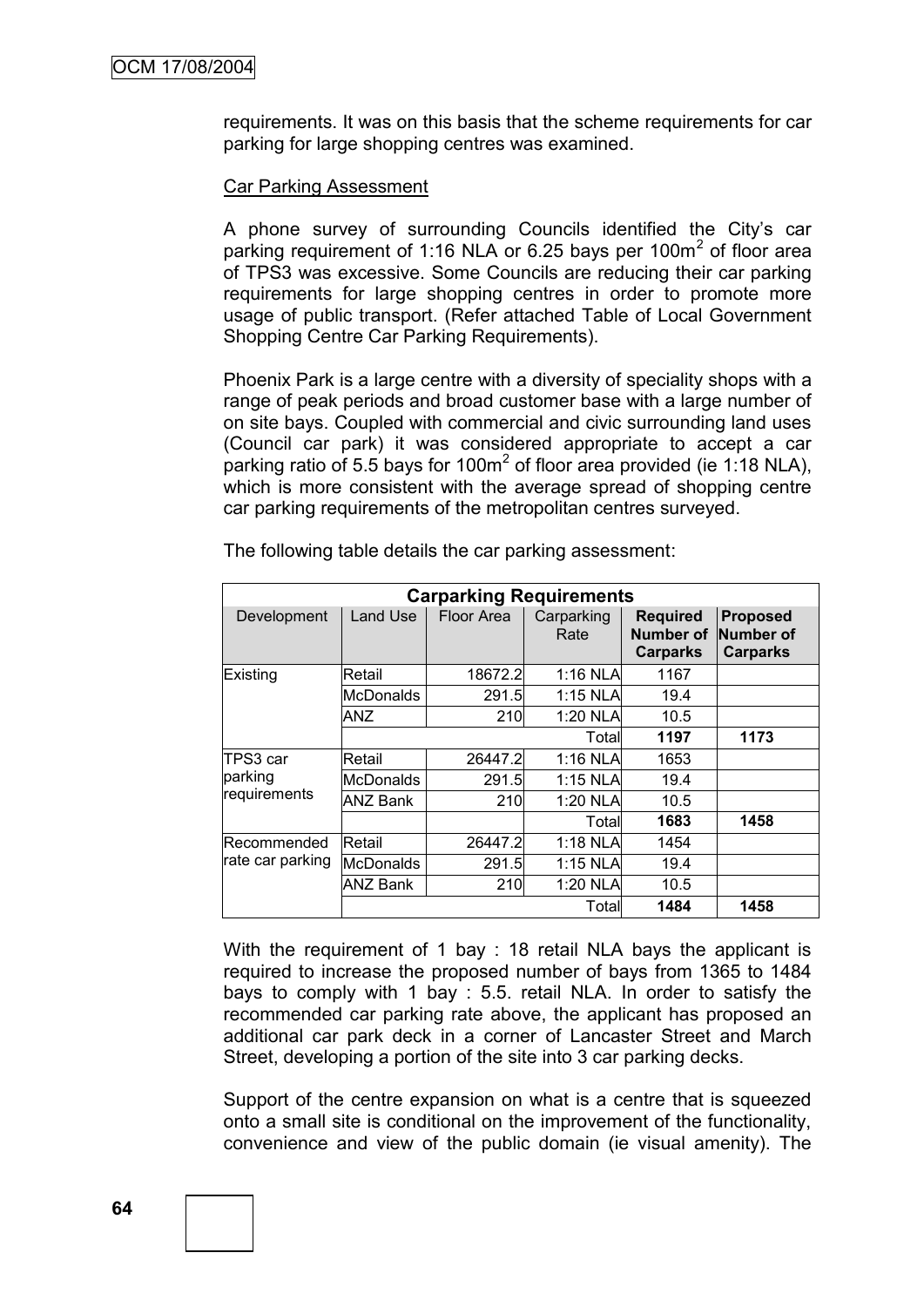requirements. It was on this basis that the scheme requirements for car parking for large shopping centres was examined.

Car Parking Assessment

A phone survey of surrounding Councils identified the City's car parking requirement of 1:16 NLA or 6.25 bays per 100m$^2$ of floor area of TPS3 was excessive. Some Councils are reducing their car parking requirements for large shopping centres in order to promote more usage of public transport. (Refer attached Table of Local Government Shopping Centre Car Parking Requirements).

Phoenix Park is a large centre with a diversity of speciality shops with a range of peak periods and broad customer base with a large number of on site bays. Coupled with commercial and civic surrounding land uses (Council car park) it was considered appropriate to accept a car parking ratio of 5.5 bays for 100m$^2$ of floor area provided (ie 1:18 NLA), which is more consistent with the average spread of shopping centre car parking requirements of the metropolitan centres surveyed.

The following table details the car parking assessment:

| **Carparking Requirements** | | | | | |
|---|---|---|---|---|---|
| Development | Land Use | Floor Area | Carparking Rate | **Required Number of Carparks** | **Proposed Number of Carparks** |
| Existing | Retail | 18672.2 | 1:16 NLA | 1167 | |
| | McDonalds | 291.5 | 1:15 NLA | 19.4 | |
| | ANZ | 210 | 1:20 NLA | 10.5 | |
| | | | Total | **1197** | **1173** |
| TPS3 car parking requirements | Retail | 26447.2 | 1:16 NLA | 1653 | |
| | McDonalds | 291.5 | 1:15 NLA | 19.4 | |
| | ANZ Bank | 210 | 1:20 NLA | 10.5 | |
| | | | Total | **1683** | **1458** |
| Recommended rate car parking | Retail | 26447.2 | 1:18 NLA | 1454 | |
| | McDonalds | 291.5 | 1:15 NLA | 19.4 | |
| | ANZ Bank | 210 | 1:20 NLA | 10.5 | |
| | | | Total | **1484** | **1458** |

With the requirement of 1 bay : 18 retail NLA bays the applicant is required to increase the proposed number of bays from 1365 to 1484 bays to comply with 1 bay : 5.5. retail NLA. In order to satisfy the recommended car parking rate above, the applicant has proposed an additional car park deck in a corner of Lancaster Street and March Street, developing a portion of the site into 3 car parking decks.

Support of the centre expansion on what is a centre that is squeezed onto a small site is conditional on the improvement of the functionality, convenience and view of the public domain (ie visual amenity). The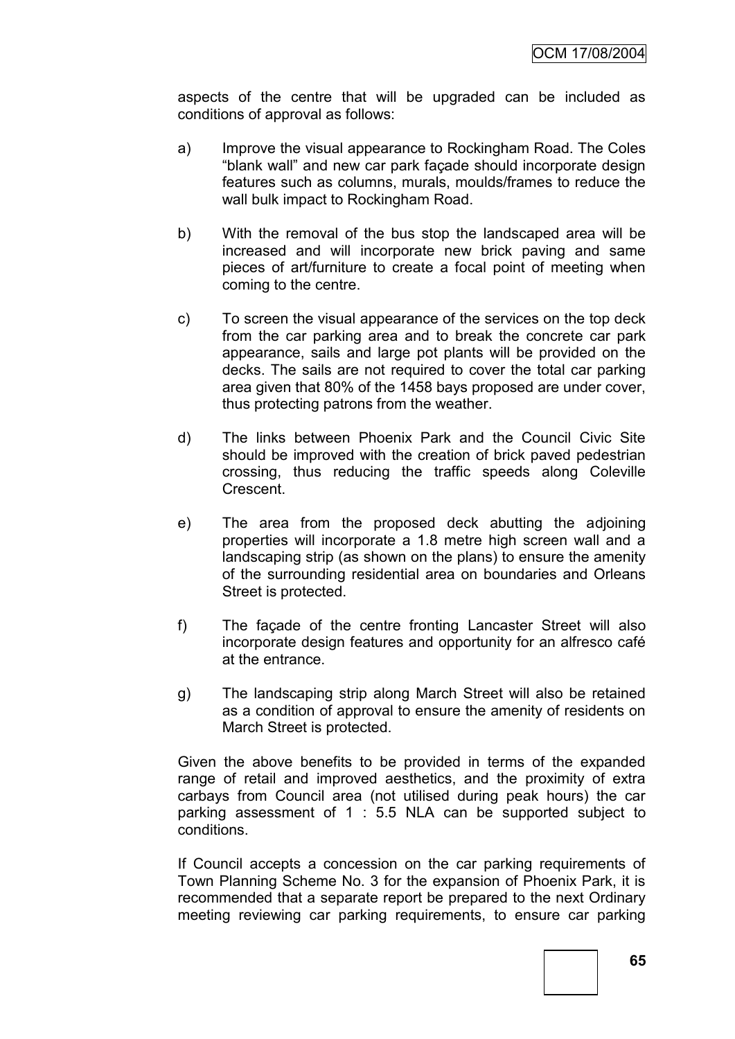aspects of the centre that will be upgraded can be included as conditions of approval as follows:

a) Improve the visual appearance to Rockingham Road. The Coles "blank wall" and new car park façade should incorporate design features such as columns, murals, moulds/frames to reduce the wall bulk impact to Rockingham Road.

b) With the removal of the bus stop the landscaped area will be increased and will incorporate new brick paving and same pieces of art/furniture to create a focal point of meeting when coming to the centre.

c) To screen the visual appearance of the services on the top deck from the car parking area and to break the concrete car park appearance, sails and large pot plants will be provided on the decks. The sails are not required to cover the total car parking area given that 80% of the 1458 bays proposed are under cover, thus protecting patrons from the weather.

d) The links between Phoenix Park and the Council Civic Site should be improved with the creation of brick paved pedestrian crossing, thus reducing the traffic speeds along Coleville Crescent.

e) The area from the proposed deck abutting the adjoining properties will incorporate a 1.8 metre high screen wall and a landscaping strip (as shown on the plans) to ensure the amenity of the surrounding residential area on boundaries and Orleans Street is protected.

f) The façade of the centre fronting Lancaster Street will also incorporate design features and opportunity for an alfresco café at the entrance.

g) The landscaping strip along March Street will also be retained as a condition of approval to ensure the amenity of residents on March Street is protected.

Given the above benefits to be provided in terms of the expanded range of retail and improved aesthetics, and the proximity of extra carbays from Council area (not utilised during peak hours) the car parking assessment of 1 : 5.5 NLA can be supported subject to conditions.

If Council accepts a concession on the car parking requirements of Town Planning Scheme No. 3 for the expansion of Phoenix Park, it is recommended that a separate report be prepared to the next Ordinary meeting reviewing car parking requirements, to ensure car parking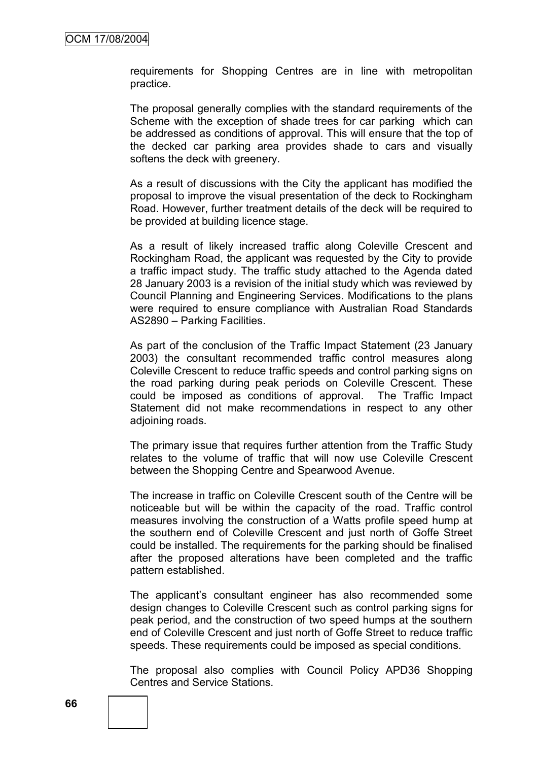requirements for Shopping Centres are in line with metropolitan practice.

The proposal generally complies with the standard requirements of the Scheme with the exception of shade trees for car parking which can be addressed as conditions of approval. This will ensure that the top of the decked car parking area provides shade to cars and visually softens the deck with greenery.

As a result of discussions with the City the applicant has modified the proposal to improve the visual presentation of the deck to Rockingham Road. However, further treatment details of the deck will be required to be provided at building licence stage.

As a result of likely increased traffic along Coleville Crescent and Rockingham Road, the applicant was requested by the City to provide a traffic impact study. The traffic study attached to the Agenda dated 28 January 2003 is a revision of the initial study which was reviewed by Council Planning and Engineering Services. Modifications to the plans were required to ensure compliance with Australian Road Standards AS2890 – Parking Facilities.

As part of the conclusion of the Traffic Impact Statement (23 January 2003) the consultant recommended traffic control measures along Coleville Crescent to reduce traffic speeds and control parking signs on the road parking during peak periods on Coleville Crescent. These could be imposed as conditions of approval. The Traffic Impact Statement did not make recommendations in respect to any other adjoining roads.

The primary issue that requires further attention from the Traffic Study relates to the volume of traffic that will now use Coleville Crescent between the Shopping Centre and Spearwood Avenue.

The increase in traffic on Coleville Crescent south of the Centre will be noticeable but will be within the capacity of the road. Traffic control measures involving the construction of a Watts profile speed hump at the southern end of Coleville Crescent and just north of Goffe Street could be installed. The requirements for the parking should be finalised after the proposed alterations have been completed and the traffic pattern established.

The applicant's consultant engineer has also recommended some design changes to Coleville Crescent such as control parking signs for peak period, and the construction of two speed humps at the southern end of Coleville Crescent and just north of Goffe Street to reduce traffic speeds. These requirements could be imposed as special conditions.

The proposal also complies with Council Policy APD36 Shopping Centres and Service Stations.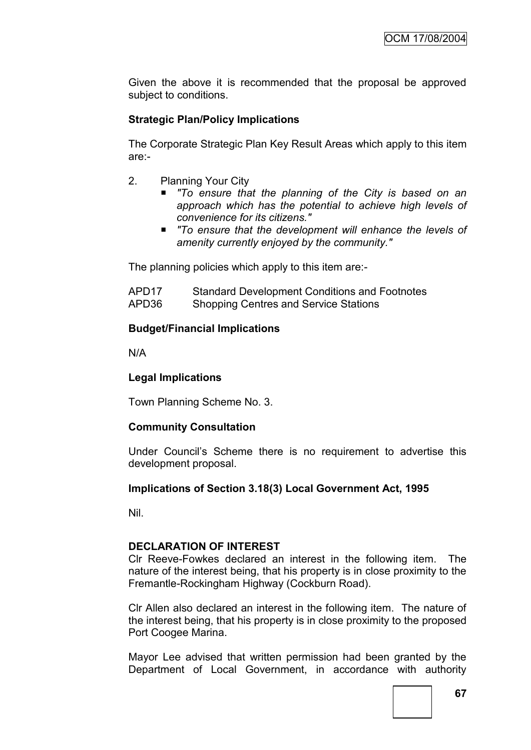Given the above it is recommended that the proposal be approved subject to conditions.

**Strategic Plan/Policy Implications**

The Corporate Strategic Plan Key Result Areas which apply to this item are:-

2. Planning Your City
   - *"To ensure that the planning of the City is based on an approach which has the potential to achieve high levels of convenience for its citizens."*
   - *"To ensure that the development will enhance the levels of amenity currently enjoyed by the community."*

The planning policies which apply to this item are:-

APD17 Standard Development Conditions and Footnotes
APD36 Shopping Centres and Service Stations

**Budget/Financial Implications**

N/A

**Legal Implications**

Town Planning Scheme No. 3.

**Community Consultation**

Under Council's Scheme there is no requirement to advertise this development proposal.

**Implications of Section 3.18(3) Local Government Act, 1995**

Nil.

**DECLARATION OF INTEREST**

Clr Reeve-Fowkes declared an interest in the following item. The nature of the interest being, that his property is in close proximity to the Fremantle-Rockingham Highway (Cockburn Road).

Clr Allen also declared an interest in the following item. The nature of the interest being, that his property is in close proximity to the proposed Port Coogee Marina.

Mayor Lee advised that written permission had been granted by the Department of Local Government, in accordance with authority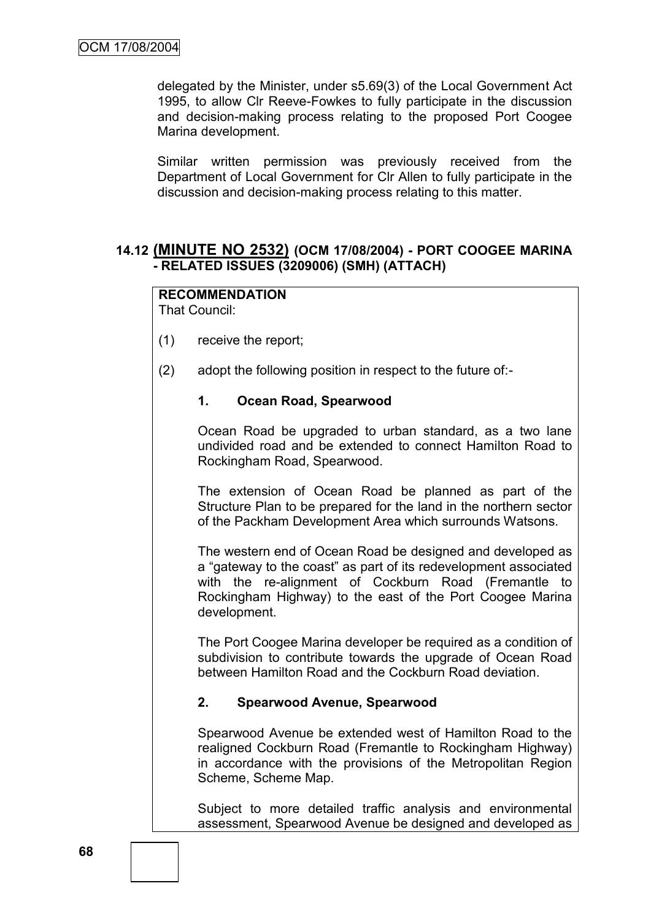delegated by the Minister, under s5.69(3) of the Local Government Act 1995, to allow Clr Reeve-Fowkes to fully participate in the discussion and decision-making process relating to the proposed Port Coogee Marina development.

Similar written permission was previously received from the Department of Local Government for Clr Allen to fully participate in the discussion and decision-making process relating to this matter.

## 14.12 (MINUTE NO 2532) (OCM 17/08/2004) - PORT COOGEE MARINA - RELATED ISSUES (3209006) (SMH) (ATTACH)

**RECOMMENDATION**
That Council:

(1) receive the report;

(2) adopt the following position in respect to the future of:-

**1. Ocean Road, Spearwood**

Ocean Road be upgraded to urban standard, as a two lane undivided road and be extended to connect Hamilton Road to Rockingham Road, Spearwood.

The extension of Ocean Road be planned as part of the Structure Plan to be prepared for the land in the northern sector of the Packham Development Area which surrounds Watsons.

The western end of Ocean Road be designed and developed as a "gateway to the coast" as part of its redevelopment associated with the re-alignment of Cockburn Road (Fremantle to Rockingham Highway) to the east of the Port Coogee Marina development.

The Port Coogee Marina developer be required as a condition of subdivision to contribute towards the upgrade of Ocean Road between Hamilton Road and the Cockburn Road deviation.

**2. Spearwood Avenue, Spearwood**

Spearwood Avenue be extended west of Hamilton Road to the realigned Cockburn Road (Fremantle to Rockingham Highway) in accordance with the provisions of the Metropolitan Region Scheme, Scheme Map.

Subject to more detailed traffic analysis and environmental assessment, Spearwood Avenue be designed and developed as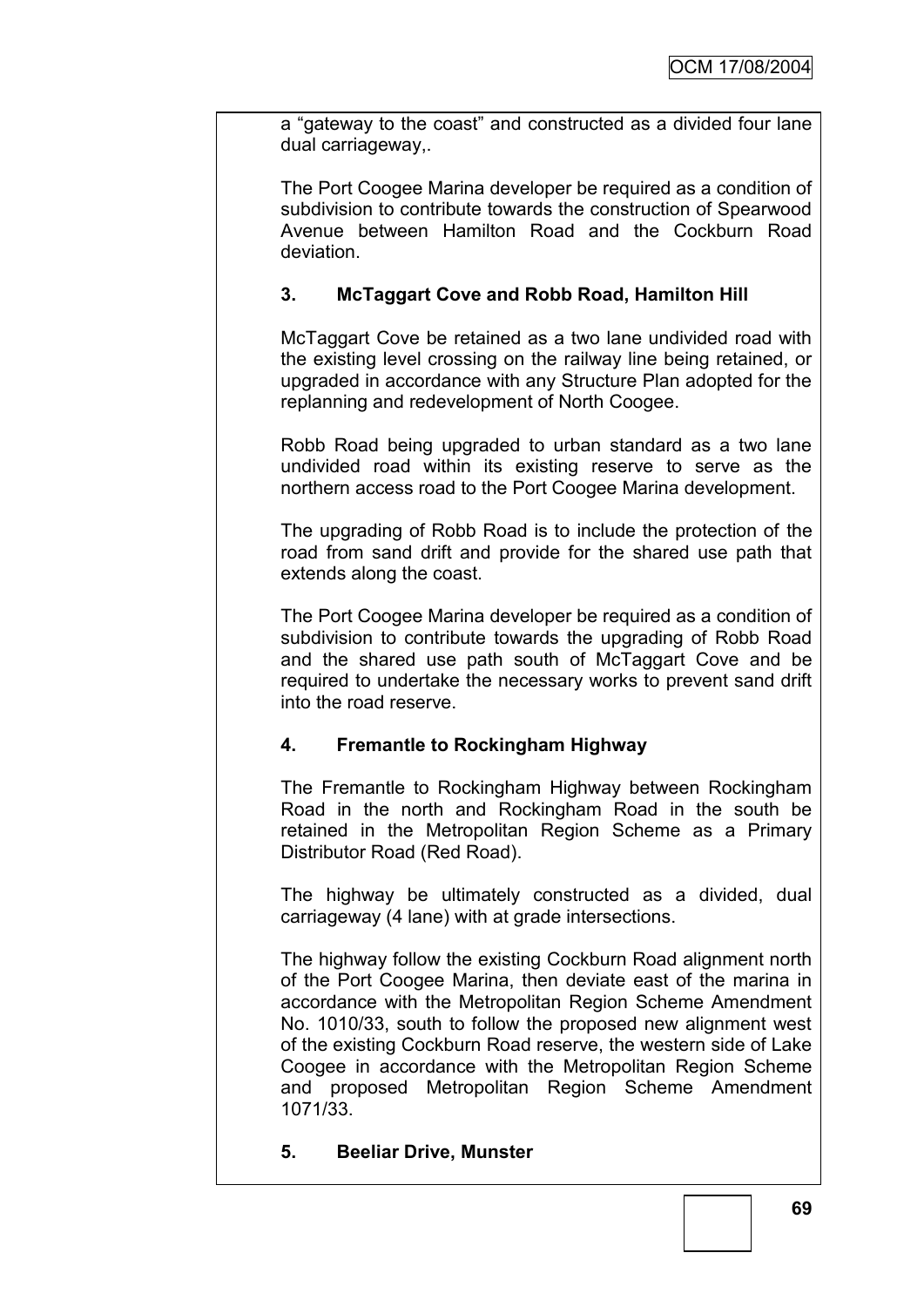a "gateway to the coast" and constructed as a divided four lane dual carriageway,.

The Port Coogee Marina developer be required as a condition of subdivision to contribute towards the construction of Spearwood Avenue between Hamilton Road and the Cockburn Road deviation.

**3. McTaggart Cove and Robb Road, Hamilton Hill**

McTaggart Cove be retained as a two lane undivided road with the existing level crossing on the railway line being retained, or upgraded in accordance with any Structure Plan adopted for the replanning and redevelopment of North Coogee.

Robb Road being upgraded to urban standard as a two lane undivided road within its existing reserve to serve as the northern access road to the Port Coogee Marina development.

The upgrading of Robb Road is to include the protection of the road from sand drift and provide for the shared use path that extends along the coast.

The Port Coogee Marina developer be required as a condition of subdivision to contribute towards the upgrading of Robb Road and the shared use path south of McTaggart Cove and be required to undertake the necessary works to prevent sand drift into the road reserve.

**4. Fremantle to Rockingham Highway**

The Fremantle to Rockingham Highway between Rockingham Road in the north and Rockingham Road in the south be retained in the Metropolitan Region Scheme as a Primary Distributor Road (Red Road).

The highway be ultimately constructed as a divided, dual carriageway (4 lane) with at grade intersections.

The highway follow the existing Cockburn Road alignment north of the Port Coogee Marina, then deviate east of the marina in accordance with the Metropolitan Region Scheme Amendment No. 1010/33, south to follow the proposed new alignment west of the existing Cockburn Road reserve, the western side of Lake Coogee in accordance with the Metropolitan Region Scheme and proposed Metropolitan Region Scheme Amendment 1071/33.

**5. Beeliar Drive, Munster**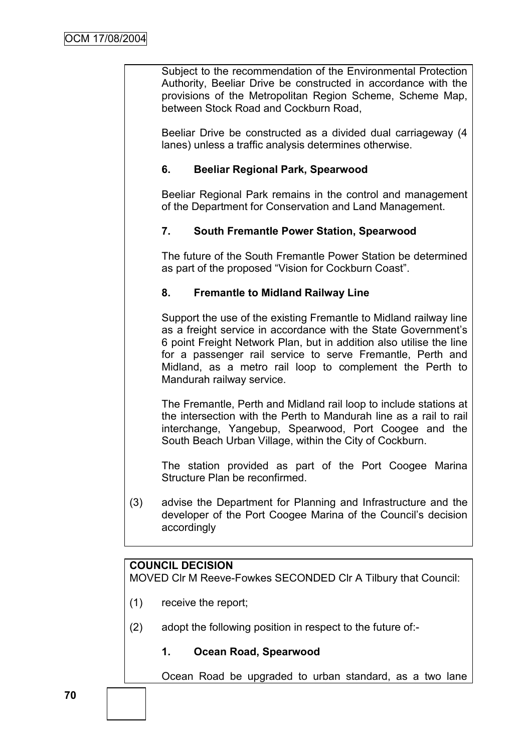Subject to the recommendation of the Environmental Protection Authority, Beeliar Drive be constructed in accordance with the provisions of the Metropolitan Region Scheme, Scheme Map, between Stock Road and Cockburn Road,

Beeliar Drive be constructed as a divided dual carriageway (4 lanes) unless a traffic analysis determines otherwise.

**6. Beeliar Regional Park, Spearwood**

Beeliar Regional Park remains in the control and management of the Department for Conservation and Land Management.

**7. South Fremantle Power Station, Spearwood**

The future of the South Fremantle Power Station be determined as part of the proposed "Vision for Cockburn Coast".

**8. Fremantle to Midland Railway Line**

Support the use of the existing Fremantle to Midland railway line as a freight service in accordance with the State Government's 6 point Freight Network Plan, but in addition also utilise the line for a passenger rail service to serve Fremantle, Perth and Midland, as a metro rail loop to complement the Perth to Mandurah railway service.

The Fremantle, Perth and Midland rail loop to include stations at the intersection with the Perth to Mandurah line as a rail to rail interchange, Yangebup, Spearwood, Port Coogee and the South Beach Urban Village, within the City of Cockburn.

The station provided as part of the Port Coogee Marina Structure Plan be reconfirmed.

(3) advise the Department for Planning and Infrastructure and the developer of the Port Coogee Marina of the Council's decision accordingly

**COUNCIL DECISION**

MOVED Clr M Reeve-Fowkes SECONDED Clr A Tilbury that Council:

(1) receive the report;

(2) adopt the following position in respect to the future of:-

**1. Ocean Road, Spearwood**

Ocean Road be upgraded to urban standard, as a two lane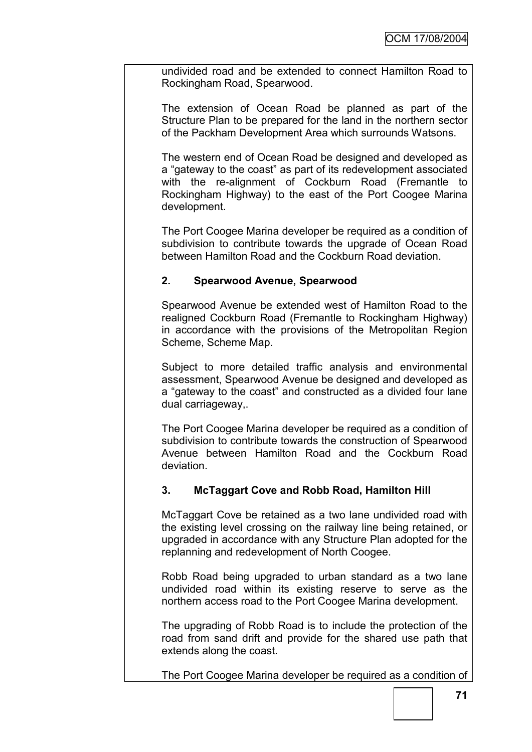undivided road and be extended to connect Hamilton Road to Rockingham Road, Spearwood.

The extension of Ocean Road be planned as part of the Structure Plan to be prepared for the land in the northern sector of the Packham Development Area which surrounds Watsons.

The western end of Ocean Road be designed and developed as a "gateway to the coast" as part of its redevelopment associated with the re-alignment of Cockburn Road (Fremantle to Rockingham Highway) to the east of the Port Coogee Marina development.

The Port Coogee Marina developer be required as a condition of subdivision to contribute towards the upgrade of Ocean Road between Hamilton Road and the Cockburn Road deviation.

**2. Spearwood Avenue, Spearwood**

Spearwood Avenue be extended west of Hamilton Road to the realigned Cockburn Road (Fremantle to Rockingham Highway) in accordance with the provisions of the Metropolitan Region Scheme, Scheme Map.

Subject to more detailed traffic analysis and environmental assessment, Spearwood Avenue be designed and developed as a "gateway to the coast" and constructed as a divided four lane dual carriageway,.

The Port Coogee Marina developer be required as a condition of subdivision to contribute towards the construction of Spearwood Avenue between Hamilton Road and the Cockburn Road deviation.

**3. McTaggart Cove and Robb Road, Hamilton Hill**

McTaggart Cove be retained as a two lane undivided road with the existing level crossing on the railway line being retained, or upgraded in accordance with any Structure Plan adopted for the replanning and redevelopment of North Coogee.

Robb Road being upgraded to urban standard as a two lane undivided road within its existing reserve to serve as the northern access road to the Port Coogee Marina development.

The upgrading of Robb Road is to include the protection of the road from sand drift and provide for the shared use path that extends along the coast.

The Port Coogee Marina developer be required as a condition of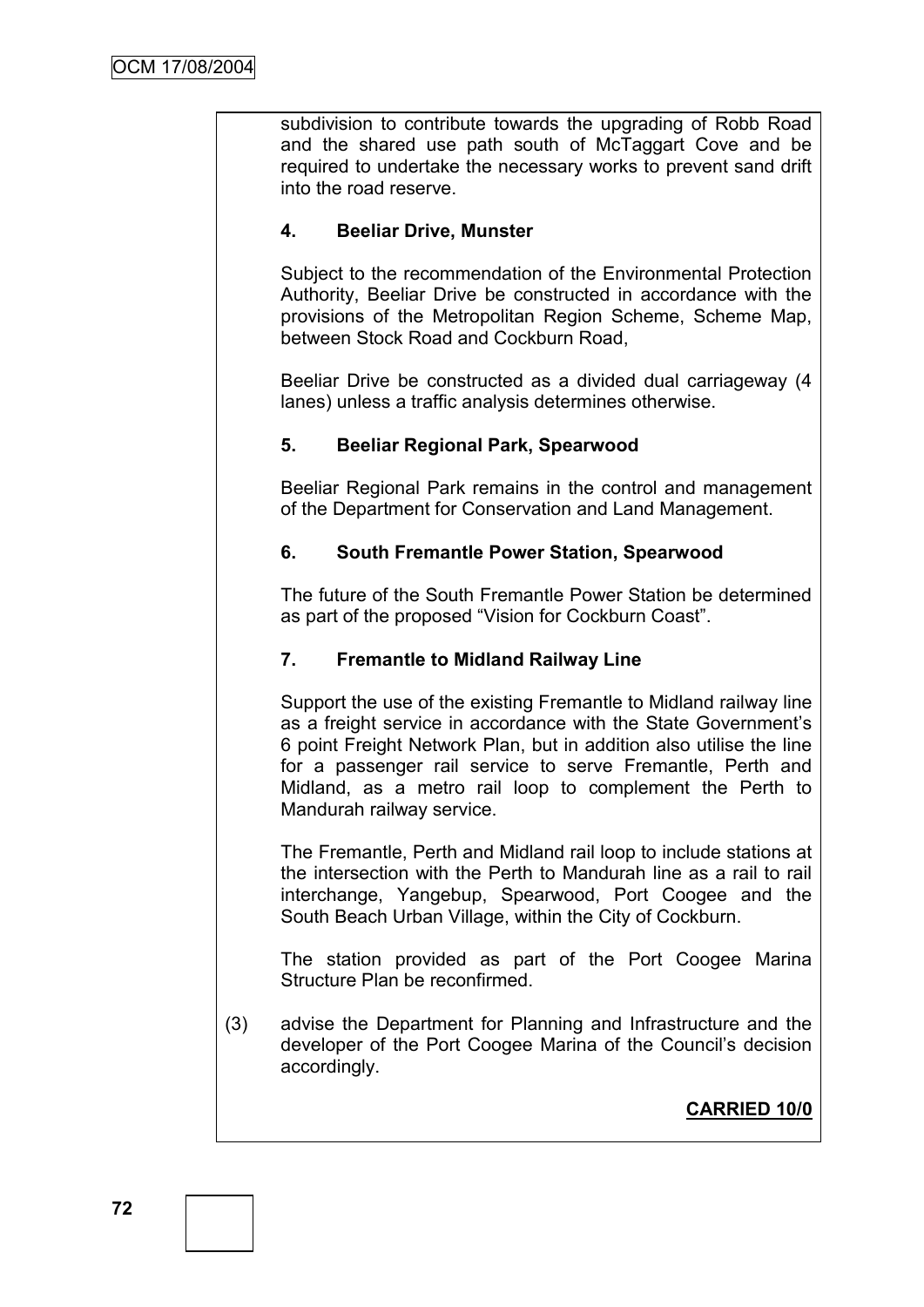subdivision to contribute towards the upgrading of Robb Road and the shared use path south of McTaggart Cove and be required to undertake the necessary works to prevent sand drift into the road reserve.

**4. Beeliar Drive, Munster**

Subject to the recommendation of the Environmental Protection Authority, Beeliar Drive be constructed in accordance with the provisions of the Metropolitan Region Scheme, Scheme Map, between Stock Road and Cockburn Road,

Beeliar Drive be constructed as a divided dual carriageway (4 lanes) unless a traffic analysis determines otherwise.

**5. Beeliar Regional Park, Spearwood**

Beeliar Regional Park remains in the control and management of the Department for Conservation and Land Management.

**6. South Fremantle Power Station, Spearwood**

The future of the South Fremantle Power Station be determined as part of the proposed "Vision for Cockburn Coast".

**7. Fremantle to Midland Railway Line**

Support the use of the existing Fremantle to Midland railway line as a freight service in accordance with the State Government's 6 point Freight Network Plan, but in addition also utilise the line for a passenger rail service to serve Fremantle, Perth and Midland, as a metro rail loop to complement the Perth to Mandurah railway service.

The Fremantle, Perth and Midland rail loop to include stations at the intersection with the Perth to Mandurah line as a rail to rail interchange, Yangebup, Spearwood, Port Coogee and the South Beach Urban Village, within the City of Cockburn.

The station provided as part of the Port Coogee Marina Structure Plan be reconfirmed.

(3) advise the Department for Planning and Infrastructure and the developer of the Port Coogee Marina of the Council's decision accordingly.

**CARRIED 10/0**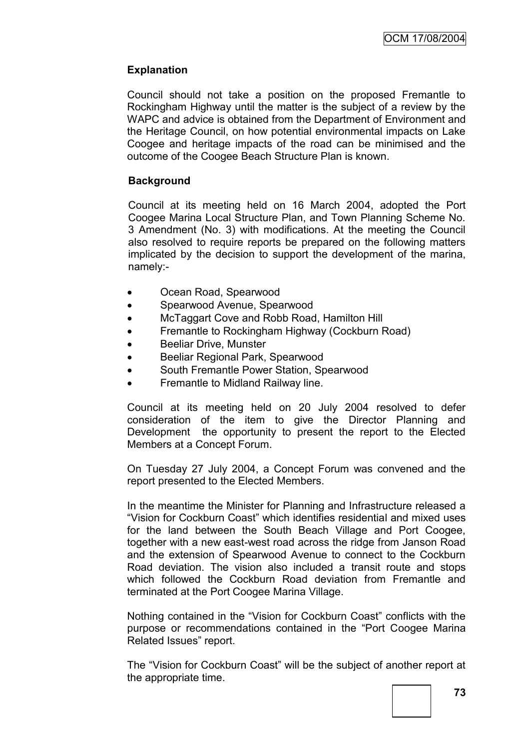**Explanation**

Council should not take a position on the proposed Fremantle to Rockingham Highway until the matter is the subject of a review by the WAPC and advice is obtained from the Department of Environment and the Heritage Council, on how potential environmental impacts on Lake Coogee and heritage impacts of the road can be minimised and the outcome of the Coogee Beach Structure Plan is known.

**Background**

Council at its meeting held on 16 March 2004, adopted the Port Coogee Marina Local Structure Plan, and Town Planning Scheme No. 3 Amendment (No. 3) with modifications. At the meeting the Council also resolved to require reports be prepared on the following matters implicated by the decision to support the development of the marina, namely:-

- Ocean Road, Spearwood
- Spearwood Avenue, Spearwood
- McTaggart Cove and Robb Road, Hamilton Hill
- Fremantle to Rockingham Highway (Cockburn Road)
- Beeliar Drive, Munster
- Beeliar Regional Park, Spearwood
- South Fremantle Power Station, Spearwood
- Fremantle to Midland Railway line.

Council at its meeting held on 20 July 2004 resolved to defer consideration of the item to give the Director Planning and Development the opportunity to present the report to the Elected Members at a Concept Forum.

On Tuesday 27 July 2004, a Concept Forum was convened and the report presented to the Elected Members.

In the meantime the Minister for Planning and Infrastructure released a "Vision for Cockburn Coast" which identifies residential and mixed uses for the land between the South Beach Village and Port Coogee, together with a new east-west road across the ridge from Janson Road and the extension of Spearwood Avenue to connect to the Cockburn Road deviation. The vision also included a transit route and stops which followed the Cockburn Road deviation from Fremantle and terminated at the Port Coogee Marina Village.

Nothing contained in the "Vision for Cockburn Coast" conflicts with the purpose or recommendations contained in the "Port Coogee Marina Related Issues" report.

The "Vision for Cockburn Coast" will be the subject of another report at the appropriate time.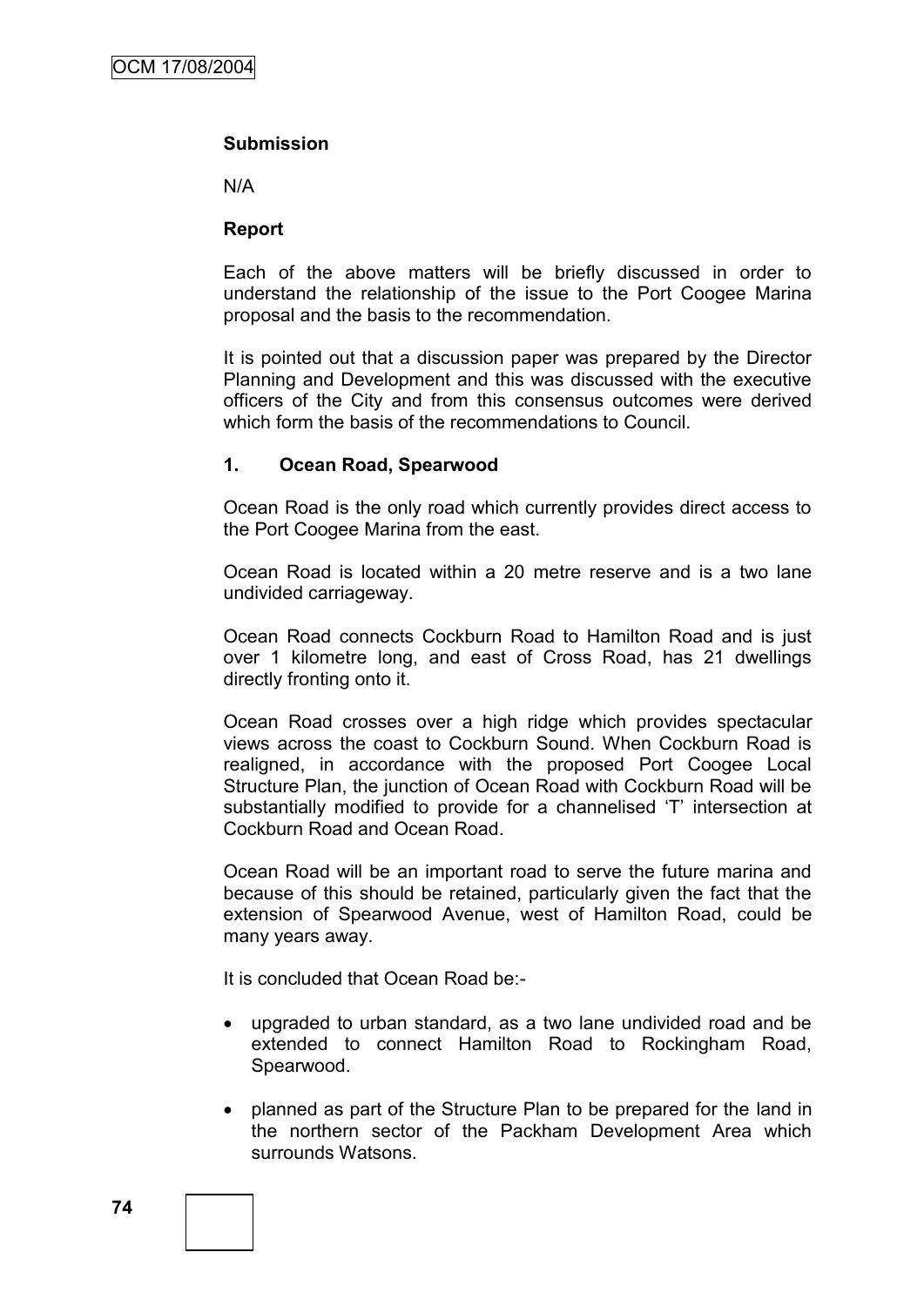**Submission**

N/A

**Report**

Each of the above matters will be briefly discussed in order to understand the relationship of the issue to the Port Coogee Marina proposal and the basis to the recommendation.

It is pointed out that a discussion paper was prepared by the Director Planning and Development and this was discussed with the executive officers of the City and from this consensus outcomes were derived which form the basis of the recommendations to Council.

**1. Ocean Road, Spearwood**

Ocean Road is the only road which currently provides direct access to the Port Coogee Marina from the east.

Ocean Road is located within a 20 metre reserve and is a two lane undivided carriageway.

Ocean Road connects Cockburn Road to Hamilton Road and is just over 1 kilometre long, and east of Cross Road, has 21 dwellings directly fronting onto it.

Ocean Road crosses over a high ridge which provides spectacular views across the coast to Cockburn Sound. When Cockburn Road is realigned, in accordance with the proposed Port Coogee Local Structure Plan, the junction of Ocean Road with Cockburn Road will be substantially modified to provide for a channelised 'T' intersection at Cockburn Road and Ocean Road.

Ocean Road will be an important road to serve the future marina and because of this should be retained, particularly given the fact that the extension of Spearwood Avenue, west of Hamilton Road, could be many years away.

It is concluded that Ocean Road be:-

- upgraded to urban standard, as a two lane undivided road and be extended to connect Hamilton Road to Rockingham Road, Spearwood.
- planned as part of the Structure Plan to be prepared for the land in the northern sector of the Packham Development Area which surrounds Watsons.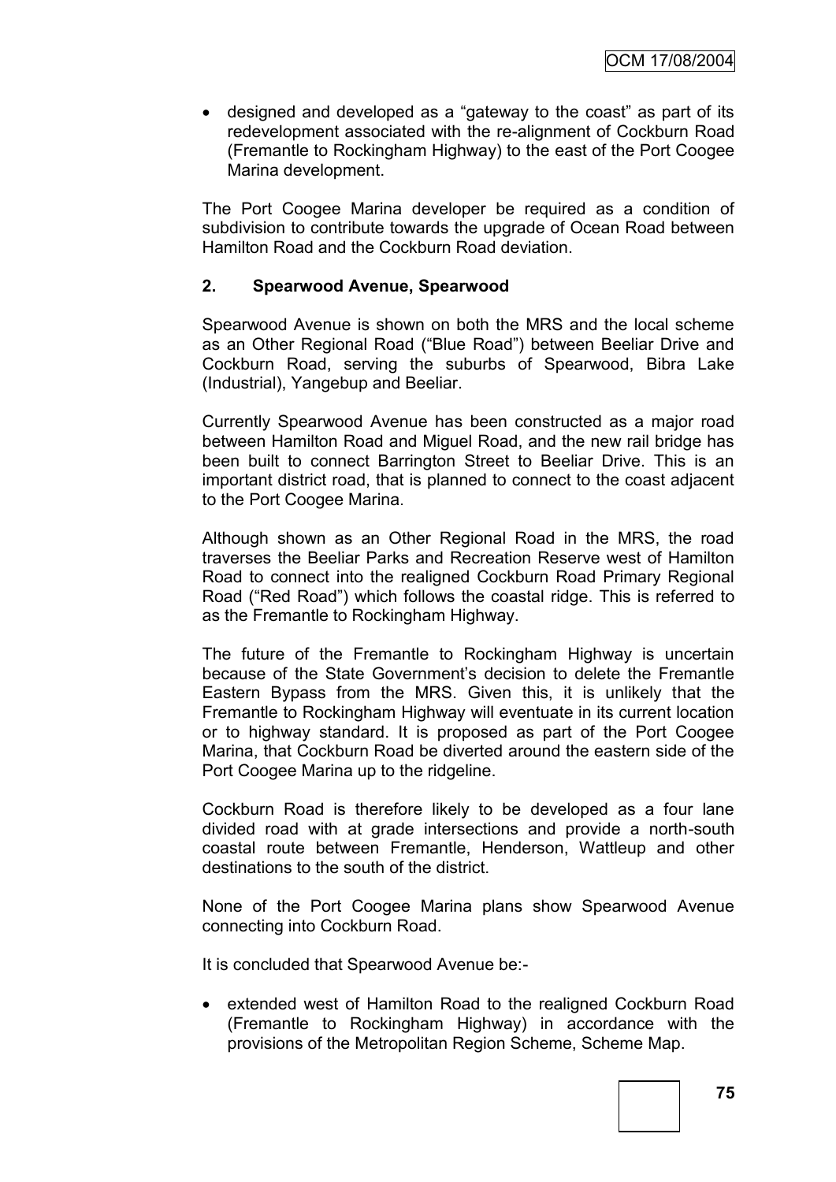- designed and developed as a "gateway to the coast" as part of its redevelopment associated with the re-alignment of Cockburn Road (Fremantle to Rockingham Highway) to the east of the Port Coogee Marina development.

The Port Coogee Marina developer be required as a condition of subdivision to contribute towards the upgrade of Ocean Road between Hamilton Road and the Cockburn Road deviation.

**2. Spearwood Avenue, Spearwood**

Spearwood Avenue is shown on both the MRS and the local scheme as an Other Regional Road ("Blue Road") between Beeliar Drive and Cockburn Road, serving the suburbs of Spearwood, Bibra Lake (Industrial), Yangebup and Beeliar.

Currently Spearwood Avenue has been constructed as a major road between Hamilton Road and Miguel Road, and the new rail bridge has been built to connect Barrington Street to Beeliar Drive. This is an important district road, that is planned to connect to the coast adjacent to the Port Coogee Marina.

Although shown as an Other Regional Road in the MRS, the road traverses the Beeliar Parks and Recreation Reserve west of Hamilton Road to connect into the realigned Cockburn Road Primary Regional Road ("Red Road") which follows the coastal ridge. This is referred to as the Fremantle to Rockingham Highway.

The future of the Fremantle to Rockingham Highway is uncertain because of the State Government's decision to delete the Fremantle Eastern Bypass from the MRS. Given this, it is unlikely that the Fremantle to Rockingham Highway will eventuate in its current location or to highway standard. It is proposed as part of the Port Coogee Marina, that Cockburn Road be diverted around the eastern side of the Port Coogee Marina up to the ridgeline.

Cockburn Road is therefore likely to be developed as a four lane divided road with at grade intersections and provide a north-south coastal route between Fremantle, Henderson, Wattleup and other destinations to the south of the district.

None of the Port Coogee Marina plans show Spearwood Avenue connecting into Cockburn Road.

It is concluded that Spearwood Avenue be:-

- extended west of Hamilton Road to the realigned Cockburn Road (Fremantle to Rockingham Highway) in accordance with the provisions of the Metropolitan Region Scheme, Scheme Map.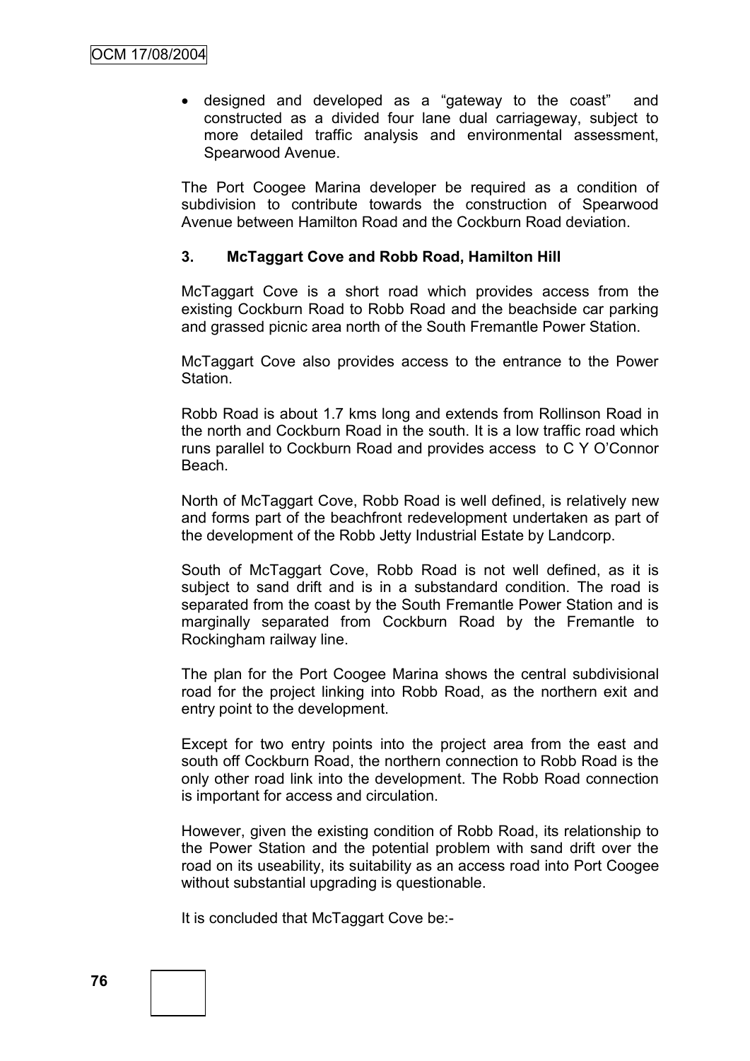- designed and developed as a "gateway to the coast" and constructed as a divided four lane dual carriageway, subject to more detailed traffic analysis and environmental assessment, Spearwood Avenue.

The Port Coogee Marina developer be required as a condition of subdivision to contribute towards the construction of Spearwood Avenue between Hamilton Road and the Cockburn Road deviation.

**3. McTaggart Cove and Robb Road, Hamilton Hill**

McTaggart Cove is a short road which provides access from the existing Cockburn Road to Robb Road and the beachside car parking and grassed picnic area north of the South Fremantle Power Station.

McTaggart Cove also provides access to the entrance to the Power Station.

Robb Road is about 1.7 kms long and extends from Rollinson Road in the north and Cockburn Road in the south. It is a low traffic road which runs parallel to Cockburn Road and provides access to C Y O'Connor Beach.

North of McTaggart Cove, Robb Road is well defined, is relatively new and forms part of the beachfront redevelopment undertaken as part of the development of the Robb Jetty Industrial Estate by Landcorp.

South of McTaggart Cove, Robb Road is not well defined, as it is subject to sand drift and is in a substandard condition. The road is separated from the coast by the South Fremantle Power Station and is marginally separated from Cockburn Road by the Fremantle to Rockingham railway line.

The plan for the Port Coogee Marina shows the central subdivisional road for the project linking into Robb Road, as the northern exit and entry point to the development.

Except for two entry points into the project area from the east and south off Cockburn Road, the northern connection to Robb Road is the only other road link into the development. The Robb Road connection is important for access and circulation.

However, given the existing condition of Robb Road, its relationship to the Power Station and the potential problem with sand drift over the road on its useability, its suitability as an access road into Port Coogee without substantial upgrading is questionable.

It is concluded that McTaggart Cove be:-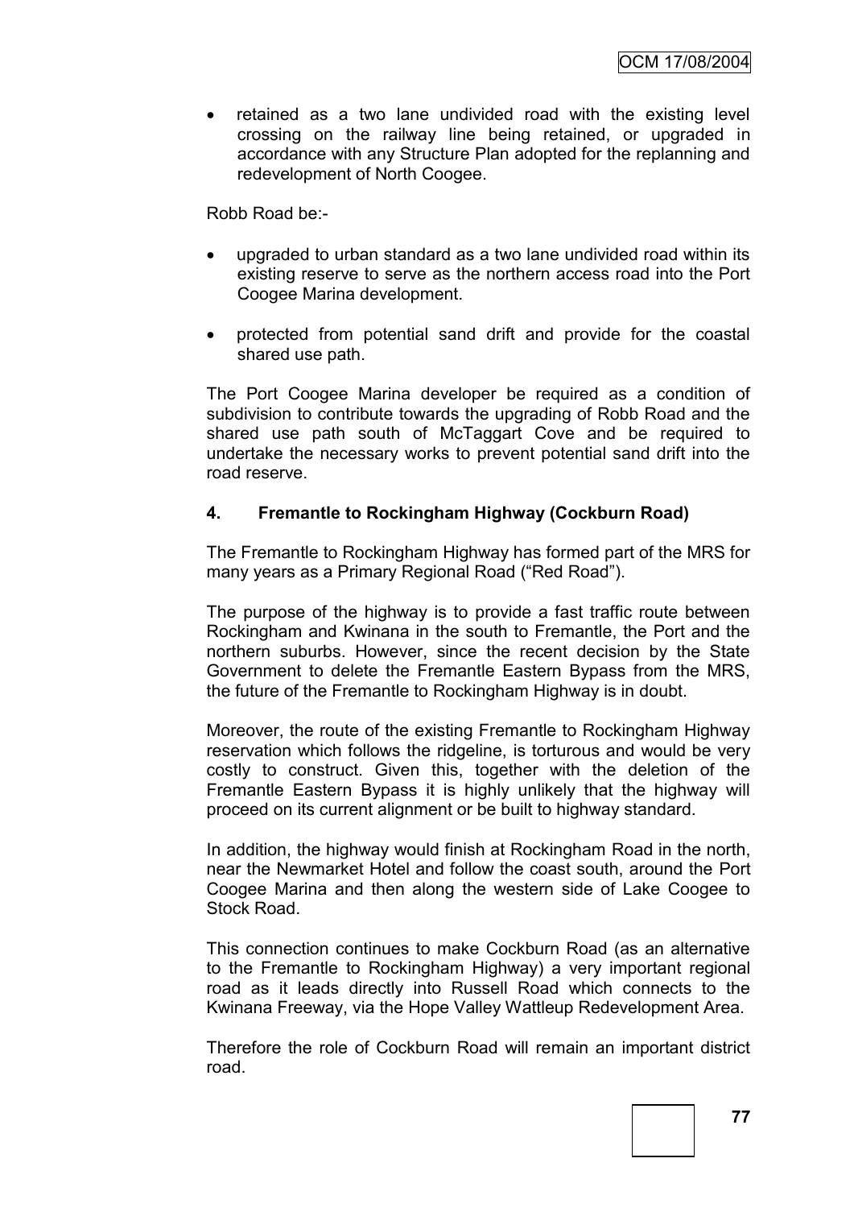- retained as a two lane undivided road with the existing level crossing on the railway line being retained, or upgraded in accordance with any Structure Plan adopted for the replanning and redevelopment of North Coogee.

Robb Road be:-

- upgraded to urban standard as a two lane undivided road within its existing reserve to serve as the northern access road into the Port Coogee Marina development.
- protected from potential sand drift and provide for the coastal shared use path.

The Port Coogee Marina developer be required as a condition of subdivision to contribute towards the upgrading of Robb Road and the shared use path south of McTaggart Cove and be required to undertake the necessary works to prevent potential sand drift into the road reserve.

**4. Fremantle to Rockingham Highway (Cockburn Road)**

The Fremantle to Rockingham Highway has formed part of the MRS for many years as a Primary Regional Road ("Red Road").

The purpose of the highway is to provide a fast traffic route between Rockingham and Kwinana in the south to Fremantle, the Port and the northern suburbs. However, since the recent decision by the State Government to delete the Fremantle Eastern Bypass from the MRS, the future of the Fremantle to Rockingham Highway is in doubt.

Moreover, the route of the existing Fremantle to Rockingham Highway reservation which follows the ridgeline, is torturous and would be very costly to construct. Given this, together with the deletion of the Fremantle Eastern Bypass it is highly unlikely that the highway will proceed on its current alignment or be built to highway standard.

In addition, the highway would finish at Rockingham Road in the north, near the Newmarket Hotel and follow the coast south, around the Port Coogee Marina and then along the western side of Lake Coogee to Stock Road.

This connection continues to make Cockburn Road (as an alternative to the Fremantle to Rockingham Highway) a very important regional road as it leads directly into Russell Road which connects to the Kwinana Freeway, via the Hope Valley Wattleup Redevelopment Area.

Therefore the role of Cockburn Road will remain an important district road.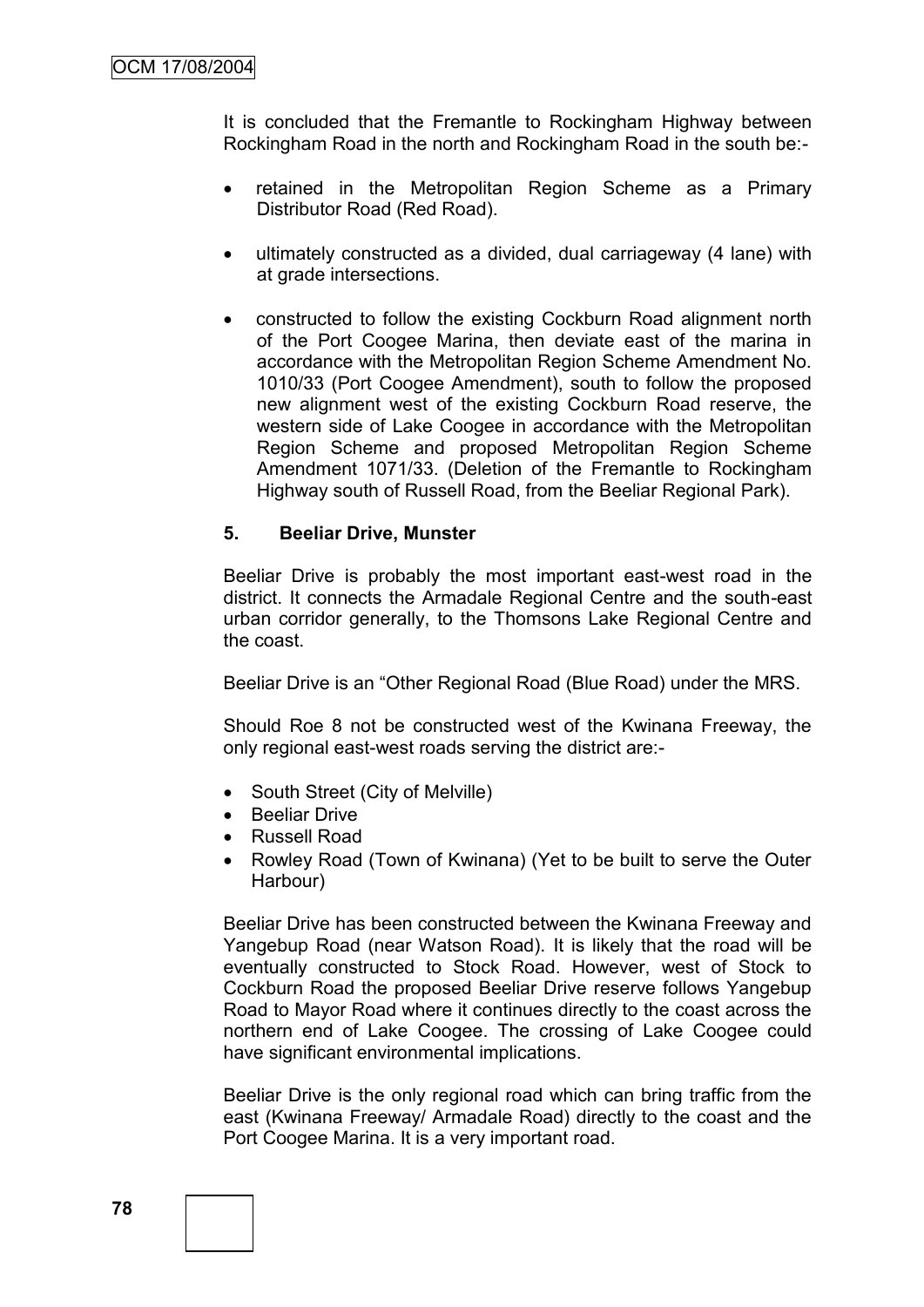It is concluded that the Fremantle to Rockingham Highway between Rockingham Road in the north and Rockingham Road in the south be:-

- retained in the Metropolitan Region Scheme as a Primary Distributor Road (Red Road).
- ultimately constructed as a divided, dual carriageway (4 lane) with at grade intersections.
- constructed to follow the existing Cockburn Road alignment north of the Port Coogee Marina, then deviate east of the marina in accordance with the Metropolitan Region Scheme Amendment No. 1010/33 (Port Coogee Amendment), south to follow the proposed new alignment west of the existing Cockburn Road reserve, the western side of Lake Coogee in accordance with the Metropolitan Region Scheme and proposed Metropolitan Region Scheme Amendment 1071/33. (Deletion of the Fremantle to Rockingham Highway south of Russell Road, from the Beeliar Regional Park).

**5. Beeliar Drive, Munster**

Beeliar Drive is probably the most important east-west road in the district. It connects the Armadale Regional Centre and the south-east urban corridor generally, to the Thomsons Lake Regional Centre and the coast.

Beeliar Drive is an "Other Regional Road (Blue Road) under the MRS.

Should Roe 8 not be constructed west of the Kwinana Freeway, the only regional east-west roads serving the district are:-

- South Street (City of Melville)
- Beeliar Drive
- Russell Road
- Rowley Road (Town of Kwinana) (Yet to be built to serve the Outer Harbour)

Beeliar Drive has been constructed between the Kwinana Freeway and Yangebup Road (near Watson Road). It is likely that the road will be eventually constructed to Stock Road. However, west of Stock to Cockburn Road the proposed Beeliar Drive reserve follows Yangebup Road to Mayor Road where it continues directly to the coast across the northern end of Lake Coogee. The crossing of Lake Coogee could have significant environmental implications.

Beeliar Drive is the only regional road which can bring traffic from the east (Kwinana Freeway/ Armadale Road) directly to the coast and the Port Coogee Marina. It is a very important road.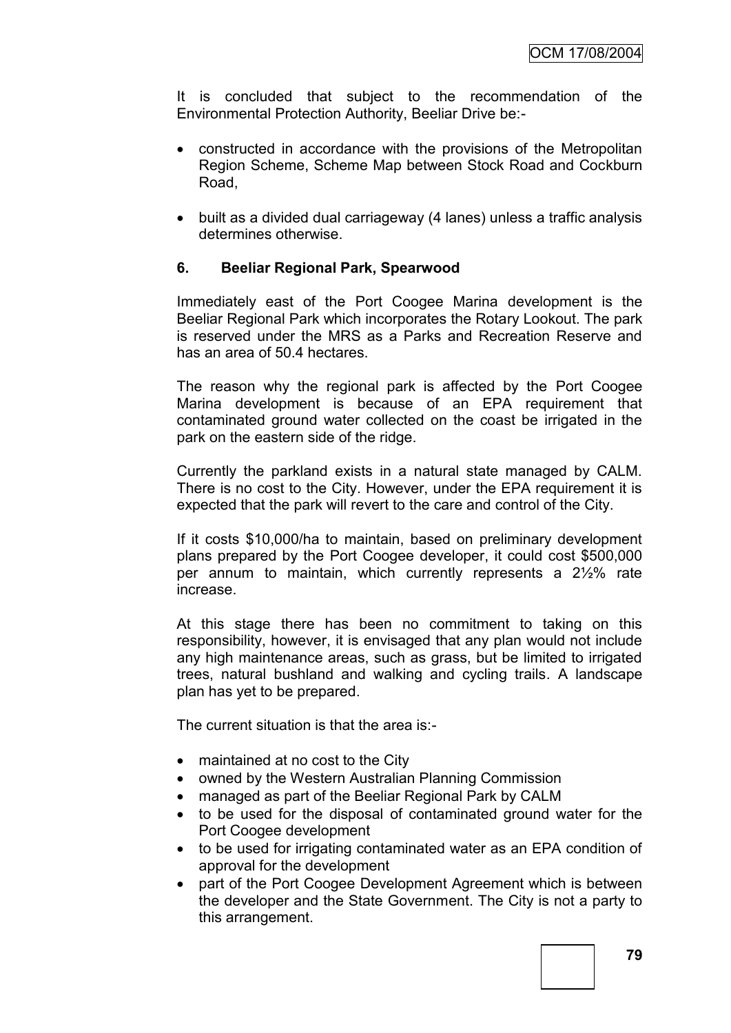It is concluded that subject to the recommendation of the Environmental Protection Authority, Beeliar Drive be:-

- constructed in accordance with the provisions of the Metropolitan Region Scheme, Scheme Map between Stock Road and Cockburn Road,
- built as a divided dual carriageway (4 lanes) unless a traffic analysis determines otherwise.

## 6. Beeliar Regional Park, Spearwood

Immediately east of the Port Coogee Marina development is the Beeliar Regional Park which incorporates the Rotary Lookout. The park is reserved under the MRS as a Parks and Recreation Reserve and has an area of 50.4 hectares.

The reason why the regional park is affected by the Port Coogee Marina development is because of an EPA requirement that contaminated ground water collected on the coast be irrigated in the park on the eastern side of the ridge.

Currently the parkland exists in a natural state managed by CALM. There is no cost to the City. However, under the EPA requirement it is expected that the park will revert to the care and control of the City.

If it costs $10,000/ha to maintain, based on preliminary development plans prepared by the Port Coogee developer, it could cost $500,000 per annum to maintain, which currently represents a 2½% rate increase.

At this stage there has been no commitment to taking on this responsibility, however, it is envisaged that any plan would not include any high maintenance areas, such as grass, but be limited to irrigated trees, natural bushland and walking and cycling trails. A landscape plan has yet to be prepared.

The current situation is that the area is:-

- maintained at no cost to the City
- owned by the Western Australian Planning Commission
- managed as part of the Beeliar Regional Park by CALM
- to be used for the disposal of contaminated ground water for the Port Coogee development
- to be used for irrigating contaminated water as an EPA condition of approval for the development
- part of the Port Coogee Development Agreement which is between the developer and the State Government. The City is not a party to this arrangement.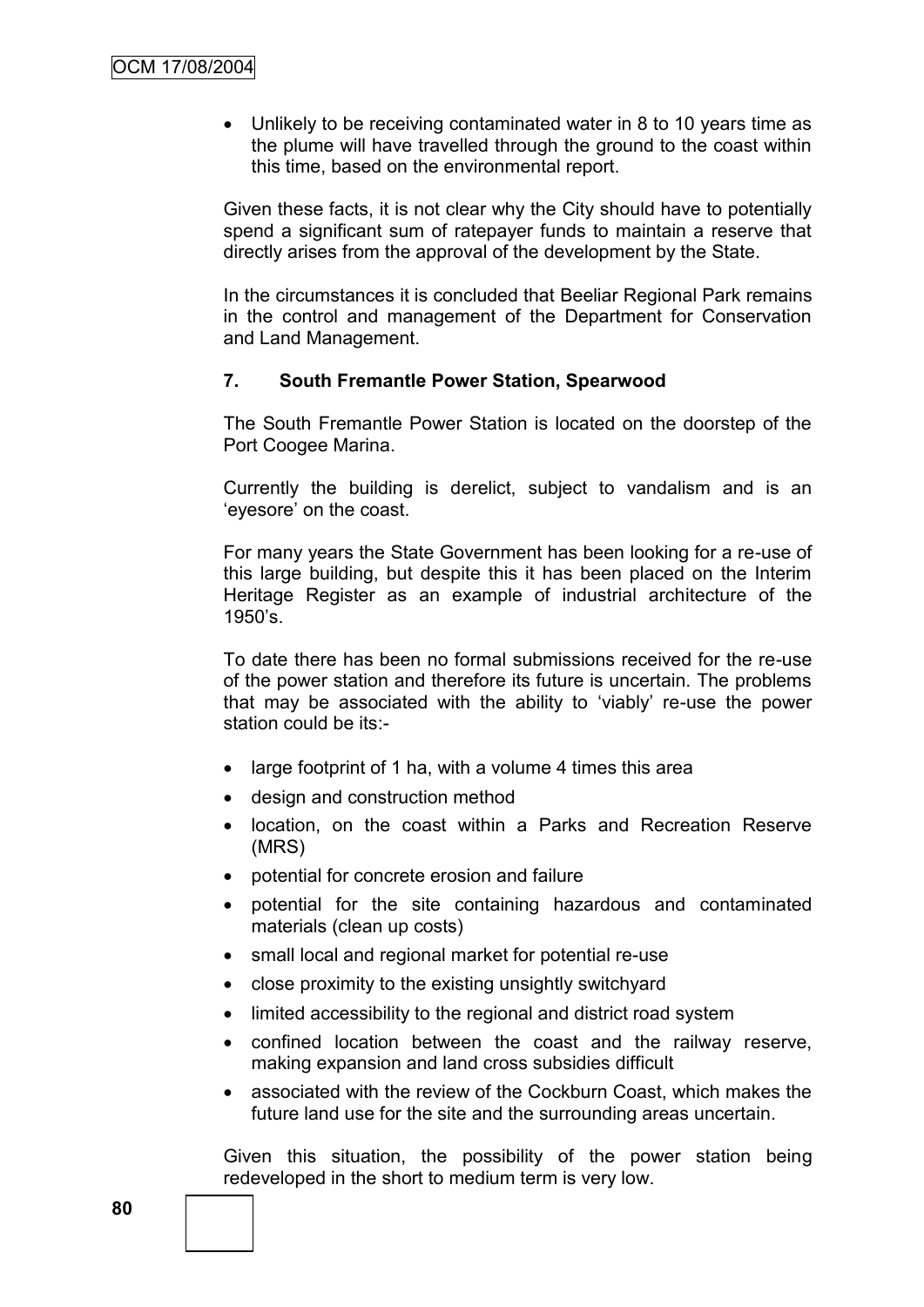- Unlikely to be receiving contaminated water in 8 to 10 years time as the plume will have travelled through the ground to the coast within this time, based on the environmental report.

Given these facts, it is not clear why the City should have to potentially spend a significant sum of ratepayer funds to maintain a reserve that directly arises from the approval of the development by the State.

In the circumstances it is concluded that Beeliar Regional Park remains in the control and management of the Department for Conservation and Land Management.

**7. South Fremantle Power Station, Spearwood**

The South Fremantle Power Station is located on the doorstep of the Port Coogee Marina.

Currently the building is derelict, subject to vandalism and is an 'eyesore' on the coast.

For many years the State Government has been looking for a re-use of this large building, but despite this it has been placed on the Interim Heritage Register as an example of industrial architecture of the 1950's.

To date there has been no formal submissions received for the re-use of the power station and therefore its future is uncertain. The problems that may be associated with the ability to 'viably' re-use the power station could be its:-

- large footprint of 1 ha, with a volume 4 times this area
- design and construction method
- location, on the coast within a Parks and Recreation Reserve (MRS)
- potential for concrete erosion and failure
- potential for the site containing hazardous and contaminated materials (clean up costs)
- small local and regional market for potential re-use
- close proximity to the existing unsightly switchyard
- limited accessibility to the regional and district road system
- confined location between the coast and the railway reserve, making expansion and land cross subsidies difficult
- associated with the review of the Cockburn Coast, which makes the future land use for the site and the surrounding areas uncertain.

Given this situation, the possibility of the power station being redeveloped in the short to medium term is very low.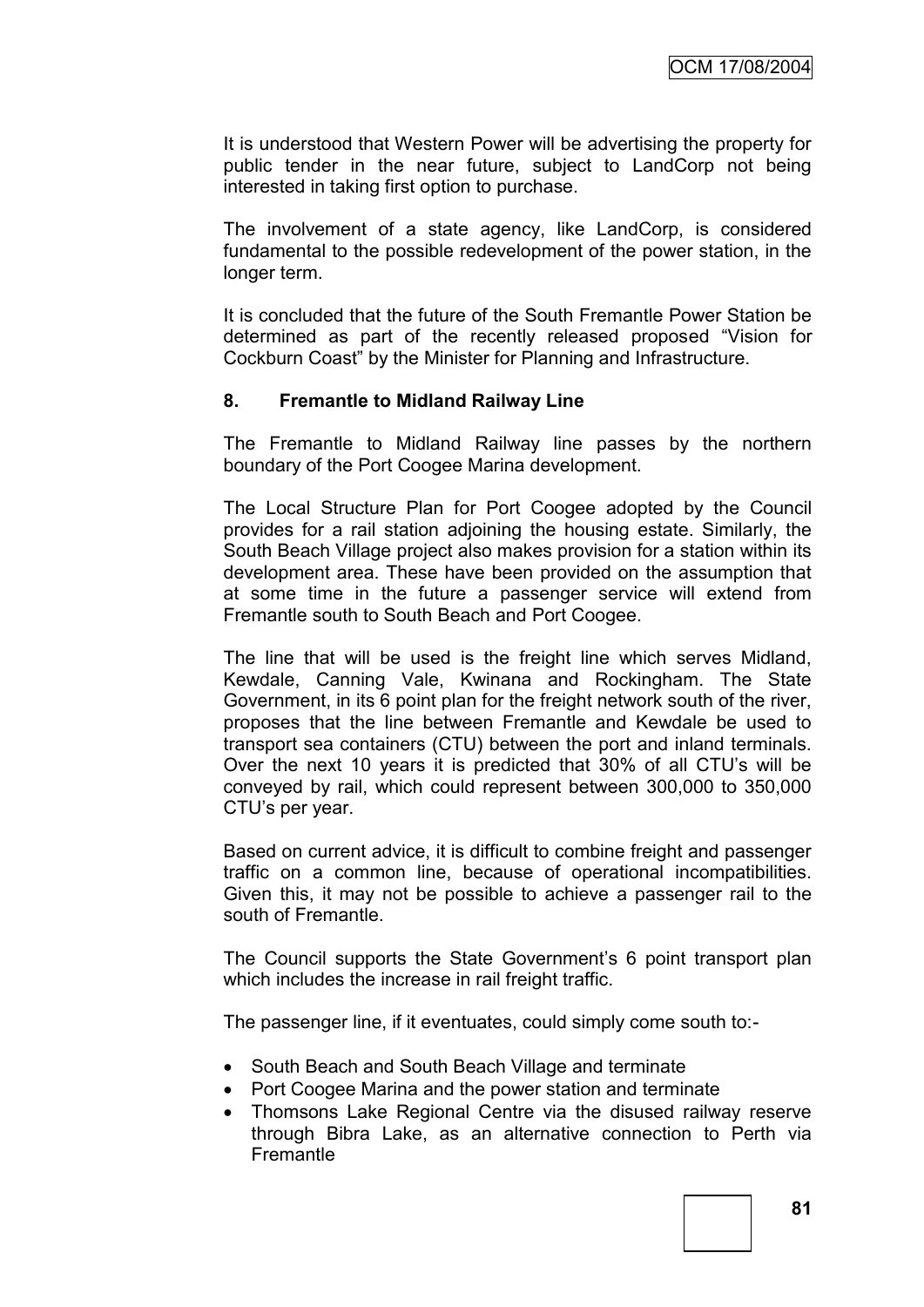It is understood that Western Power will be advertising the property for public tender in the near future, subject to LandCorp not being interested in taking first option to purchase.

The involvement of a state agency, like LandCorp, is considered fundamental to the possible redevelopment of the power station, in the longer term.

It is concluded that the future of the South Fremantle Power Station be determined as part of the recently released proposed "Vision for Cockburn Coast" by the Minister for Planning and Infrastructure.

**8. Fremantle to Midland Railway Line**

The Fremantle to Midland Railway line passes by the northern boundary of the Port Coogee Marina development.

The Local Structure Plan for Port Coogee adopted by the Council provides for a rail station adjoining the housing estate. Similarly, the South Beach Village project also makes provision for a station within its development area. These have been provided on the assumption that at some time in the future a passenger service will extend from Fremantle south to South Beach and Port Coogee.

The line that will be used is the freight line which serves Midland, Kewdale, Canning Vale, Kwinana and Rockingham. The State Government, in its 6 point plan for the freight network south of the river, proposes that the line between Fremantle and Kewdale be used to transport sea containers (CTU) between the port and inland terminals. Over the next 10 years it is predicted that 30% of all CTU's will be conveyed by rail, which could represent between 300,000 to 350,000 CTU's per year.

Based on current advice, it is difficult to combine freight and passenger traffic on a common line, because of operational incompatibilities. Given this, it may not be possible to achieve a passenger rail to the south of Fremantle.

The Council supports the State Government's 6 point transport plan which includes the increase in rail freight traffic.

The passenger line, if it eventuates, could simply come south to:-

- South Beach and South Beach Village and terminate
- Port Coogee Marina and the power station and terminate
- Thomsons Lake Regional Centre via the disused railway reserve through Bibra Lake, as an alternative connection to Perth via Fremantle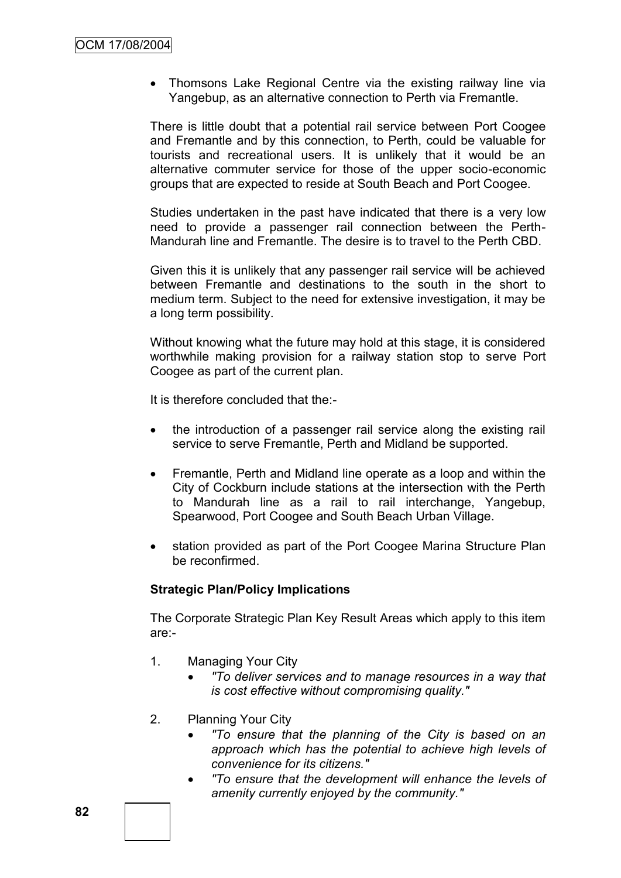- Thomsons Lake Regional Centre via the existing railway line via Yangebup, as an alternative connection to Perth via Fremantle.

There is little doubt that a potential rail service between Port Coogee and Fremantle and by this connection, to Perth, could be valuable for tourists and recreational users. It is unlikely that it would be an alternative commuter service for those of the upper socio-economic groups that are expected to reside at South Beach and Port Coogee.

Studies undertaken in the past have indicated that there is a very low need to provide a passenger rail connection between the Perth-Mandurah line and Fremantle. The desire is to travel to the Perth CBD.

Given this it is unlikely that any passenger rail service will be achieved between Fremantle and destinations to the south in the short to medium term. Subject to the need for extensive investigation, it may be a long term possibility.

Without knowing what the future may hold at this stage, it is considered worthwhile making provision for a railway station stop to serve Port Coogee as part of the current plan.

It is therefore concluded that the:-

- the introduction of a passenger rail service along the existing rail service to serve Fremantle, Perth and Midland be supported.
- Fremantle, Perth and Midland line operate as a loop and within the City of Cockburn include stations at the intersection with the Perth to Mandurah line as a rail to rail interchange, Yangebup, Spearwood, Port Coogee and South Beach Urban Village.
- station provided as part of the Port Coogee Marina Structure Plan be reconfirmed.

**Strategic Plan/Policy Implications**

The Corporate Strategic Plan Key Result Areas which apply to this item are:-

1. Managing Your City
   - *"To deliver services and to manage resources in a way that is cost effective without compromising quality."*
2. Planning Your City
   - *"To ensure that the planning of the City is based on an approach which has the potential to achieve high levels of convenience for its citizens."*
   - *"To ensure that the development will enhance the levels of amenity currently enjoyed by the community."*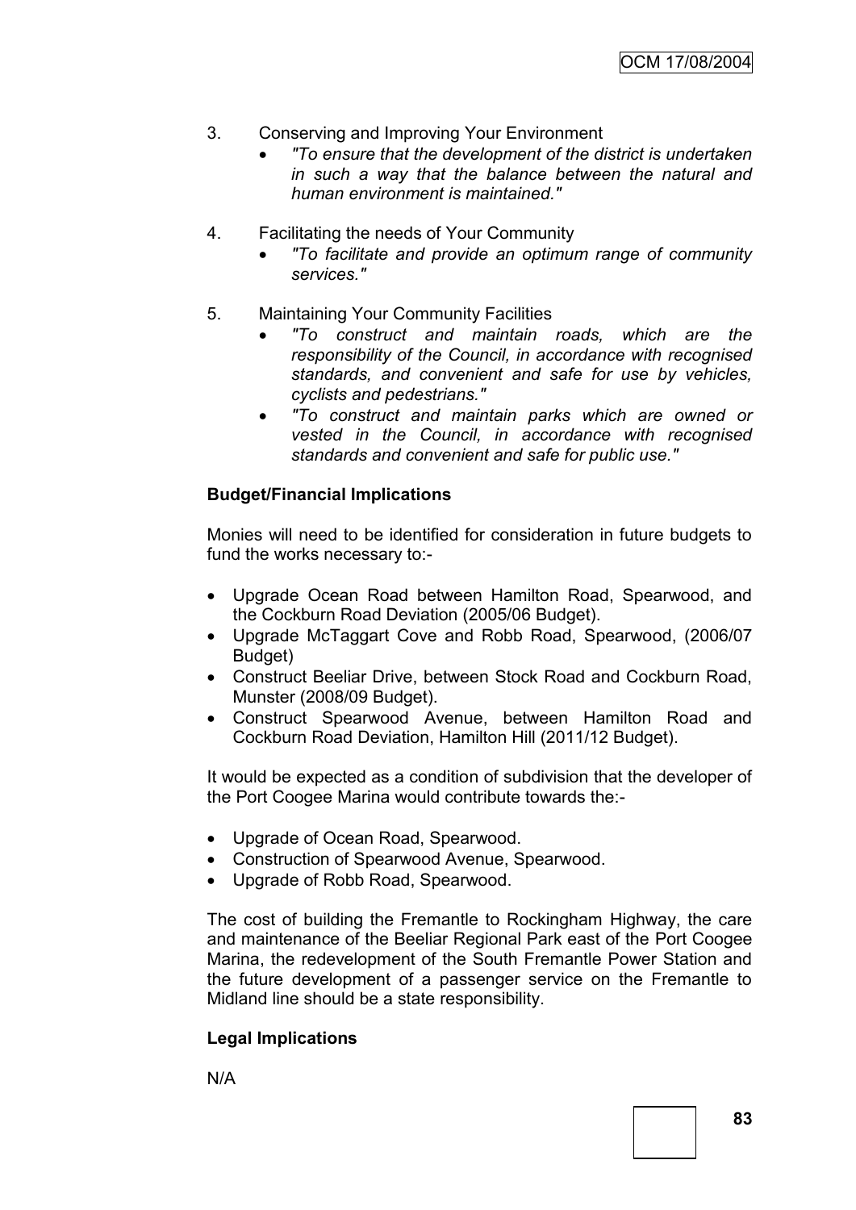3. Conserving and Improving Your Environment
    - *"To ensure that the development of the district is undertaken in such a way that the balance between the natural and human environment is maintained."*

4. Facilitating the needs of Your Community
    - *"To facilitate and provide an optimum range of community services."*

5. Maintaining Your Community Facilities
    - *"To construct and maintain roads, which are the responsibility of the Council, in accordance with recognised standards, and convenient and safe for use by vehicles, cyclists and pedestrians."*
    - *"To construct and maintain parks which are owned or vested in the Council, in accordance with recognised standards and convenient and safe for public use."*

**Budget/Financial Implications**

Monies will need to be identified for consideration in future budgets to fund the works necessary to:-

- Upgrade Ocean Road between Hamilton Road, Spearwood, and the Cockburn Road Deviation (2005/06 Budget).
- Upgrade McTaggart Cove and Robb Road, Spearwood, (2006/07 Budget)
- Construct Beeliar Drive, between Stock Road and Cockburn Road, Munster (2008/09 Budget).
- Construct Spearwood Avenue, between Hamilton Road and Cockburn Road Deviation, Hamilton Hill (2011/12 Budget).

It would be expected as a condition of subdivision that the developer of the Port Coogee Marina would contribute towards the:-

- Upgrade of Ocean Road, Spearwood.
- Construction of Spearwood Avenue, Spearwood.
- Upgrade of Robb Road, Spearwood.

The cost of building the Fremantle to Rockingham Highway, the care and maintenance of the Beeliar Regional Park east of the Port Coogee Marina, the redevelopment of the South Fremantle Power Station and the future development of a passenger service on the Fremantle to Midland line should be a state responsibility.

**Legal Implications**

N/A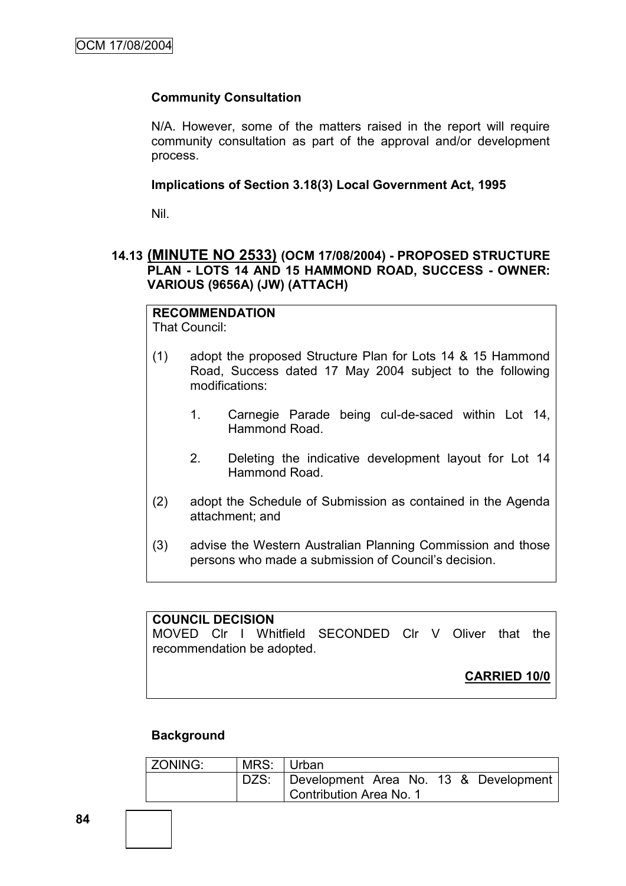**Community Consultation**

N/A. However, some of the matters raised in the report will require community consultation as part of the approval and/or development process.

**Implications of Section 3.18(3) Local Government Act, 1995**

Nil.

### 14.13 (MINUTE NO 2533) (OCM 17/08/2004) - PROPOSED STRUCTURE PLAN - LOTS 14 AND 15 HAMMOND ROAD, SUCCESS - OWNER: VARIOUS (9656A) (JW) (ATTACH)

**RECOMMENDATION**
That Council:

(1) adopt the proposed Structure Plan for Lots 14 & 15 Hammond Road, Success dated 17 May 2004 subject to the following modifications:

   1. Carnegie Parade being cul-de-saced within Lot 14, Hammond Road.

   2. Deleting the indicative development layout for Lot 14 Hammond Road.

(2) adopt the Schedule of Submission as contained in the Agenda attachment; and

(3) advise the Western Australian Planning Commission and those persons who made a submission of Council's decision.

**COUNCIL DECISION**
MOVED Clr I Whitfield SECONDED Clr V Oliver that the recommendation be adopted.

**CARRIED 10/0**

**Background**

| ZONING: | MRS: | Urban |
|---|---|---|
| | DZS: | Development Area No. 13 & Development Contribution Area No. 1 |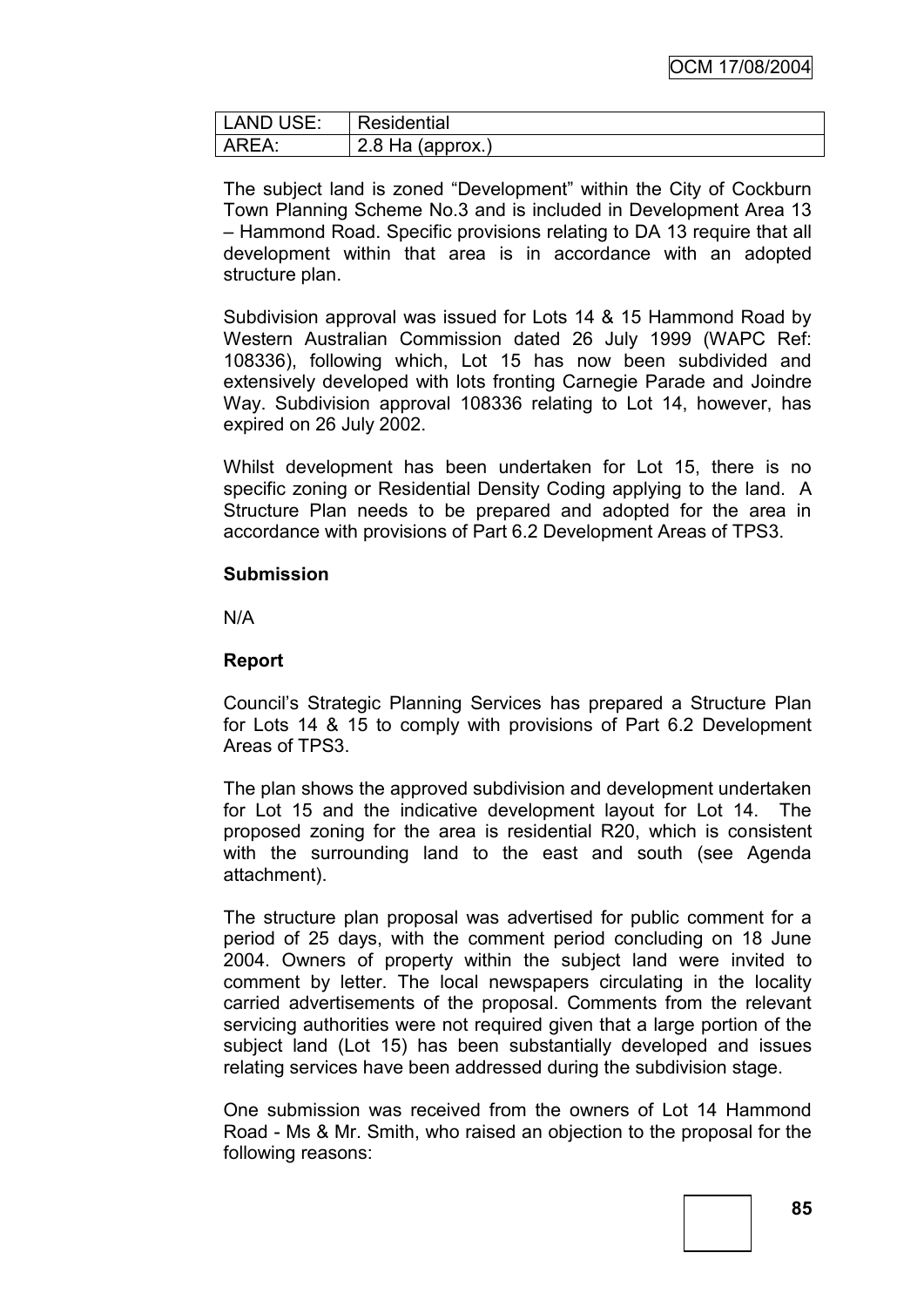| LAND USE: | Residential |
|---|---|
| AREA: | 2.8 Ha (approx.) |

The subject land is zoned "Development" within the City of Cockburn Town Planning Scheme No.3 and is included in Development Area 13 – Hammond Road. Specific provisions relating to DA 13 require that all development within that area is in accordance with an adopted structure plan.

Subdivision approval was issued for Lots 14 & 15 Hammond Road by Western Australian Commission dated 26 July 1999 (WAPC Ref: 108336), following which, Lot 15 has now been subdivided and extensively developed with lots fronting Carnegie Parade and Joindre Way. Subdivision approval 108336 relating to Lot 14, however, has expired on 26 July 2002.

Whilst development has been undertaken for Lot 15, there is no specific zoning or Residential Density Coding applying to the land. A Structure Plan needs to be prepared and adopted for the area in accordance with provisions of Part 6.2 Development Areas of TPS3.

**Submission**

N/A

**Report**

Council's Strategic Planning Services has prepared a Structure Plan for Lots 14 & 15 to comply with provisions of Part 6.2 Development Areas of TPS3.

The plan shows the approved subdivision and development undertaken for Lot 15 and the indicative development layout for Lot 14. The proposed zoning for the area is residential R20, which is consistent with the surrounding land to the east and south (see Agenda attachment).

The structure plan proposal was advertised for public comment for a period of 25 days, with the comment period concluding on 18 June 2004. Owners of property within the subject land were invited to comment by letter. The local newspapers circulating in the locality carried advertisements of the proposal. Comments from the relevant servicing authorities were not required given that a large portion of the subject land (Lot 15) has been substantially developed and issues relating services have been addressed during the subdivision stage.

One submission was received from the owners of Lot 14 Hammond Road - Ms & Mr. Smith, who raised an objection to the proposal for the following reasons: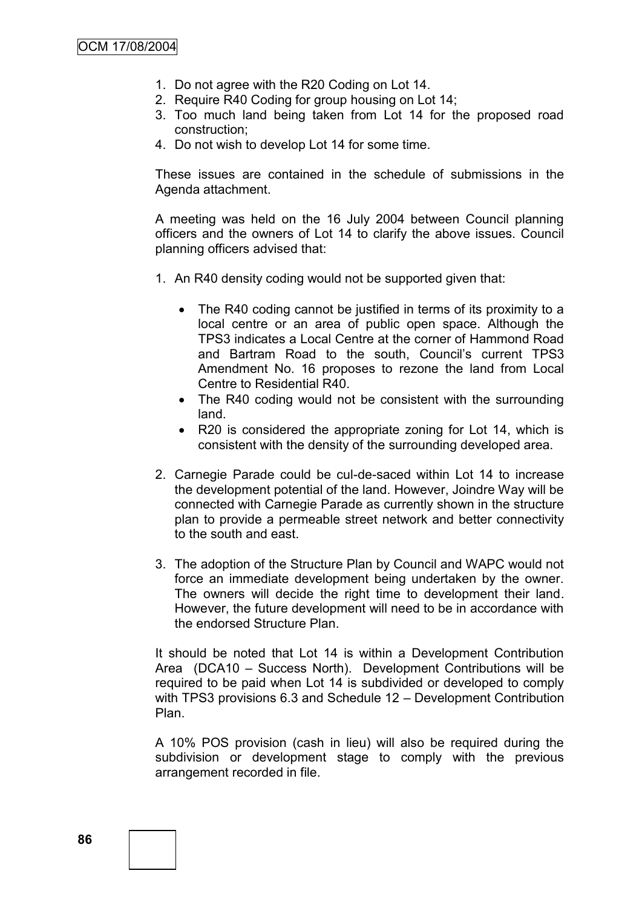1. Do not agree with the R20 Coding on Lot 14.
2. Require R40 Coding for group housing on Lot 14;
3. Too much land being taken from Lot 14 for the proposed road construction;
4. Do not wish to develop Lot 14 for some time.

These issues are contained in the schedule of submissions in the Agenda attachment.

A meeting was held on the 16 July 2004 between Council planning officers and the owners of Lot 14 to clarify the above issues. Council planning officers advised that:

1. An R40 density coding would not be supported given that:

   - The R40 coding cannot be justified in terms of its proximity to a local centre or an area of public open space. Although the TPS3 indicates a Local Centre at the corner of Hammond Road and Bartram Road to the south, Council's current TPS3 Amendment No. 16 proposes to rezone the land from Local Centre to Residential R40.
   - The R40 coding would not be consistent with the surrounding land.
   - R20 is considered the appropriate zoning for Lot 14, which is consistent with the density of the surrounding developed area.

2. Carnegie Parade could be cul-de-saced within Lot 14 to increase the development potential of the land. However, Joindre Way will be connected with Carnegie Parade as currently shown in the structure plan to provide a permeable street network and better connectivity to the south and east.

3. The adoption of the Structure Plan by Council and WAPC would not force an immediate development being undertaken by the owner. The owners will decide the right time to development their land. However, the future development will need to be in accordance with the endorsed Structure Plan.

It should be noted that Lot 14 is within a Development Contribution Area (DCA10 – Success North). Development Contributions will be required to be paid when Lot 14 is subdivided or developed to comply with TPS3 provisions 6.3 and Schedule 12 – Development Contribution Plan.

A 10% POS provision (cash in lieu) will also be required during the subdivision or development stage to comply with the previous arrangement recorded in file.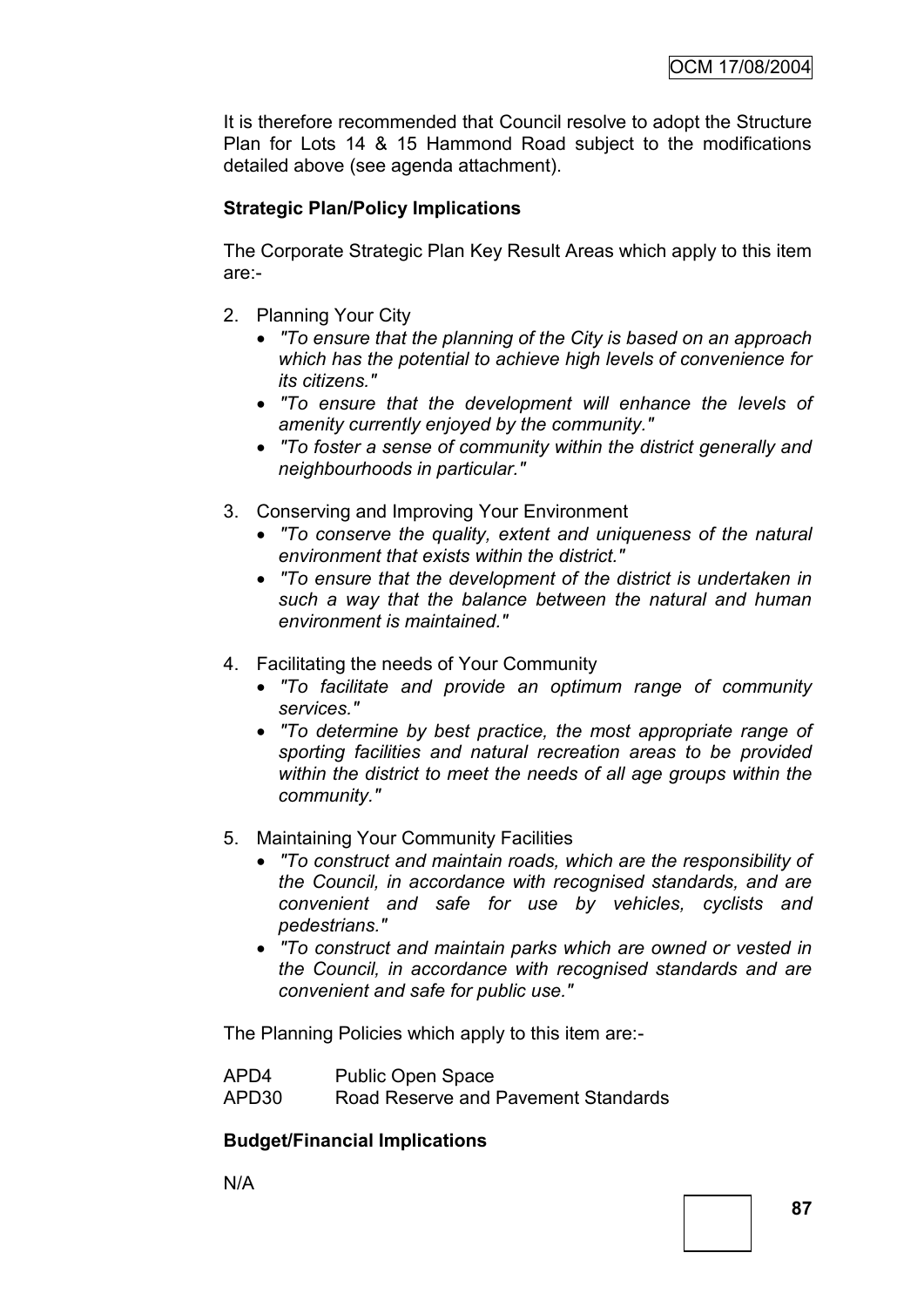It is therefore recommended that Council resolve to adopt the Structure Plan for Lots 14 & 15 Hammond Road subject to the modifications detailed above (see agenda attachment).

**Strategic Plan/Policy Implications**

The Corporate Strategic Plan Key Result Areas which apply to this item are:-

2. Planning Your City
   - *"To ensure that the planning of the City is based on an approach which has the potential to achieve high levels of convenience for its citizens."*
   - *"To ensure that the development will enhance the levels of amenity currently enjoyed by the community."*
   - *"To foster a sense of community within the district generally and neighbourhoods in particular."*

3. Conserving and Improving Your Environment
   - *"To conserve the quality, extent and uniqueness of the natural environment that exists within the district."*
   - *"To ensure that the development of the district is undertaken in such a way that the balance between the natural and human environment is maintained."*

4. Facilitating the needs of Your Community
   - *"To facilitate and provide an optimum range of community services."*
   - *"To determine by best practice, the most appropriate range of sporting facilities and natural recreation areas to be provided within the district to meet the needs of all age groups within the community."*

5. Maintaining Your Community Facilities
   - *"To construct and maintain roads, which are the responsibility of the Council, in accordance with recognised standards, and are convenient and safe for use by vehicles, cyclists and pedestrians."*
   - *"To construct and maintain parks which are owned or vested in the Council, in accordance with recognised standards and are convenient and safe for public use."*

The Planning Policies which apply to this item are:-

APD4 Public Open Space
APD30 Road Reserve and Pavement Standards

**Budget/Financial Implications**

N/A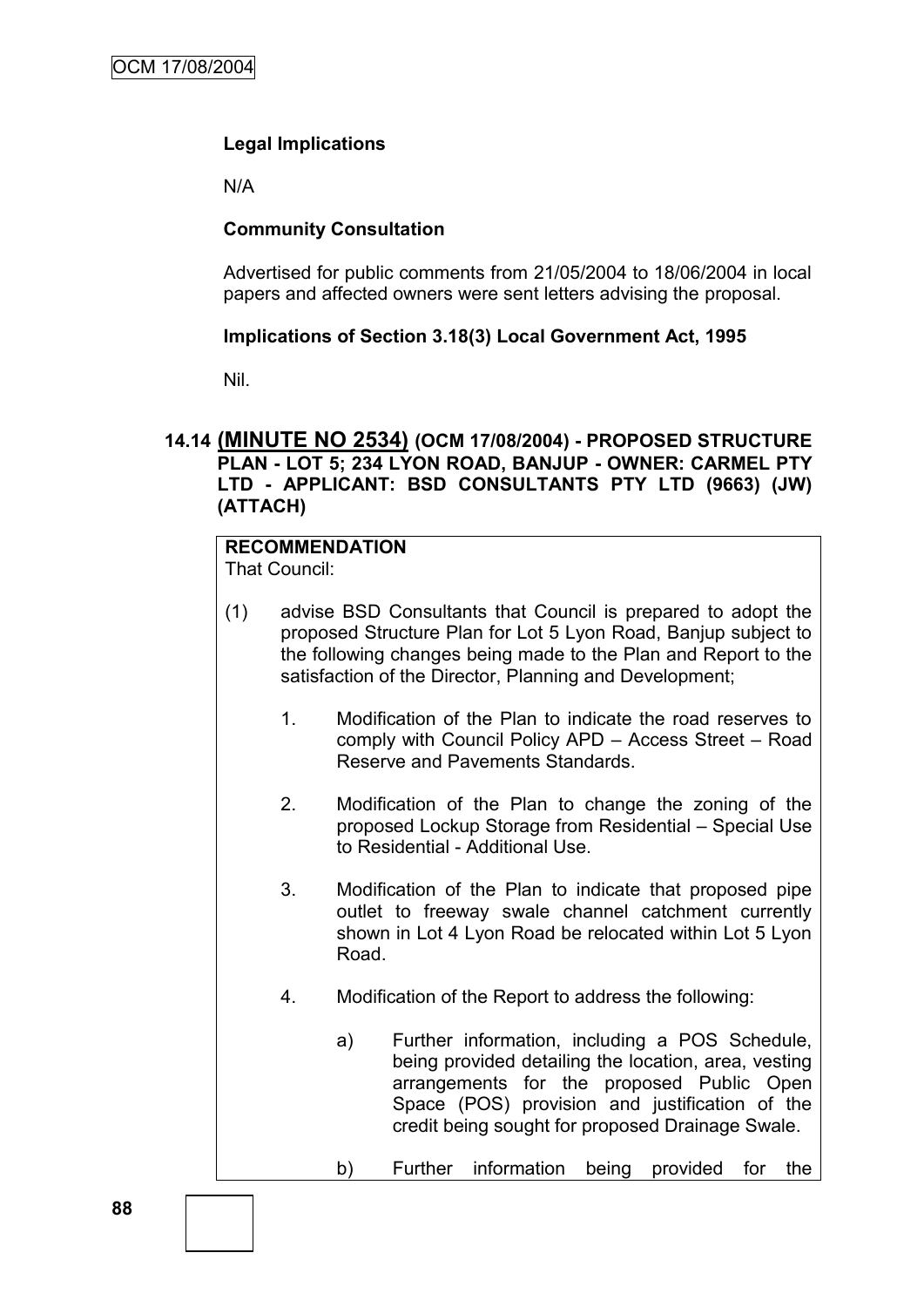**Legal Implications**

N/A

**Community Consultation**

Advertised for public comments from 21/05/2004 to 18/06/2004 in local papers and affected owners were sent letters advising the proposal.

**Implications of Section 3.18(3) Local Government Act, 1995**

Nil.

## 14.14 (MINUTE NO 2534) (OCM 17/08/2004) - PROPOSED STRUCTURE PLAN - LOT 5; 234 LYON ROAD, BANJUP - OWNER: CARMEL PTY LTD - APPLICANT: BSD CONSULTANTS PTY LTD (9663) (JW) (ATTACH)

**RECOMMENDATION**
That Council:

(1) advise BSD Consultants that Council is prepared to adopt the proposed Structure Plan for Lot 5 Lyon Road, Banjup subject to the following changes being made to the Plan and Report to the satisfaction of the Director, Planning and Development;

1. Modification of the Plan to indicate the road reserves to comply with Council Policy APD – Access Street – Road Reserve and Pavements Standards.

2. Modification of the Plan to change the zoning of the proposed Lockup Storage from Residential – Special Use to Residential - Additional Use.

3. Modification of the Plan to indicate that proposed pipe outlet to freeway swale channel catchment currently shown in Lot 4 Lyon Road be relocated within Lot 5 Lyon Road.

4. Modification of the Report to address the following:

   a) Further information, including a POS Schedule, being provided detailing the location, area, vesting arrangements for the proposed Public Open Space (POS) provision and justification of the credit being sought for proposed Drainage Swale.

   b) Further information being provided for the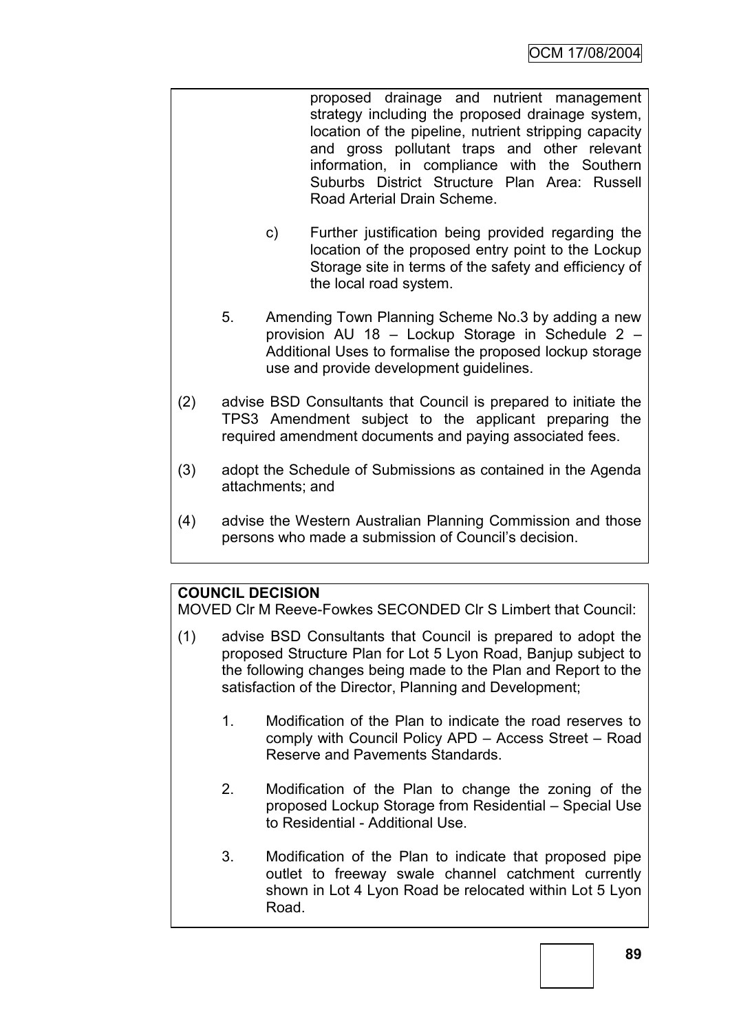proposed drainage and nutrient management strategy including the proposed drainage system, location of the pipeline, nutrient stripping capacity and gross pollutant traps and other relevant information, in compliance with the Southern Suburbs District Structure Plan Area: Russell Road Arterial Drain Scheme.

c) Further justification being provided regarding the location of the proposed entry point to the Lockup Storage site in terms of the safety and efficiency of the local road system.

5. Amending Town Planning Scheme No.3 by adding a new provision AU 18 – Lockup Storage in Schedule 2 – Additional Uses to formalise the proposed lockup storage use and provide development guidelines.

(2) advise BSD Consultants that Council is prepared to initiate the TPS3 Amendment subject to the applicant preparing the required amendment documents and paying associated fees.

(3) adopt the Schedule of Submissions as contained in the Agenda attachments; and

(4) advise the Western Australian Planning Commission and those persons who made a submission of Council's decision.

**COUNCIL DECISION**

MOVED Clr M Reeve-Fowkes SECONDED Clr S Limbert that Council:

(1) advise BSD Consultants that Council is prepared to adopt the proposed Structure Plan for Lot 5 Lyon Road, Banjup subject to the following changes being made to the Plan and Report to the satisfaction of the Director, Planning and Development;

1. Modification of the Plan to indicate the road reserves to comply with Council Policy APD – Access Street – Road Reserve and Pavements Standards.

2. Modification of the Plan to change the zoning of the proposed Lockup Storage from Residential – Special Use to Residential - Additional Use.

3. Modification of the Plan to indicate that proposed pipe outlet to freeway swale channel catchment currently shown in Lot 4 Lyon Road be relocated within Lot 5 Lyon Road.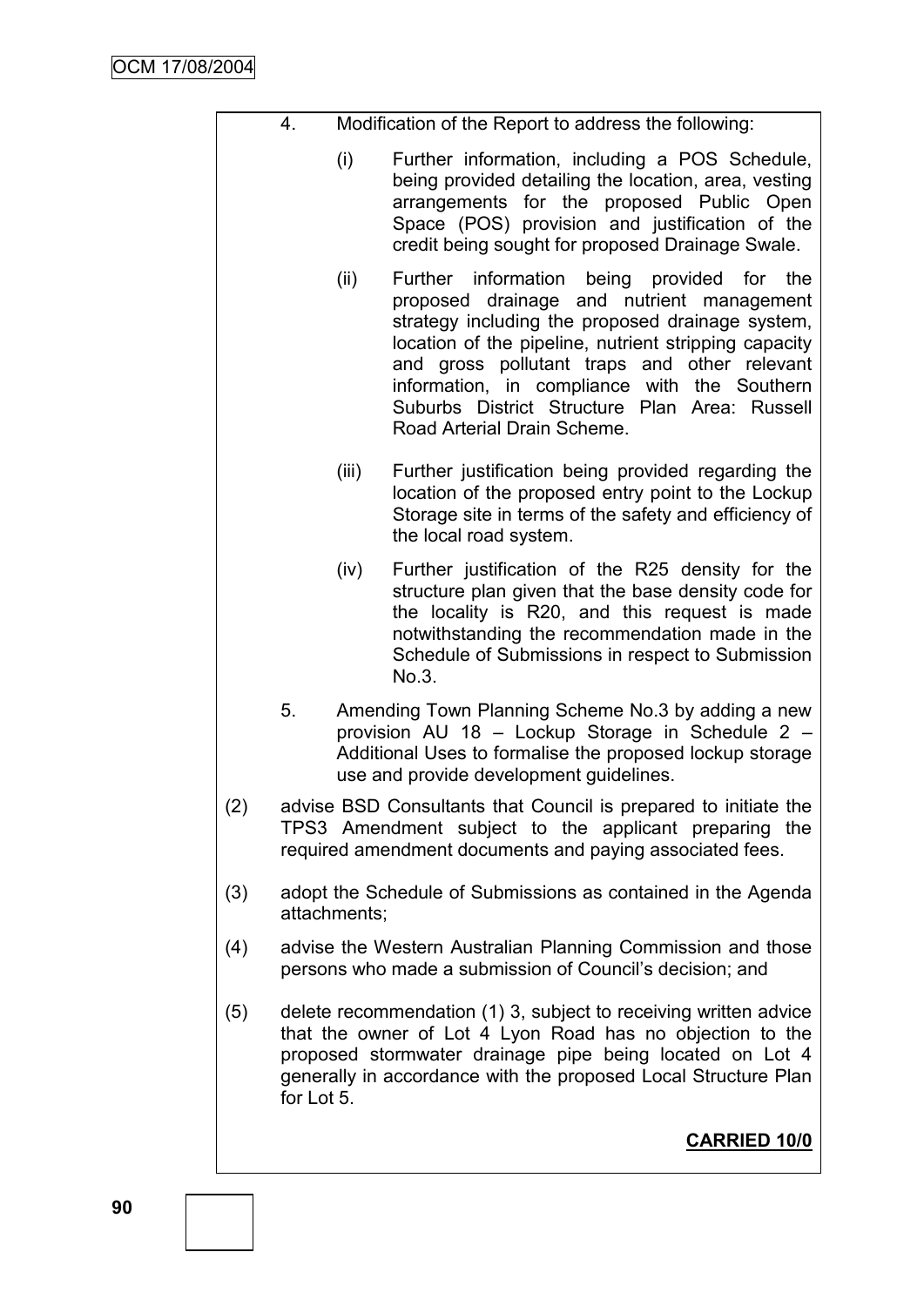4. Modification of the Report to address the following:

   (i) Further information, including a POS Schedule, being provided detailing the location, area, vesting arrangements for the proposed Public Open Space (POS) provision and justification of the credit being sought for proposed Drainage Swale.

   (ii) Further information being provided for the proposed drainage and nutrient management strategy including the proposed drainage system, location of the pipeline, nutrient stripping capacity and gross pollutant traps and other relevant information, in compliance with the Southern Suburbs District Structure Plan Area: Russell Road Arterial Drain Scheme.

   (iii) Further justification being provided regarding the location of the proposed entry point to the Lockup Storage site in terms of the safety and efficiency of the local road system.

   (iv) Further justification of the R25 density for the structure plan given that the base density code for the locality is R20, and this request is made notwithstanding the recommendation made in the Schedule of Submissions in respect to Submission No.3.

5. Amending Town Planning Scheme No.3 by adding a new provision AU 18 – Lockup Storage in Schedule 2 – Additional Uses to formalise the proposed lockup storage use and provide development guidelines.

(2) advise BSD Consultants that Council is prepared to initiate the TPS3 Amendment subject to the applicant preparing the required amendment documents and paying associated fees.

(3) adopt the Schedule of Submissions as contained in the Agenda attachments;

(4) advise the Western Australian Planning Commission and those persons who made a submission of Council's decision; and

(5) delete recommendation (1) 3, subject to receiving written advice that the owner of Lot 4 Lyon Road has no objection to the proposed stormwater drainage pipe being located on Lot 4 generally in accordance with the proposed Local Structure Plan for Lot 5.

**CARRIED 10/0**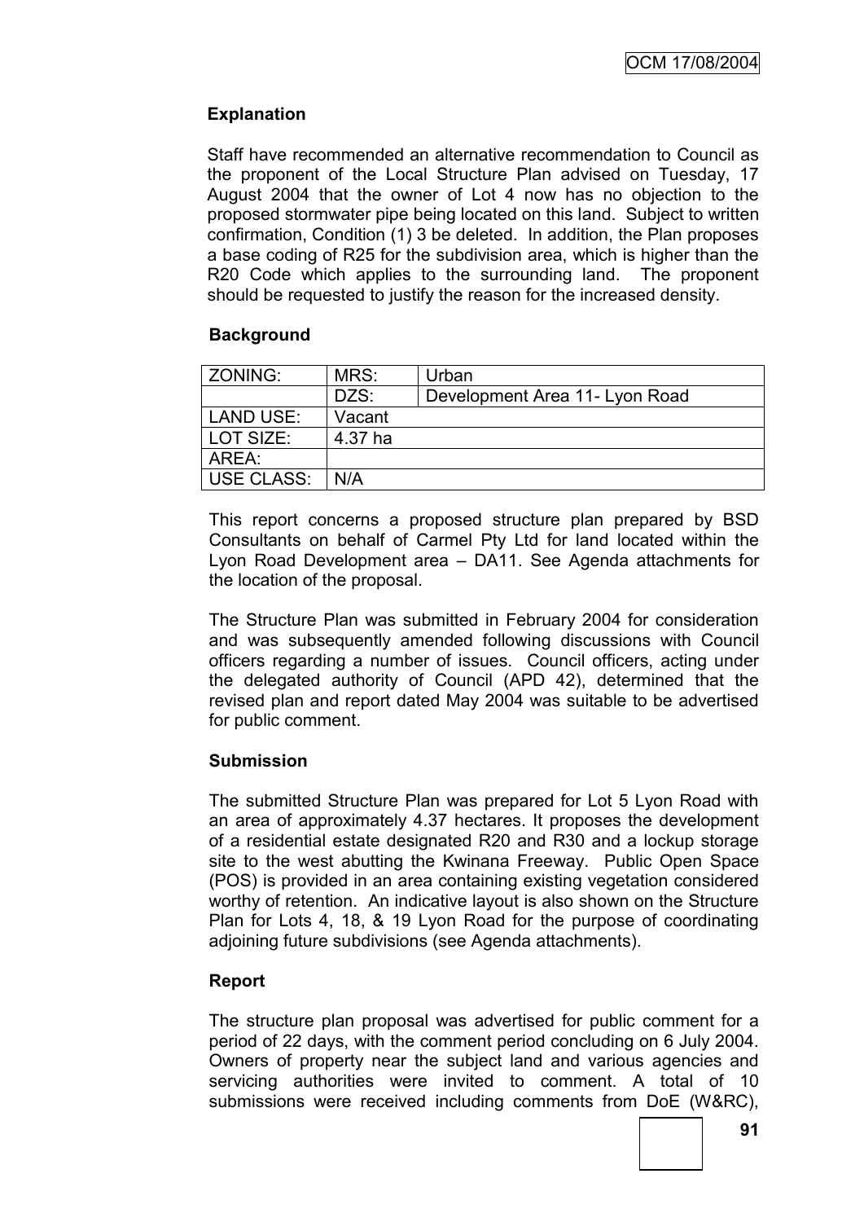**Explanation**

Staff have recommended an alternative recommendation to Council as the proponent of the Local Structure Plan advised on Tuesday, 17 August 2004 that the owner of Lot 4 now has no objection to the proposed stormwater pipe being located on this land. Subject to written confirmation, Condition (1) 3 be deleted. In addition, the Plan proposes a base coding of R25 for the subdivision area, which is higher than the R20 Code which applies to the surrounding land. The proponent should be requested to justify the reason for the increased density.

**Background**

| ZONING: | MRS: | Urban |
|---|---|---|
| | DZS: | Development Area 11- Lyon Road |
| LAND USE: | Vacant | |
| LOT SIZE: | 4.37 ha | |
| AREA: | | |
| USE CLASS: | N/A | |

This report concerns a proposed structure plan prepared by BSD Consultants on behalf of Carmel Pty Ltd for land located within the Lyon Road Development area – DA11. See Agenda attachments for the location of the proposal.

The Structure Plan was submitted in February 2004 for consideration and was subsequently amended following discussions with Council officers regarding a number of issues. Council officers, acting under the delegated authority of Council (APD 42), determined that the revised plan and report dated May 2004 was suitable to be advertised for public comment.

**Submission**

The submitted Structure Plan was prepared for Lot 5 Lyon Road with an area of approximately 4.37 hectares. It proposes the development of a residential estate designated R20 and R30 and a lockup storage site to the west abutting the Kwinana Freeway. Public Open Space (POS) is provided in an area containing existing vegetation considered worthy of retention. An indicative layout is also shown on the Structure Plan for Lots 4, 18, & 19 Lyon Road for the purpose of coordinating adjoining future subdivisions (see Agenda attachments).

**Report**

The structure plan proposal was advertised for public comment for a period of 22 days, with the comment period concluding on 6 July 2004. Owners of property near the subject land and various agencies and servicing authorities were invited to comment. A total of 10 submissions were received including comments from DoE (W&RC),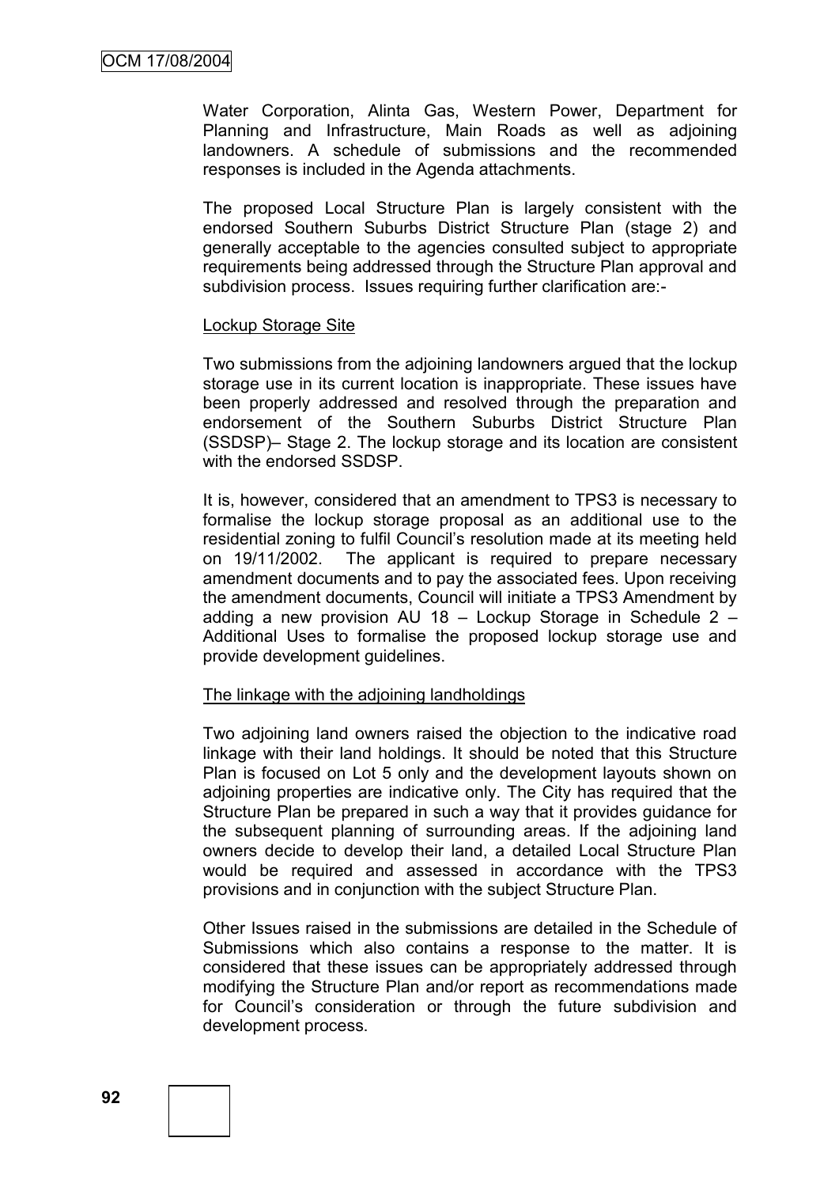Water Corporation, Alinta Gas, Western Power, Department for Planning and Infrastructure, Main Roads as well as adjoining landowners. A schedule of submissions and the recommended responses is included in the Agenda attachments.

The proposed Local Structure Plan is largely consistent with the endorsed Southern Suburbs District Structure Plan (stage 2) and generally acceptable to the agencies consulted subject to appropriate requirements being addressed through the Structure Plan approval and subdivision process. Issues requiring further clarification are:-

Lockup Storage Site

Two submissions from the adjoining landowners argued that the lockup storage use in its current location is inappropriate. These issues have been properly addressed and resolved through the preparation and endorsement of the Southern Suburbs District Structure Plan (SSDSP)– Stage 2. The lockup storage and its location are consistent with the endorsed SSDSP.

It is, however, considered that an amendment to TPS3 is necessary to formalise the lockup storage proposal as an additional use to the residential zoning to fulfil Council's resolution made at its meeting held on 19/11/2002. The applicant is required to prepare necessary amendment documents and to pay the associated fees. Upon receiving the amendment documents, Council will initiate a TPS3 Amendment by adding a new provision AU 18 – Lockup Storage in Schedule 2 – Additional Uses to formalise the proposed lockup storage use and provide development guidelines.

The linkage with the adjoining landholdings

Two adjoining land owners raised the objection to the indicative road linkage with their land holdings. It should be noted that this Structure Plan is focused on Lot 5 only and the development layouts shown on adjoining properties are indicative only. The City has required that the Structure Plan be prepared in such a way that it provides guidance for the subsequent planning of surrounding areas. If the adjoining land owners decide to develop their land, a detailed Local Structure Plan would be required and assessed in accordance with the TPS3 provisions and in conjunction with the subject Structure Plan.

Other Issues raised in the submissions are detailed in the Schedule of Submissions which also contains a response to the matter. It is considered that these issues can be appropriately addressed through modifying the Structure Plan and/or report as recommendations made for Council's consideration or through the future subdivision and development process.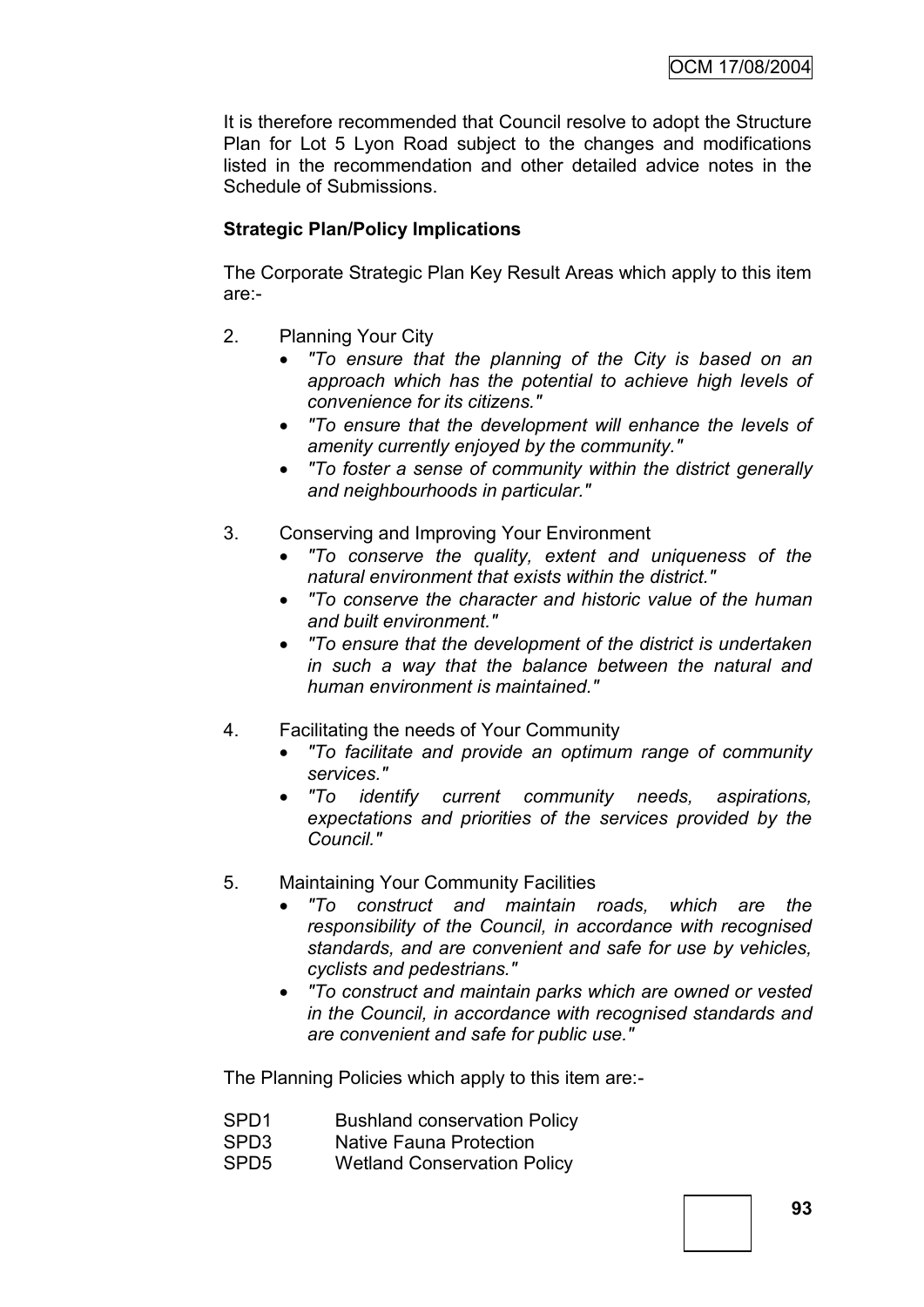It is therefore recommended that Council resolve to adopt the Structure Plan for Lot 5 Lyon Road subject to the changes and modifications listed in the recommendation and other detailed advice notes in the Schedule of Submissions.

**Strategic Plan/Policy Implications**

The Corporate Strategic Plan Key Result Areas which apply to this item are:-

2. Planning Your City
   - *"To ensure that the planning of the City is based on an approach which has the potential to achieve high levels of convenience for its citizens."*
   - *"To ensure that the development will enhance the levels of amenity currently enjoyed by the community."*
   - *"To foster a sense of community within the district generally and neighbourhoods in particular."*

3. Conserving and Improving Your Environment
   - *"To conserve the quality, extent and uniqueness of the natural environment that exists within the district."*
   - *"To conserve the character and historic value of the human and built environment."*
   - *"To ensure that the development of the district is undertaken in such a way that the balance between the natural and human environment is maintained."*

4. Facilitating the needs of Your Community
   - *"To facilitate and provide an optimum range of community services."*
   - *"To identify current community needs, aspirations, expectations and priorities of the services provided by the Council."*

5. Maintaining Your Community Facilities
   - *"To construct and maintain roads, which are the responsibility of the Council, in accordance with recognised standards, and are convenient and safe for use by vehicles, cyclists and pedestrians."*
   - *"To construct and maintain parks which are owned or vested in the Council, in accordance with recognised standards and are convenient and safe for public use."*

The Planning Policies which apply to this item are:-

SPD1 Bushland conservation Policy
SPD3 Native Fauna Protection
SPD5 Wetland Conservation Policy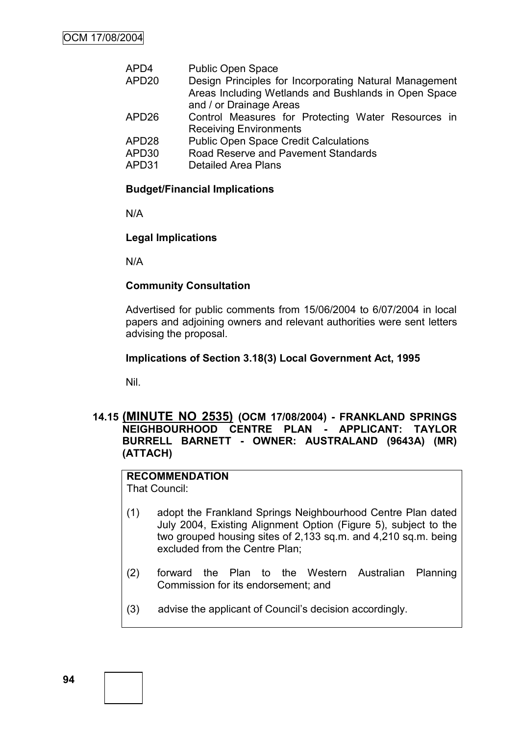| | |
|---|---|
| APD4 | Public Open Space |
| APD20 | Design Principles for Incorporating Natural Management Areas Including Wetlands and Bushlands in Open Space and / or Drainage Areas |
| APD26 | Control Measures for Protecting Water Resources in Receiving Environments |
| APD28 | Public Open Space Credit Calculations |
| APD30 | Road Reserve and Pavement Standards |
| APD31 | Detailed Area Plans |

**Budget/Financial Implications**

N/A

**Legal Implications**

N/A

**Community Consultation**

Advertised for public comments from 15/06/2004 to 6/07/2004 in local papers and adjoining owners and relevant authorities were sent letters advising the proposal.

**Implications of Section 3.18(3) Local Government Act, 1995**

Nil.

## 14.15 (MINUTE NO 2535) (OCM 17/08/2004) - FRANKLAND SPRINGS NEIGHBOURHOOD CENTRE PLAN - APPLICANT: TAYLOR BURRELL BARNETT - OWNER: AUSTRALAND (9643A) (MR) (ATTACH)

**RECOMMENDATION**

That Council:

(1) adopt the Frankland Springs Neighbourhood Centre Plan dated July 2004, Existing Alignment Option (Figure 5), subject to the two grouped housing sites of 2,133 sq.m. and 4,210 sq.m. being excluded from the Centre Plan;

(2) forward the Plan to the Western Australian Planning Commission for its endorsement; and

(3) advise the applicant of Council's decision accordingly.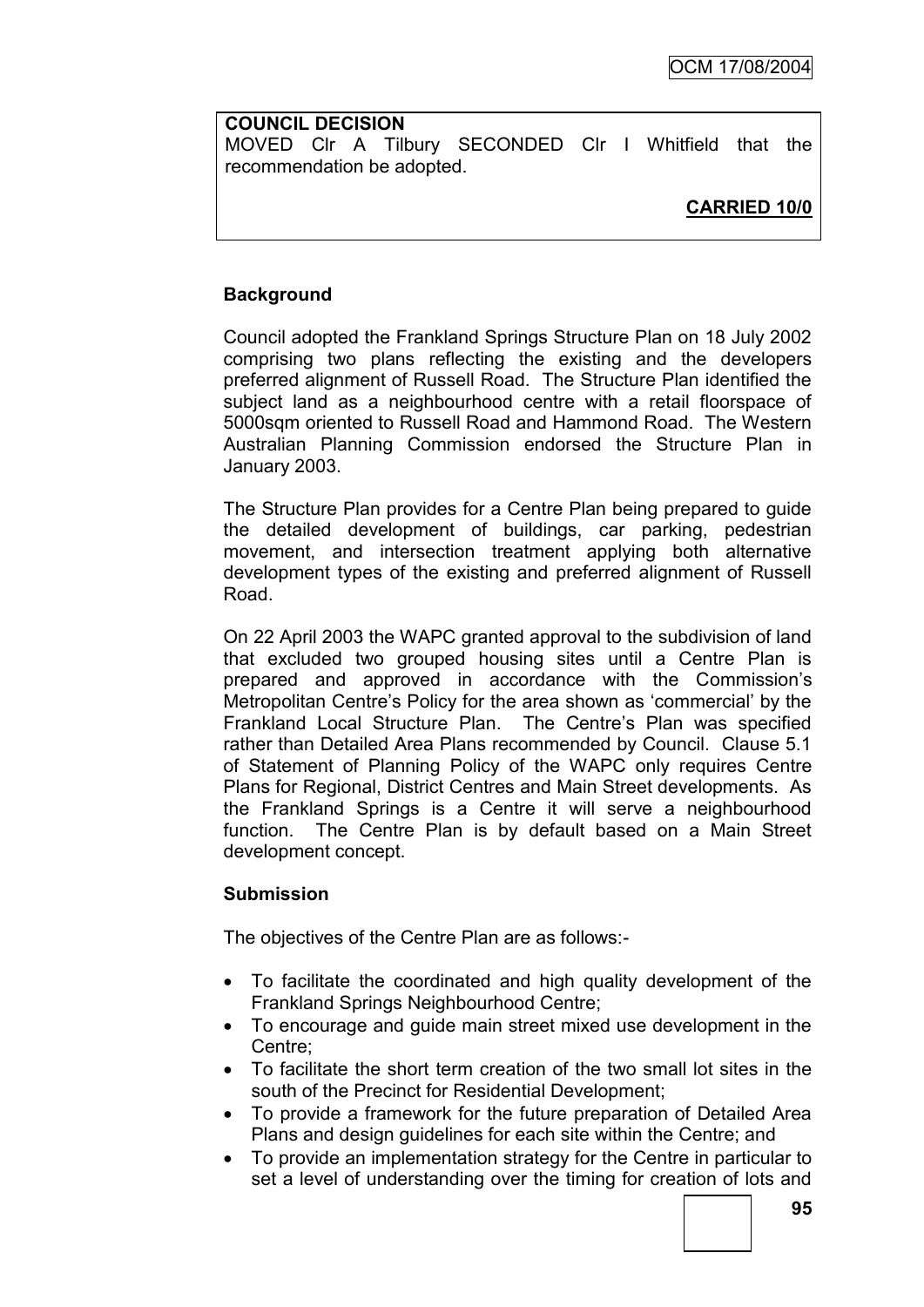**COUNCIL DECISION**

MOVED Clr A Tilbury SECONDED Clr I Whitfield that the recommendation be adopted.

**CARRIED 10/0**

**Background**

Council adopted the Frankland Springs Structure Plan on 18 July 2002 comprising two plans reflecting the existing and the developers preferred alignment of Russell Road. The Structure Plan identified the subject land as a neighbourhood centre with a retail floorspace of 5000sqm oriented to Russell Road and Hammond Road. The Western Australian Planning Commission endorsed the Structure Plan in January 2003.

The Structure Plan provides for a Centre Plan being prepared to guide the detailed development of buildings, car parking, pedestrian movement, and intersection treatment applying both alternative development types of the existing and preferred alignment of Russell Road.

On 22 April 2003 the WAPC granted approval to the subdivision of land that excluded two grouped housing sites until a Centre Plan is prepared and approved in accordance with the Commission's Metropolitan Centre's Policy for the area shown as 'commercial' by the Frankland Local Structure Plan. The Centre's Plan was specified rather than Detailed Area Plans recommended by Council. Clause 5.1 of Statement of Planning Policy of the WAPC only requires Centre Plans for Regional, District Centres and Main Street developments. As the Frankland Springs is a Centre it will serve a neighbourhood function. The Centre Plan is by default based on a Main Street development concept.

**Submission**

The objectives of the Centre Plan are as follows:-

- To facilitate the coordinated and high quality development of the Frankland Springs Neighbourhood Centre;
- To encourage and guide main street mixed use development in the Centre;
- To facilitate the short term creation of the two small lot sites in the south of the Precinct for Residential Development;
- To provide a framework for the future preparation of Detailed Area Plans and design guidelines for each site within the Centre; and
- To provide an implementation strategy for the Centre in particular to set a level of understanding over the timing for creation of lots and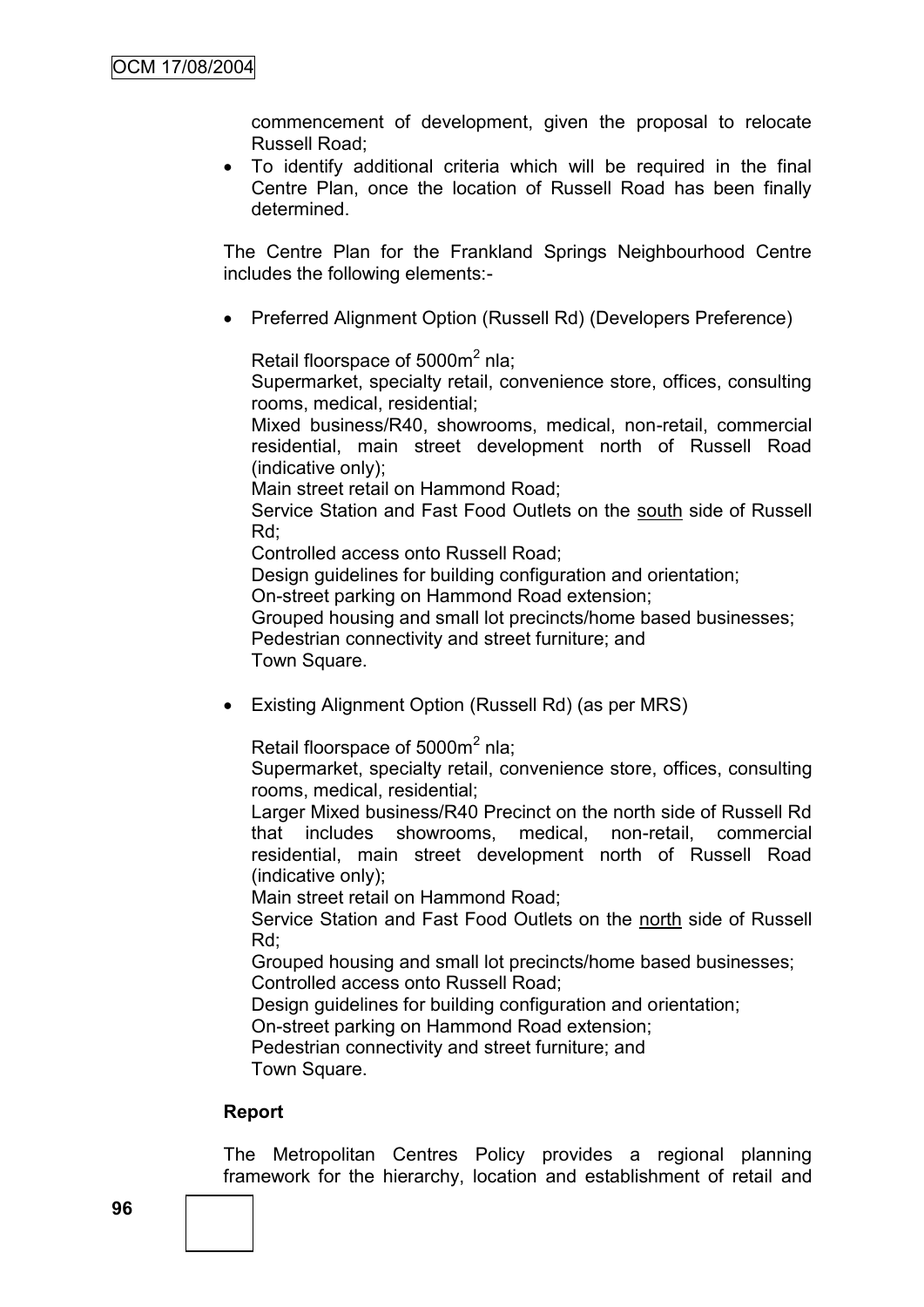commencement of development, given the proposal to relocate Russell Road;

- To identify additional criteria which will be required in the final Centre Plan, once the location of Russell Road has been finally determined.

The Centre Plan for the Frankland Springs Neighbourhood Centre includes the following elements:-

- Preferred Alignment Option (Russell Rd) (Developers Preference)

  Retail floorspace of 5000m$^2$ nla;
  Supermarket, specialty retail, convenience store, offices, consulting rooms, medical, residential;
  Mixed business/R40, showrooms, medical, non-retail, commercial residential, main street development north of Russell Road (indicative only);
  Main street retail on Hammond Road;
  Service Station and Fast Food Outlets on the <u>south</u> side of Russell Rd;
  Controlled access onto Russell Road;
  Design guidelines for building configuration and orientation;
  On-street parking on Hammond Road extension;
  Grouped housing and small lot precincts/home based businesses;
  Pedestrian connectivity and street furniture; and
  Town Square.

- Existing Alignment Option (Russell Rd) (as per MRS)

  Retail floorspace of 5000m$^2$ nla;
  Supermarket, specialty retail, convenience store, offices, consulting rooms, medical, residential;
  Larger Mixed business/R40 Precinct on the north side of Russell Rd that includes showrooms, medical, non-retail, commercial residential, main street development north of Russell Road (indicative only);
  Main street retail on Hammond Road;
  Service Station and Fast Food Outlets on the <u>north</u> side of Russell Rd;
  Grouped housing and small lot precincts/home based businesses;
  Controlled access onto Russell Road;
  Design guidelines for building configuration and orientation;
  On-street parking on Hammond Road extension;
  Pedestrian connectivity and street furniture; and
  Town Square.

**Report**

The Metropolitan Centres Policy provides a regional planning framework for the hierarchy, location and establishment of retail and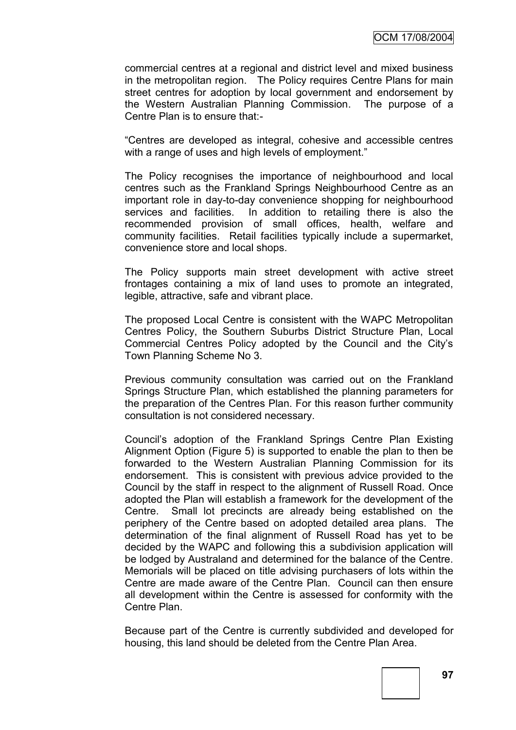commercial centres at a regional and district level and mixed business in the metropolitan region. The Policy requires Centre Plans for main street centres for adoption by local government and endorsement by the Western Australian Planning Commission. The purpose of a Centre Plan is to ensure that:-

"Centres are developed as integral, cohesive and accessible centres with a range of uses and high levels of employment."

The Policy recognises the importance of neighbourhood and local centres such as the Frankland Springs Neighbourhood Centre as an important role in day-to-day convenience shopping for neighbourhood services and facilities. In addition to retailing there is also the recommended provision of small offices, health, welfare and community facilities. Retail facilities typically include a supermarket, convenience store and local shops.

The Policy supports main street development with active street frontages containing a mix of land uses to promote an integrated, legible, attractive, safe and vibrant place.

The proposed Local Centre is consistent with the WAPC Metropolitan Centres Policy, the Southern Suburbs District Structure Plan, Local Commercial Centres Policy adopted by the Council and the City's Town Planning Scheme No 3.

Previous community consultation was carried out on the Frankland Springs Structure Plan, which established the planning parameters for the preparation of the Centres Plan. For this reason further community consultation is not considered necessary.

Council's adoption of the Frankland Springs Centre Plan Existing Alignment Option (Figure 5) is supported to enable the plan to then be forwarded to the Western Australian Planning Commission for its endorsement. This is consistent with previous advice provided to the Council by the staff in respect to the alignment of Russell Road. Once adopted the Plan will establish a framework for the development of the Centre. Small lot precincts are already being established on the periphery of the Centre based on adopted detailed area plans. The determination of the final alignment of Russell Road has yet to be decided by the WAPC and following this a subdivision application will be lodged by Australand and determined for the balance of the Centre. Memorials will be placed on title advising purchasers of lots within the Centre are made aware of the Centre Plan. Council can then ensure all development within the Centre is assessed for conformity with the Centre Plan.

Because part of the Centre is currently subdivided and developed for housing, this land should be deleted from the Centre Plan Area.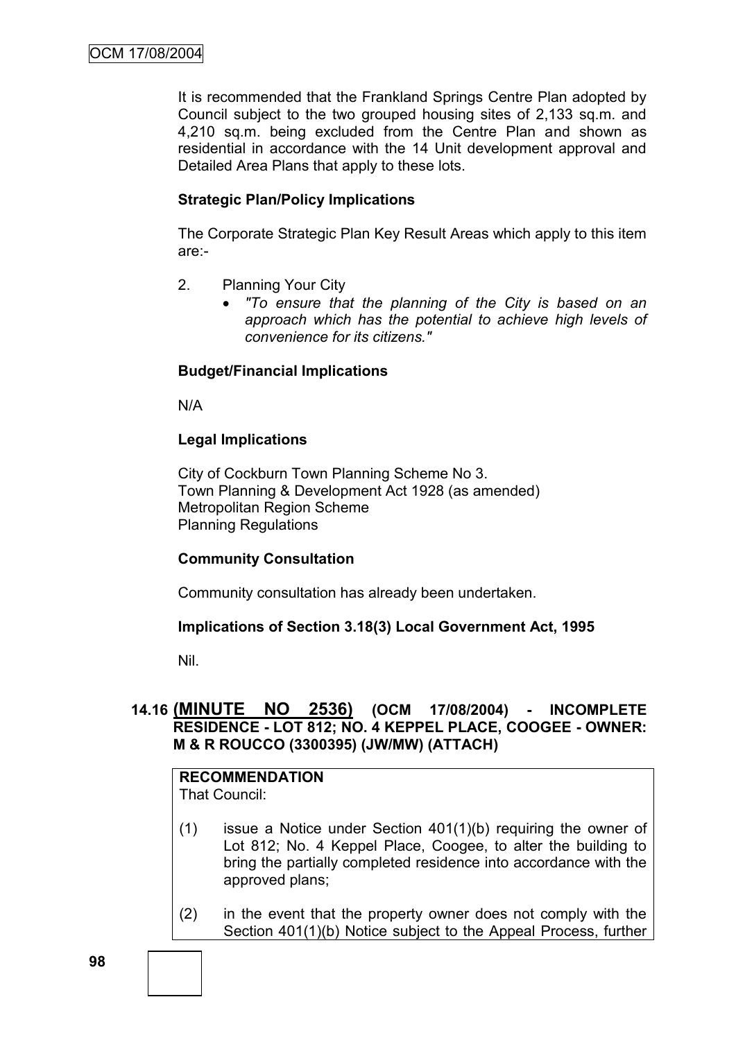It is recommended that the Frankland Springs Centre Plan adopted by Council subject to the two grouped housing sites of 2,133 sq.m. and 4,210 sq.m. being excluded from the Centre Plan and shown as residential in accordance with the 14 Unit development approval and Detailed Area Plans that apply to these lots.

**Strategic Plan/Policy Implications**

The Corporate Strategic Plan Key Result Areas which apply to this item are:-

2. Planning Your City
   - *"To ensure that the planning of the City is based on an approach which has the potential to achieve high levels of convenience for its citizens."*

**Budget/Financial Implications**

N/A

**Legal Implications**

City of Cockburn Town Planning Scheme No 3.
Town Planning & Development Act 1928 (as amended)
Metropolitan Region Scheme
Planning Regulations

**Community Consultation**

Community consultation has already been undertaken.

**Implications of Section 3.18(3) Local Government Act, 1995**

Nil.

## 14.16 (MINUTE NO 2536) (OCM 17/08/2004) - INCOMPLETE RESIDENCE - LOT 812; NO. 4 KEPPEL PLACE, COOGEE - OWNER: M & R ROUCCO (3300395) (JW/MW) (ATTACH)

**RECOMMENDATION**
That Council:

(1) issue a Notice under Section 401(1)(b) requiring the owner of Lot 812; No. 4 Keppel Place, Coogee, to alter the building to bring the partially completed residence into accordance with the approved plans;

(2) in the event that the property owner does not comply with the Section 401(1)(b) Notice subject to the Appeal Process, further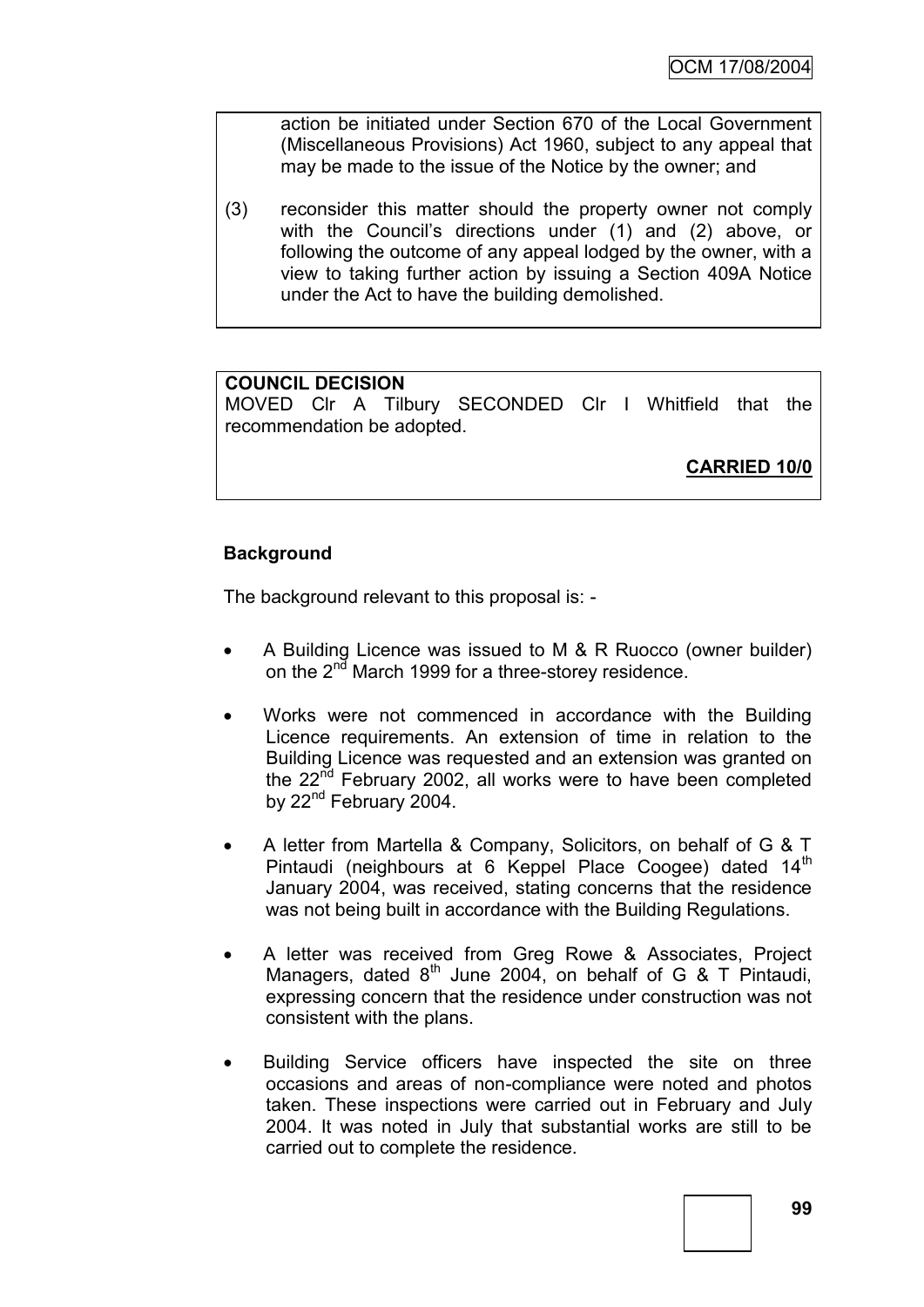action be initiated under Section 670 of the Local Government (Miscellaneous Provisions) Act 1960, subject to any appeal that may be made to the issue of the Notice by the owner; and

(3) reconsider this matter should the property owner not comply with the Council's directions under (1) and (2) above, or following the outcome of any appeal lodged by the owner, with a view to taking further action by issuing a Section 409A Notice under the Act to have the building demolished.

**COUNCIL DECISION**

MOVED Clr A Tilbury SECONDED Clr I Whitfield that the recommendation be adopted.

**CARRIED 10/0**

**Background**

The background relevant to this proposal is: -

- A Building Licence was issued to M & R Ruocco (owner builder) on the 2nd March 1999 for a three-storey residence.
- Works were not commenced in accordance with the Building Licence requirements. An extension of time in relation to the Building Licence was requested and an extension was granted on the 22nd February 2002, all works were to have been completed by 22nd February 2004.
- A letter from Martella & Company, Solicitors, on behalf of G & T Pintaudi (neighbours at 6 Keppel Place Coogee) dated 14th January 2004, was received, stating concerns that the residence was not being built in accordance with the Building Regulations.
- A letter was received from Greg Rowe & Associates, Project Managers, dated 8th June 2004, on behalf of G & T Pintaudi, expressing concern that the residence under construction was not consistent with the plans.
- Building Service officers have inspected the site on three occasions and areas of non-compliance were noted and photos taken. These inspections were carried out in February and July 2004. It was noted in July that substantial works are still to be carried out to complete the residence.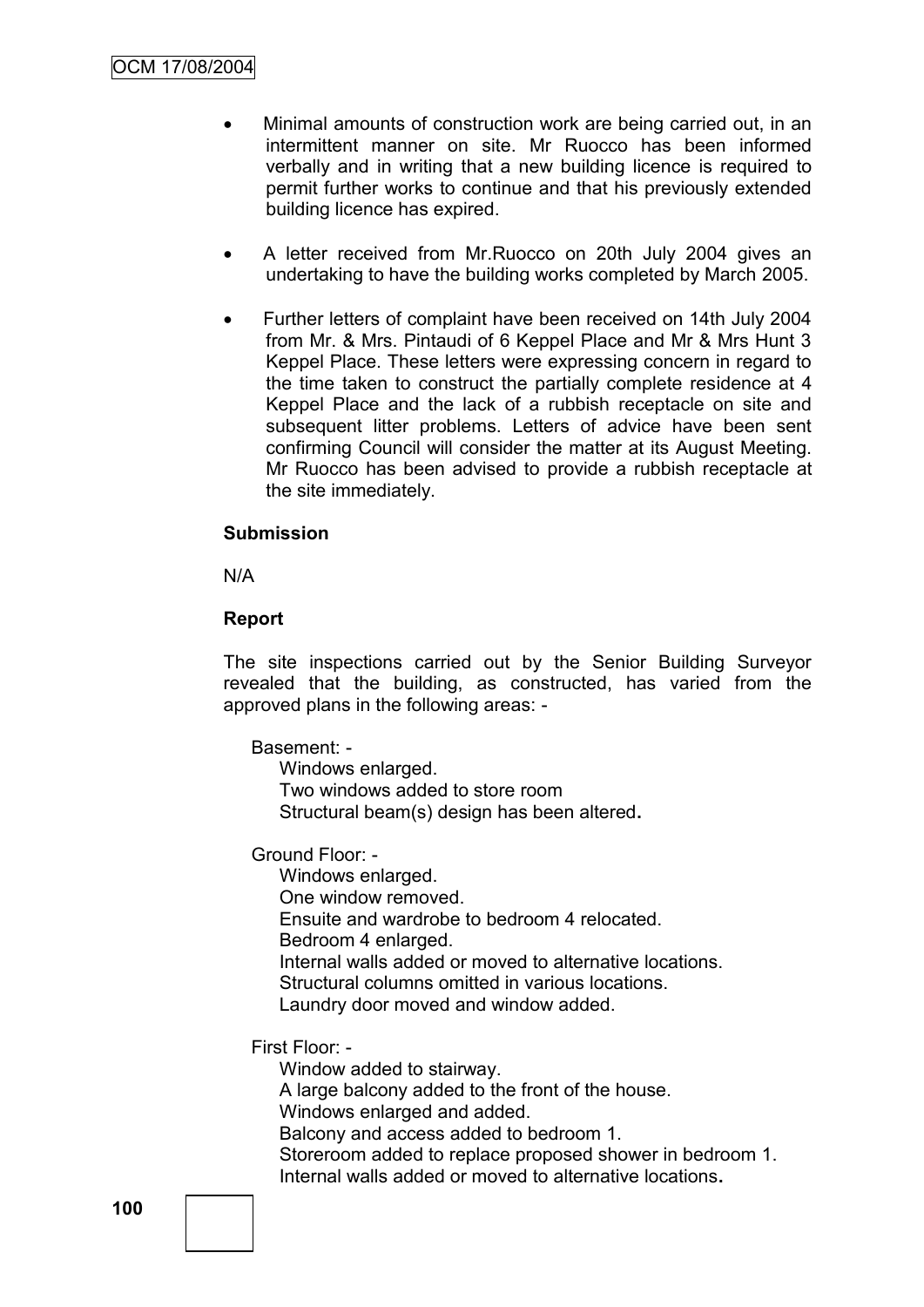- Minimal amounts of construction work are being carried out, in an intermittent manner on site. Mr Ruocco has been informed verbally and in writing that a new building licence is required to permit further works to continue and that his previously extended building licence has expired.

- A letter received from Mr.Ruocco on 20th July 2004 gives an undertaking to have the building works completed by March 2005.

- Further letters of complaint have been received on 14th July 2004 from Mr. & Mrs. Pintaudi of 6 Keppel Place and Mr & Mrs Hunt 3 Keppel Place. These letters were expressing concern in regard to the time taken to construct the partially complete residence at 4 Keppel Place and the lack of a rubbish receptacle on site and subsequent litter problems. Letters of advice have been sent confirming Council will consider the matter at its August Meeting. Mr Ruocco has been advised to provide a rubbish receptacle at the site immediately.

**Submission**

N/A

**Report**

The site inspections carried out by the Senior Building Surveyor revealed that the building, as constructed, has varied from the approved plans in the following areas: -

Basement: -

Windows enlarged.
Two windows added to store room
Structural beam(s) design has been altered**.**

Ground Floor: -

Windows enlarged.
One window removed.
Ensuite and wardrobe to bedroom 4 relocated.
Bedroom 4 enlarged.
Internal walls added or moved to alternative locations.
Structural columns omitted in various locations.
Laundry door moved and window added.

First Floor: -

Window added to stairway.
A large balcony added to the front of the house.
Windows enlarged and added.
Balcony and access added to bedroom 1.
Storeroom added to replace proposed shower in bedroom 1.
Internal walls added or moved to alternative locations**.**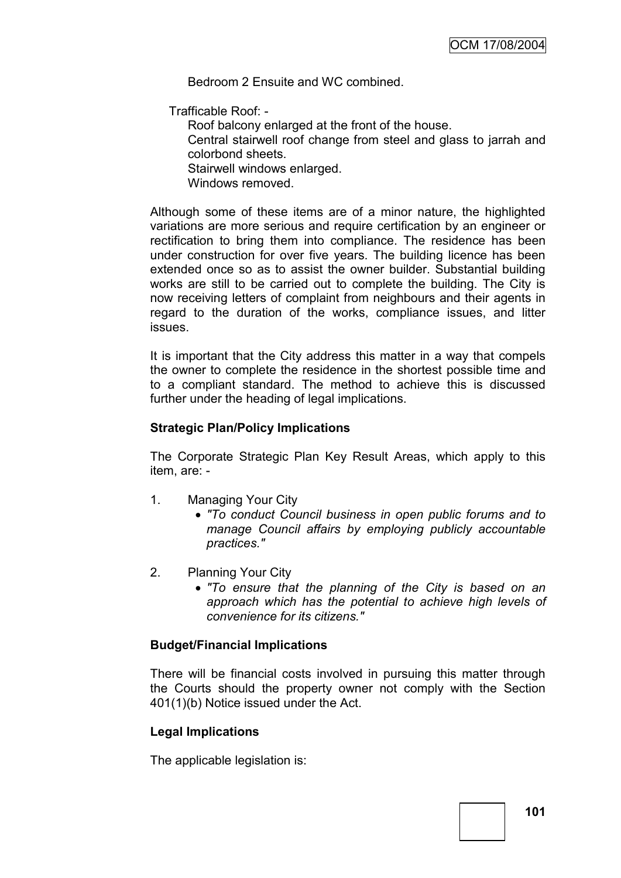Bedroom 2 Ensuite and WC combined.

Trafficable Roof: -

Roof balcony enlarged at the front of the house.
Central stairwell roof change from steel and glass to jarrah and colorbond sheets.
Stairwell windows enlarged.
Windows removed.

Although some of these items are of a minor nature, the highlighted variations are more serious and require certification by an engineer or rectification to bring them into compliance. The residence has been under construction for over five years. The building licence has been extended once so as to assist the owner builder. Substantial building works are still to be carried out to complete the building. The City is now receiving letters of complaint from neighbours and their agents in regard to the duration of the works, compliance issues, and litter issues.

It is important that the City address this matter in a way that compels the owner to complete the residence in the shortest possible time and to a compliant standard. The method to achieve this is discussed further under the heading of legal implications.

**Strategic Plan/Policy Implications**

The Corporate Strategic Plan Key Result Areas, which apply to this item, are: -

1. Managing Your City
   - *"To conduct Council business in open public forums and to manage Council affairs by employing publicly accountable practices."*

2. Planning Your City
   - *"To ensure that the planning of the City is based on an approach which has the potential to achieve high levels of convenience for its citizens."*

**Budget/Financial Implications**

There will be financial costs involved in pursuing this matter through the Courts should the property owner not comply with the Section 401(1)(b) Notice issued under the Act.

**Legal Implications**

The applicable legislation is: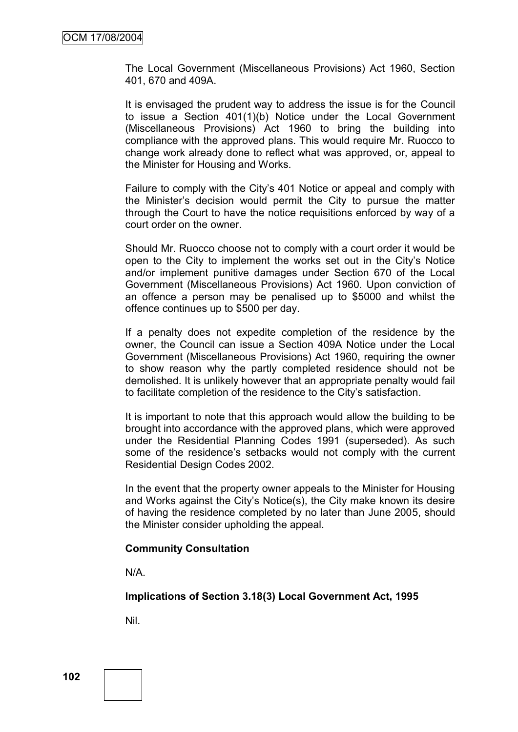The Local Government (Miscellaneous Provisions) Act 1960, Section 401, 670 and 409A.

It is envisaged the prudent way to address the issue is for the Council to issue a Section 401(1)(b) Notice under the Local Government (Miscellaneous Provisions) Act 1960 to bring the building into compliance with the approved plans. This would require Mr. Ruocco to change work already done to reflect what was approved, or, appeal to the Minister for Housing and Works.

Failure to comply with the City's 401 Notice or appeal and comply with the Minister's decision would permit the City to pursue the matter through the Court to have the notice requisitions enforced by way of a court order on the owner.

Should Mr. Ruocco choose not to comply with a court order it would be open to the City to implement the works set out in the City's Notice and/or implement punitive damages under Section 670 of the Local Government (Miscellaneous Provisions) Act 1960. Upon conviction of an offence a person may be penalised up to $5000 and whilst the offence continues up to $500 per day.

If a penalty does not expedite completion of the residence by the owner, the Council can issue a Section 409A Notice under the Local Government (Miscellaneous Provisions) Act 1960, requiring the owner to show reason why the partly completed residence should not be demolished. It is unlikely however that an appropriate penalty would fail to facilitate completion of the residence to the City's satisfaction.

It is important to note that this approach would allow the building to be brought into accordance with the approved plans, which were approved under the Residential Planning Codes 1991 (superseded). As such some of the residence's setbacks would not comply with the current Residential Design Codes 2002.

In the event that the property owner appeals to the Minister for Housing and Works against the City's Notice(s), the City make known its desire of having the residence completed by no later than June 2005, should the Minister consider upholding the appeal.

**Community Consultation**

N/A.

**Implications of Section 3.18(3) Local Government Act, 1995**

Nil.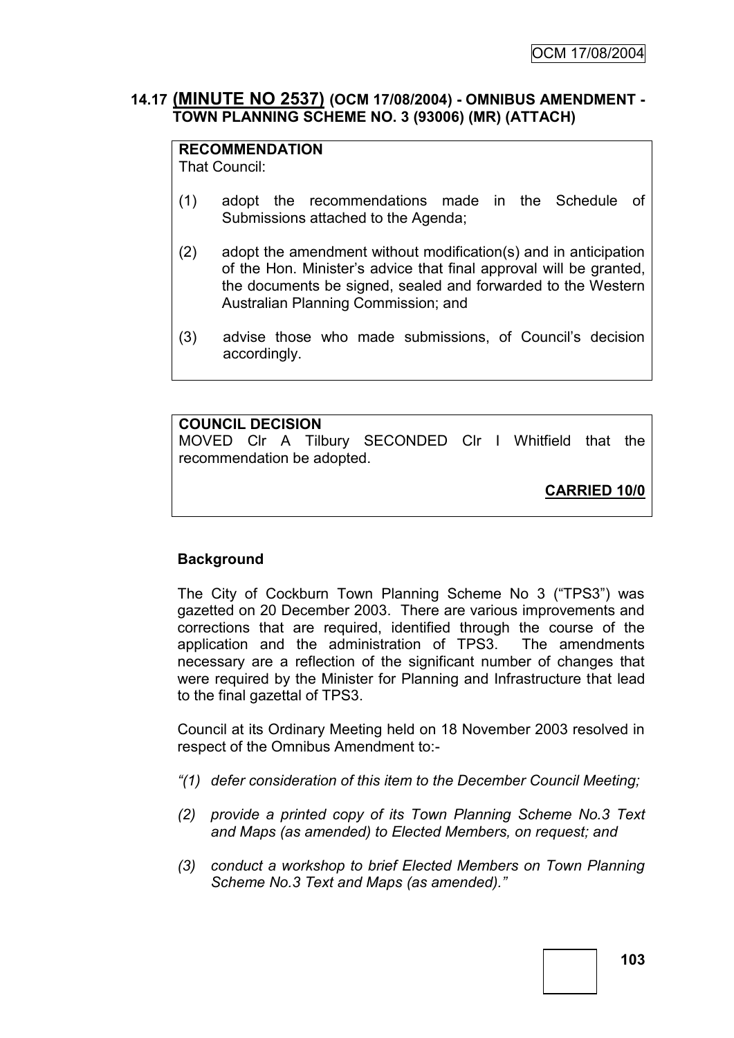### 14.17 **(MINUTE NO 2537)** (OCM 17/08/2004) - OMNIBUS AMENDMENT - TOWN PLANNING SCHEME NO. 3 (93006) (MR) (ATTACH)

**RECOMMENDATION**
That Council:

(1) adopt the recommendations made in the Schedule of Submissions attached to the Agenda;

(2) adopt the amendment without modification(s) and in anticipation of the Hon. Minister's advice that final approval will be granted, the documents be signed, sealed and forwarded to the Western Australian Planning Commission; and

(3) advise those who made submissions, of Council's decision accordingly.

**COUNCIL DECISION**
MOVED Clr A Tilbury SECONDED Clr I Whitfield that the recommendation be adopted.

**CARRIED 10/0**

**Background**

The City of Cockburn Town Planning Scheme No 3 ("TPS3") was gazetted on 20 December 2003. There are various improvements and corrections that are required, identified through the course of the application and the administration of TPS3. The amendments necessary are a reflection of the significant number of changes that were required by the Minister for Planning and Infrastructure that lead to the final gazettal of TPS3.

Council at its Ordinary Meeting held on 18 November 2003 resolved in respect of the Omnibus Amendment to:-

*"(1) defer consideration of this item to the December Council Meeting;*

*(2) provide a printed copy of its Town Planning Scheme No.3 Text and Maps (as amended) to Elected Members, on request; and*

*(3) conduct a workshop to brief Elected Members on Town Planning Scheme No.3 Text and Maps (as amended)."*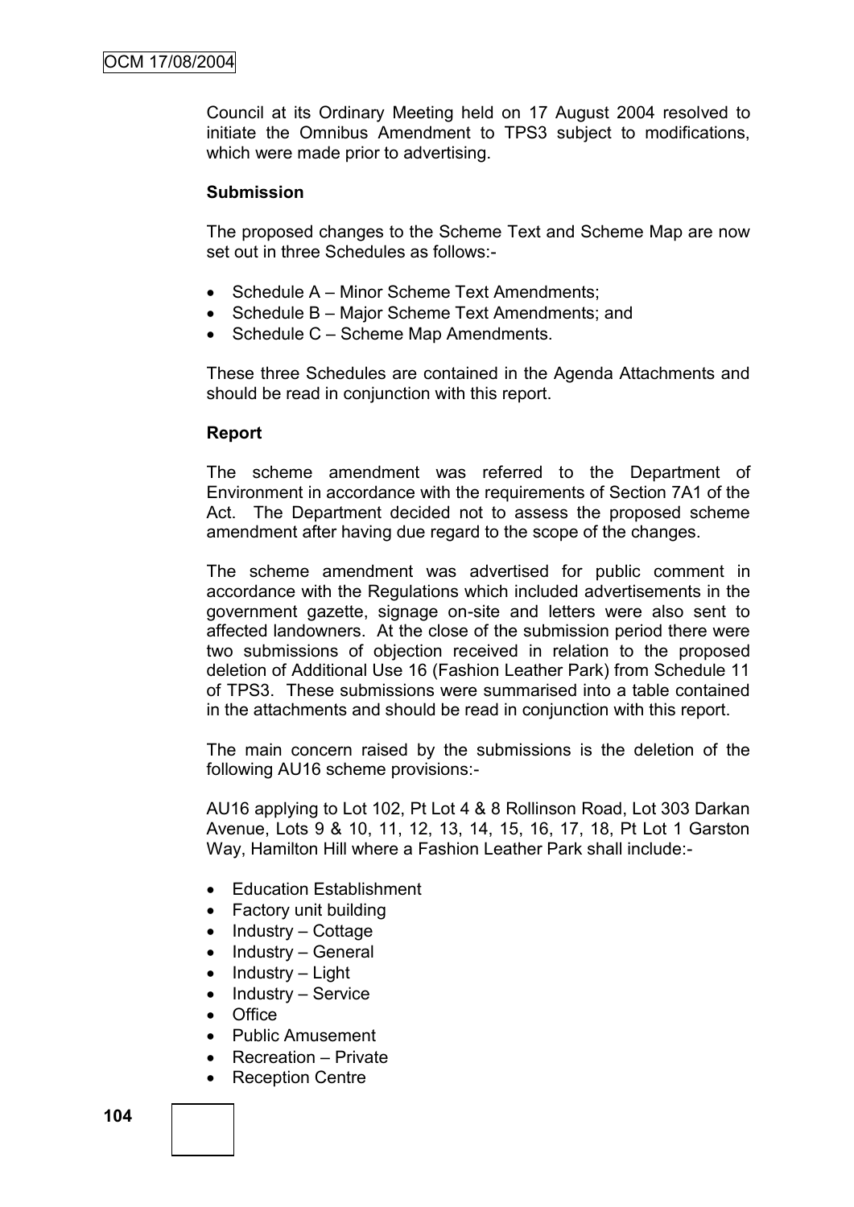Council at its Ordinary Meeting held on 17 August 2004 resolved to initiate the Omnibus Amendment to TPS3 subject to modifications, which were made prior to advertising.

**Submission**

The proposed changes to the Scheme Text and Scheme Map are now set out in three Schedules as follows:-

- Schedule A – Minor Scheme Text Amendments;
- Schedule B – Major Scheme Text Amendments; and
- Schedule C – Scheme Map Amendments.

These three Schedules are contained in the Agenda Attachments and should be read in conjunction with this report.

**Report**

The scheme amendment was referred to the Department of Environment in accordance with the requirements of Section 7A1 of the Act. The Department decided not to assess the proposed scheme amendment after having due regard to the scope of the changes.

The scheme amendment was advertised for public comment in accordance with the Regulations which included advertisements in the government gazette, signage on-site and letters were also sent to affected landowners. At the close of the submission period there were two submissions of objection received in relation to the proposed deletion of Additional Use 16 (Fashion Leather Park) from Schedule 11 of TPS3. These submissions were summarised into a table contained in the attachments and should be read in conjunction with this report.

The main concern raised by the submissions is the deletion of the following AU16 scheme provisions:-

AU16 applying to Lot 102, Pt Lot 4 & 8 Rollinson Road, Lot 303 Darkan Avenue, Lots 9 & 10, 11, 12, 13, 14, 15, 16, 17, 18, Pt Lot 1 Garston Way, Hamilton Hill where a Fashion Leather Park shall include:-

- Education Establishment
- Factory unit building
- Industry – Cottage
- Industry – General
- Industry – Light
- Industry – Service
- Office
- Public Amusement
- Recreation – Private
- Reception Centre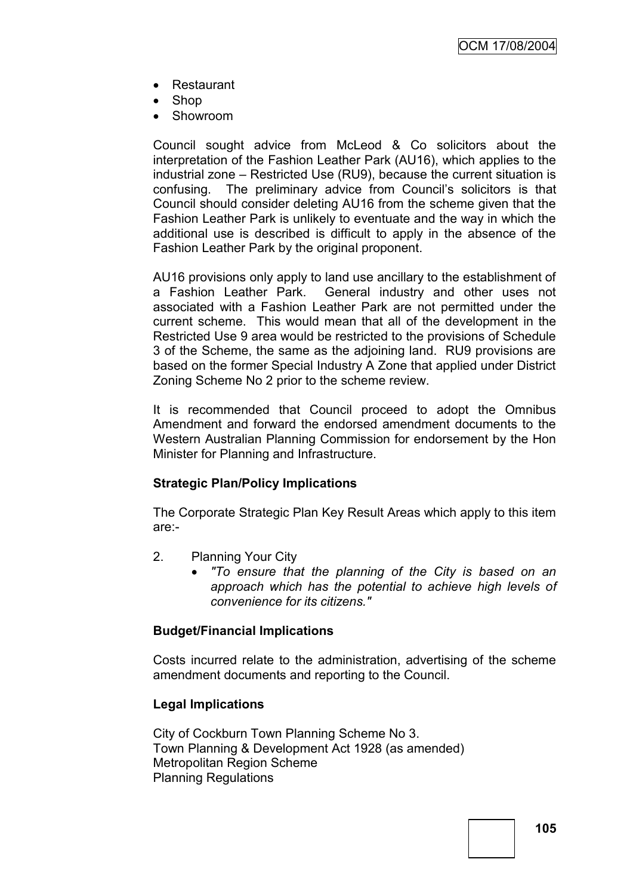- Restaurant
- Shop
- Showroom

Council sought advice from McLeod & Co solicitors about the interpretation of the Fashion Leather Park (AU16), which applies to the industrial zone – Restricted Use (RU9), because the current situation is confusing. The preliminary advice from Council's solicitors is that Council should consider deleting AU16 from the scheme given that the Fashion Leather Park is unlikely to eventuate and the way in which the additional use is described is difficult to apply in the absence of the Fashion Leather Park by the original proponent.

AU16 provisions only apply to land use ancillary to the establishment of a Fashion Leather Park. General industry and other uses not associated with a Fashion Leather Park are not permitted under the current scheme. This would mean that all of the development in the Restricted Use 9 area would be restricted to the provisions of Schedule 3 of the Scheme, the same as the adjoining land. RU9 provisions are based on the former Special Industry A Zone that applied under District Zoning Scheme No 2 prior to the scheme review.

It is recommended that Council proceed to adopt the Omnibus Amendment and forward the endorsed amendment documents to the Western Australian Planning Commission for endorsement by the Hon Minister for Planning and Infrastructure.

**Strategic Plan/Policy Implications**

The Corporate Strategic Plan Key Result Areas which apply to this item are:-

2. Planning Your City
   - *"To ensure that the planning of the City is based on an approach which has the potential to achieve high levels of convenience for its citizens."*

**Budget/Financial Implications**

Costs incurred relate to the administration, advertising of the scheme amendment documents and reporting to the Council.

**Legal Implications**

City of Cockburn Town Planning Scheme No 3.
Town Planning & Development Act 1928 (as amended)
Metropolitan Region Scheme
Planning Regulations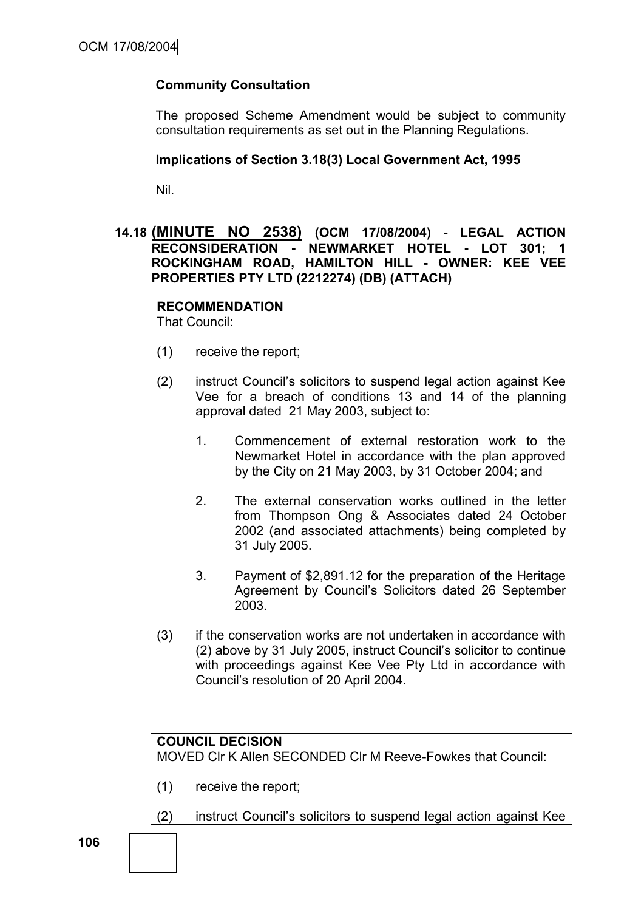**Community Consultation**

The proposed Scheme Amendment would be subject to community consultation requirements as set out in the Planning Regulations.

**Implications of Section 3.18(3) Local Government Act, 1995**

Nil.

## 14.18 (MINUTE NO 2538) (OCM 17/08/2004) - LEGAL ACTION RECONSIDERATION - NEWMARKET HOTEL - LOT 301; 1 ROCKINGHAM ROAD, HAMILTON HILL - OWNER: KEE VEE PROPERTIES PTY LTD (2212274) (DB) (ATTACH)

**RECOMMENDATION**

That Council:

(1) receive the report;

(2) instruct Council's solicitors to suspend legal action against Kee Vee for a breach of conditions 13 and 14 of the planning approval dated 21 May 2003, subject to:

   1. Commencement of external restoration work to the Newmarket Hotel in accordance with the plan approved by the City on 21 May 2003, by 31 October 2004; and

   2. The external conservation works outlined in the letter from Thompson Ong & Associates dated 24 October 2002 (and associated attachments) being completed by 31 July 2005.

   3. Payment of $2,891.12 for the preparation of the Heritage Agreement by Council's Solicitors dated 26 September 2003.

(3) if the conservation works are not undertaken in accordance with (2) above by 31 July 2005, instruct Council's solicitor to continue with proceedings against Kee Vee Pty Ltd in accordance with Council's resolution of 20 April 2004.

**COUNCIL DECISION**

MOVED Clr K Allen SECONDED Clr M Reeve-Fowkes that Council:

(1) receive the report;

(2) instruct Council's solicitors to suspend legal action against Kee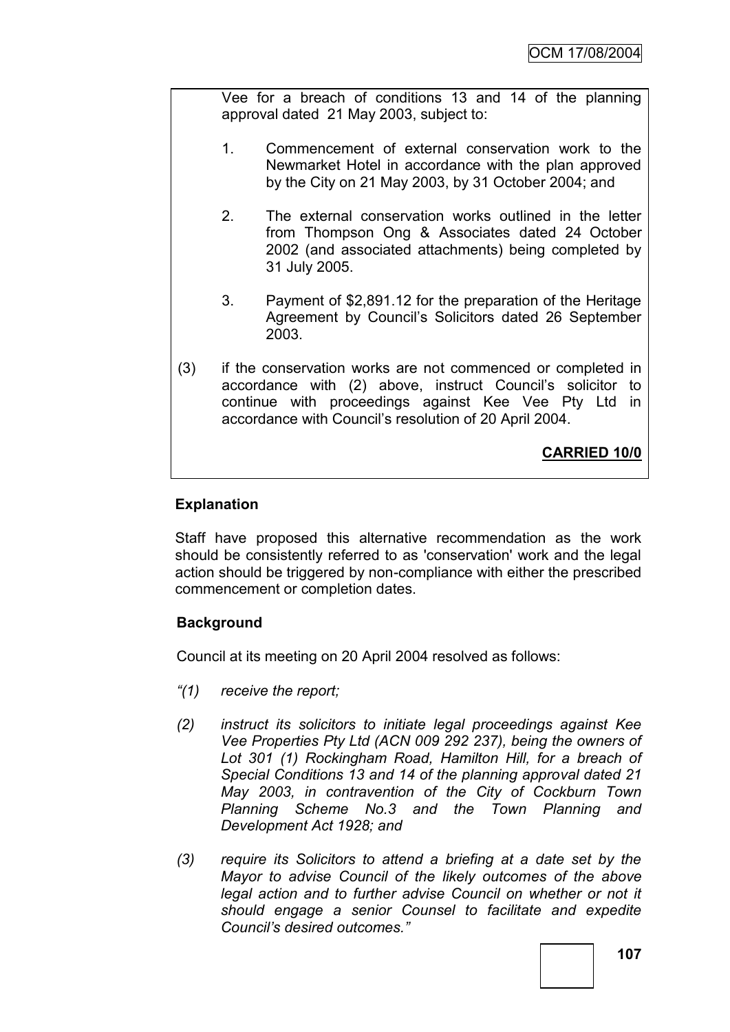Vee for a breach of conditions 13 and 14 of the planning approval dated 21 May 2003, subject to:

1. Commencement of external conservation work to the Newmarket Hotel in accordance with the plan approved by the City on 21 May 2003, by 31 October 2004; and

2. The external conservation works outlined in the letter from Thompson Ong & Associates dated 24 October 2002 (and associated attachments) being completed by 31 July 2005.

3. Payment of $2,891.12 for the preparation of the Heritage Agreement by Council's Solicitors dated 26 September 2003.

(3) if the conservation works are not commenced or completed in accordance with (2) above, instruct Council's solicitor to continue with proceedings against Kee Vee Pty Ltd in accordance with Council's resolution of 20 April 2004.

**CARRIED 10/0**

**Explanation**

Staff have proposed this alternative recommendation as the work should be consistently referred to as 'conservation' work and the legal action should be triggered by non-compliance with either the prescribed commencement or completion dates.

**Background**

Council at its meeting on 20 April 2004 resolved as follows:

*"(1) receive the report;*

*(2) instruct its solicitors to initiate legal proceedings against Kee Vee Properties Pty Ltd (ACN 009 292 237), being the owners of Lot 301 (1) Rockingham Road, Hamilton Hill, for a breach of Special Conditions 13 and 14 of the planning approval dated 21 May 2003, in contravention of the City of Cockburn Town Planning Scheme No.3 and the Town Planning and Development Act 1928; and*

*(3) require its Solicitors to attend a briefing at a date set by the Mayor to advise Council of the likely outcomes of the above legal action and to further advise Council on whether or not it should engage a senior Counsel to facilitate and expedite Council's desired outcomes."*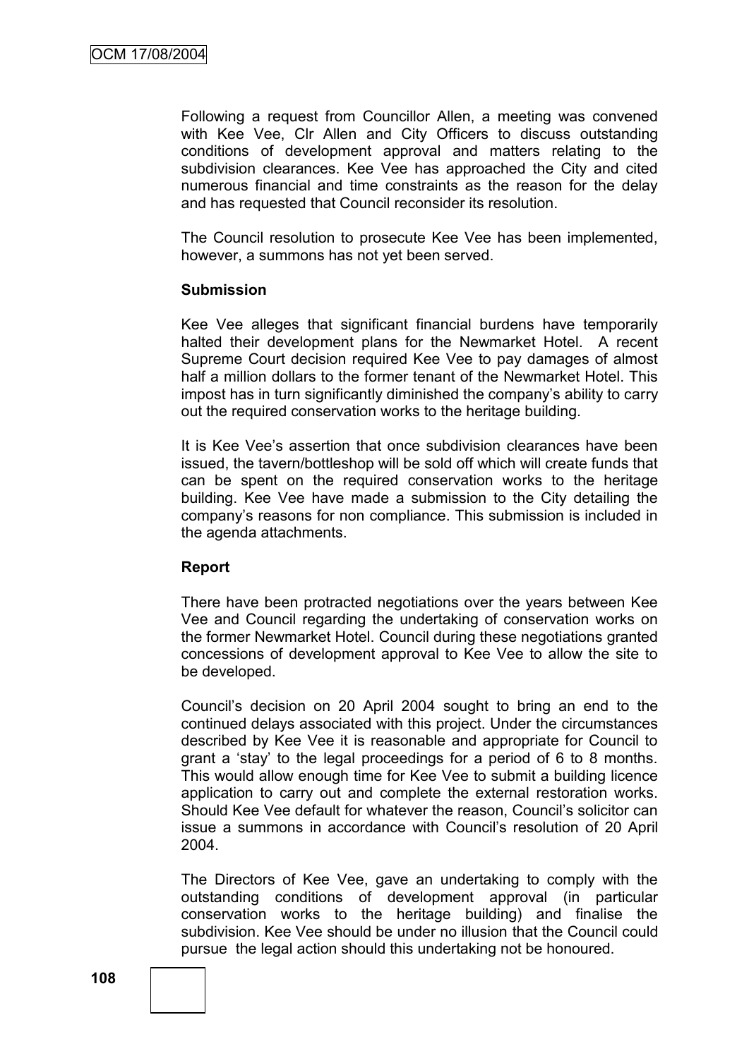Following a request from Councillor Allen, a meeting was convened with Kee Vee, Clr Allen and City Officers to discuss outstanding conditions of development approval and matters relating to the subdivision clearances. Kee Vee has approached the City and cited numerous financial and time constraints as the reason for the delay and has requested that Council reconsider its resolution.

The Council resolution to prosecute Kee Vee has been implemented, however, a summons has not yet been served.

**Submission**

Kee Vee alleges that significant financial burdens have temporarily halted their development plans for the Newmarket Hotel. A recent Supreme Court decision required Kee Vee to pay damages of almost half a million dollars to the former tenant of the Newmarket Hotel. This impost has in turn significantly diminished the company's ability to carry out the required conservation works to the heritage building.

It is Kee Vee's assertion that once subdivision clearances have been issued, the tavern/bottleshop will be sold off which will create funds that can be spent on the required conservation works to the heritage building. Kee Vee have made a submission to the City detailing the company's reasons for non compliance. This submission is included in the agenda attachments.

**Report**

There have been protracted negotiations over the years between Kee Vee and Council regarding the undertaking of conservation works on the former Newmarket Hotel. Council during these negotiations granted concessions of development approval to Kee Vee to allow the site to be developed.

Council's decision on 20 April 2004 sought to bring an end to the continued delays associated with this project. Under the circumstances described by Kee Vee it is reasonable and appropriate for Council to grant a 'stay' to the legal proceedings for a period of 6 to 8 months. This would allow enough time for Kee Vee to submit a building licence application to carry out and complete the external restoration works. Should Kee Vee default for whatever the reason, Council's solicitor can issue a summons in accordance with Council's resolution of 20 April 2004.

The Directors of Kee Vee, gave an undertaking to comply with the outstanding conditions of development approval (in particular conservation works to the heritage building) and finalise the subdivision. Kee Vee should be under no illusion that the Council could pursue the legal action should this undertaking not be honoured.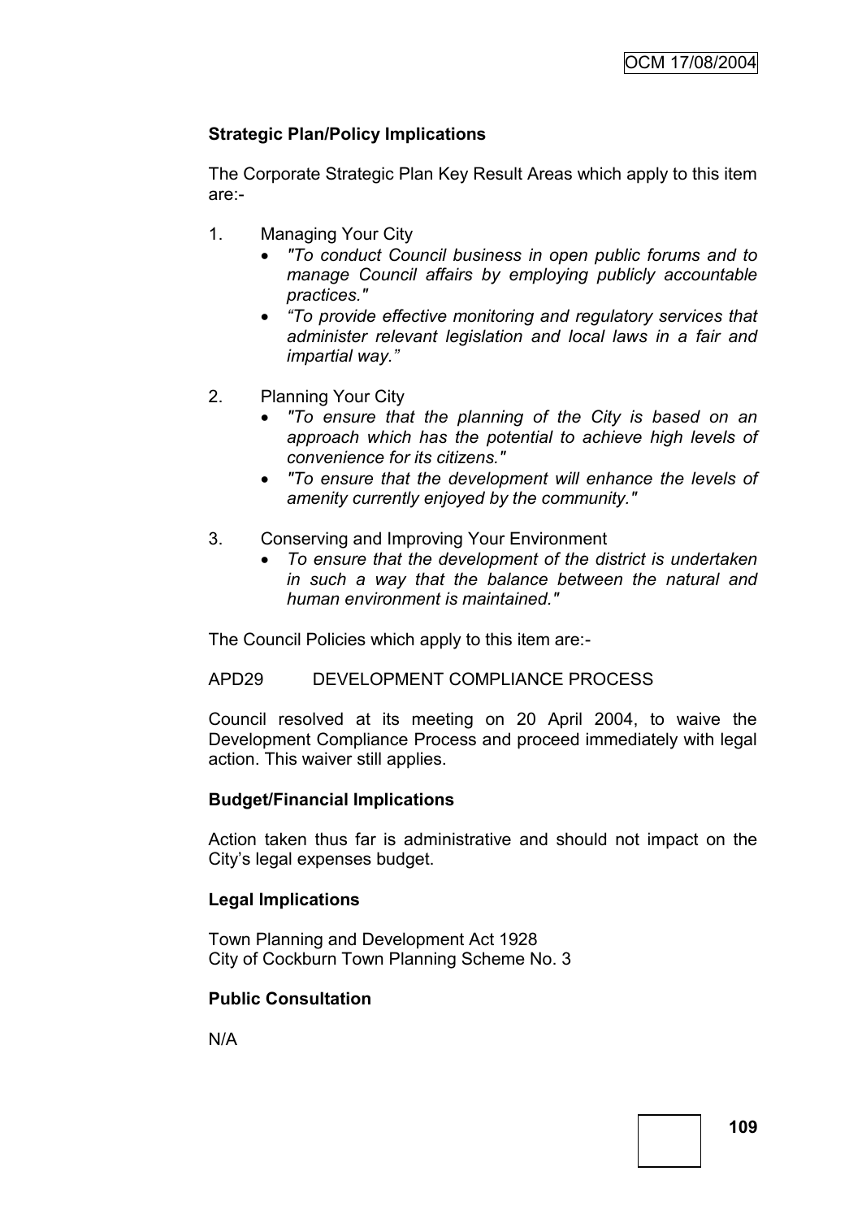**Strategic Plan/Policy Implications**

The Corporate Strategic Plan Key Result Areas which apply to this item are:-

1. Managing Your City
   - *"To conduct Council business in open public forums and to manage Council affairs by employing publicly accountable practices."*
   - *"To provide effective monitoring and regulatory services that administer relevant legislation and local laws in a fair and impartial way."*

2. Planning Your City
   - *"To ensure that the planning of the City is based on an approach which has the potential to achieve high levels of convenience for its citizens."*
   - *"To ensure that the development will enhance the levels of amenity currently enjoyed by the community."*

3. Conserving and Improving Your Environment
   - *To ensure that the development of the district is undertaken in such a way that the balance between the natural and human environment is maintained."*

The Council Policies which apply to this item are:-

APD29 DEVELOPMENT COMPLIANCE PROCESS

Council resolved at its meeting on 20 April 2004, to waive the Development Compliance Process and proceed immediately with legal action. This waiver still applies.

**Budget/Financial Implications**

Action taken thus far is administrative and should not impact on the City's legal expenses budget.

**Legal Implications**

Town Planning and Development Act 1928
City of Cockburn Town Planning Scheme No. 3

**Public Consultation**

N/A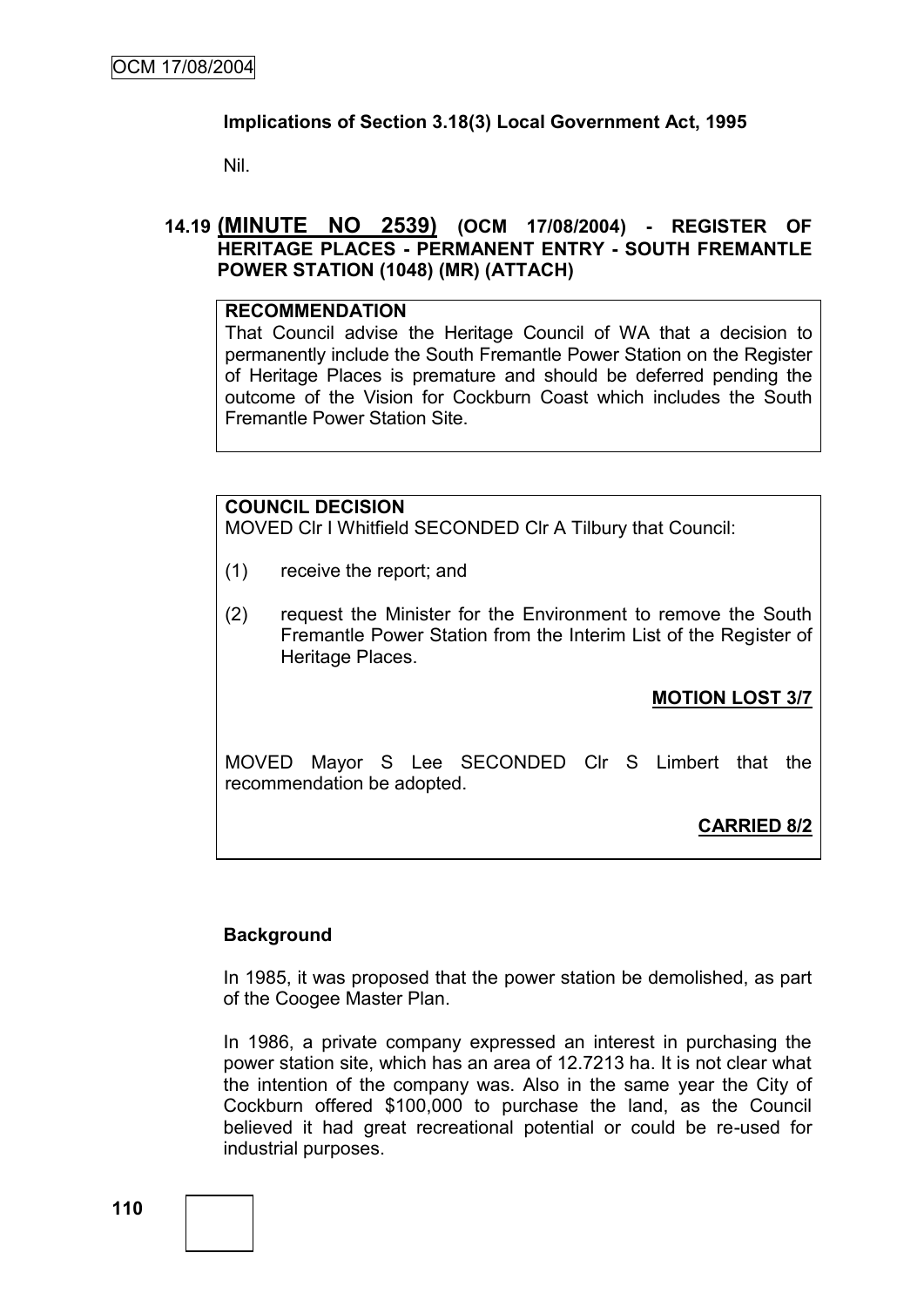**Implications of Section 3.18(3) Local Government Act, 1995**

Nil.

## 14.19 (MINUTE NO 2539) (OCM 17/08/2004) - REGISTER OF HERITAGE PLACES - PERMANENT ENTRY - SOUTH FREMANTLE POWER STATION (1048) (MR) (ATTACH)

**RECOMMENDATION**

That Council advise the Heritage Council of WA that a decision to permanently include the South Fremantle Power Station on the Register of Heritage Places is premature and should be deferred pending the outcome of the Vision for Cockburn Coast which includes the South Fremantle Power Station Site.

**COUNCIL DECISION**

MOVED Clr I Whitfield SECONDED Clr A Tilbury that Council:

(1) receive the report; and

(2) request the Minister for the Environment to remove the South Fremantle Power Station from the Interim List of the Register of Heritage Places.

**MOTION LOST 3/7**

MOVED Mayor S Lee SECONDED Clr S Limbert that the recommendation be adopted.

**CARRIED 8/2**

**Background**

In 1985, it was proposed that the power station be demolished, as part of the Coogee Master Plan.

In 1986, a private company expressed an interest in purchasing the power station site, which has an area of 12.7213 ha. It is not clear what the intention of the company was. Also in the same year the City of Cockburn offered $100,000 to purchase the land, as the Council believed it had great recreational potential or could be re-used for industrial purposes.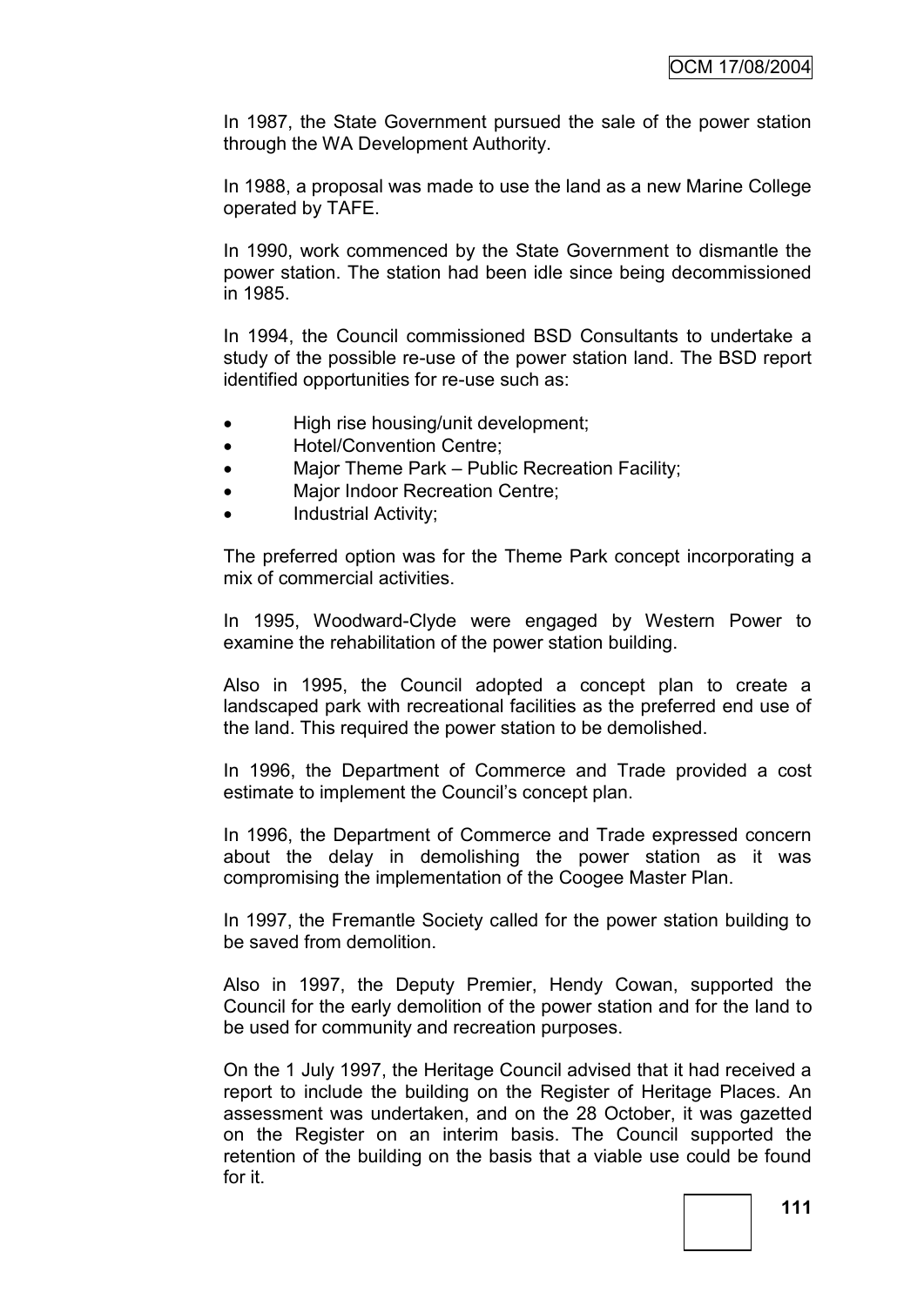In 1987, the State Government pursued the sale of the power station through the WA Development Authority.

In 1988, a proposal was made to use the land as a new Marine College operated by TAFE.

In 1990, work commenced by the State Government to dismantle the power station. The station had been idle since being decommissioned in 1985.

In 1994, the Council commissioned BSD Consultants to undertake a study of the possible re-use of the power station land. The BSD report identified opportunities for re-use such as:

- High rise housing/unit development;
- Hotel/Convention Centre;
- Major Theme Park – Public Recreation Facility;
- Major Indoor Recreation Centre;
- Industrial Activity;

The preferred option was for the Theme Park concept incorporating a mix of commercial activities.

In 1995, Woodward-Clyde were engaged by Western Power to examine the rehabilitation of the power station building.

Also in 1995, the Council adopted a concept plan to create a landscaped park with recreational facilities as the preferred end use of the land. This required the power station to be demolished.

In 1996, the Department of Commerce and Trade provided a cost estimate to implement the Council's concept plan.

In 1996, the Department of Commerce and Trade expressed concern about the delay in demolishing the power station as it was compromising the implementation of the Coogee Master Plan.

In 1997, the Fremantle Society called for the power station building to be saved from demolition.

Also in 1997, the Deputy Premier, Hendy Cowan, supported the Council for the early demolition of the power station and for the land to be used for community and recreation purposes.

On the 1 July 1997, the Heritage Council advised that it had received a report to include the building on the Register of Heritage Places. An assessment was undertaken, and on the 28 October, it was gazetted on the Register on an interim basis. The Council supported the retention of the building on the basis that a viable use could be found for it.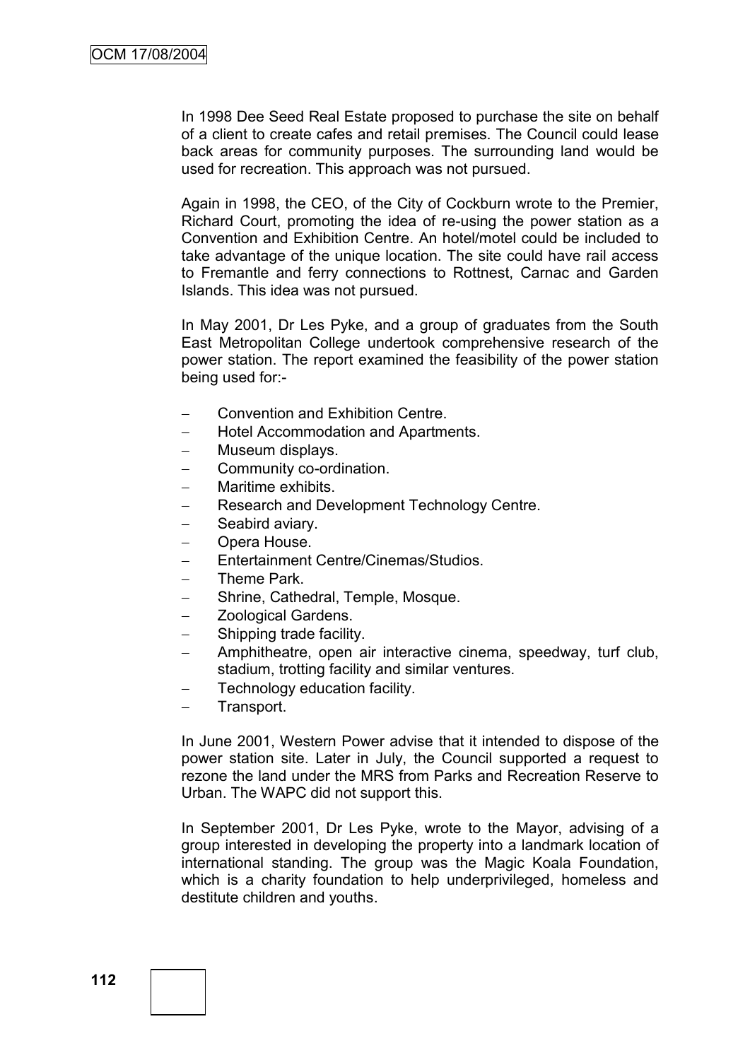In 1998 Dee Seed Real Estate proposed to purchase the site on behalf of a client to create cafes and retail premises. The Council could lease back areas for community purposes. The surrounding land would be used for recreation. This approach was not pursued.

Again in 1998, the CEO, of the City of Cockburn wrote to the Premier, Richard Court, promoting the idea of re-using the power station as a Convention and Exhibition Centre. An hotel/motel could be included to take advantage of the unique location. The site could have rail access to Fremantle and ferry connections to Rottnest, Carnac and Garden Islands. This idea was not pursued.

In May 2001, Dr Les Pyke, and a group of graduates from the South East Metropolitan College undertook comprehensive research of the power station. The report examined the feasibility of the power station being used for:-

- Convention and Exhibition Centre.
- Hotel Accommodation and Apartments.
- Museum displays.
- Community co-ordination.
- Maritime exhibits.
- Research and Development Technology Centre.
- Seabird aviary.
- Opera House.
- Entertainment Centre/Cinemas/Studios.
- Theme Park.
- Shrine, Cathedral, Temple, Mosque.
- Zoological Gardens.
- Shipping trade facility.
- Amphitheatre, open air interactive cinema, speedway, turf club, stadium, trotting facility and similar ventures.
- Technology education facility.
- Transport.

In June 2001, Western Power advise that it intended to dispose of the power station site. Later in July, the Council supported a request to rezone the land under the MRS from Parks and Recreation Reserve to Urban. The WAPC did not support this.

In September 2001, Dr Les Pyke, wrote to the Mayor, advising of a group interested in developing the property into a landmark location of international standing. The group was the Magic Koala Foundation, which is a charity foundation to help underprivileged, homeless and destitute children and youths.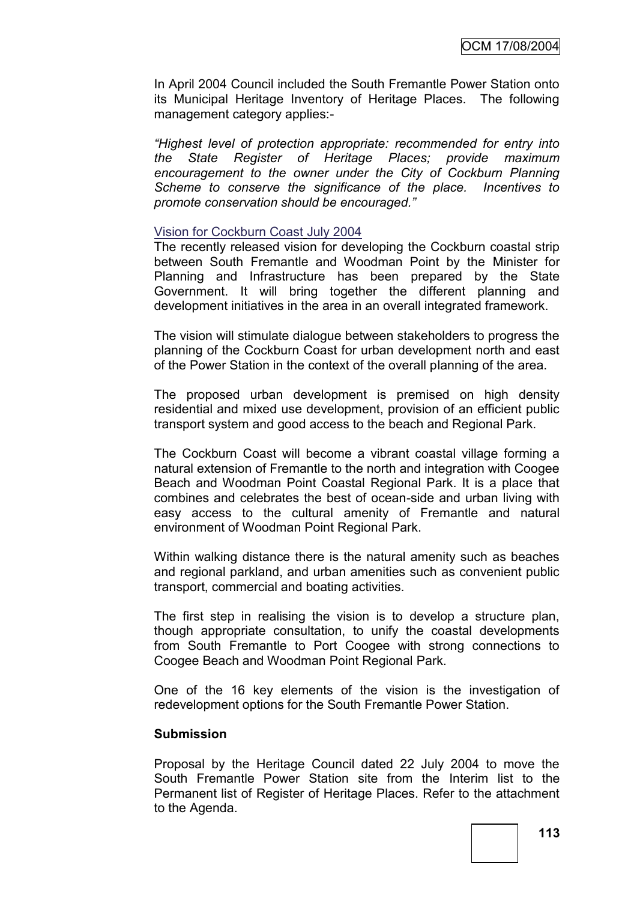In April 2004 Council included the South Fremantle Power Station onto its Municipal Heritage Inventory of Heritage Places. The following management category applies:-

*"Highest level of protection appropriate: recommended for entry into the State Register of Heritage Places; provide maximum encouragement to the owner under the City of Cockburn Planning Scheme to conserve the significance of the place. Incentives to promote conservation should be encouraged."*

Vision for Cockburn Coast July 2004

The recently released vision for developing the Cockburn coastal strip between South Fremantle and Woodman Point by the Minister for Planning and Infrastructure has been prepared by the State Government. It will bring together the different planning and development initiatives in the area in an overall integrated framework.

The vision will stimulate dialogue between stakeholders to progress the planning of the Cockburn Coast for urban development north and east of the Power Station in the context of the overall planning of the area.

The proposed urban development is premised on high density residential and mixed use development, provision of an efficient public transport system and good access to the beach and Regional Park.

The Cockburn Coast will become a vibrant coastal village forming a natural extension of Fremantle to the north and integration with Coogee Beach and Woodman Point Coastal Regional Park. It is a place that combines and celebrates the best of ocean-side and urban living with easy access to the cultural amenity of Fremantle and natural environment of Woodman Point Regional Park.

Within walking distance there is the natural amenity such as beaches and regional parkland, and urban amenities such as convenient public transport, commercial and boating activities.

The first step in realising the vision is to develop a structure plan, though appropriate consultation, to unify the coastal developments from South Fremantle to Port Coogee with strong connections to Coogee Beach and Woodman Point Regional Park.

One of the 16 key elements of the vision is the investigation of redevelopment options for the South Fremantle Power Station.

**Submission**

Proposal by the Heritage Council dated 22 July 2004 to move the South Fremantle Power Station site from the Interim list to the Permanent list of Register of Heritage Places. Refer to the attachment to the Agenda.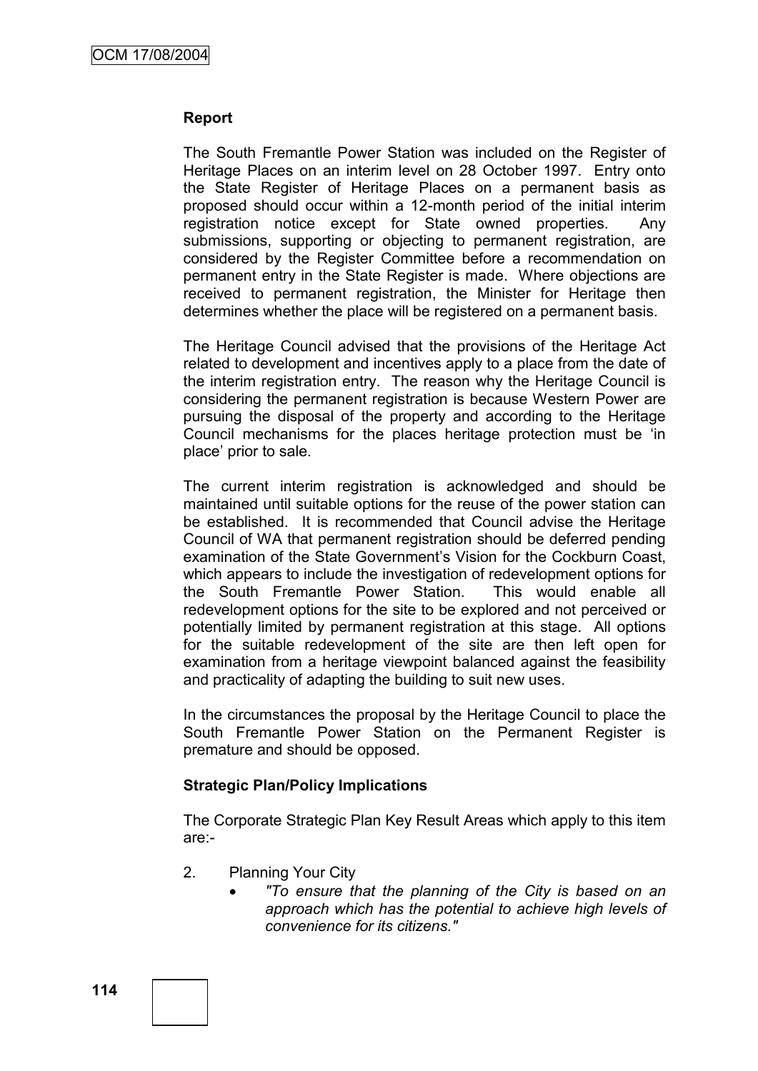**Report**

The South Fremantle Power Station was included on the Register of Heritage Places on an interim level on 28 October 1997. Entry onto the State Register of Heritage Places on a permanent basis as proposed should occur within a 12-month period of the initial interim registration notice except for State owned properties. Any submissions, supporting or objecting to permanent registration, are considered by the Register Committee before a recommendation on permanent entry in the State Register is made. Where objections are received to permanent registration, the Minister for Heritage then determines whether the place will be registered on a permanent basis.

The Heritage Council advised that the provisions of the Heritage Act related to development and incentives apply to a place from the date of the interim registration entry. The reason why the Heritage Council is considering the permanent registration is because Western Power are pursuing the disposal of the property and according to the Heritage Council mechanisms for the places heritage protection must be 'in place' prior to sale.

The current interim registration is acknowledged and should be maintained until suitable options for the reuse of the power station can be established. It is recommended that Council advise the Heritage Council of WA that permanent registration should be deferred pending examination of the State Government's Vision for the Cockburn Coast, which appears to include the investigation of redevelopment options for the South Fremantle Power Station. This would enable all redevelopment options for the site to be explored and not perceived or potentially limited by permanent registration at this stage. All options for the suitable redevelopment of the site are then left open for examination from a heritage viewpoint balanced against the feasibility and practicality of adapting the building to suit new uses.

In the circumstances the proposal by the Heritage Council to place the South Fremantle Power Station on the Permanent Register is premature and should be opposed.

**Strategic Plan/Policy Implications**

The Corporate Strategic Plan Key Result Areas which apply to this item are:-

2. Planning Your City
   - *"To ensure that the planning of the City is based on an approach which has the potential to achieve high levels of convenience for its citizens."*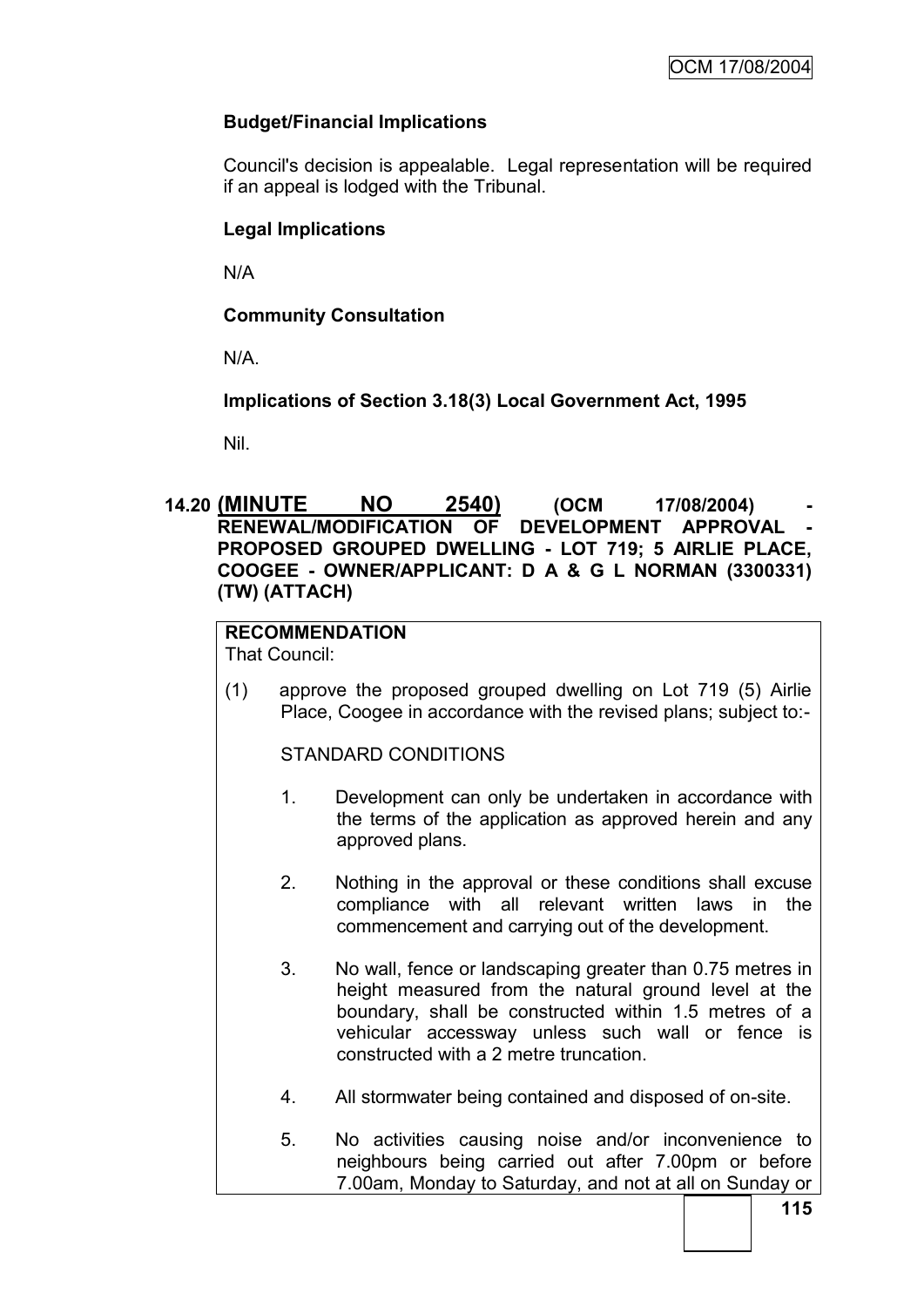**Budget/Financial Implications**

Council's decision is appealable. Legal representation will be required if an appeal is lodged with the Tribunal.

**Legal Implications**

N/A

**Community Consultation**

N/A.

**Implications of Section 3.18(3) Local Government Act, 1995**

Nil.

## 14.20 (MINUTE NO 2540) (OCM 17/08/2004) - RENEWAL/MODIFICATION OF DEVELOPMENT APPROVAL - PROPOSED GROUPED DWELLING - LOT 719; 5 AIRLIE PLACE, COOGEE - OWNER/APPLICANT: D A & G L NORMAN (3300331) (TW) (ATTACH)

**RECOMMENDATION**

That Council:

(1) approve the proposed grouped dwelling on Lot 719 (5) Airlie Place, Coogee in accordance with the revised plans; subject to:-

STANDARD CONDITIONS

1. Development can only be undertaken in accordance with the terms of the application as approved herein and any approved plans.

2. Nothing in the approval or these conditions shall excuse compliance with all relevant written laws in the commencement and carrying out of the development.

3. No wall, fence or landscaping greater than 0.75 metres in height measured from the natural ground level at the boundary, shall be constructed within 1.5 metres of a vehicular accessway unless such wall or fence is constructed with a 2 metre truncation.

4. All stormwater being contained and disposed of on-site.

5. No activities causing noise and/or inconvenience to neighbours being carried out after 7.00pm or before 7.00am, Monday to Saturday, and not at all on Sunday or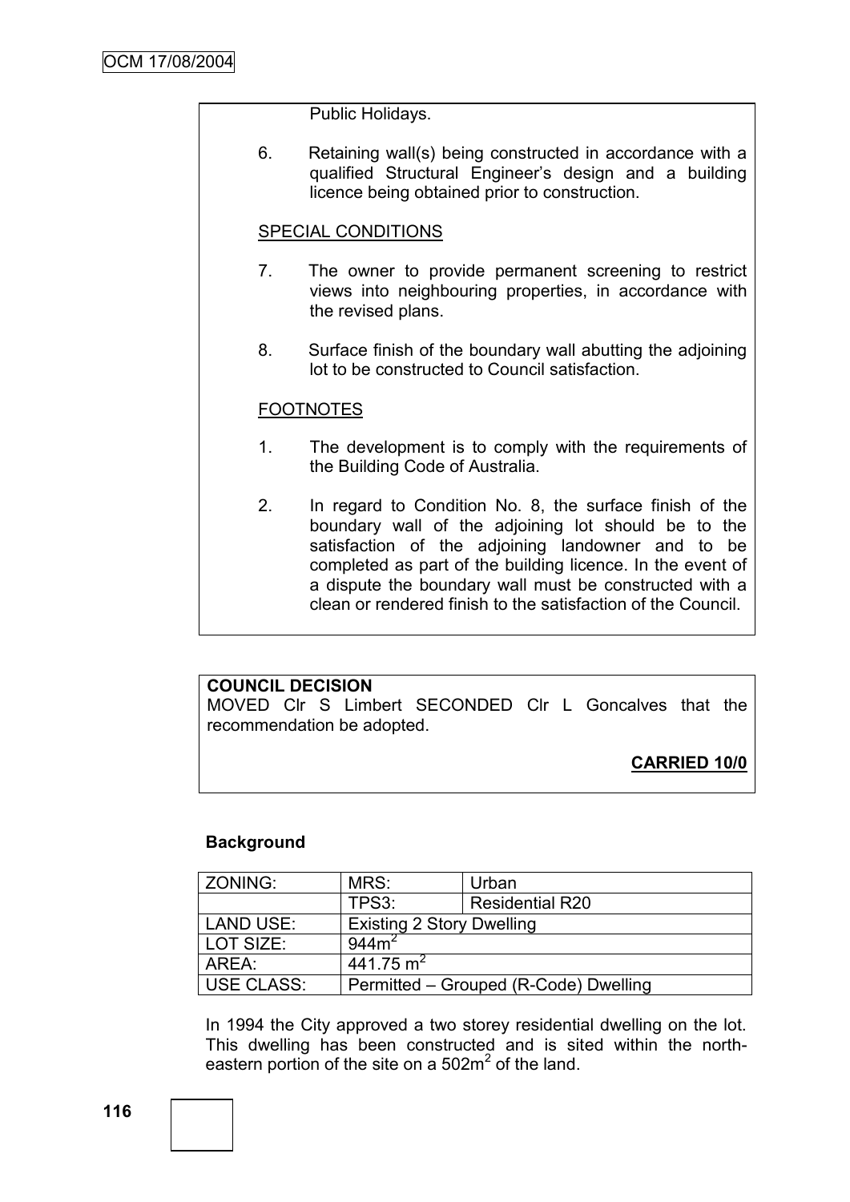Public Holidays.

6. Retaining wall(s) being constructed in accordance with a qualified Structural Engineer's design and a building licence being obtained prior to construction.

SPECIAL CONDITIONS

7. The owner to provide permanent screening to restrict views into neighbouring properties, in accordance with the revised plans.

8. Surface finish of the boundary wall abutting the adjoining lot to be constructed to Council satisfaction.

FOOTNOTES

1. The development is to comply with the requirements of the Building Code of Australia.

2. In regard to Condition No. 8, the surface finish of the boundary wall of the adjoining lot should be to the satisfaction of the adjoining landowner and to be completed as part of the building licence. In the event of a dispute the boundary wall must be constructed with a clean or rendered finish to the satisfaction of the Council.

**COUNCIL DECISION**

MOVED Clr S Limbert SECONDED Clr L Goncalves that the recommendation be adopted.

**CARRIED 10/0**

**Background**

| ZONING: | MRS: | Urban |
|---|---|---|
| | TPS3: | Residential R20 |
| LAND USE: | Existing 2 Story Dwelling | |
| LOT SIZE: | $944m^2$ | |
| AREA: | $441.75\ m^2$ | |
| USE CLASS: | Permitted – Grouped (R-Code) Dwelling | |

In 1994 the City approved a two storey residential dwelling on the lot. This dwelling has been constructed and is sited within the north-eastern portion of the site on a $502m^2$ of the land.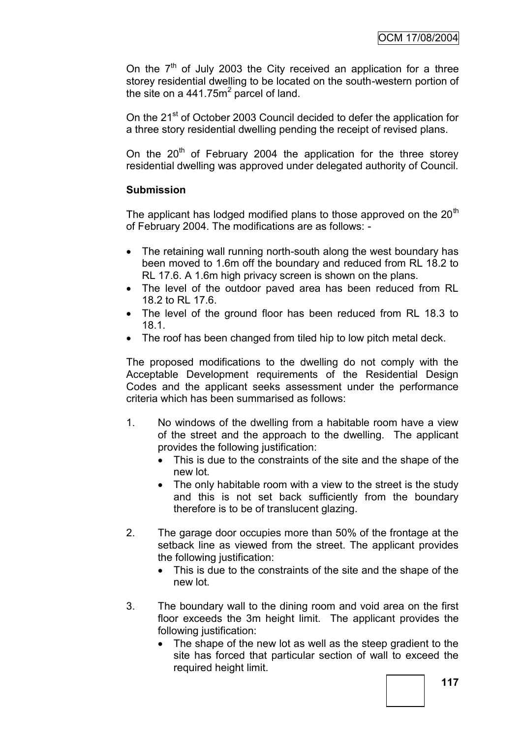On the 7th of July 2003 the City received an application for a three storey residential dwelling to be located on the south-western portion of the site on a 441.75m$^2$ parcel of land.

On the 21st of October 2003 Council decided to defer the application for a three story residential dwelling pending the receipt of revised plans.

On the 20th of February 2004 the application for the three storey residential dwelling was approved under delegated authority of Council.

**Submission**

The applicant has lodged modified plans to those approved on the 20th of February 2004. The modifications are as follows: -

- The retaining wall running north-south along the west boundary has been moved to 1.6m off the boundary and reduced from RL 18.2 to RL 17.6. A 1.6m high privacy screen is shown on the plans.
- The level of the outdoor paved area has been reduced from RL 18.2 to RL 17.6.
- The level of the ground floor has been reduced from RL 18.3 to 18.1.
- The roof has been changed from tiled hip to low pitch metal deck.

The proposed modifications to the dwelling do not comply with the Acceptable Development requirements of the Residential Design Codes and the applicant seeks assessment under the performance criteria which has been summarised as follows:

1. No windows of the dwelling from a habitable room have a view of the street and the approach to the dwelling. The applicant provides the following justification:
   - This is due to the constraints of the site and the shape of the new lot.
   - The only habitable room with a view to the street is the study and this is not set back sufficiently from the boundary therefore is to be of translucent glazing.

2. The garage door occupies more than 50% of the frontage at the setback line as viewed from the street. The applicant provides the following justification:
   - This is due to the constraints of the site and the shape of the new lot.

3. The boundary wall to the dining room and void area on the first floor exceeds the 3m height limit. The applicant provides the following justification:
   - The shape of the new lot as well as the steep gradient to the site has forced that particular section of wall to exceed the required height limit.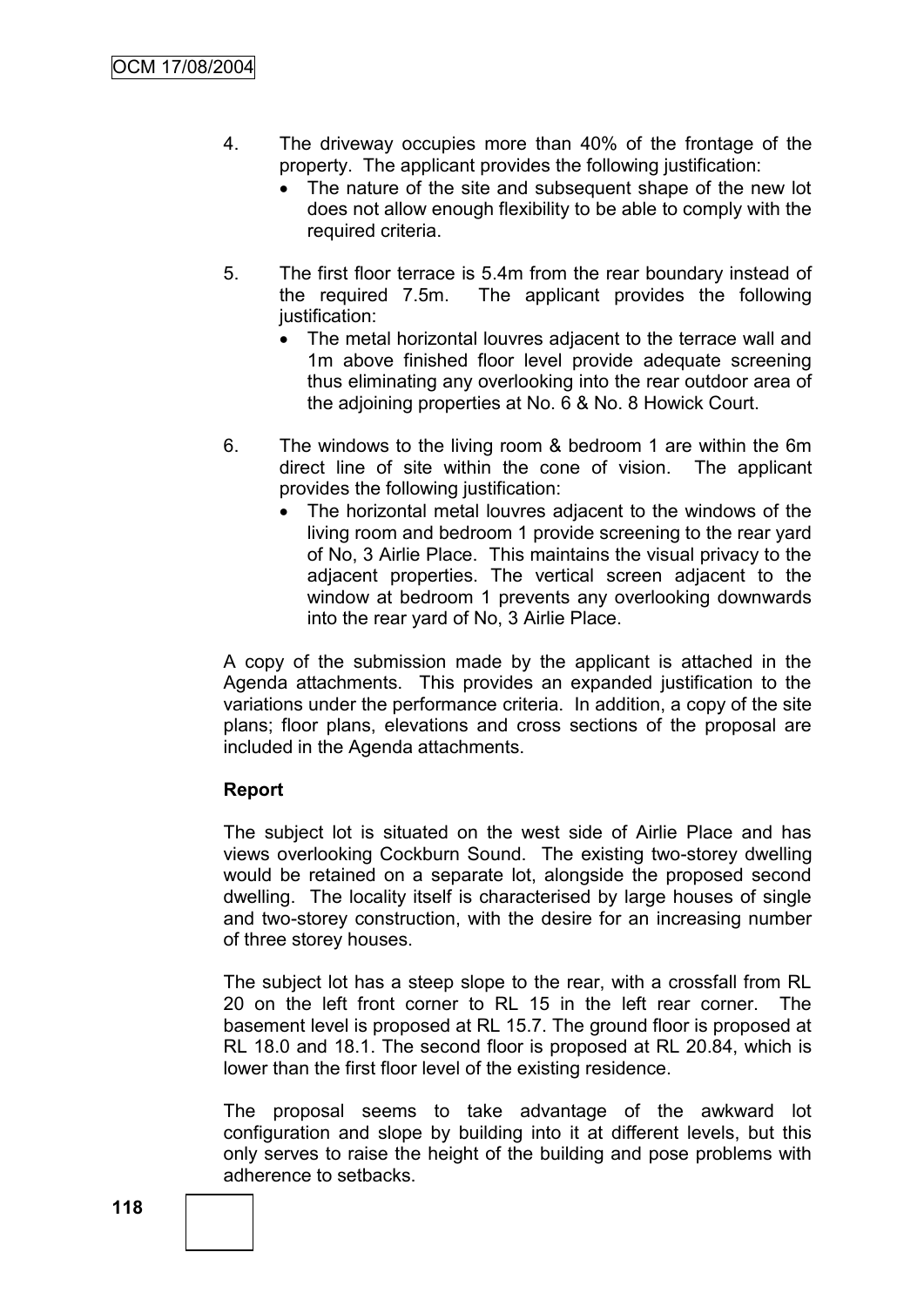4. The driveway occupies more than 40% of the frontage of the property. The applicant provides the following justification:
   - The nature of the site and subsequent shape of the new lot does not allow enough flexibility to be able to comply with the required criteria.

5. The first floor terrace is 5.4m from the rear boundary instead of the required 7.5m. The applicant provides the following justification:
   - The metal horizontal louvres adjacent to the terrace wall and 1m above finished floor level provide adequate screening thus eliminating any overlooking into the rear outdoor area of the adjoining properties at No. 6 & No. 8 Howick Court.

6. The windows to the living room & bedroom 1 are within the 6m direct line of site within the cone of vision. The applicant provides the following justification:
   - The horizontal metal louvres adjacent to the windows of the living room and bedroom 1 provide screening to the rear yard of No, 3 Airlie Place. This maintains the visual privacy to the adjacent properties. The vertical screen adjacent to the window at bedroom 1 prevents any overlooking downwards into the rear yard of No, 3 Airlie Place.

A copy of the submission made by the applicant is attached in the Agenda attachments. This provides an expanded justification to the variations under the performance criteria. In addition, a copy of the site plans; floor plans, elevations and cross sections of the proposal are included in the Agenda attachments.

**Report**

The subject lot is situated on the west side of Airlie Place and has views overlooking Cockburn Sound. The existing two-storey dwelling would be retained on a separate lot, alongside the proposed second dwelling. The locality itself is characterised by large houses of single and two-storey construction, with the desire for an increasing number of three storey houses.

The subject lot has a steep slope to the rear, with a crossfall from RL 20 on the left front corner to RL 15 in the left rear corner. The basement level is proposed at RL 15.7. The ground floor is proposed at RL 18.0 and 18.1. The second floor is proposed at RL 20.84, which is lower than the first floor level of the existing residence.

The proposal seems to take advantage of the awkward lot configuration and slope by building into it at different levels, but this only serves to raise the height of the building and pose problems with adherence to setbacks.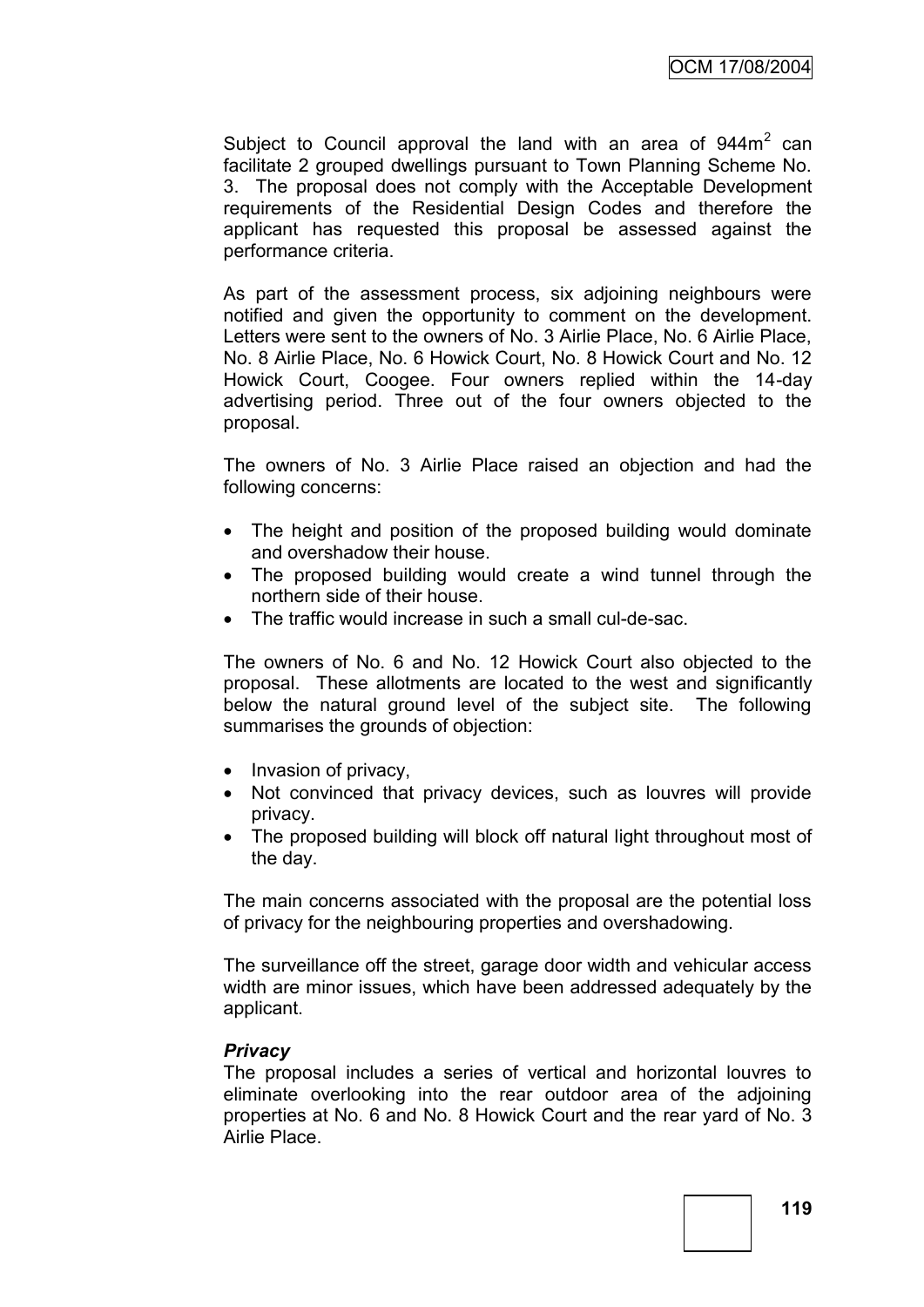Subject to Council approval the land with an area of 944m$^2$ can facilitate 2 grouped dwellings pursuant to Town Planning Scheme No. 3. The proposal does not comply with the Acceptable Development requirements of the Residential Design Codes and therefore the applicant has requested this proposal be assessed against the performance criteria.

As part of the assessment process, six adjoining neighbours were notified and given the opportunity to comment on the development. Letters were sent to the owners of No. 3 Airlie Place, No. 6 Airlie Place, No. 8 Airlie Place, No. 6 Howick Court, No. 8 Howick Court and No. 12 Howick Court, Coogee. Four owners replied within the 14-day advertising period. Three out of the four owners objected to the proposal.

The owners of No. 3 Airlie Place raised an objection and had the following concerns:

- The height and position of the proposed building would dominate and overshadow their house.
- The proposed building would create a wind tunnel through the northern side of their house.
- The traffic would increase in such a small cul-de-sac.

The owners of No. 6 and No. 12 Howick Court also objected to the proposal. These allotments are located to the west and significantly below the natural ground level of the subject site. The following summarises the grounds of objection:

- Invasion of privacy,
- Not convinced that privacy devices, such as louvres will provide privacy.
- The proposed building will block off natural light throughout most of the day.

The main concerns associated with the proposal are the potential loss of privacy for the neighbouring properties and overshadowing.

The surveillance off the street, garage door width and vehicular access width are minor issues, which have been addressed adequately by the applicant.

***Privacy***

The proposal includes a series of vertical and horizontal louvres to eliminate overlooking into the rear outdoor area of the adjoining properties at No. 6 and No. 8 Howick Court and the rear yard of No. 3 Airlie Place.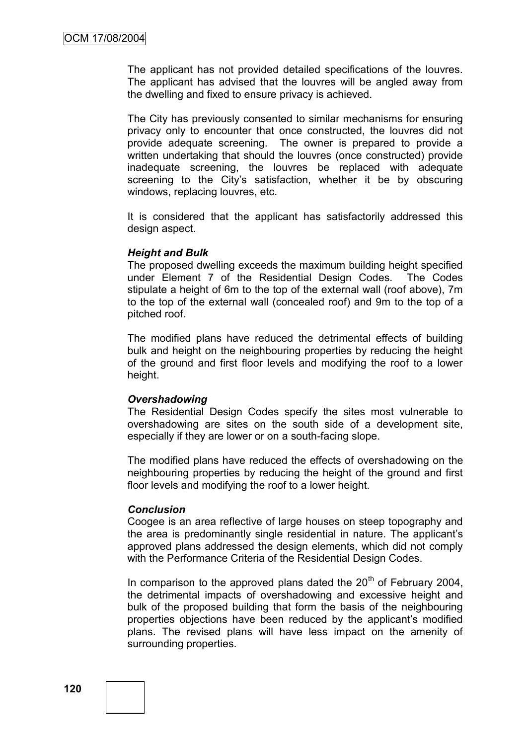The applicant has not provided detailed specifications of the louvres. The applicant has advised that the louvres will be angled away from the dwelling and fixed to ensure privacy is achieved.

The City has previously consented to similar mechanisms for ensuring privacy only to encounter that once constructed, the louvres did not provide adequate screening. The owner is prepared to provide a written undertaking that should the louvres (once constructed) provide inadequate screening, the louvres be replaced with adequate screening to the City's satisfaction, whether it be by obscuring windows, replacing louvres, etc.

It is considered that the applicant has satisfactorily addressed this design aspect.

***Height and Bulk***

The proposed dwelling exceeds the maximum building height specified under Element 7 of the Residential Design Codes. The Codes stipulate a height of 6m to the top of the external wall (roof above), 7m to the top of the external wall (concealed roof) and 9m to the top of a pitched roof.

The modified plans have reduced the detrimental effects of building bulk and height on the neighbouring properties by reducing the height of the ground and first floor levels and modifying the roof to a lower height.

***Overshadowing***

The Residential Design Codes specify the sites most vulnerable to overshadowing are sites on the south side of a development site, especially if they are lower or on a south-facing slope.

The modified plans have reduced the effects of overshadowing on the neighbouring properties by reducing the height of the ground and first floor levels and modifying the roof to a lower height.

***Conclusion***

Coogee is an area reflective of large houses on steep topography and the area is predominantly single residential in nature. The applicant's approved plans addressed the design elements, which did not comply with the Performance Criteria of the Residential Design Codes.

In comparison to the approved plans dated the 20th of February 2004, the detrimental impacts of overshadowing and excessive height and bulk of the proposed building that form the basis of the neighbouring properties objections have been reduced by the applicant's modified plans. The revised plans will have less impact on the amenity of surrounding properties.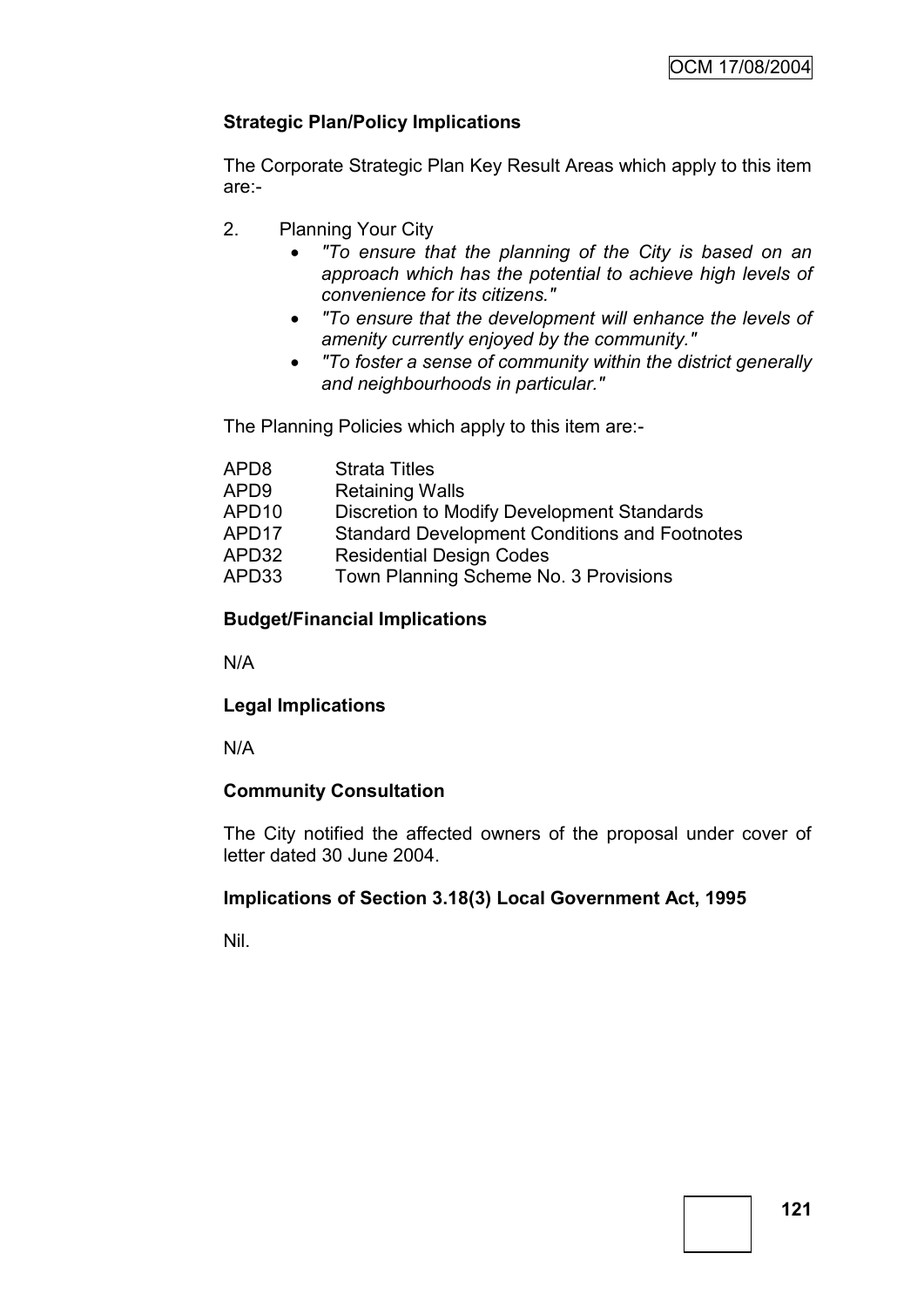**Strategic Plan/Policy Implications**

The Corporate Strategic Plan Key Result Areas which apply to this item are:-

2. Planning Your City
   - *"To ensure that the planning of the City is based on an approach which has the potential to achieve high levels of convenience for its citizens."*
   - *"To ensure that the development will enhance the levels of amenity currently enjoyed by the community."*
   - *"To foster a sense of community within the district generally and neighbourhoods in particular."*

The Planning Policies which apply to this item are:-

| | |
|---|---|
| APD8 | Strata Titles |
| APD9 | Retaining Walls |
| APD10 | Discretion to Modify Development Standards |
| APD17 | Standard Development Conditions and Footnotes |
| APD32 | Residential Design Codes |
| APD33 | Town Planning Scheme No. 3 Provisions |

**Budget/Financial Implications**

N/A

**Legal Implications**

N/A

**Community Consultation**

The City notified the affected owners of the proposal under cover of letter dated 30 June 2004.

**Implications of Section 3.18(3) Local Government Act, 1995**

Nil.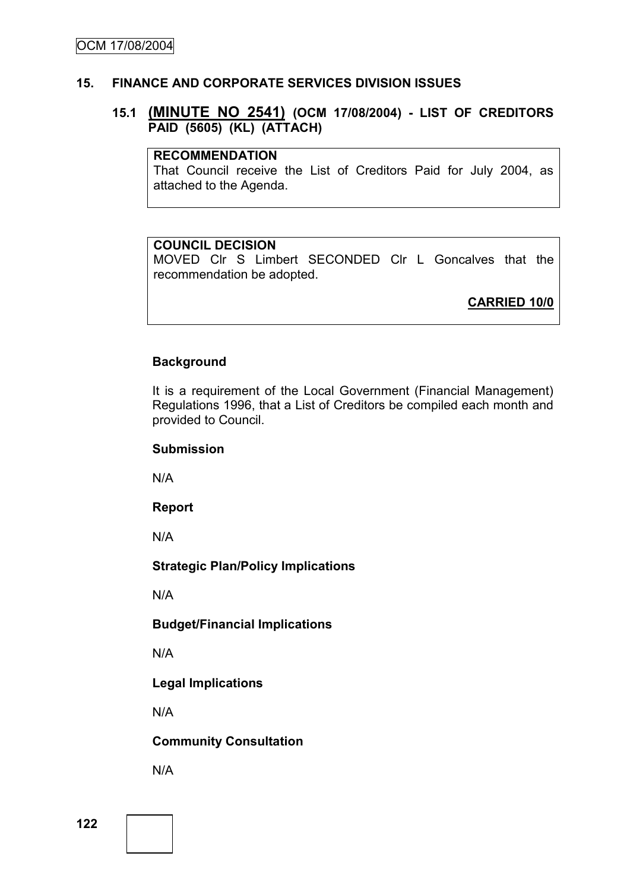## 15. FINANCE AND CORPORATE SERVICES DIVISION ISSUES

### 15.1 (MINUTE NO 2541) (OCM 17/08/2004) - LIST OF CREDITORS PAID (5605) (KL) (ATTACH)

**RECOMMENDATION**
That Council receive the List of Creditors Paid for July 2004, as attached to the Agenda.

**COUNCIL DECISION**
MOVED Clr S Limbert SECONDED Clr L Goncalves that the recommendation be adopted.

**CARRIED 10/0**

**Background**

It is a requirement of the Local Government (Financial Management) Regulations 1996, that a List of Creditors be compiled each month and provided to Council.

**Submission**

N/A

**Report**

N/A

**Strategic Plan/Policy Implications**

N/A

**Budget/Financial Implications**

N/A

**Legal Implications**

N/A

**Community Consultation**

N/A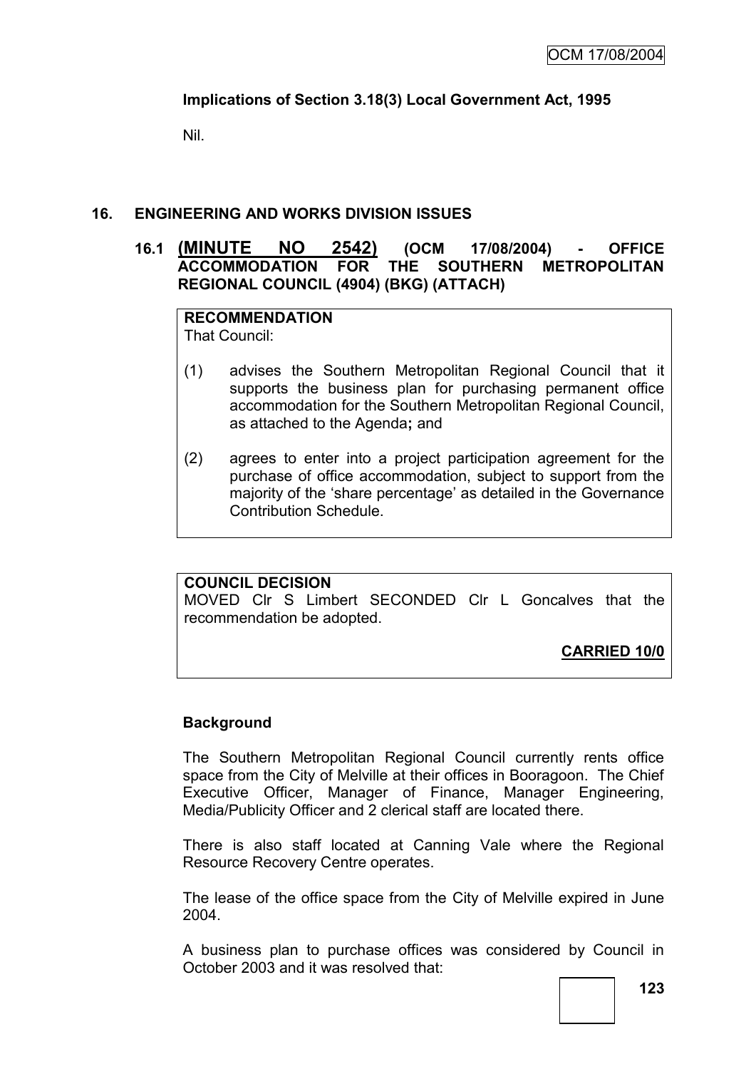**Implications of Section 3.18(3) Local Government Act, 1995**

Nil.

## 16. ENGINEERING AND WORKS DIVISION ISSUES

### 16.1 (MINUTE NO 2542) (OCM 17/08/2004) - OFFICE ACCOMMODATION FOR THE SOUTHERN METROPOLITAN REGIONAL COUNCIL (4904) (BKG) (ATTACH)

**RECOMMENDATION**

That Council:

(1) advises the Southern Metropolitan Regional Council that it supports the business plan for purchasing permanent office accommodation for the Southern Metropolitan Regional Council, as attached to the Agenda**;** and

(2) agrees to enter into a project participation agreement for the purchase of office accommodation, subject to support from the majority of the 'share percentage' as detailed in the Governance Contribution Schedule.

**COUNCIL DECISION**

MOVED Clr S Limbert SECONDED Clr L Goncalves that the recommendation be adopted.

**CARRIED 10/0**

**Background**

The Southern Metropolitan Regional Council currently rents office space from the City of Melville at their offices in Booragoon. The Chief Executive Officer, Manager of Finance, Manager Engineering, Media/Publicity Officer and 2 clerical staff are located there.

There is also staff located at Canning Vale where the Regional Resource Recovery Centre operates.

The lease of the office space from the City of Melville expired in June 2004.

A business plan to purchase offices was considered by Council in October 2003 and it was resolved that: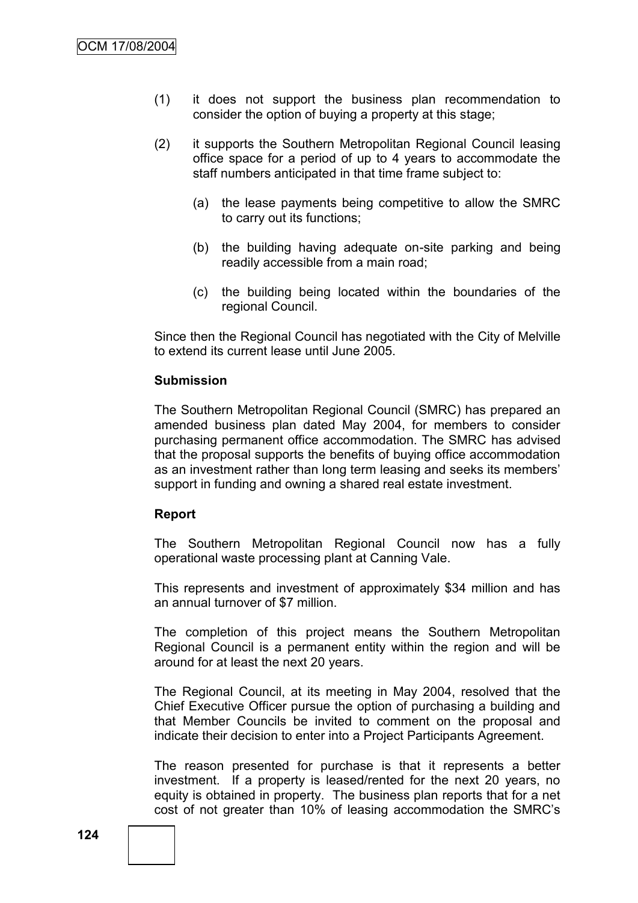(1) it does not support the business plan recommendation to consider the option of buying a property at this stage;

(2) it supports the Southern Metropolitan Regional Council leasing office space for a period of up to 4 years to accommodate the staff numbers anticipated in that time frame subject to:

   (a) the lease payments being competitive to allow the SMRC to carry out its functions;

   (b) the building having adequate on-site parking and being readily accessible from a main road;

   (c) the building being located within the boundaries of the regional Council.

Since then the Regional Council has negotiated with the City of Melville to extend its current lease until June 2005.

**Submission**

The Southern Metropolitan Regional Council (SMRC) has prepared an amended business plan dated May 2004, for members to consider purchasing permanent office accommodation. The SMRC has advised that the proposal supports the benefits of buying office accommodation as an investment rather than long term leasing and seeks its members' support in funding and owning a shared real estate investment.

**Report**

The Southern Metropolitan Regional Council now has a fully operational waste processing plant at Canning Vale.

This represents and investment of approximately $34 million and has an annual turnover of $7 million.

The completion of this project means the Southern Metropolitan Regional Council is a permanent entity within the region and will be around for at least the next 20 years.

The Regional Council, at its meeting in May 2004, resolved that the Chief Executive Officer pursue the option of purchasing a building and that Member Councils be invited to comment on the proposal and indicate their decision to enter into a Project Participants Agreement.

The reason presented for purchase is that it represents a better investment. If a property is leased/rented for the next 20 years, no equity is obtained in property. The business plan reports that for a net cost of not greater than 10% of leasing accommodation the SMRC's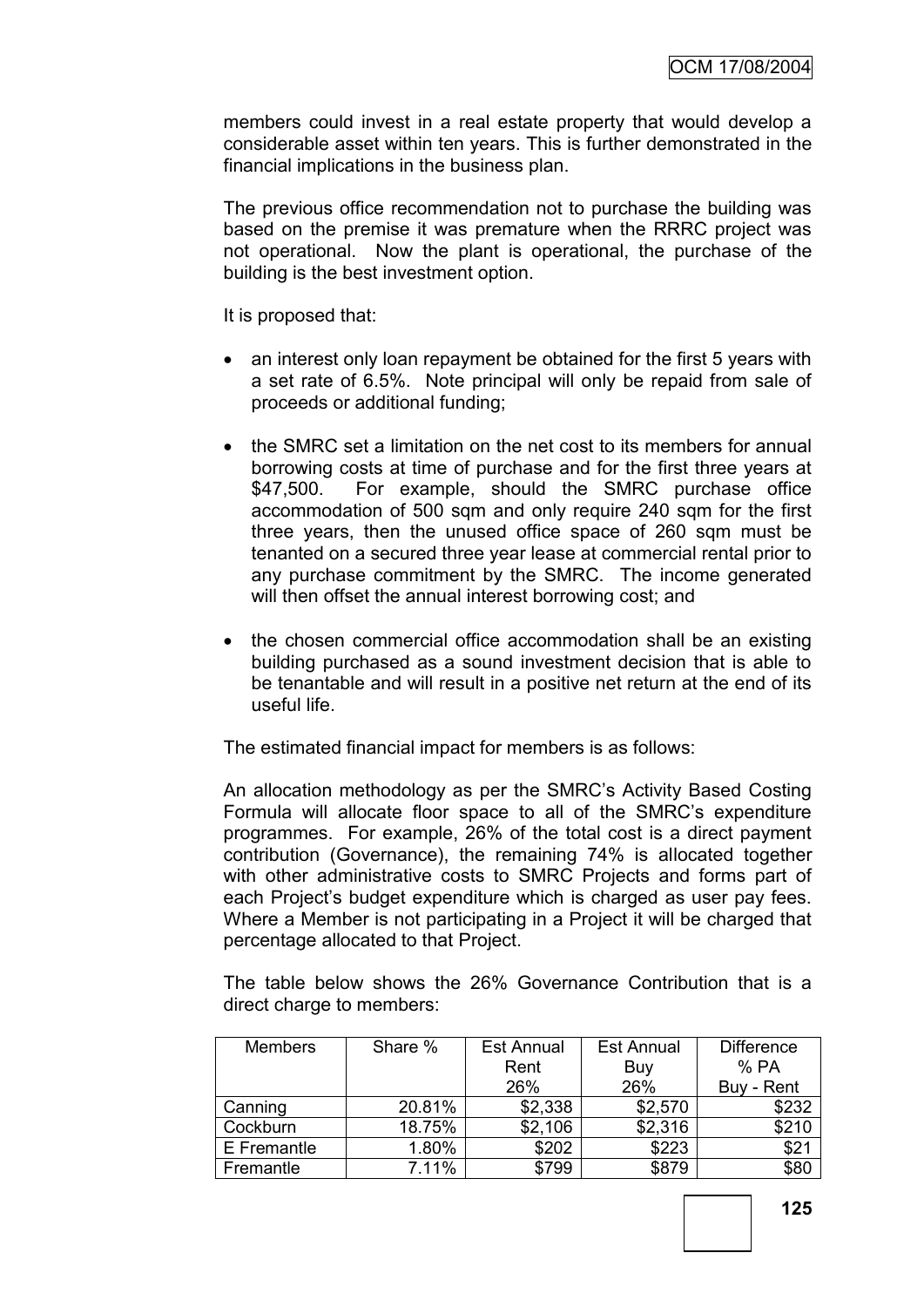members could invest in a real estate property that would develop a considerable asset within ten years. This is further demonstrated in the financial implications in the business plan.

The previous office recommendation not to purchase the building was based on the premise it was premature when the RRRC project was not operational. Now the plant is operational, the purchase of the building is the best investment option.

It is proposed that:

- an interest only loan repayment be obtained for the first 5 years with a set rate of 6.5%. Note principal will only be repaid from sale of proceeds or additional funding;
- the SMRC set a limitation on the net cost to its members for annual borrowing costs at time of purchase and for the first three years at $47,500. For example, should the SMRC purchase office accommodation of 500 sqm and only require 240 sqm for the first three years, then the unused office space of 260 sqm must be tenanted on a secured three year lease at commercial rental prior to any purchase commitment by the SMRC. The income generated will then offset the annual interest borrowing cost; and
- the chosen commercial office accommodation shall be an existing building purchased as a sound investment decision that is able to be tenantable and will result in a positive net return at the end of its useful life.

The estimated financial impact for members is as follows:

An allocation methodology as per the SMRC's Activity Based Costing Formula will allocate floor space to all of the SMRC's expenditure programmes. For example, 26% of the total cost is a direct payment contribution (Governance), the remaining 74% is allocated together with other administrative costs to SMRC Projects and forms part of each Project's budget expenditure which is charged as user pay fees. Where a Member is not participating in a Project it will be charged that percentage allocated to that Project.

The table below shows the 26% Governance Contribution that is a direct charge to members:

| Members | Share % | Est Annual Rent 26% | Est Annual Buy 26% | Difference % PA Buy - Rent |
|---|---|---|---|---|
| Canning | 20.81% | $2,338 | $2,570 | $232 |
| Cockburn | 18.75% | $2,106 | $2,316 | $210 |
| E Fremantle | 1.80% | $202 | $223 | $21 |
| Fremantle | 7.11% | $799 | $879 | $80 |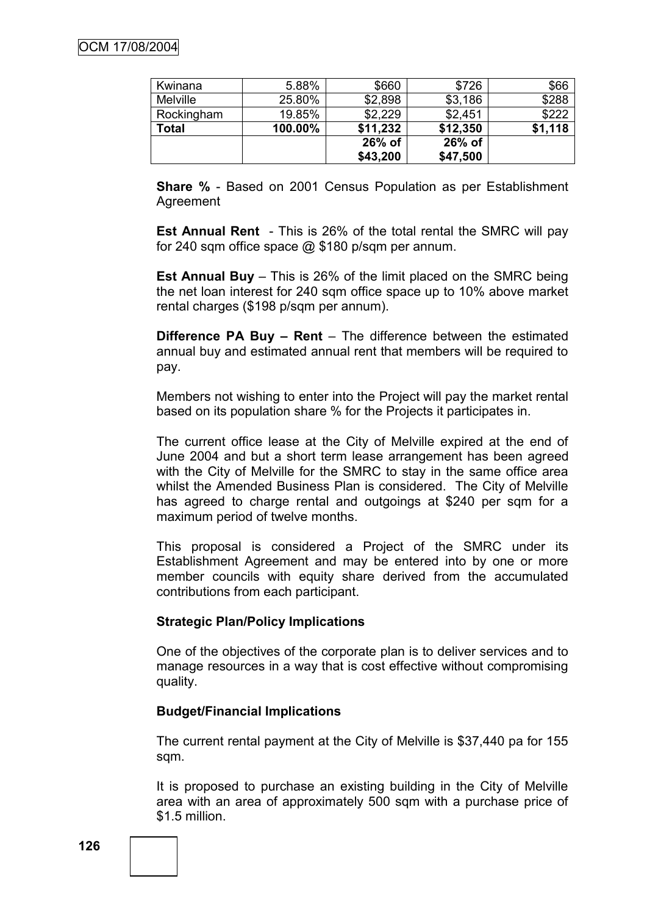| Kwinana | 5.88% | $660 | $726 | $66 |
|---|---|---|---|---|
| Melville | 25.80% | $2,898 | $3,186 | $288 |
| Rockingham | 19.85% | $2,229 | $2,451 | $222 |
| **Total** | **100.00%** | **$11,232** | **$12,350** | **$1,118** |
| | | **26% of $43,200** | **26% of $47,500** | |

**Share %** - Based on 2001 Census Population as per Establishment Agreement

**Est Annual Rent** - This is 26% of the total rental the SMRC will pay for 240 sqm office space @ $180 p/sqm per annum.

**Est Annual Buy** – This is 26% of the limit placed on the SMRC being the net loan interest for 240 sqm office space up to 10% above market rental charges ($198 p/sqm per annum).

**Difference PA Buy – Rent** – The difference between the estimated annual buy and estimated annual rent that members will be required to pay.

Members not wishing to enter into the Project will pay the market rental based on its population share % for the Projects it participates in.

The current office lease at the City of Melville expired at the end of June 2004 and but a short term lease arrangement has been agreed with the City of Melville for the SMRC to stay in the same office area whilst the Amended Business Plan is considered. The City of Melville has agreed to charge rental and outgoings at $240 per sqm for a maximum period of twelve months.

This proposal is considered a Project of the SMRC under its Establishment Agreement and may be entered into by one or more member councils with equity share derived from the accumulated contributions from each participant.

**Strategic Plan/Policy Implications**

One of the objectives of the corporate plan is to deliver services and to manage resources in a way that is cost effective without compromising quality.

**Budget/Financial Implications**

The current rental payment at the City of Melville is $37,440 pa for 155 sqm.

It is proposed to purchase an existing building in the City of Melville area with an area of approximately 500 sqm with a purchase price of $1.5 million.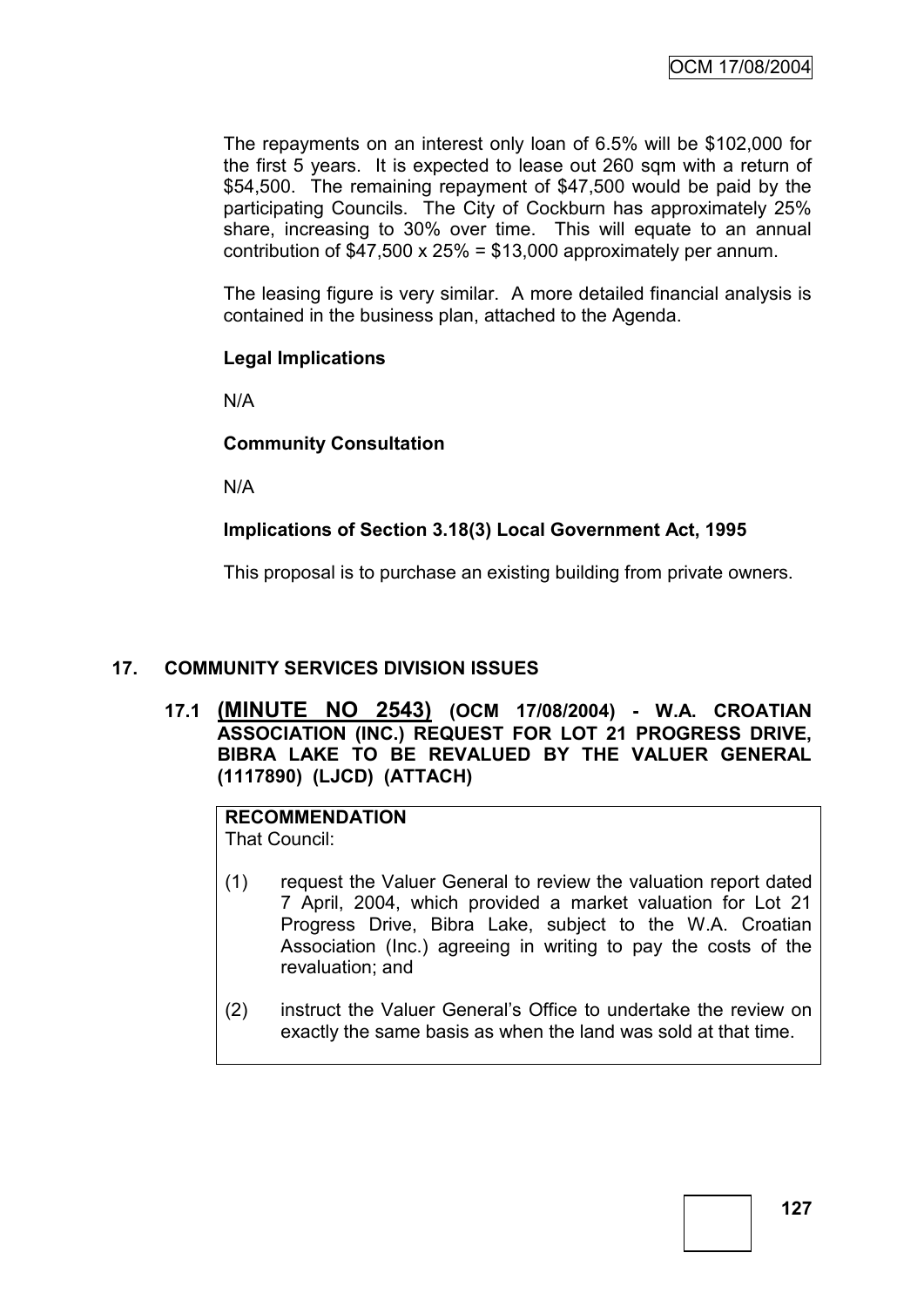The repayments on an interest only loan of 6.5% will be $102,000 for the first 5 years. It is expected to lease out 260 sqm with a return of $54,500. The remaining repayment of $47,500 would be paid by the participating Councils. The City of Cockburn has approximately 25% share, increasing to 30% over time. This will equate to an annual contribution of $47,500 x 25% = $13,000 approximately per annum.

The leasing figure is very similar. A more detailed financial analysis is contained in the business plan, attached to the Agenda.

**Legal Implications**

N/A

**Community Consultation**

N/A

**Implications of Section 3.18(3) Local Government Act, 1995**

This proposal is to purchase an existing building from private owners.

## 17. COMMUNITY SERVICES DIVISION ISSUES

### 17.1 (MINUTE NO 2543) (OCM 17/08/2004) - W.A. CROATIAN ASSOCIATION (INC.) REQUEST FOR LOT 21 PROGRESS DRIVE, BIBRA LAKE TO BE REVALUED BY THE VALUER GENERAL (1117890) (LJCD) (ATTACH)

**RECOMMENDATION**
That Council:

(1) request the Valuer General to review the valuation report dated 7 April, 2004, which provided a market valuation for Lot 21 Progress Drive, Bibra Lake, subject to the W.A. Croatian Association (Inc.) agreeing in writing to pay the costs of the revaluation; and

(2) instruct the Valuer General's Office to undertake the review on exactly the same basis as when the land was sold at that time.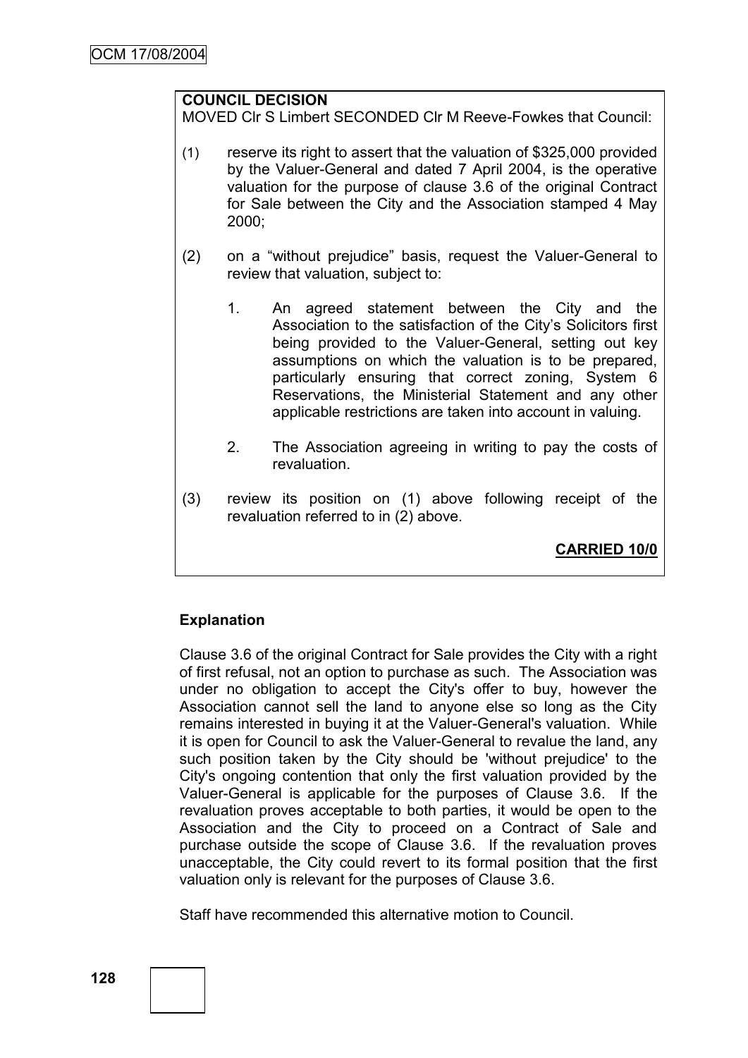**COUNCIL DECISION**

MOVED Clr S Limbert SECONDED Clr M Reeve-Fowkes that Council:

(1) reserve its right to assert that the valuation of $325,000 provided by the Valuer-General and dated 7 April 2004, is the operative valuation for the purpose of clause 3.6 of the original Contract for Sale between the City and the Association stamped 4 May 2000;

(2) on a "without prejudice" basis, request the Valuer-General to review that valuation, subject to:

1. An agreed statement between the City and the Association to the satisfaction of the City's Solicitors first being provided to the Valuer-General, setting out key assumptions on which the valuation is to be prepared, particularly ensuring that correct zoning, System 6 Reservations, the Ministerial Statement and any other applicable restrictions are taken into account in valuing.

2. The Association agreeing in writing to pay the costs of revaluation.

(3) review its position on (1) above following receipt of the revaluation referred to in (2) above.

**CARRIED 10/0**

**Explanation**

Clause 3.6 of the original Contract for Sale provides the City with a right of first refusal, not an option to purchase as such. The Association was under no obligation to accept the City's offer to buy, however the Association cannot sell the land to anyone else so long as the City remains interested in buying it at the Valuer-General's valuation. While it is open for Council to ask the Valuer-General to revalue the land, any such position taken by the City should be 'without prejudice' to the City's ongoing contention that only the first valuation provided by the Valuer-General is applicable for the purposes of Clause 3.6. If the revaluation proves acceptable to both parties, it would be open to the Association and the City to proceed on a Contract of Sale and purchase outside the scope of Clause 3.6. If the revaluation proves unacceptable, the City could revert to its formal position that the first valuation only is relevant for the purposes of Clause 3.6.

Staff have recommended this alternative motion to Council.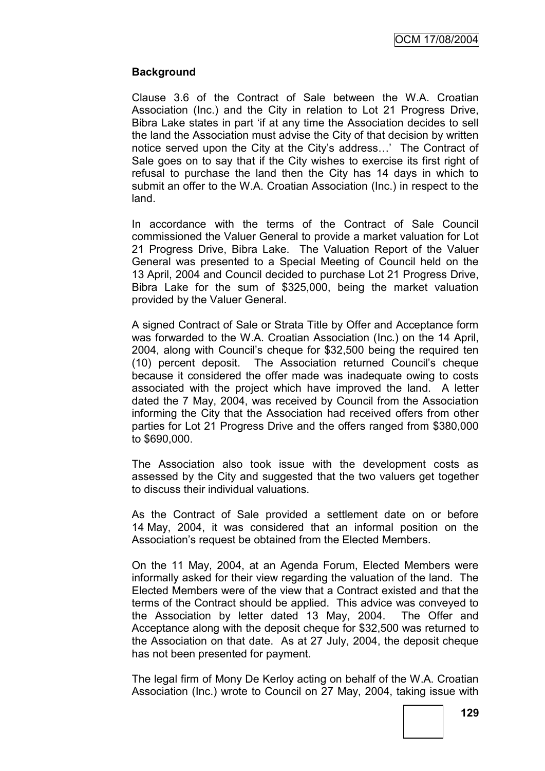## Background

Clause 3.6 of the Contract of Sale between the W.A. Croatian Association (Inc.) and the City in relation to Lot 21 Progress Drive, Bibra Lake states in part 'if at any time the Association decides to sell the land the Association must advise the City of that decision by written notice served upon the City at the City's address…' The Contract of Sale goes on to say that if the City wishes to exercise its first right of refusal to purchase the land then the City has 14 days in which to submit an offer to the W.A. Croatian Association (Inc.) in respect to the land.

In accordance with the terms of the Contract of Sale Council commissioned the Valuer General to provide a market valuation for Lot 21 Progress Drive, Bibra Lake. The Valuation Report of the Valuer General was presented to a Special Meeting of Council held on the 13 April, 2004 and Council decided to purchase Lot 21 Progress Drive, Bibra Lake for the sum of $325,000, being the market valuation provided by the Valuer General.

A signed Contract of Sale or Strata Title by Offer and Acceptance form was forwarded to the W.A. Croatian Association (Inc.) on the 14 April, 2004, along with Council's cheque for $32,500 being the required ten (10) percent deposit. The Association returned Council's cheque because it considered the offer made was inadequate owing to costs associated with the project which have improved the land. A letter dated the 7 May, 2004, was received by Council from the Association informing the City that the Association had received offers from other parties for Lot 21 Progress Drive and the offers ranged from $380,000 to $690,000.

The Association also took issue with the development costs as assessed by the City and suggested that the two valuers get together to discuss their individual valuations.

As the Contract of Sale provided a settlement date on or before 14 May, 2004, it was considered that an informal position on the Association's request be obtained from the Elected Members.

On the 11 May, 2004, at an Agenda Forum, Elected Members were informally asked for their view regarding the valuation of the land. The Elected Members were of the view that a Contract existed and that the terms of the Contract should be applied. This advice was conveyed to the Association by letter dated 13 May, 2004. The Offer and Acceptance along with the deposit cheque for $32,500 was returned to the Association on that date. As at 27 July, 2004, the deposit cheque has not been presented for payment.

The legal firm of Mony De Kerloy acting on behalf of the W.A. Croatian Association (Inc.) wrote to Council on 27 May, 2004, taking issue with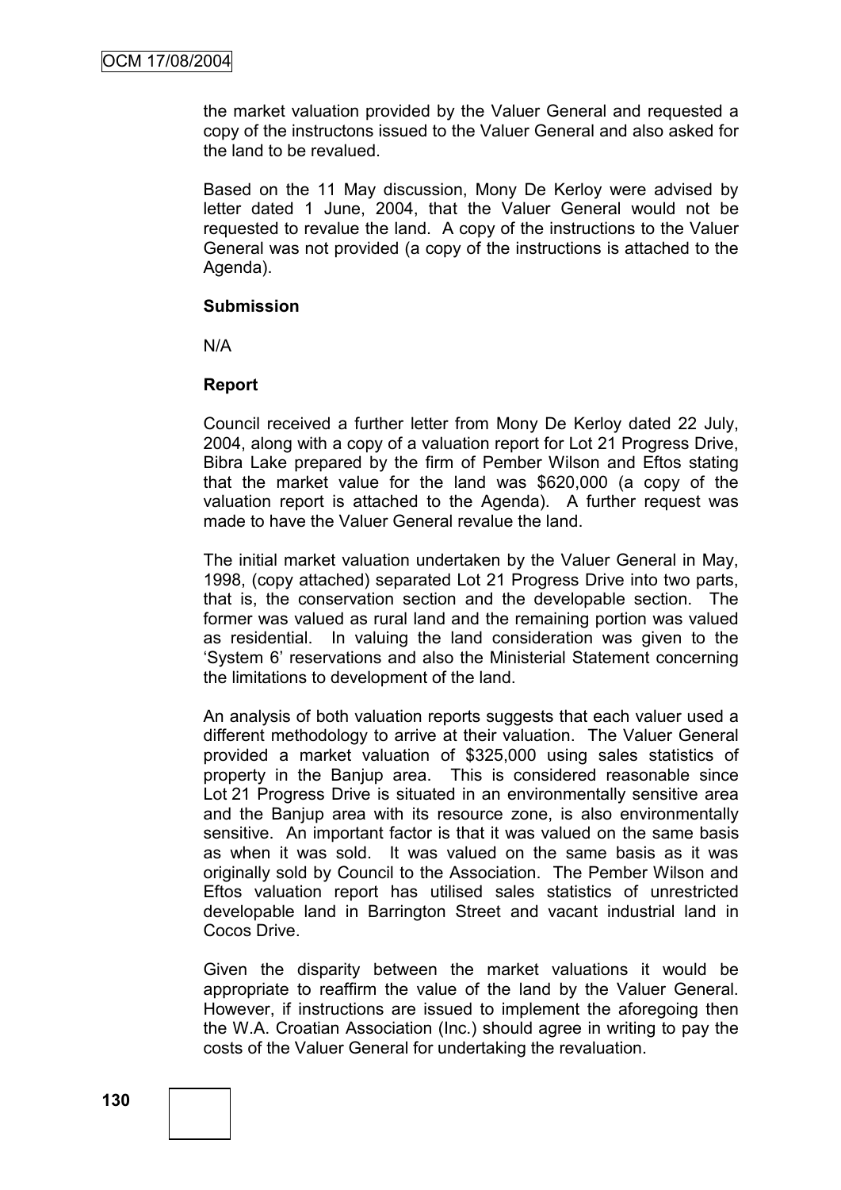the market valuation provided by the Valuer General and requested a copy of the instructons issued to the Valuer General and also asked for the land to be revalued.

Based on the 11 May discussion, Mony De Kerloy were advised by letter dated 1 June, 2004, that the Valuer General would not be requested to revalue the land. A copy of the instructions to the Valuer General was not provided (a copy of the instructions is attached to the Agenda).

**Submission**

N/A

**Report**

Council received a further letter from Mony De Kerloy dated 22 July, 2004, along with a copy of a valuation report for Lot 21 Progress Drive, Bibra Lake prepared by the firm of Pember Wilson and Eftos stating that the market value for the land was $620,000 (a copy of the valuation report is attached to the Agenda). A further request was made to have the Valuer General revalue the land.

The initial market valuation undertaken by the Valuer General in May, 1998, (copy attached) separated Lot 21 Progress Drive into two parts, that is, the conservation section and the developable section. The former was valued as rural land and the remaining portion was valued as residential. In valuing the land consideration was given to the 'System 6' reservations and also the Ministerial Statement concerning the limitations to development of the land.

An analysis of both valuation reports suggests that each valuer used a different methodology to arrive at their valuation. The Valuer General provided a market valuation of $325,000 using sales statistics of property in the Banjup area. This is considered reasonable since Lot 21 Progress Drive is situated in an environmentally sensitive area and the Banjup area with its resource zone, is also environmentally sensitive. An important factor is that it was valued on the same basis as when it was sold. It was valued on the same basis as it was originally sold by Council to the Association. The Pember Wilson and Eftos valuation report has utilised sales statistics of unrestricted developable land in Barrington Street and vacant industrial land in Cocos Drive.

Given the disparity between the market valuations it would be appropriate to reaffirm the value of the land by the Valuer General. However, if instructions are issued to implement the aforegoing then the W.A. Croatian Association (Inc.) should agree in writing to pay the costs of the Valuer General for undertaking the revaluation.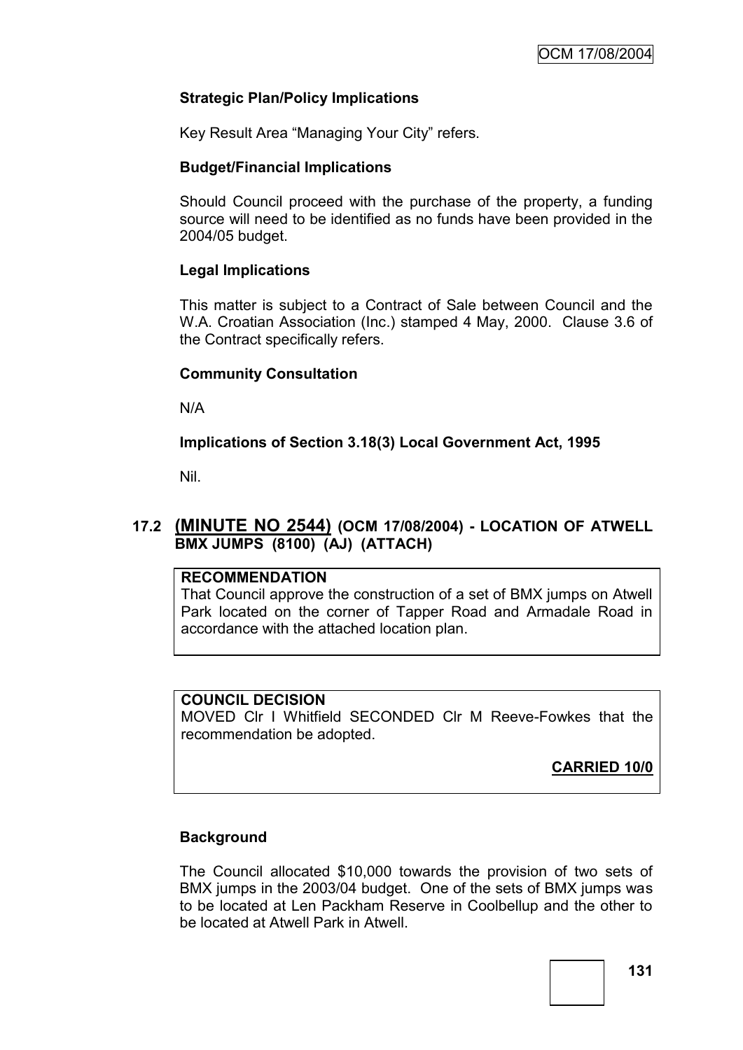**Strategic Plan/Policy Implications**

Key Result Area "Managing Your City" refers.

**Budget/Financial Implications**

Should Council proceed with the purchase of the property, a funding source will need to be identified as no funds have been provided in the 2004/05 budget.

**Legal Implications**

This matter is subject to a Contract of Sale between Council and the W.A. Croatian Association (Inc.) stamped 4 May, 2000. Clause 3.6 of the Contract specifically refers.

**Community Consultation**

N/A

**Implications of Section 3.18(3) Local Government Act, 1995**

Nil.

## 17.2 (MINUTE NO 2544) (OCM 17/08/2004) - LOCATION OF ATWELL BMX JUMPS (8100) (AJ) (ATTACH)

**RECOMMENDATION**
That Council approve the construction of a set of BMX jumps on Atwell Park located on the corner of Tapper Road and Armadale Road in accordance with the attached location plan.

**COUNCIL DECISION**
MOVED Clr I Whitfield SECONDED Clr M Reeve-Fowkes that the recommendation be adopted.

**CARRIED 10/0**

**Background**

The Council allocated $10,000 towards the provision of two sets of BMX jumps in the 2003/04 budget. One of the sets of BMX jumps was to be located at Len Packham Reserve in Coolbellup and the other to be located at Atwell Park in Atwell.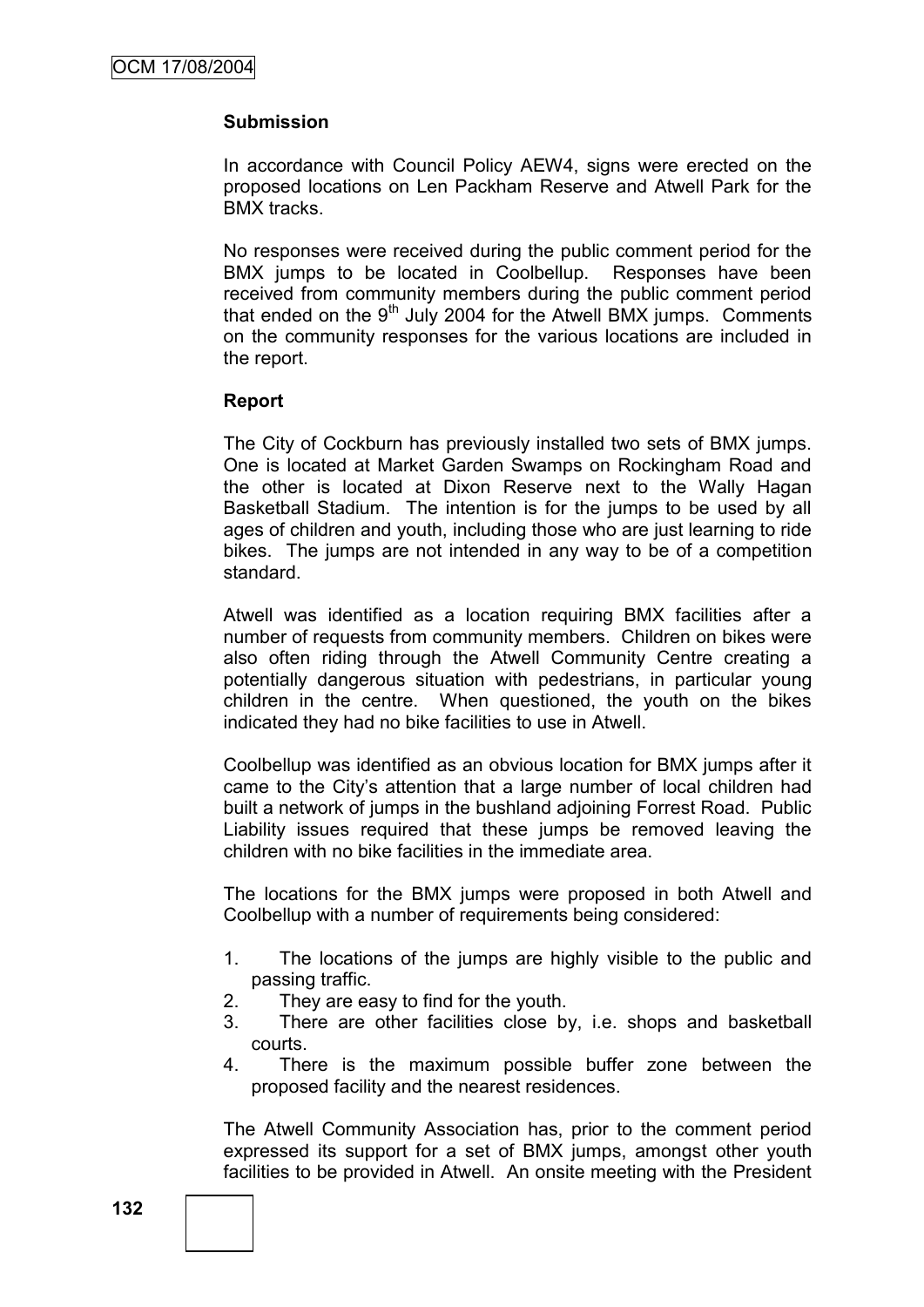**Submission**

In accordance with Council Policy AEW4, signs were erected on the proposed locations on Len Packham Reserve and Atwell Park for the BMX tracks.

No responses were received during the public comment period for the BMX jumps to be located in Coolbellup. Responses have been received from community members during the public comment period that ended on the 9th July 2004 for the Atwell BMX jumps. Comments on the community responses for the various locations are included in the report.

**Report**

The City of Cockburn has previously installed two sets of BMX jumps. One is located at Market Garden Swamps on Rockingham Road and the other is located at Dixon Reserve next to the Wally Hagan Basketball Stadium. The intention is for the jumps to be used by all ages of children and youth, including those who are just learning to ride bikes. The jumps are not intended in any way to be of a competition standard.

Atwell was identified as a location requiring BMX facilities after a number of requests from community members. Children on bikes were also often riding through the Atwell Community Centre creating a potentially dangerous situation with pedestrians, in particular young children in the centre. When questioned, the youth on the bikes indicated they had no bike facilities to use in Atwell.

Coolbellup was identified as an obvious location for BMX jumps after it came to the City's attention that a large number of local children had built a network of jumps in the bushland adjoining Forrest Road. Public Liability issues required that these jumps be removed leaving the children with no bike facilities in the immediate area.

The locations for the BMX jumps were proposed in both Atwell and Coolbellup with a number of requirements being considered:

1. The locations of the jumps are highly visible to the public and passing traffic.
2. They are easy to find for the youth.
3. There are other facilities close by, i.e. shops and basketball courts.
4. There is the maximum possible buffer zone between the proposed facility and the nearest residences.

The Atwell Community Association has, prior to the comment period expressed its support for a set of BMX jumps, amongst other youth facilities to be provided in Atwell. An onsite meeting with the President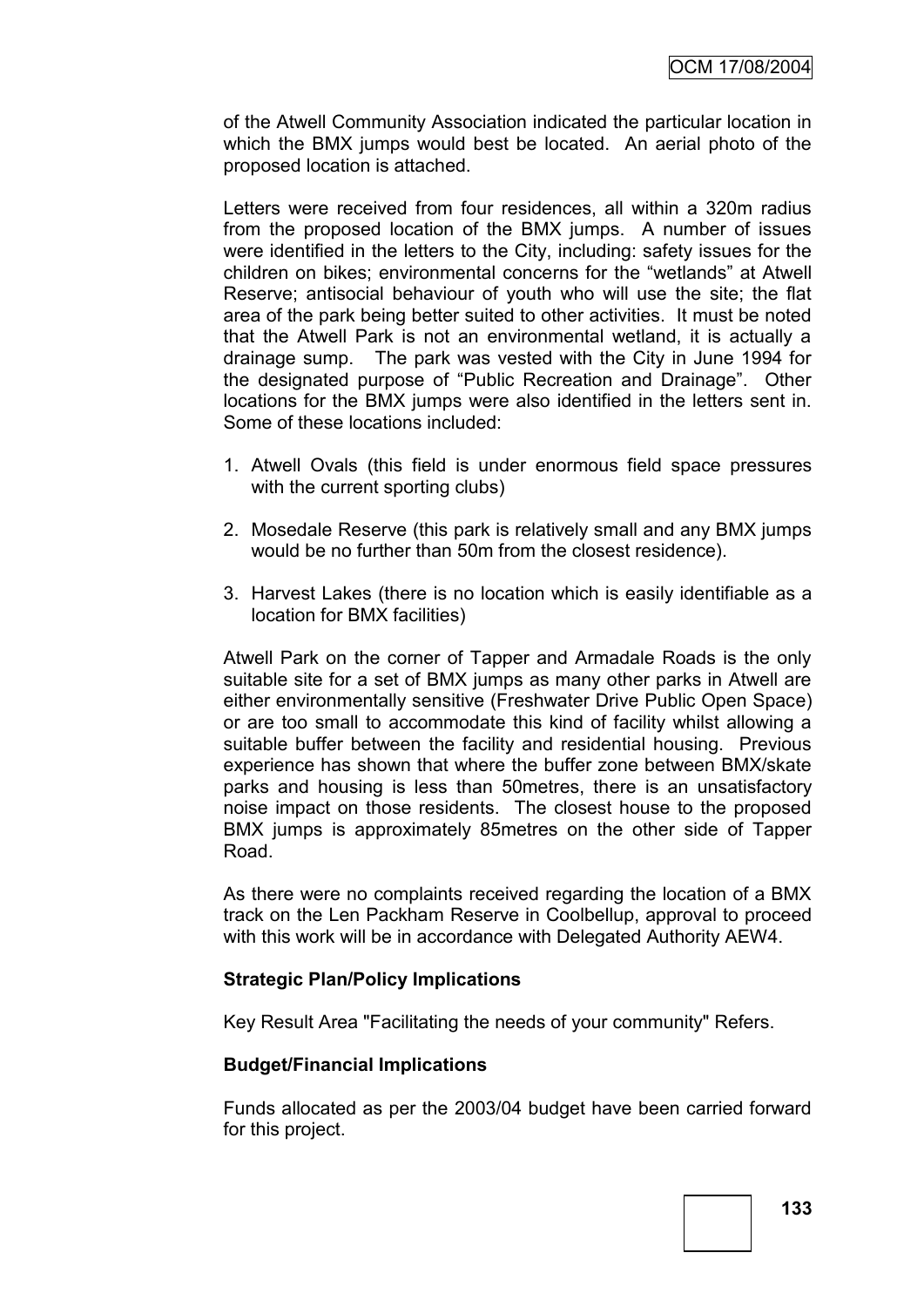of the Atwell Community Association indicated the particular location in which the BMX jumps would best be located. An aerial photo of the proposed location is attached.

Letters were received from four residences, all within a 320m radius from the proposed location of the BMX jumps. A number of issues were identified in the letters to the City, including: safety issues for the children on bikes; environmental concerns for the "wetlands" at Atwell Reserve; antisocial behaviour of youth who will use the site; the flat area of the park being better suited to other activities. It must be noted that the Atwell Park is not an environmental wetland, it is actually a drainage sump. The park was vested with the City in June 1994 for the designated purpose of "Public Recreation and Drainage". Other locations for the BMX jumps were also identified in the letters sent in. Some of these locations included:

1. Atwell Ovals (this field is under enormous field space pressures with the current sporting clubs)

2. Mosedale Reserve (this park is relatively small and any BMX jumps would be no further than 50m from the closest residence).

3. Harvest Lakes (there is no location which is easily identifiable as a location for BMX facilities)

Atwell Park on the corner of Tapper and Armadale Roads is the only suitable site for a set of BMX jumps as many other parks in Atwell are either environmentally sensitive (Freshwater Drive Public Open Space) or are too small to accommodate this kind of facility whilst allowing a suitable buffer between the facility and residential housing. Previous experience has shown that where the buffer zone between BMX/skate parks and housing is less than 50metres, there is an unsatisfactory noise impact on those residents. The closest house to the proposed BMX jumps is approximately 85metres on the other side of Tapper Road.

As there were no complaints received regarding the location of a BMX track on the Len Packham Reserve in Coolbellup, approval to proceed with this work will be in accordance with Delegated Authority AEW4.

**Strategic Plan/Policy Implications**

Key Result Area "Facilitating the needs of your community" Refers.

**Budget/Financial Implications**

Funds allocated as per the 2003/04 budget have been carried forward for this project.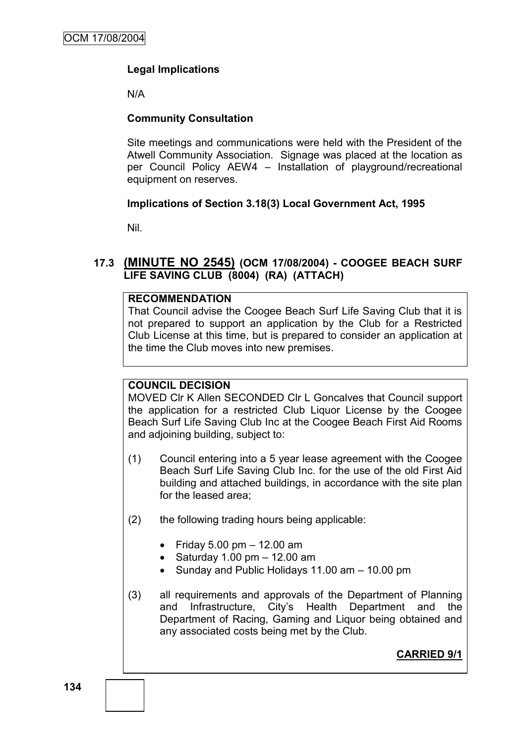**Legal Implications**

N/A

**Community Consultation**

Site meetings and communications were held with the President of the Atwell Community Association. Signage was placed at the location as per Council Policy AEW4 – Installation of playground/recreational equipment on reserves.

**Implications of Section 3.18(3) Local Government Act, 1995**

Nil.

### 17.3 (MINUTE NO 2545) (OCM 17/08/2004) - COOGEE BEACH SURF LIFE SAVING CLUB (8004) (RA) (ATTACH)

**RECOMMENDATION**

That Council advise the Coogee Beach Surf Life Saving Club that it is not prepared to support an application by the Club for a Restricted Club License at this time, but is prepared to consider an application at the time the Club moves into new premises.

**COUNCIL DECISION**

MOVED Clr K Allen SECONDED Clr L Goncalves that Council support the application for a restricted Club Liquor License by the Coogee Beach Surf Life Saving Club Inc at the Coogee Beach First Aid Rooms and adjoining building, subject to:

(1) Council entering into a 5 year lease agreement with the Coogee Beach Surf Life Saving Club Inc. for the use of the old First Aid building and attached buildings, in accordance with the site plan for the leased area;

(2) the following trading hours being applicable:

- Friday 5.00 pm – 12.00 am
- Saturday 1.00 pm – 12.00 am
- Sunday and Public Holidays 11.00 am – 10.00 pm

(3) all requirements and approvals of the Department of Planning and Infrastructure, City's Health Department and the Department of Racing, Gaming and Liquor being obtained and any associated costs being met by the Club.

**CARRIED 9/1**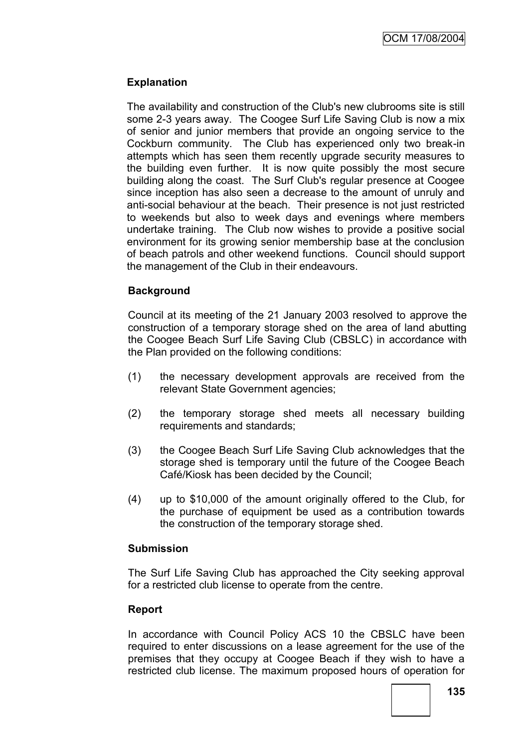**Explanation**

The availability and construction of the Club's new clubrooms site is still some 2-3 years away. The Coogee Surf Life Saving Club is now a mix of senior and junior members that provide an ongoing service to the Cockburn community. The Club has experienced only two break-in attempts which has seen them recently upgrade security measures to the building even further. It is now quite possibly the most secure building along the coast. The Surf Club's regular presence at Coogee since inception has also seen a decrease to the amount of unruly and anti-social behaviour at the beach. Their presence is not just restricted to weekends but also to week days and evenings where members undertake training. The Club now wishes to provide a positive social environment for its growing senior membership base at the conclusion of beach patrols and other weekend functions. Council should support the management of the Club in their endeavours.

**Background**

Council at its meeting of the 21 January 2003 resolved to approve the construction of a temporary storage shed on the area of land abutting the Coogee Beach Surf Life Saving Club (CBSLC) in accordance with the Plan provided on the following conditions:

(1) the necessary development approvals are received from the relevant State Government agencies;

(2) the temporary storage shed meets all necessary building requirements and standards;

(3) the Coogee Beach Surf Life Saving Club acknowledges that the storage shed is temporary until the future of the Coogee Beach Café/Kiosk has been decided by the Council;

(4) up to $10,000 of the amount originally offered to the Club, for the purchase of equipment be used as a contribution towards the construction of the temporary storage shed.

**Submission**

The Surf Life Saving Club has approached the City seeking approval for a restricted club license to operate from the centre.

**Report**

In accordance with Council Policy ACS 10 the CBSLC have been required to enter discussions on a lease agreement for the use of the premises that they occupy at Coogee Beach if they wish to have a restricted club license. The maximum proposed hours of operation for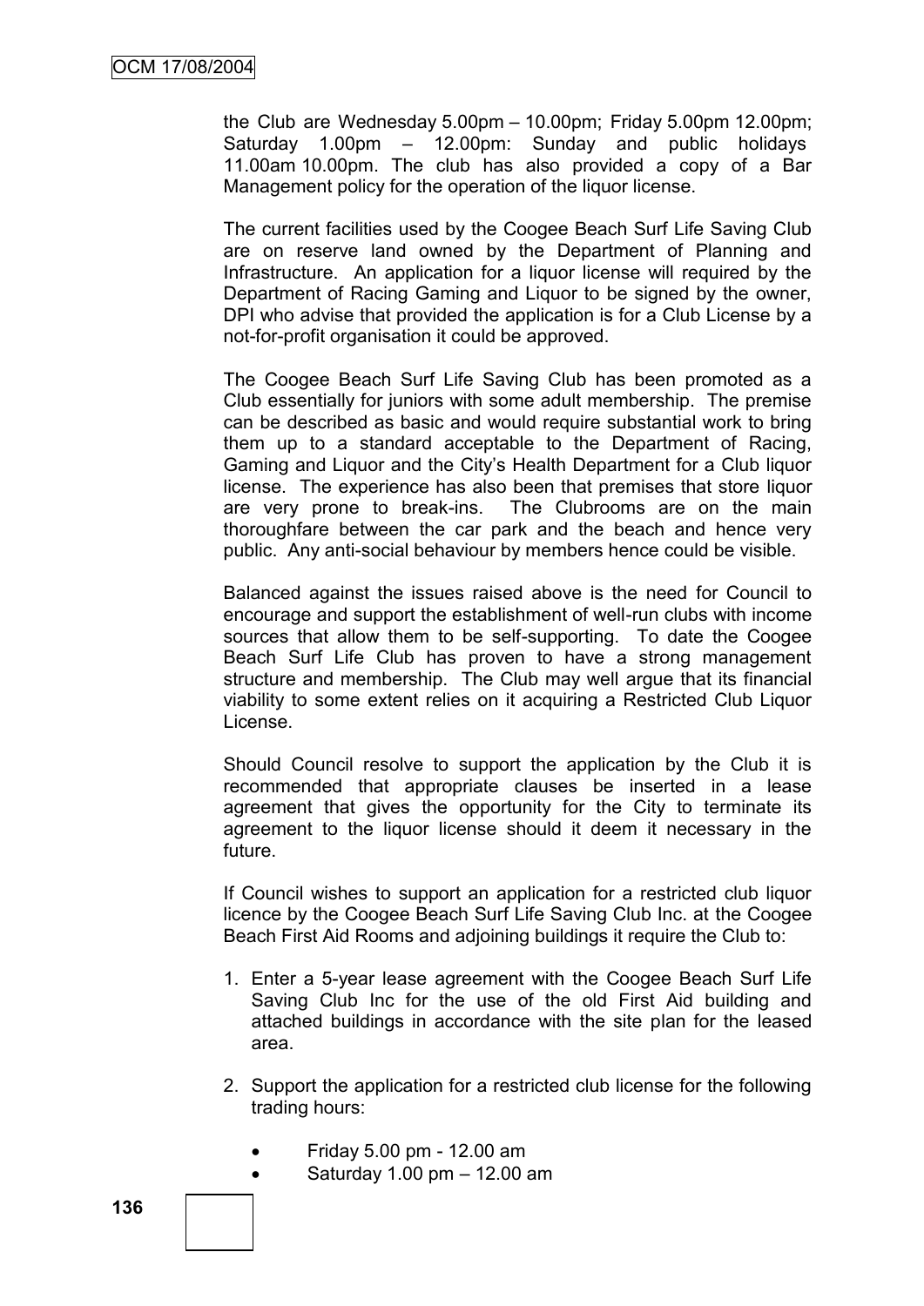the Club are Wednesday 5.00pm – 10.00pm; Friday 5.00pm 12.00pm; Saturday 1.00pm – 12.00pm: Sunday and public holidays 11.00am 10.00pm. The club has also provided a copy of a Bar Management policy for the operation of the liquor license.

The current facilities used by the Coogee Beach Surf Life Saving Club are on reserve land owned by the Department of Planning and Infrastructure. An application for a liquor license will required by the Department of Racing Gaming and Liquor to be signed by the owner, DPI who advise that provided the application is for a Club License by a not-for-profit organisation it could be approved.

The Coogee Beach Surf Life Saving Club has been promoted as a Club essentially for juniors with some adult membership. The premise can be described as basic and would require substantial work to bring them up to a standard acceptable to the Department of Racing, Gaming and Liquor and the City's Health Department for a Club liquor license. The experience has also been that premises that store liquor are very prone to break-ins. The Clubrooms are on the main thoroughfare between the car park and the beach and hence very public. Any anti-social behaviour by members hence could be visible.

Balanced against the issues raised above is the need for Council to encourage and support the establishment of well-run clubs with income sources that allow them to be self-supporting. To date the Coogee Beach Surf Life Club has proven to have a strong management structure and membership. The Club may well argue that its financial viability to some extent relies on it acquiring a Restricted Club Liquor License.

Should Council resolve to support the application by the Club it is recommended that appropriate clauses be inserted in a lease agreement that gives the opportunity for the City to terminate its agreement to the liquor license should it deem it necessary in the future.

If Council wishes to support an application for a restricted club liquor licence by the Coogee Beach Surf Life Saving Club Inc. at the Coogee Beach First Aid Rooms and adjoining buildings it require the Club to:

1. Enter a 5-year lease agreement with the Coogee Beach Surf Life Saving Club Inc for the use of the old First Aid building and attached buildings in accordance with the site plan for the leased area.

2. Support the application for a restricted club license for the following trading hours:

   - Friday 5.00 pm - 12.00 am
   - Saturday 1.00 pm – 12.00 am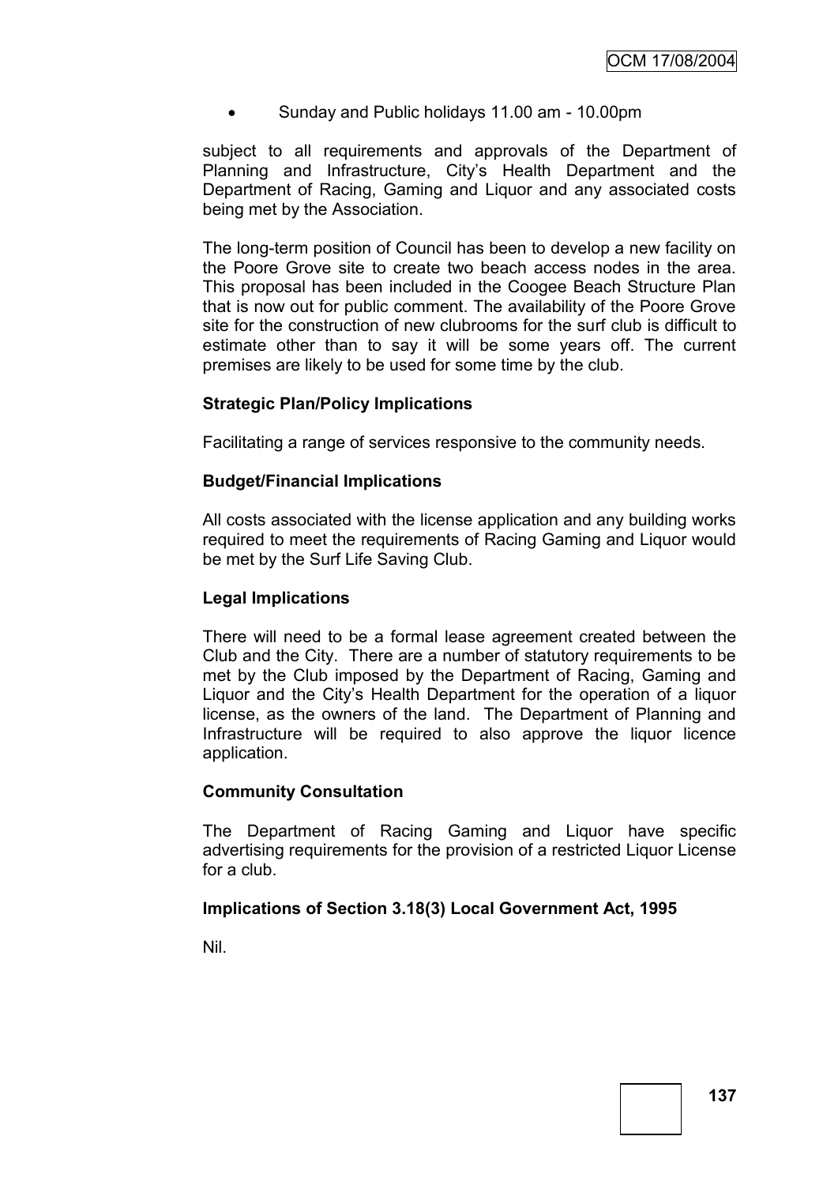- Sunday and Public holidays 11.00 am - 10.00pm

subject to all requirements and approvals of the Department of Planning and Infrastructure, City's Health Department and the Department of Racing, Gaming and Liquor and any associated costs being met by the Association.

The long-term position of Council has been to develop a new facility on the Poore Grove site to create two beach access nodes in the area. This proposal has been included in the Coogee Beach Structure Plan that is now out for public comment. The availability of the Poore Grove site for the construction of new clubrooms for the surf club is difficult to estimate other than to say it will be some years off. The current premises are likely to be used for some time by the club.

**Strategic Plan/Policy Implications**

Facilitating a range of services responsive to the community needs.

**Budget/Financial Implications**

All costs associated with the license application and any building works required to meet the requirements of Racing Gaming and Liquor would be met by the Surf Life Saving Club.

**Legal Implications**

There will need to be a formal lease agreement created between the Club and the City. There are a number of statutory requirements to be met by the Club imposed by the Department of Racing, Gaming and Liquor and the City's Health Department for the operation of a liquor license, as the owners of the land. The Department of Planning and Infrastructure will be required to also approve the liquor licence application.

**Community Consultation**

The Department of Racing Gaming and Liquor have specific advertising requirements for the provision of a restricted Liquor License for a club.

**Implications of Section 3.18(3) Local Government Act, 1995**

Nil.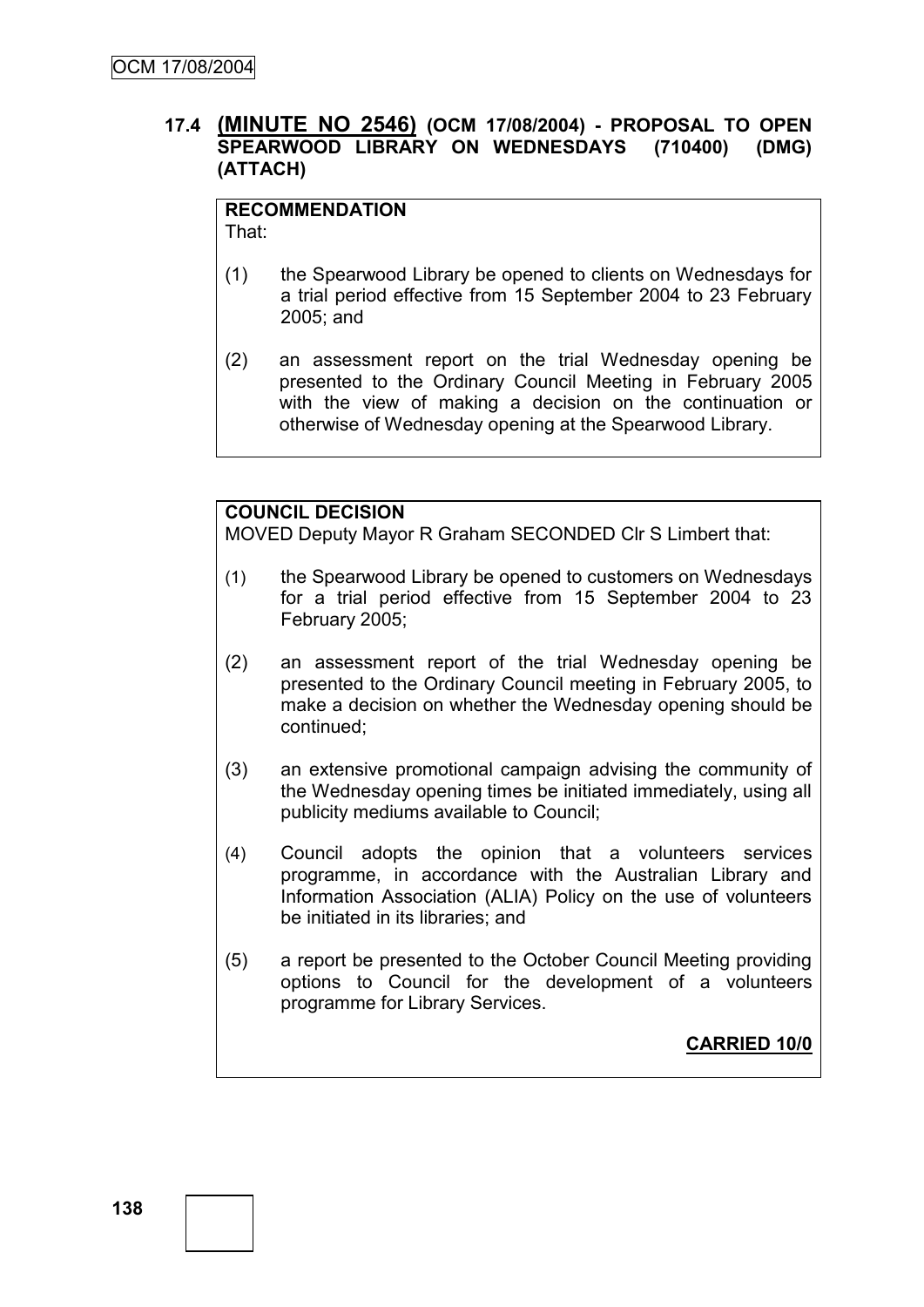## 17.4 (MINUTE NO 2546) (OCM 17/08/2004) - PROPOSAL TO OPEN SPEARWOOD LIBRARY ON WEDNESDAYS (710400) (DMG) (ATTACH)

**RECOMMENDATION**

That:

(1) the Spearwood Library be opened to clients on Wednesdays for a trial period effective from 15 September 2004 to 23 February 2005; and

(2) an assessment report on the trial Wednesday opening be presented to the Ordinary Council Meeting in February 2005 with the view of making a decision on the continuation or otherwise of Wednesday opening at the Spearwood Library.

**COUNCIL DECISION**

MOVED Deputy Mayor R Graham SECONDED Clr S Limbert that:

(1) the Spearwood Library be opened to customers on Wednesdays for a trial period effective from 15 September 2004 to 23 February 2005;

(2) an assessment report of the trial Wednesday opening be presented to the Ordinary Council meeting in February 2005, to make a decision on whether the Wednesday opening should be continued;

(3) an extensive promotional campaign advising the community of the Wednesday opening times be initiated immediately, using all publicity mediums available to Council;

(4) Council adopts the opinion that a volunteers services programme, in accordance with the Australian Library and Information Association (ALIA) Policy on the use of volunteers be initiated in its libraries; and

(5) a report be presented to the October Council Meeting providing options to Council for the development of a volunteers programme for Library Services.

**CARRIED 10/0**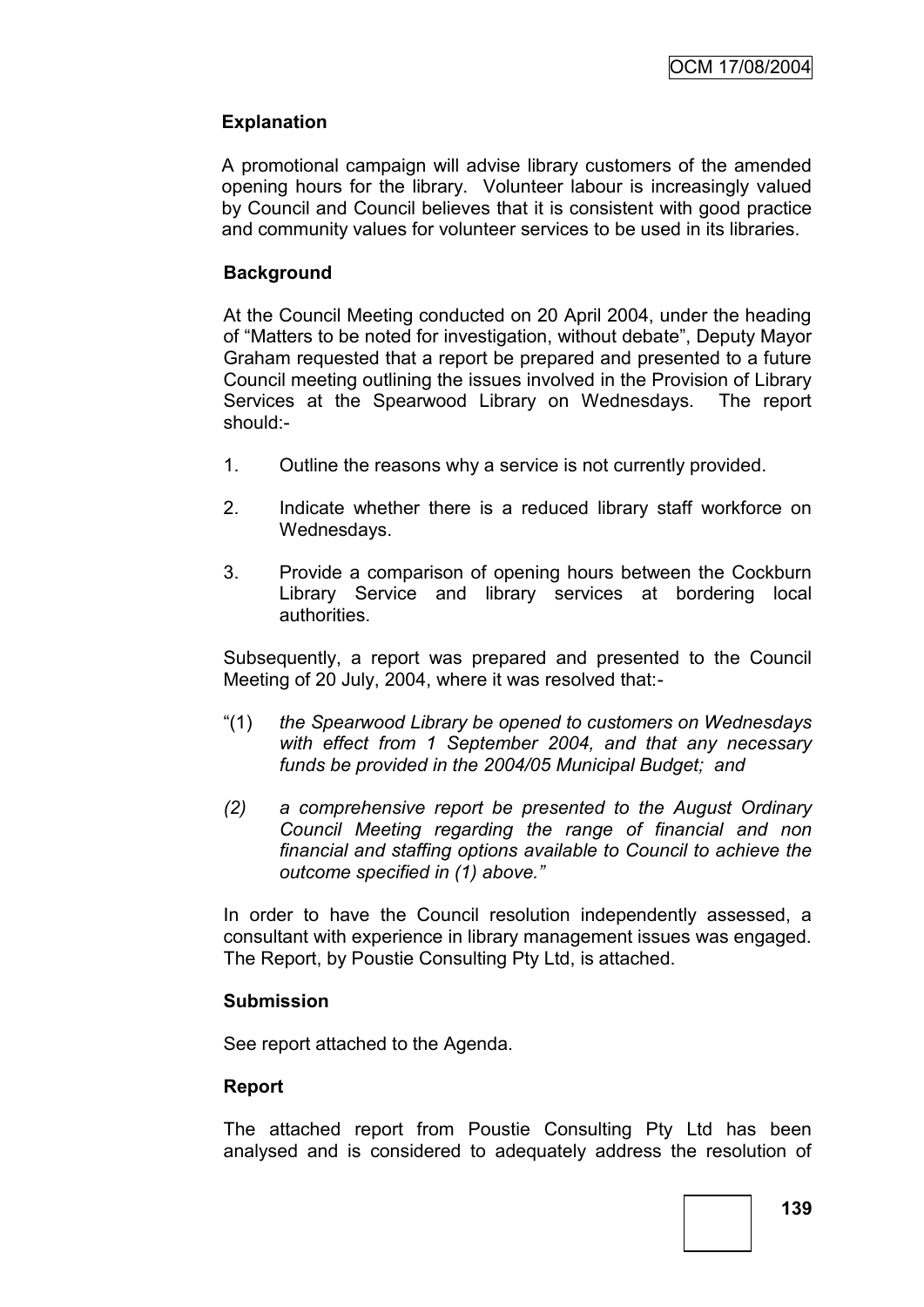## Explanation

A promotional campaign will advise library customers of the amended opening hours for the library. Volunteer labour is increasingly valued by Council and Council believes that it is consistent with good practice and community values for volunteer services to be used in its libraries.

## Background

At the Council Meeting conducted on 20 April 2004, under the heading of "Matters to be noted for investigation, without debate", Deputy Mayor Graham requested that a report be prepared and presented to a future Council meeting outlining the issues involved in the Provision of Library Services at the Spearwood Library on Wednesdays. The report should:-

1. Outline the reasons why a service is not currently provided.
2. Indicate whether there is a reduced library staff workforce on Wednesdays.
3. Provide a comparison of opening hours between the Cockburn Library Service and library services at bordering local authorities.

Subsequently, a report was prepared and presented to the Council Meeting of 20 July, 2004, where it was resolved that:-

"(1) *the Spearwood Library be opened to customers on Wednesdays with effect from 1 September 2004, and that any necessary funds be provided in the 2004/05 Municipal Budget; and*

*(2) a comprehensive report be presented to the August Ordinary Council Meeting regarding the range of financial and non financial and staffing options available to Council to achieve the outcome specified in (1) above."*

In order to have the Council resolution independently assessed, a consultant with experience in library management issues was engaged. The Report, by Poustie Consulting Pty Ltd, is attached.

## Submission

See report attached to the Agenda.

## Report

The attached report from Poustie Consulting Pty Ltd has been analysed and is considered to adequately address the resolution of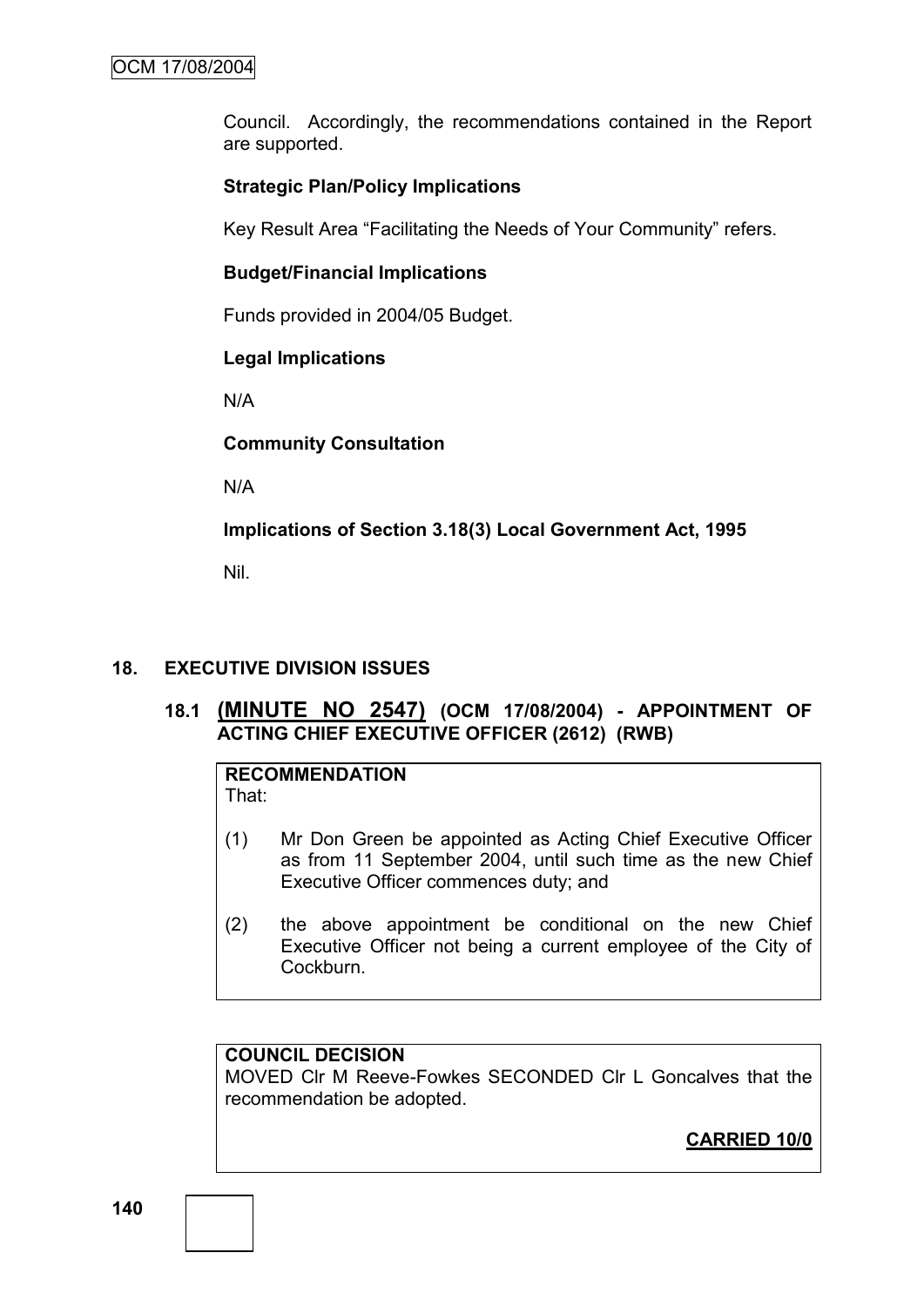Council. Accordingly, the recommendations contained in the Report are supported.

**Strategic Plan/Policy Implications**

Key Result Area "Facilitating the Needs of Your Community" refers.

**Budget/Financial Implications**

Funds provided in 2004/05 Budget.

**Legal Implications**

N/A

**Community Consultation**

N/A

**Implications of Section 3.18(3) Local Government Act, 1995**

Nil.

## 18. EXECUTIVE DIVISION ISSUES

### 18.1 (MINUTE NO 2547) (OCM 17/08/2004) - APPOINTMENT OF ACTING CHIEF EXECUTIVE OFFICER (2612) (RWB)

**RECOMMENDATION**
That:

(1) Mr Don Green be appointed as Acting Chief Executive Officer as from 11 September 2004, until such time as the new Chief Executive Officer commences duty; and

(2) the above appointment be conditional on the new Chief Executive Officer not being a current employee of the City of Cockburn.

**COUNCIL DECISION**
MOVED Clr M Reeve-Fowkes SECONDED Clr L Goncalves that the recommendation be adopted.

**CARRIED 10/0**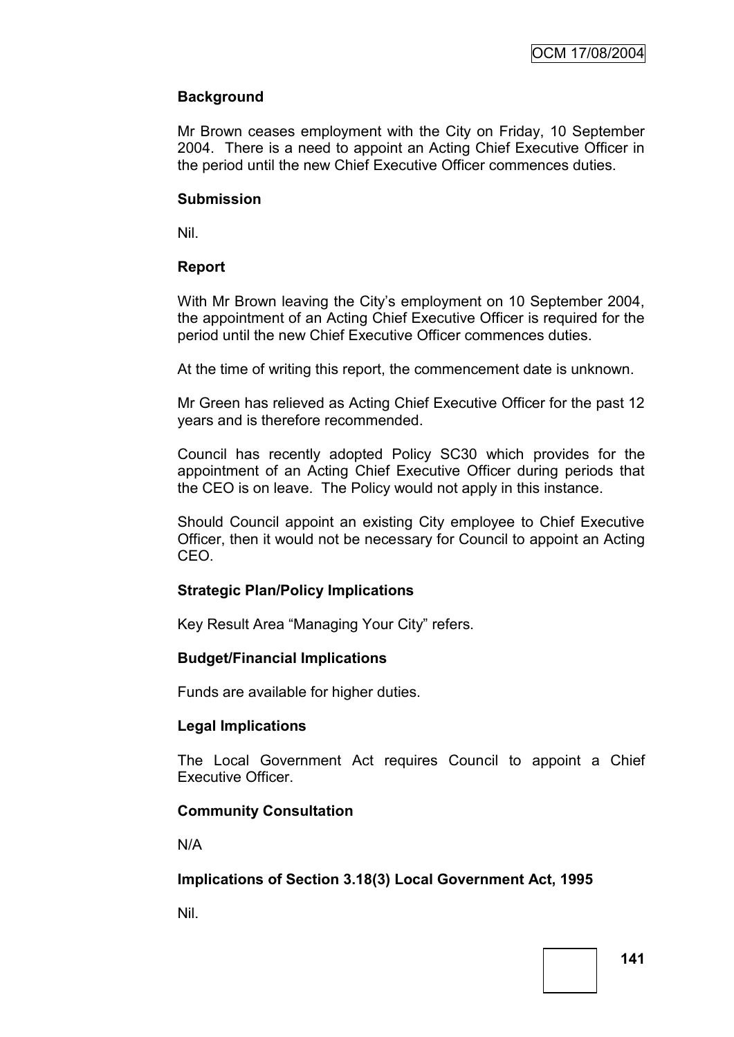**Background**

Mr Brown ceases employment with the City on Friday, 10 September 2004. There is a need to appoint an Acting Chief Executive Officer in the period until the new Chief Executive Officer commences duties.

**Submission**

Nil.

**Report**

With Mr Brown leaving the City's employment on 10 September 2004, the appointment of an Acting Chief Executive Officer is required for the period until the new Chief Executive Officer commences duties.

At the time of writing this report, the commencement date is unknown.

Mr Green has relieved as Acting Chief Executive Officer for the past 12 years and is therefore recommended.

Council has recently adopted Policy SC30 which provides for the appointment of an Acting Chief Executive Officer during periods that the CEO is on leave. The Policy would not apply in this instance.

Should Council appoint an existing City employee to Chief Executive Officer, then it would not be necessary for Council to appoint an Acting CEO.

**Strategic Plan/Policy Implications**

Key Result Area "Managing Your City" refers.

**Budget/Financial Implications**

Funds are available for higher duties.

**Legal Implications**

The Local Government Act requires Council to appoint a Chief Executive Officer.

**Community Consultation**

N/A

**Implications of Section 3.18(3) Local Government Act, 1995**

Nil.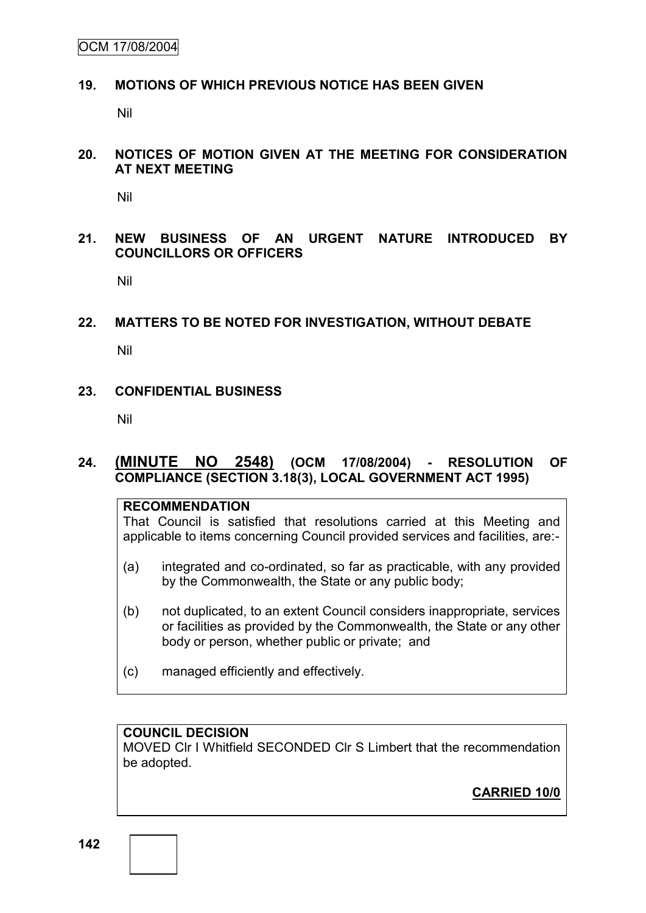## 19. MOTIONS OF WHICH PREVIOUS NOTICE HAS BEEN GIVEN

Nil

## 20. NOTICES OF MOTION GIVEN AT THE MEETING FOR CONSIDERATION AT NEXT MEETING

Nil

## 21. NEW BUSINESS OF AN URGENT NATURE INTRODUCED BY COUNCILLORS OR OFFICERS

Nil

## 22. MATTERS TO BE NOTED FOR INVESTIGATION, WITHOUT DEBATE

Nil

## 23. CONFIDENTIAL BUSINESS

Nil

## 24. (MINUTE NO 2548) (OCM 17/08/2004) - RESOLUTION OF COMPLIANCE (SECTION 3.18(3), LOCAL GOVERNMENT ACT 1995)

**RECOMMENDATION**

That Council is satisfied that resolutions carried at this Meeting and applicable to items concerning Council provided services and facilities, are:-

(a) integrated and co-ordinated, so far as practicable, with any provided by the Commonwealth, the State or any public body;

(b) not duplicated, to an extent Council considers inappropriate, services or facilities as provided by the Commonwealth, the State or any other body or person, whether public or private; and

(c) managed efficiently and effectively.

**COUNCIL DECISION**

MOVED Clr I Whitfield SECONDED Clr S Limbert that the recommendation be adopted.

**CARRIED 10/0**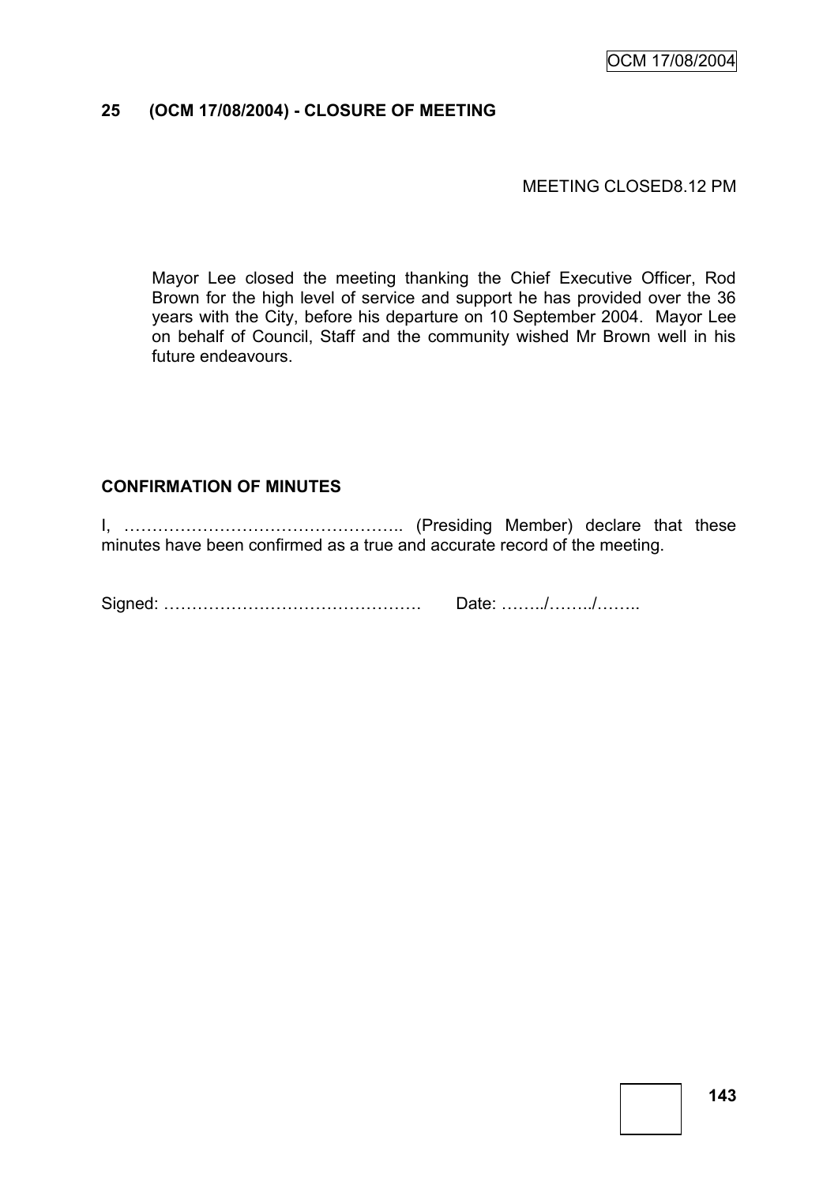## 25 (OCM 17/08/2004) - CLOSURE OF MEETING

MEETING CLOSED8.12 PM

Mayor Lee closed the meeting thanking the Chief Executive Officer, Rod Brown for the high level of service and support he has provided over the 36 years with the City, before his departure on 10 September 2004. Mayor Lee on behalf of Council, Staff and the community wished Mr Brown well in his future endeavours.

**CONFIRMATION OF MINUTES**

I, ………………………………………….. (Presiding Member) declare that these minutes have been confirmed as a true and accurate record of the meeting.

Signed: ………………………………………. Date: ……../……../……..